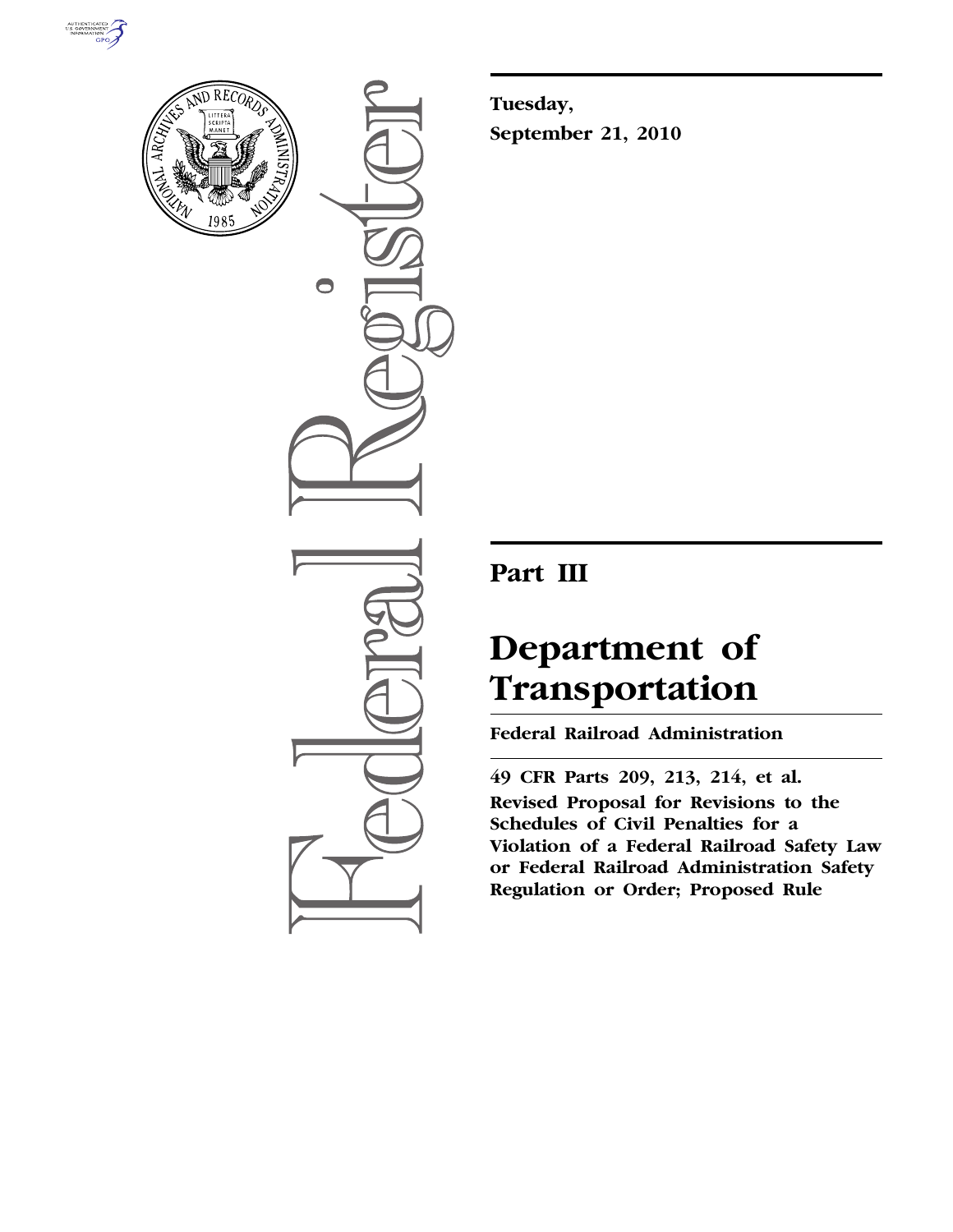# Federal Register

**Tuesday,**
**September 21, 2010**

## Part III

# Department of Transportation

**Federal Railroad Administration**

**49 CFR Parts 209, 213, 214, et al.**

**Revised Proposal for Revisions to the Schedules of Civil Penalties for a Violation of a Federal Railroad Safety Law or Federal Railroad Administration Safety Regulation or Order; Proposed Rule**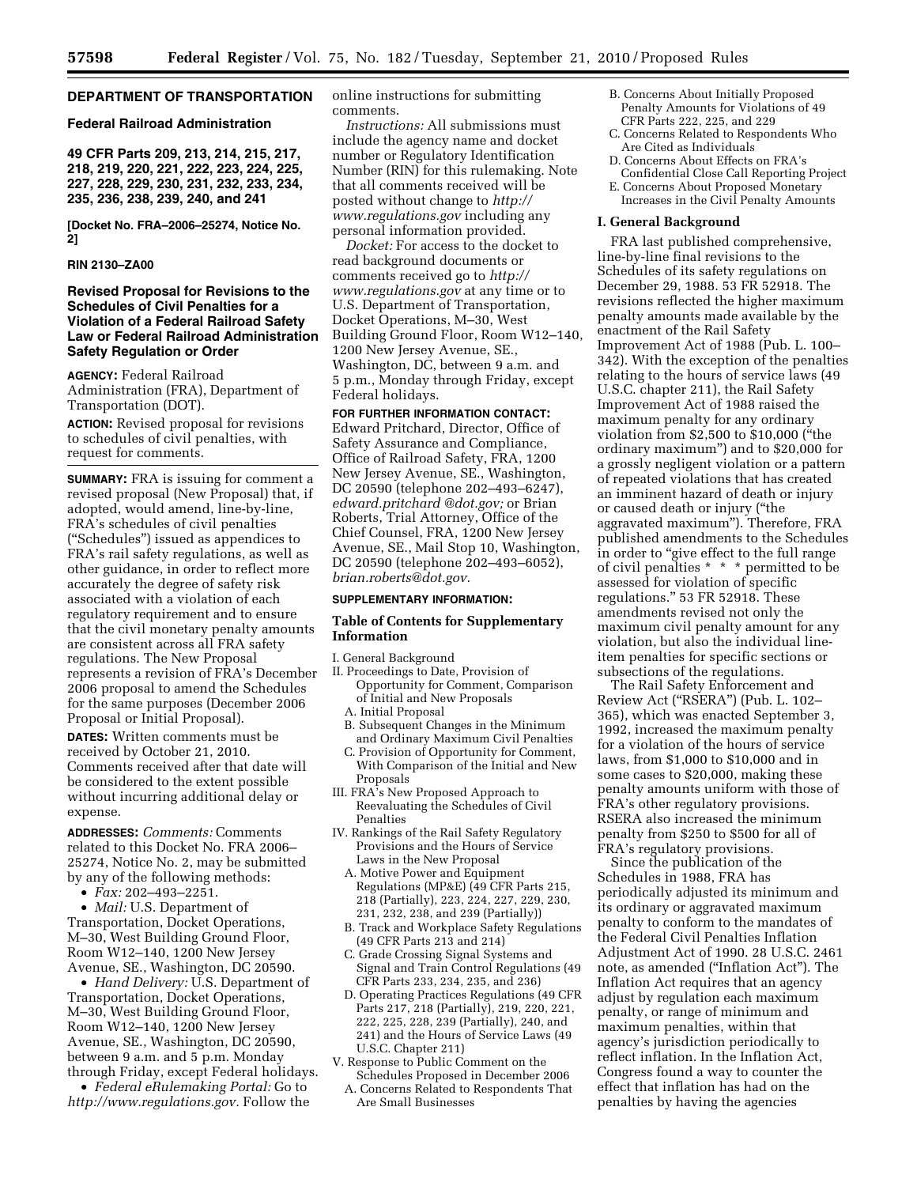## DEPARTMENT OF TRANSPORTATION

### Federal Railroad Administration

**49 CFR Parts 209, 213, 214, 215, 217, 218, 219, 220, 221, 222, 223, 224, 225, 227, 228, 229, 230, 231, 232, 233, 234, 235, 236, 238, 239, 240, and 241**

**[Docket No. FRA–2006–25274, Notice No. 2]**

**RIN 2130–ZA00**

## Revised Proposal for Revisions to the Schedules of Civil Penalties for a Violation of a Federal Railroad Safety Law or Federal Railroad Administration Safety Regulation or Order

**AGENCY:** Federal Railroad Administration (FRA), Department of Transportation (DOT).

**ACTION:** Revised proposal for revisions to schedules of civil penalties, with request for comments.

**SUMMARY:** FRA is issuing for comment a revised proposal (New Proposal) that, if adopted, would amend, line-by-line, FRA's schedules of civil penalties ("Schedules") issued as appendices to FRA's rail safety regulations, as well as other guidance, in order to reflect more accurately the degree of safety risk associated with a violation of each regulatory requirement and to ensure that the civil monetary penalty amounts are consistent across all FRA safety regulations. The New Proposal represents a revision of FRA's December 2006 proposal to amend the Schedules for the same purposes (December 2006 Proposal or Initial Proposal).

**DATES:** Written comments must be received by October 21, 2010. Comments received after that date will be considered to the extent possible without incurring additional delay or expense.

**ADDRESSES:** *Comments:* Comments related to this Docket No. FRA 2006–25274, Notice No. 2, may be submitted by any of the following methods:

- *Fax:* 202–493–2251.
- *Mail:* U.S. Department of Transportation, Docket Operations, M–30, West Building Ground Floor, Room W12–140, 1200 New Jersey Avenue, SE., Washington, DC 20590.
- *Hand Delivery:* U.S. Department of Transportation, Docket Operations, M–30, West Building Ground Floor, Room W12–140, 1200 New Jersey Avenue, SE., Washington, DC 20590, between 9 a.m. and 5 p.m. Monday through Friday, except Federal holidays.
- *Federal eRulemaking Portal:* Go to *http://www.regulations.gov.* Follow the online instructions for submitting comments.

*Instructions:* All submissions must include the agency name and docket number or Regulatory Identification Number (RIN) for this rulemaking. Note that all comments received will be posted without change to *http://www.regulations.gov* including any personal information provided.

*Docket:* For access to the docket to read background documents or comments received go to *http://www.regulations.gov* at any time or to U.S. Department of Transportation, Docket Operations, M–30, West Building Ground Floor, Room W12–140, 1200 New Jersey Avenue, SE., Washington, DC 20590, between 9 a.m. and 5 p.m., Monday through Friday, except Federal holidays.

**FOR FURTHER INFORMATION CONTACT:** Edward Pritchard, Director, Office of Safety Assurance and Compliance, Office of Railroad Safety, FRA, 1200 New Jersey Avenue, SE., Washington, DC 20590 (telephone 202–493–6247), *edward.pritchard @dot.gov;* or Brian Roberts, Trial Attorney, Office of the Chief Counsel, FRA, 1200 New Jersey Avenue, SE., Mail Stop 10, Washington, DC 20590 (telephone 202–493–6052), *brian.roberts@dot.gov*.

**SUPPLEMENTARY INFORMATION:**

### Table of Contents for Supplementary Information

I. General Background
II. Proceedings to Date, Provision of Opportunity for Comment, Comparison of Initial and New Proposals
  A. Initial Proposal
  B. Subsequent Changes in the Minimum and Ordinary Maximum Civil Penalties
  C. Provision of Opportunity for Comment, With Comparison of the Initial and New Proposals
III. FRA's New Proposed Approach to Reevaluating the Schedules of Civil Penalties
IV. Rankings of the Rail Safety Regulatory Provisions and the Hours of Service Laws in the New Proposal
  A. Motive Power and Equipment Regulations (MP&E) (49 CFR Parts 215, 218 (Partially), 223, 224, 227, 229, 230, 231, 232, 238, and 239 (Partially))
  B. Track and Workplace Safety Regulations (49 CFR Parts 213 and 214)
  C. Grade Crossing Signal Systems and Signal and Train Control Regulations (49 CFR Parts 233, 234, 235, and 236)
  D. Operating Practices Regulations (49 CFR Parts 217, 218 (Partially), 219, 220, 221, 222, 225, 228, 239 (Partially), 240, and 241) and the Hours of Service Laws (49 U.S.C. Chapter 211)
V. Response to Public Comment on the Schedules Proposed in December 2006
  A. Concerns Related to Respondents That Are Small Businesses
  B. Concerns About Initially Proposed Penalty Amounts for Violations of 49 CFR Parts 222, 225, and 229
  C. Concerns Related to Respondents Who Are Cited as Individuals
  D. Concerns About Effects on FRA's Confidential Close Call Reporting Project
  E. Concerns About Proposed Monetary Increases in the Civil Penalty Amounts

### I. General Background

FRA last published comprehensive, line-by-line final revisions to the Schedules of its safety regulations on December 29, 1988. 53 FR 52918. The revisions reflected the higher maximum penalty amounts made available by the enactment of the Rail Safety Improvement Act of 1988 (Pub. L. 100–342). With the exception of the penalties relating to the hours of service laws (49 U.S.C. chapter 211), the Rail Safety Improvement Act of 1988 raised the maximum penalty for any ordinary violation from $2,500 to $10,000 ("the ordinary maximum") and to $20,000 for a grossly negligent violation or a pattern of repeated violations that has created an imminent hazard of death or injury or caused death or injury ("the aggravated maximum"). Therefore, FRA published amendments to the Schedules in order to "give effect to the full range of civil penalties * * * permitted to be assessed for violation of specific regulations." 53 FR 52918. These amendments revised not only the maximum civil penalty amount for any violation, but also the individual line-item penalties for specific sections or subsections of the regulations.

The Rail Safety Enforcement and Review Act ("RSERA") (Pub. L. 102–365), which was enacted September 3, 1992, increased the maximum penalty for a violation of the hours of service laws, from $1,000 to $10,000 and in some cases to $20,000, making these penalty amounts uniform with those of FRA's other regulatory provisions. RSERA also increased the minimum penalty from $250 to $500 for all of FRA's regulatory provisions.

Since the publication of the Schedules in 1988, FRA has periodically adjusted its minimum and its ordinary or aggravated maximum penalty to conform to the mandates of the Federal Civil Penalties Inflation Adjustment Act of 1990. 28 U.S.C. 2461 note, as amended ("Inflation Act"). The Inflation Act requires that an agency adjust by regulation each maximum penalty, or range of minimum and maximum penalties, within that agency's jurisdiction periodically to reflect inflation. In the Inflation Act, Congress found a way to counter the effect that inflation has had on the penalties by having the agencies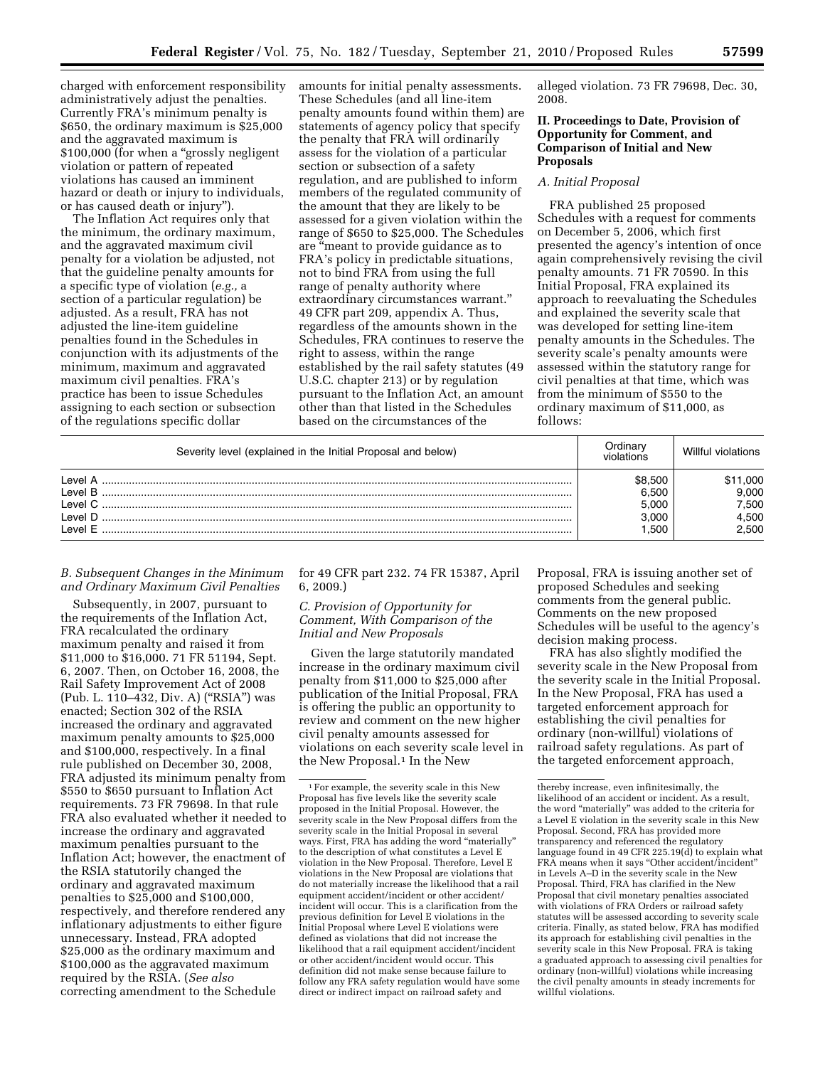charged with enforcement responsibility administratively adjust the penalties. Currently FRA's minimum penalty is $650, the ordinary maximum is $25,000 and the aggravated maximum is $100,000 (for when a "grossly negligent violation or pattern of repeated violations has caused an imminent hazard or death or injury to individuals, or has caused death or injury").

The Inflation Act requires only that the minimum, the ordinary maximum, and the aggravated maximum civil penalty for a violation be adjusted, not that the guideline penalty amounts for a specific type of violation (*e.g.,* a section of a particular regulation) be adjusted. As a result, FRA has not adjusted the line-item guideline penalties found in the Schedules in conjunction with its adjustments of the minimum, maximum and aggravated maximum civil penalties. FRA's practice has been to issue Schedules assigning to each section or subsection of the regulations specific dollar amounts for initial penalty assessments. These Schedules (and all line-item penalty amounts found within them) are statements of agency policy that specify the penalty that FRA will ordinarily assess for the violation of a particular section or subsection of a safety regulation, and are published to inform members of the regulated community of the amount that they are likely to be assessed for a given violation within the range of $650 to $25,000. The Schedules are "meant to provide guidance as to FRA's policy in predictable situations, not to bind FRA from using the full range of penalty authority where extraordinary circumstances warrant." 49 CFR part 209, appendix A. Thus, regardless of the amounts shown in the Schedules, FRA continues to reserve the right to assess, within the range established by the rail safety statutes (49 U.S.C. chapter 213) or by regulation pursuant to the Inflation Act, an amount other than that listed in the Schedules based on the circumstances of the alleged violation. 73 FR 79698, Dec. 30, 2008.

## II. Proceedings to Date, Provision of Opportunity for Comment, and Comparison of Initial and New Proposals

### *A. Initial Proposal*

FRA published 25 proposed Schedules with a request for comments on December 5, 2006, which first presented the agency's intention of once again comprehensively revising the civil penalty amounts. 71 FR 70590. In this Initial Proposal, FRA explained its approach to reevaluating the Schedules and explained the severity scale that was developed for setting line-item penalty amounts in the Schedules. The severity scale's penalty amounts were assessed within the statutory range for civil penalties at that time, which was from the minimum of $550 to the ordinary maximum of $11,000, as follows:

| Severity level (explained in the Initial Proposal and below) | Ordinary violations | Willful violations |
|---|---|---|
| Level A | $8,500 | $11,000 |
| Level B | 6,500 | 9,000 |
| Level C | 5,000 | 7,500 |
| Level D | 3,000 | 4,500 |
| Level E | 1,500 | 2,500 |

### *B. Subsequent Changes in the Minimum and Ordinary Maximum Civil Penalties*

Subsequently, in 2007, pursuant to the requirements of the Inflation Act, FRA recalculated the ordinary maximum penalty and raised it from $11,000 to $16,000. 71 FR 51194, Sept. 6, 2007. Then, on October 16, 2008, the Rail Safety Improvement Act of 2008 (Pub. L. 110–432, Div. A) ("RSIA") was enacted; Section 302 of the RSIA increased the ordinary and aggravated maximum penalty amounts to $25,000 and $100,000, respectively. In a final rule published on December 30, 2008, FRA adjusted its minimum penalty from $550 to $650 pursuant to Inflation Act requirements. 73 FR 79698. In that rule FRA also evaluated whether it needed to increase the ordinary and aggravated maximum penalties pursuant to the Inflation Act; however, the enactment of the RSIA statutorily changed the ordinary and aggravated maximum penalties to $25,000 and $100,000, respectively, and therefore rendered any inflationary adjustments to either figure unnecessary. Instead, FRA adopted $25,000 as the ordinary maximum and $100,000 as the aggravated maximum required by the RSIA. (*See also* correcting amendment to the Schedule for 49 CFR part 232. 74 FR 15387, April 6, 2009.)

### *C. Provision of Opportunity for Comment, With Comparison of the Initial and New Proposals*

Given the large statutorily mandated increase in the ordinary maximum civil penalty from $11,000 to $25,000 after publication of the Initial Proposal, FRA is offering the public an opportunity to review and comment on the new higher civil penalty amounts assessed for violations on each severity scale level in the New Proposal.[1] In the New Proposal, FRA is issuing another set of proposed Schedules and seeking comments from the general public. Comments on the new proposed Schedules will be useful to the agency's decision making process.

FRA has also slightly modified the severity scale in the New Proposal from the severity scale in the Initial Proposal. In the New Proposal, FRA has used a targeted enforcement approach for establishing the civil penalties for ordinary (non-willful) violations of railroad safety regulations. As part of the targeted enforcement approach,

---

[1] For example, the severity scale in this New Proposal has five levels like the severity scale proposed in the Initial Proposal. However, the severity scale in the New Proposal differs from the severity scale in the Initial Proposal in several ways. First, FRA has adding the word "materially" to the description of what constitutes a Level E violation in the New Proposal. Therefore, Level E violations in the New Proposal are violations that do not materially increase the likelihood that a rail equipment accident/incident or other accident/incident will occur. This is a clarification from the previous definition for Level E violations in the Initial Proposal where Level E violations were defined as violations that did not increase the likelihood that a rail equipment accident/incident or other accident/incident would occur. This definition did not make sense because failure to follow any FRA safety regulation would have some direct or indirect impact on railroad safety and thereby increase, even infinitesimally, the likelihood of an accident or incident. As a result, the word "materially" was added to the criteria for a Level E violation in the severity scale in this New Proposal. Second, FRA has provided more transparency and referenced the regulatory language found in 49 CFR 225.19(d) to explain what FRA means when it says "Other accident/incident" in Levels A–D in the severity scale in the New Proposal. Third, FRA has clarified in the New Proposal that civil monetary penalties associated with violations of FRA Orders or railroad safety statutes will be assessed according to severity scale criteria. Finally, as stated below, FRA has modified its approach for establishing civil penalties in the severity scale in this New Proposal. FRA is taking a graduated approach to assessing civil penalties for ordinary (non-willful) violations while increasing the civil penalty amounts in steady increments for willful violations.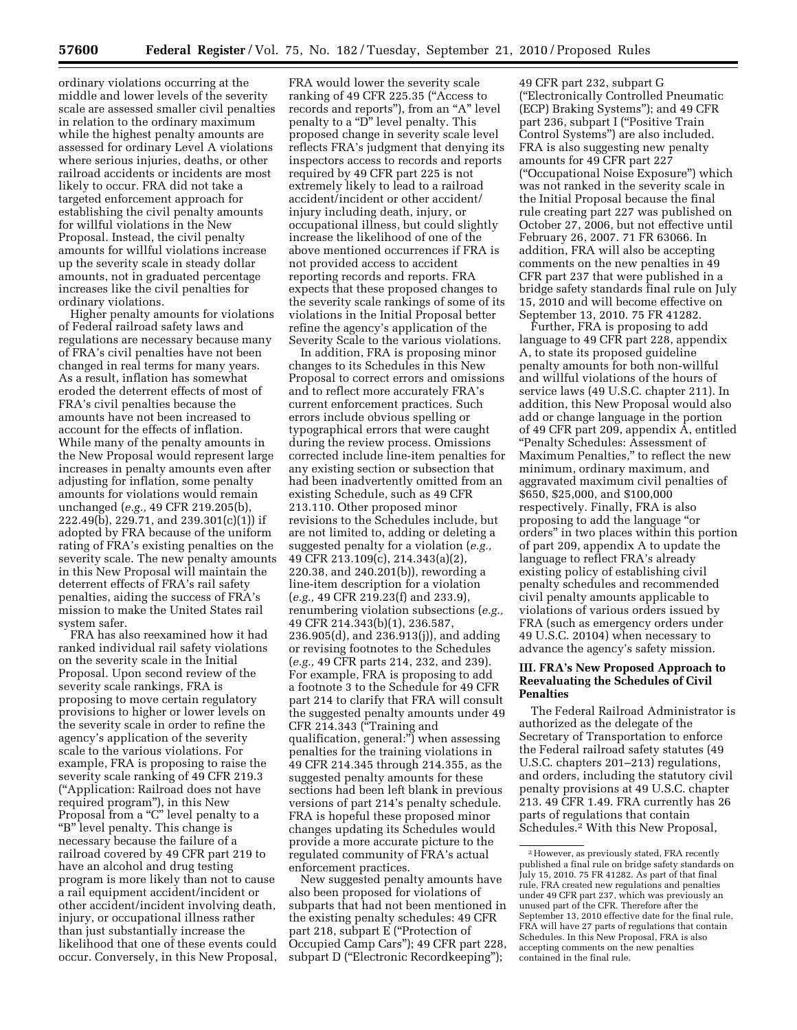ordinary violations occurring at the middle and lower levels of the severity scale are assessed smaller civil penalties in relation to the ordinary maximum while the highest penalty amounts are assessed for ordinary Level A violations where serious injuries, deaths, or other railroad accidents or incidents are most likely to occur. FRA did not take a targeted enforcement approach for establishing the civil penalty amounts for willful violations in the New Proposal. Instead, the civil penalty amounts for willful violations increase up the severity scale in steady dollar amounts, not in graduated percentage increases like the civil penalties for ordinary violations.

Higher penalty amounts for violations of Federal railroad safety laws and regulations are necessary because many of FRA's civil penalties have not been changed in real terms for many years. As a result, inflation has somewhat eroded the deterrent effects of most of FRA's civil penalties because the amounts have not been increased to account for the effects of inflation. While many of the penalty amounts in the New Proposal would represent large increases in penalty amounts even after adjusting for inflation, some penalty amounts for violations would remain unchanged (*e.g.,* 49 CFR 219.205(b), 222.49(b), 229.71, and 239.301(c)(1)) if adopted by FRA because of the uniform rating of FRA's existing penalties on the severity scale. The new penalty amounts in this New Proposal will maintain the deterrent effects of FRA's rail safety penalties, aiding the success of FRA's mission to make the United States rail system safer.

FRA has also reexamined how it had ranked individual rail safety violations on the severity scale in the Initial Proposal. Upon second review of the severity scale rankings, FRA is proposing to move certain regulatory provisions to higher or lower levels on the severity scale in order to refine the agency's application of the severity scale to the various violations. For example, FRA is proposing to raise the severity scale ranking of 49 CFR 219.3 ("Application: Railroad does not have required program"), in this New Proposal from a "C" level penalty to a "B" level penalty. This change is necessary because the failure of a railroad covered by 49 CFR part 219 to have an alcohol and drug testing program is more likely than not to cause a rail equipment accident/incident or other accident/incident involving death, injury, or occupational illness rather than just substantially increase the likelihood that one of these events could occur. Conversely, in this New Proposal, FRA would lower the severity scale ranking of 49 CFR 225.35 ("Access to records and reports"), from an "A" level penalty to a "D" level penalty. This proposed change in severity scale level reflects FRA's judgment that denying its inspectors access to records and reports required by 49 CFR part 225 is not extremely likely to lead to a railroad accident/incident or other accident/injury including death, injury, or occupational illness, but could slightly increase the likelihood of one of the above mentioned occurrences if FRA is not provided access to accident reporting records and reports. FRA expects that these proposed changes to the severity scale rankings of some of its violations in the Initial Proposal better refine the agency's application of the Severity Scale to the various violations.

In addition, FRA is proposing minor changes to its Schedules in this New Proposal to correct errors and omissions and to reflect more accurately FRA's current enforcement practices. Such errors include obvious spelling or typographical errors that were caught during the review process. Omissions corrected include line-item penalties for any existing section or subsection that had been inadvertently omitted from an existing Schedule, such as 49 CFR 213.110. Other proposed minor revisions to the Schedules include, but are not limited to, adding or deleting a suggested penalty for a violation (*e.g.,* 49 CFR 213.109(c), 214.343(a)(2), 220.38, and 240.201(b)), rewording a line-item description for a violation (*e.g.,* 49 CFR 219.23(f) and 233.9), renumbering violation subsections (*e.g.,* 49 CFR 214.343(b)(1), 236.587, 236.905(d), and 236.913(j)), and adding or revising footnotes to the Schedules (*e.g.,* 49 CFR parts 214, 232, and 239). For example, FRA is proposing to add a footnote 3 to the Schedule for 49 CFR part 214 to clarify that FRA will consult the suggested penalty amounts under 49 CFR 214.343 ("Training and qualification, general:") when assessing penalties for the training violations in 49 CFR 214.345 through 214.355, as the suggested penalty amounts for these sections had been left blank in previous versions of part 214's penalty schedule. FRA is hopeful these proposed minor changes updating its Schedules would provide a more accurate picture to the regulated community of FRA's actual enforcement practices.

New suggested penalty amounts have also been proposed for violations of subparts that had not been mentioned in the existing penalty schedules: 49 CFR part 218, subpart E ("Protection of Occupied Camp Cars"); 49 CFR part 228, subpart D ("Electronic Recordkeeping"); 49 CFR part 232, subpart G ("Electronically Controlled Pneumatic (ECP) Braking Systems"); and 49 CFR part 236, subpart I ("Positive Train Control Systems") are also included. FRA is also suggesting new penalty amounts for 49 CFR part 227 ("Occupational Noise Exposure") which was not ranked in the severity scale in the Initial Proposal because the final rule creating part 227 was published on October 27, 2006, but not effective until February 26, 2007. 71 FR 63066. In addition, FRA will also be accepting comments on the new penalties in 49 CFR part 237 that were published in a bridge safety standards final rule on July 15, 2010 and will become effective on September 13, 2010. 75 FR 41282.

Further, FRA is proposing to add language to 49 CFR part 228, appendix A, to state its proposed guideline penalty amounts for both non-willful and willful violations of the hours of service laws (49 U.S.C. chapter 211). In addition, this New Proposal would also add or change language in the portion of 49 CFR part 209, appendix A, entitled "Penalty Schedules: Assessment of Maximum Penalties," to reflect the new minimum, ordinary maximum, and aggravated maximum civil penalties of $650, $25,000, and $100,000 respectively. Finally, FRA is also proposing to add the language "or orders" in two places within this portion of part 209, appendix A to update the language to reflect FRA's already existing policy of establishing civil penalty schedules and recommended civil penalty amounts applicable to violations of various orders issued by FRA (such as emergency orders under 49 U.S.C. 20104) when necessary to advance the agency's safety mission.

## III. FRA's New Proposed Approach to Reevaluating the Schedules of Civil Penalties

The Federal Railroad Administrator is authorized as the delegate of the Secretary of Transportation to enforce the Federal railroad safety statutes (49 U.S.C. chapters 201–213) regulations, and orders, including the statutory civil penalty provisions at 49 U.S.C. chapter 213. 49 CFR 1.49. FRA currently has 26 parts of regulations that contain Schedules.[2] With this New Proposal,

---

[2] However, as previously stated, FRA recently published a final rule on bridge safety standards on July 15, 2010. 75 FR 41282. As part of that final rule, FRA created new regulations and penalties under 49 CFR part 237, which was previously an unused part of the CFR. Therefore after the September 13, 2010 effective date for the final rule, FRA will have 27 parts of regulations that contain Schedules. In this New Proposal, FRA is also accepting comments on the new penalties contained in the final rule.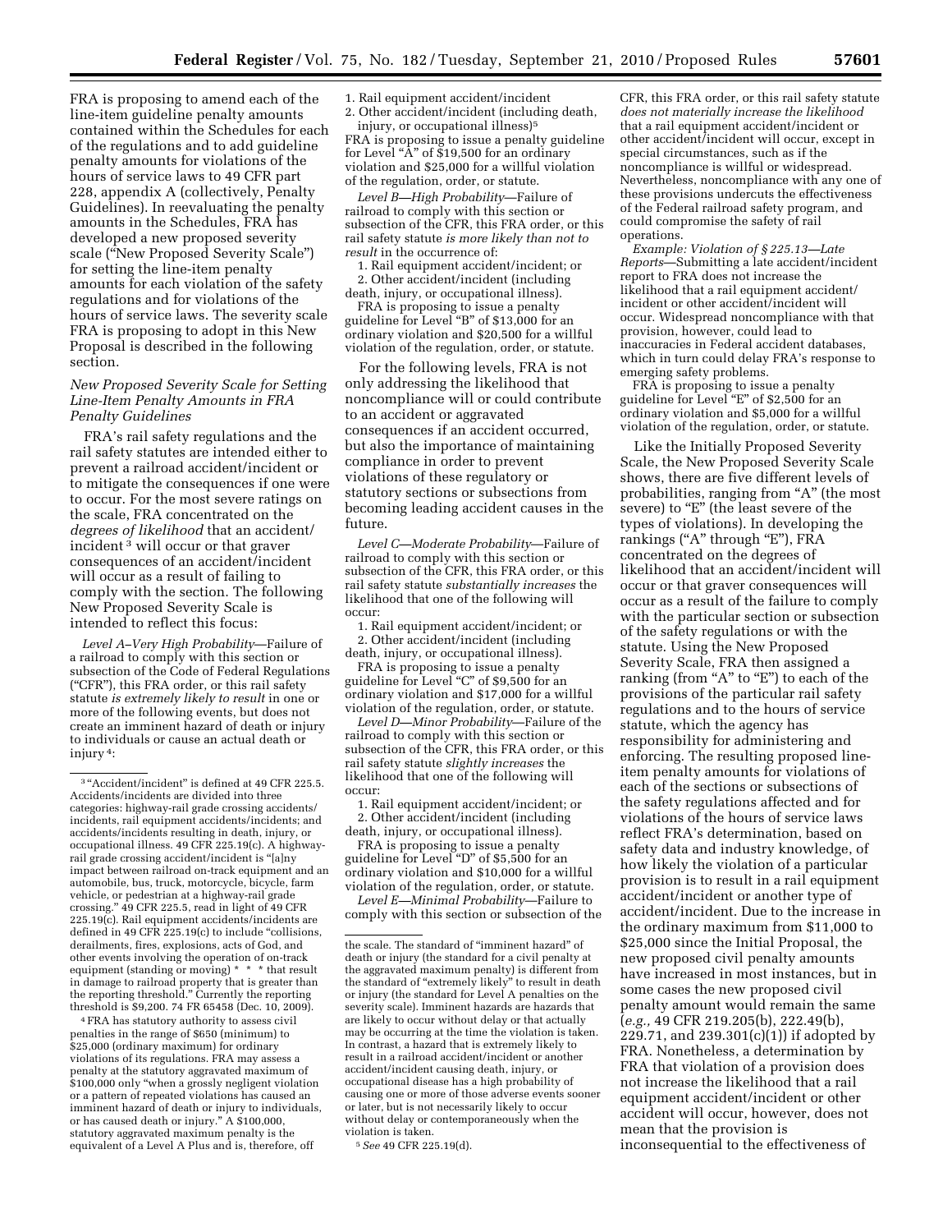FRA is proposing to amend each of the line-item guideline penalty amounts contained within the Schedules for each of the regulations and to add guideline penalty amounts for violations of the hours of service laws to 49 CFR part 228, appendix A (collectively, Penalty Guidelines). In reevaluating the penalty amounts in the Schedules, FRA has developed a new proposed severity scale ("New Proposed Severity Scale") for setting the line-item penalty amounts for each violation of the safety regulations and for violations of the hours of service laws. The severity scale FRA is proposing to adopt in this New Proposal is described in the following section.

### *New Proposed Severity Scale for Setting Line-Item Penalty Amounts in FRA Penalty Guidelines*

FRA's rail safety regulations and the rail safety statutes are intended either to prevent a railroad accident/incident or to mitigate the consequences if one were to occur. For the most severe ratings on the scale, FRA concentrated on the *degrees of likelihood* that an accident/incident [3] will occur or that graver consequences of an accident/incident will occur as a result of failing to comply with the section. The following New Proposed Severity Scale is intended to reflect this focus:

*Level A–Very High Probability*—Failure of a railroad to comply with this section or subsection of the Code of Federal Regulations ("CFR"), this FRA order, or this rail safety statute *is extremely likely to result* in one or more of the following events, but does not create an imminent hazard of death or injury to individuals or cause an actual death or injury [4]:

1. Rail equipment accident/incident
2. Other accident/incident (including death, injury, or occupational illness)[5]

FRA is proposing to issue a penalty guideline for Level "A" of $19,500 for an ordinary violation and $25,000 for a willful violation of the regulation, order, or statute.

*Level B—High Probability*—Failure of railroad to comply with this section or subsection of the CFR, this FRA order, or this rail safety statute *is more likely than not to result* in the occurrence of:

1. Rail equipment accident/incident; or
2. Other accident/incident (including death, injury, or occupational illness).

FRA is proposing to issue a penalty guideline for Level "B" of $13,000 for an ordinary violation and $20,500 for a willful violation of the regulation, order, or statute.

For the following levels, FRA is not only addressing the likelihood that noncompliance will or could contribute to an accident or aggravated consequences if an accident occurred, but also the importance of maintaining compliance in order to prevent violations of these regulatory or statutory sections or subsections from becoming leading accident causes in the future.

*Level C—Moderate Probability*—Failure of railroad to comply with this section or subsection of the CFR, this FRA order, or this rail safety statute *substantially increases* the likelihood that one of the following will occur:

1. Rail equipment accident/incident; or
2. Other accident/incident (including death, injury, or occupational illness).

FRA is proposing to issue a penalty guideline for Level "C" of $9,500 for an ordinary violation and $17,000 for a willful violation of the regulation, order, or statute.

*Level D—Minor Probability*—Failure of the railroad to comply with this section or subsection of the CFR, this FRA order, or this rail safety statute *slightly increases* the likelihood that one of the following will occur:

1. Rail equipment accident/incident; or
2. Other accident/incident (including death, injury, or occupational illness).

FRA is proposing to issue a penalty guideline for Level "D" of $5,500 for an ordinary violation and $10,000 for a willful violation of the regulation, order, or statute.

*Level E—Minimal Probability*—Failure to comply with this section or subsection of the CFR, this FRA order, or this rail safety statute *does not materially increase the likelihood* that a rail equipment accident/incident or other accident/incident will occur, except in special circumstances, such as if the noncompliance is willful or widespread. Nevertheless, noncompliance with any one of these provisions undercuts the effectiveness of the Federal railroad safety program, and could compromise the safety of rail operations.

*Example: Violation of § 225.13—Late Reports*—Submitting a late accident/incident report to FRA does not increase the likelihood that a rail equipment accident/incident or other accident/incident will occur. Widespread noncompliance with that provision, however, could lead to inaccuracies in Federal accident databases, which in turn could delay FRA's response to emerging safety problems.

FRA is proposing to issue a penalty guideline for Level "E" of $2,500 for an ordinary violation and $5,000 for a willful violation of the regulation, order, or statute.

Like the Initially Proposed Severity Scale, the New Proposed Severity Scale shows, there are five different levels of probabilities, ranging from "A" (the most severe) to "E" (the least severe of the types of violations). In developing the rankings ("A" through "E"), FRA concentrated on the degrees of likelihood that an accident/incident will occur or that graver consequences will occur as a result of the failure to comply with the particular section or subsection of the safety regulations or with the statute. Using the New Proposed Severity Scale, FRA then assigned a ranking (from "A" to "E") to each of the provisions of the particular rail safety regulations and to the hours of service statute, which the agency has responsibility for administering and enforcing. The resulting proposed line-item penalty amounts for violations of each of the sections or subsections of the safety regulations affected and for violations of the hours of service laws reflect FRA's determination, based on safety data and industry knowledge, of how likely the violation of a particular provision is to result in a rail equipment accident/incident or another type of accident/incident. Due to the increase in the ordinary maximum from $11,000 to $25,000 since the Initial Proposal, the new proposed civil penalty amounts have increased in most instances, but in some cases the new proposed civil penalty amount would remain the same (*e.g.,* 49 CFR 219.205(b), 222.49(b), 229.71, and 239.301(c)(1)) if adopted by FRA. Nonetheless, a determination by FRA that violation of a provision does not increase the likelihood that a rail equipment accident/incident or other accident will occur, however, does not mean that the provision is inconsequential to the effectiveness of

---

[3] "Accident/incident" is defined at 49 CFR 225.5. Accidents/incidents are divided into three categories: highway-rail grade crossing accidents/incidents, rail equipment accidents/incidents; and accidents/incidents resulting in death, injury, or occupational illness. 49 CFR 225.19(c). A highway-rail grade crossing accident/incident is "[a]ny impact between railroad on-track equipment and an automobile, bus, truck, motorcycle, bicycle, farm vehicle, or pedestrian at a highway-rail grade crossing." 49 CFR 225.5, read in light of 49 CFR 225.19(c). Rail equipment accidents/incidents are defined in 49 CFR 225.19(c) to include "collisions, derailments, fires, explosions, acts of God, and other events involving the operation of on-track equipment (standing or moving) * * * that result in damage to railroad property that is greater than the reporting threshold." Currently the reporting threshold is $9,200. 74 FR 65458 (Dec. 10, 2009).

[4] FRA has statutory authority to assess civil penalties in the range of $650 (minimum) to $25,000 (ordinary maximum) for ordinary violations of its regulations. FRA may assess a penalty at the statutory aggravated maximum of $100,000 only "when a grossly negligent violation or a pattern of repeated violations has caused an imminent hazard of death or injury to individuals, or has caused death or injury." A $100,000, statutory aggravated maximum penalty is the equivalent of a Level A Plus and is, therefore, off the scale. The standard of "imminent hazard" of death or injury (the standard for a civil penalty at the aggravated maximum penalty) is different from the standard of "extremely likely" to result in death or injury (the standard for Level A penalties on the severity scale). Imminent hazards are hazards that are likely to occur without delay or that actually may be occurring at the time the violation is taken. In contrast, a hazard that is extremely likely to result in a railroad accident/incident or another accident/incident causing death, injury, or occupational disease has a high probability of causing one or more of those adverse events sooner or later, but is not necessarily likely to occur without delay or contemporaneously when the violation is taken.

[5] *See* 49 CFR 225.19(d).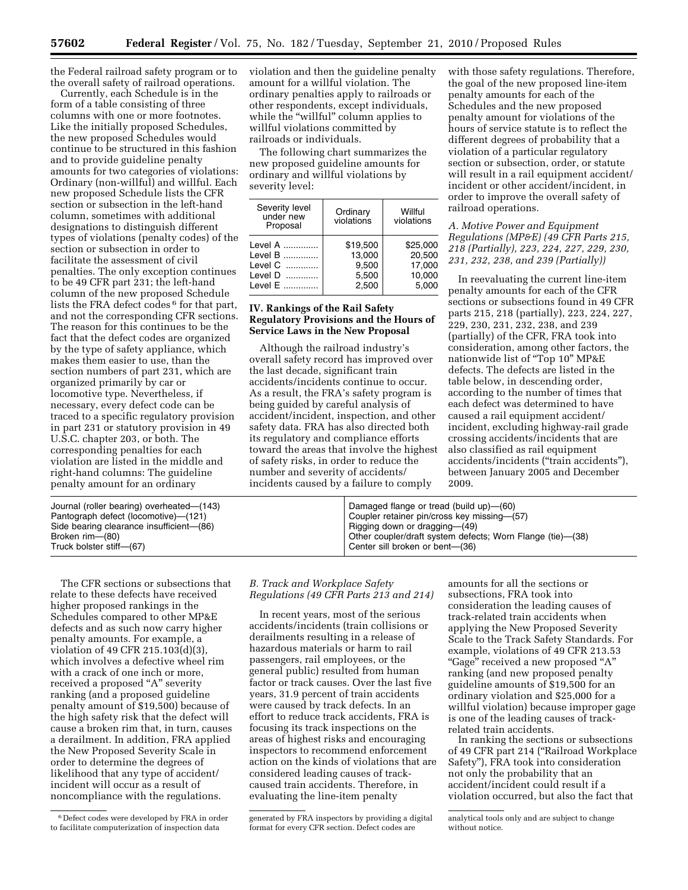the Federal railroad safety program or to the overall safety of railroad operations.

Currently, each Schedule is in the form of a table consisting of three columns with one or more footnotes. Like the initially proposed Schedules, the new proposed Schedules would continue to be structured in this fashion and to provide guideline penalty amounts for two categories of violations: Ordinary (non-willful) and willful. Each new proposed Schedule lists the CFR section or subsection in the left-hand column, sometimes with additional designations to distinguish different types of violations (penalty codes) of the section or subsection in order to facilitate the assessment of civil penalties. The only exception continues to be 49 CFR part 231; the left-hand column of the new proposed Schedule lists the FRA defect codes [6] for that part, and not the corresponding CFR sections. The reason for this continues to be the fact that the defect codes are organized by the type of safety appliance, which makes them easier to use, than the section numbers of part 231, which are organized primarily by car or locomotive type. Nevertheless, if necessary, every defect code can be traced to a specific regulatory provision in part 231 or statutory provision in 49 U.S.C. chapter 203, or both. The corresponding penalties for each violation are listed in the middle and right-hand columns: The guideline penalty amount for an ordinary violation and then the guideline penalty amount for a willful violation. The ordinary penalties apply to railroads or other respondents, except individuals, while the "willful" column applies to willful violations committed by railroads or individuals.

The following chart summarizes the new proposed guideline amounts for ordinary and willful violations by severity level:

| Severity level under new Proposal | Ordinary violations | Willful violations |
|---|---|---|
| Level A | $19,500 | $25,000 |
| Level B | 13,000 | 20,500 |
| Level C | 9,500 | 17,000 |
| Level D | 5,500 | 10,000 |
| Level E | 2,500 | 5,000 |

## IV. Rankings of the Rail Safety Regulatory Provisions and the Hours of Service Laws in the New Proposal

Although the railroad industry's overall safety record has improved over the last decade, significant train accidents/incidents continue to occur. As a result, the FRA's safety program is being guided by careful analysis of accident/incident, inspection, and other safety data. FRA has also directed both its regulatory and compliance efforts toward the areas that involve the highest of safety risks, in order to reduce the number and severity of accidents/incidents caused by a failure to comply with those safety regulations. Therefore, the goal of the new proposed line-item penalty amounts for each of the Schedules and the new proposed penalty amount for violations of the hours of service statute is to reflect the different degrees of probability that a violation of a particular regulatory section or subsection, order, or statute will result in a rail equipment accident/incident or other accident/incident, in order to improve the overall safety of railroad operations.

### *A. Motive Power and Equipment Regulations (MP&E) (49 CFR Parts 215, 218 (Partially), 223, 224, 227, 229, 230, 231, 232, 238, and 239 (Partially))*

In reevaluating the current line-item penalty amounts for each of the CFR sections or subsections found in 49 CFR parts 215, 218 (partially), 223, 224, 227, 229, 230, 231, 232, 238, and 239 (partially) of the CFR, FRA took into consideration, among other factors, the nationwide list of "Top 10" MP&E defects. The defects are listed in the table below, in descending order, according to the number of times that each defect was determined to have caused a rail equipment accident/incident, excluding highway-rail grade crossing accidents/incidents that are also classified as rail equipment accidents/incidents ("train accidents"), between January 2005 and December 2009.

| | |
|---|---|
| Journal (roller bearing) overheated—(143) | Damaged flange or tread (build up)—(60) |
| Pantograph defect (locomotive)—(121) | Coupler retainer pin/cross key missing—(57) |
| Side bearing clearance insufficient—(86) | Rigging down or dragging—(49) |
| Broken rim—(80) | Other coupler/draft system defects; Worn Flange (tie)—(38) |
| Truck bolster stiff—(67) | Center sill broken or bent—(36) |

The CFR sections or subsections that relate to these defects have received higher proposed rankings in the Schedules compared to other MP&E defects and as such now carry higher penalty amounts. For example, a violation of 49 CFR 215.103(d)(3), which involves a defective wheel rim with a crack of one inch or more, received a proposed "A" severity ranking (and a proposed guideline penalty amount of $19,500) because of the high safety risk that the defect will cause a broken rim that, in turn, causes a derailment. In addition, FRA applied the New Proposed Severity Scale in order to determine the degrees of likelihood that any type of accident/incident will occur as a result of noncompliance with the regulations.

### *B. Track and Workplace Safety Regulations (49 CFR Parts 213 and 214)*

In recent years, most of the serious accidents/incidents (train collisions or derailments resulting in a release of hazardous materials or harm to rail passengers, rail employees, or the general public) resulted from human factor or track causes. Over the last five years, 31.9 percent of train accidents were caused by track defects. In an effort to reduce track accidents, FRA is focusing its track inspections on the areas of highest risks and encouraging inspectors to recommend enforcement action on the kinds of violations that are considered leading causes of track-caused train accidents. Therefore, in evaluating the line-item penalty amounts for all the sections or subsections, FRA took into consideration the leading causes of track-related train accidents when applying the New Proposed Severity Scale to the Track Safety Standards. For example, violations of 49 CFR 213.53 "Gage" received a new proposed "A" ranking (and new proposed penalty guideline amounts of $19,500 for an ordinary violation and $25,000 for a willful violation) because improper gage is one of the leading causes of track-related train accidents.

In ranking the sections or subsections of 49 CFR part 214 ("Railroad Workplace Safety"), FRA took into consideration not only the probability that an accident/incident could result if a violation occurred, but also the fact that

[6] Defect codes were developed by FRA in order to facilitate computerization of inspection data generated by FRA inspectors by providing a digital format for every CFR section. Defect codes are analytical tools only and are subject to change without notice.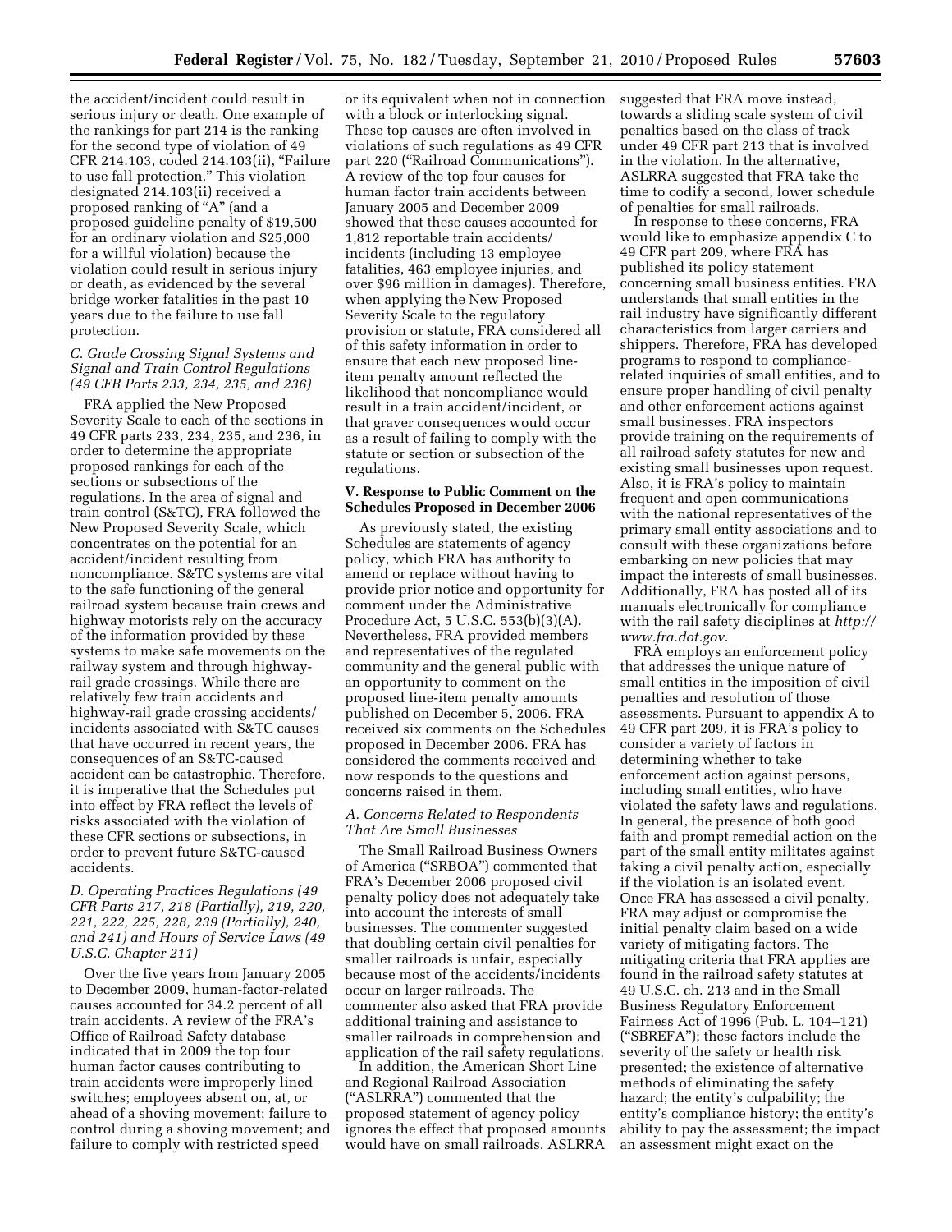the accident/incident could result in serious injury or death. One example of the rankings for part 214 is the ranking for the second type of violation of 49 CFR 214.103, coded 214.103(ii), "Failure to use fall protection." This violation designated 214.103(ii) received a proposed ranking of "A" (and a proposed guideline penalty of $19,500 for an ordinary violation and $25,000 for a willful violation) because the violation could result in serious injury or death, as evidenced by the several bridge worker fatalities in the past 10 years due to the failure to use fall protection.

### *C. Grade Crossing Signal Systems and Signal and Train Control Regulations (49 CFR Parts 233, 234, 235, and 236)*

FRA applied the New Proposed Severity Scale to each of the sections in 49 CFR parts 233, 234, 235, and 236, in order to determine the appropriate proposed rankings for each of the sections or subsections of the regulations. In the area of signal and train control (S&TC), FRA followed the New Proposed Severity Scale, which concentrates on the potential for an accident/incident resulting from noncompliance. S&TC systems are vital to the safe functioning of the general railroad system because train crews and highway motorists rely on the accuracy of the information provided by these systems to make safe movements on the railway system and through highway-rail grade crossings. While there are relatively few train accidents and highway-rail grade crossing accidents/incidents associated with S&TC causes that have occurred in recent years, the consequences of an S&TC-caused accident can be catastrophic. Therefore, it is imperative that the Schedules put into effect by FRA reflect the levels of risks associated with the violation of these CFR sections or subsections, in order to prevent future S&TC-caused accidents.

### *D. Operating Practices Regulations (49 CFR Parts 217, 218 (Partially), 219, 220, 221, 222, 225, 228, 239 (Partially), 240, and 241) and Hours of Service Laws (49 U.S.C. Chapter 211)*

Over the five years from January 2005 to December 2009, human-factor-related causes accounted for 34.2 percent of all train accidents. A review of the FRA's Office of Railroad Safety database indicated that in 2009 the top four human factor causes contributing to train accidents were improperly lined switches; employees absent on, at, or ahead of a shoving movement; failure to control during a shoving movement; and failure to comply with restricted speed or its equivalent when not in connection with a block or interlocking signal. These top causes are often involved in violations of such regulations as 49 CFR part 220 ("Railroad Communications"). A review of the top four causes for human factor train accidents between January 2005 and December 2009 showed that these causes accounted for 1,812 reportable train accidents/incidents (including 13 employee fatalities, 463 employee injuries, and over $96 million in damages). Therefore, when applying the New Proposed Severity Scale to the regulatory provision or statute, FRA considered all of this safety information in order to ensure that each new proposed line-item penalty amount reflected the likelihood that noncompliance would result in a train accident/incident, or that graver consequences would occur as a result of failing to comply with the statute or section or subsection of the regulations.

## V. Response to Public Comment on the Schedules Proposed in December 2006

As previously stated, the existing Schedules are statements of agency policy, which FRA has authority to amend or replace without having to provide prior notice and opportunity for comment under the Administrative Procedure Act, 5 U.S.C. 553(b)(3)(A). Nevertheless, FRA provided members and representatives of the regulated community and the general public with an opportunity to comment on the proposed line-item penalty amounts published on December 5, 2006. FRA received six comments on the Schedules proposed in December 2006. FRA has considered the comments received and now responds to the questions and concerns raised in them.

### *A. Concerns Related to Respondents That Are Small Businesses*

The Small Railroad Business Owners of America ("SRBOA") commented that FRA's December 2006 proposed civil penalty policy does not adequately take into account the interests of small businesses. The commenter suggested that doubling certain civil penalties for smaller railroads is unfair, especially because most of the accidents/incidents occur on larger railroads. The commenter also asked that FRA provide additional training and assistance to smaller railroads in comprehension and application of the rail safety regulations.

In addition, the American Short Line and Regional Railroad Association ("ASLRRA") commented that the proposed statement of agency policy ignores the effect that proposed amounts would have on small railroads. ASLRRA suggested that FRA move instead, towards a sliding scale system of civil penalties based on the class of track under 49 CFR part 213 that is involved in the violation. In the alternative, ASLRRA suggested that FRA take the time to codify a second, lower schedule of penalties for small railroads.

In response to these concerns, FRA would like to emphasize appendix C to 49 CFR part 209, where FRA has published its policy statement concerning small business entities. FRA understands that small entities in the rail industry have significantly different characteristics from larger carriers and shippers. Therefore, FRA has developed programs to respond to compliance-related inquiries of small entities, and to ensure proper handling of civil penalty and other enforcement actions against small businesses. FRA inspectors provide training on the requirements of all railroad safety statutes for new and existing small businesses upon request. Also, it is FRA's policy to maintain frequent and open communications with the national representatives of the primary small entity associations and to consult with these organizations before embarking on new policies that may impact the interests of small businesses. Additionally, FRA has posted all of its manuals electronically for compliance with the rail safety disciplines at *http://www.fra.dot.gov*.

FRA employs an enforcement policy that addresses the unique nature of small entities in the imposition of civil penalties and resolution of those assessments. Pursuant to appendix A to 49 CFR part 209, it is FRA's policy to consider a variety of factors in determining whether to take enforcement action against persons, including small entities, who have violated the safety laws and regulations. In general, the presence of both good faith and prompt remedial action on the part of the small entity militates against taking a civil penalty action, especially if the violation is an isolated event. Once FRA has assessed a civil penalty, FRA may adjust or compromise the initial penalty claim based on a wide variety of mitigating factors. The mitigating criteria that FRA applies are found in the railroad safety statutes at 49 U.S.C. ch. 213 and in the Small Business Regulatory Enforcement Fairness Act of 1996 (Pub. L. 104–121) ("SBREFA"); these factors include the severity of the safety or health risk presented; the existence of alternative methods of eliminating the safety hazard; the entity's culpability; the entity's compliance history; the entity's ability to pay the assessment; the impact an assessment might exact on the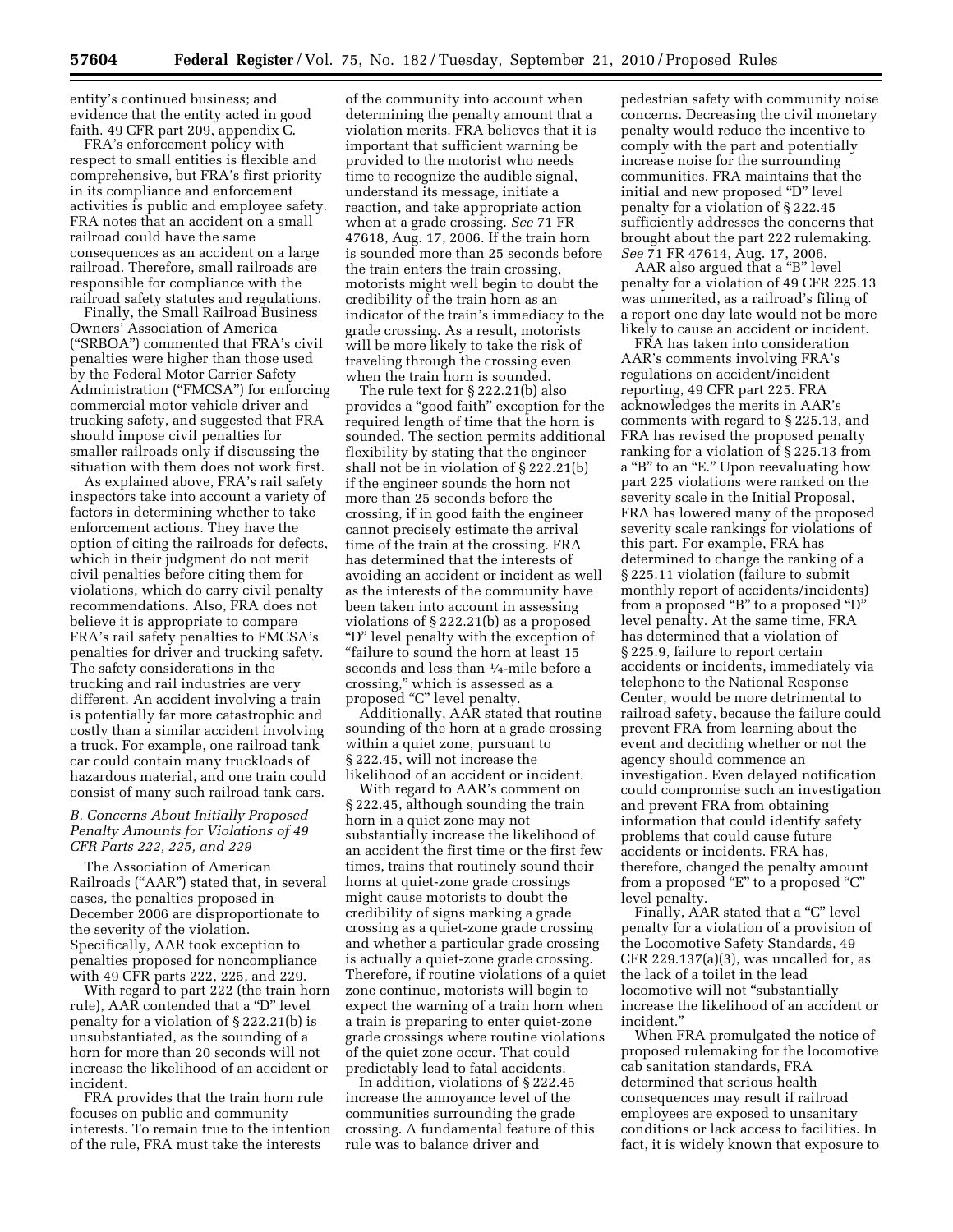entity's continued business; and evidence that the entity acted in good faith. 49 CFR part 209, appendix C.

FRA's enforcement policy with respect to small entities is flexible and comprehensive, but FRA's first priority in its compliance and enforcement activities is public and employee safety. FRA notes that an accident on a small railroad could have the same consequences as an accident on a large railroad. Therefore, small railroads are responsible for compliance with the railroad safety statutes and regulations.

Finally, the Small Railroad Business Owners' Association of America ("SRBOA") commented that FRA's civil penalties were higher than those used by the Federal Motor Carrier Safety Administration ("FMCSA") for enforcing commercial motor vehicle driver and trucking safety, and suggested that FRA should impose civil penalties for smaller railroads only if discussing the situation with them does not work first.

As explained above, FRA's rail safety inspectors take into account a variety of factors in determining whether to take enforcement actions. They have the option of citing the railroads for defects, which in their judgment do not merit civil penalties before citing them for violations, which do carry civil penalty recommendations. Also, FRA does not believe it is appropriate to compare FRA's rail safety penalties to FMCSA's penalties for driver and trucking safety. The safety considerations in the trucking and rail industries are very different. An accident involving a train is potentially far more catastrophic and costly than a similar accident involving a truck. For example, one railroad tank car could contain many truckloads of hazardous material, and one train could consist of many such railroad tank cars.

### *B. Concerns About Initially Proposed Penalty Amounts for Violations of 49 CFR Parts 222, 225, and 229*

The Association of American Railroads ("AAR") stated that, in several cases, the penalties proposed in December 2006 are disproportionate to the severity of the violation. Specifically, AAR took exception to penalties proposed for noncompliance with 49 CFR parts 222, 225, and 229.

With regard to part 222 (the train horn rule), AAR contended that a "D" level penalty for a violation of § 222.21(b) is unsubstantiated, as the sounding of a horn for more than 20 seconds will not increase the likelihood of an accident or incident.

FRA provides that the train horn rule focuses on public and community interests. To remain true to the intention of the rule, FRA must take the interests of the community into account when determining the penalty amount that a violation merits. FRA believes that it is important that sufficient warning be provided to the motorist who needs time to recognize the audible signal, understand its message, initiate a reaction, and take appropriate action when at a grade crossing. *See* 71 FR 47618, Aug. 17, 2006. If the train horn is sounded more than 25 seconds before the train enters the train crossing, motorists might well begin to doubt the credibility of the train horn as an indicator of the train's immediacy to the grade crossing. As a result, motorists will be more likely to take the risk of traveling through the crossing even when the train horn is sounded.

The rule text for § 222.21(b) also provides a "good faith" exception for the required length of time that the horn is sounded. The section permits additional flexibility by stating that the engineer shall not be in violation of § 222.21(b) if the engineer sounds the horn not more than 25 seconds before the crossing, if in good faith the engineer cannot precisely estimate the arrival time of the train at the crossing. FRA has determined that the interests of avoiding an accident or incident as well as the interests of the community have been taken into account in assessing violations of § 222.21(b) as a proposed "D" level penalty with the exception of "failure to sound the horn at least 15 seconds and less than ¼-mile before a crossing," which is assessed as a proposed "C" level penalty.

Additionally, AAR stated that routine sounding of the horn at a grade crossing within a quiet zone, pursuant to § 222.45, will not increase the likelihood of an accident or incident.

With regard to AAR's comment on § 222.45, although sounding the train horn in a quiet zone may not substantially increase the likelihood of an accident the first time or the first few times, trains that routinely sound their horns at quiet-zone grade crossings might cause motorists to doubt the credibility of signs marking a grade crossing as a quiet-zone grade crossing and whether a particular grade crossing is actually a quiet-zone grade crossing. Therefore, if routine violations of a quiet zone continue, motorists will begin to expect the warning of a train horn when a train is preparing to enter quiet-zone grade crossings where routine violations of the quiet zone occur. That could predictably lead to fatal accidents.

In addition, violations of § 222.45 increase the annoyance level of the communities surrounding the grade crossing. A fundamental feature of this rule was to balance driver and pedestrian safety with community noise concerns. Decreasing the civil monetary penalty would reduce the incentive to comply with the part and potentially increase noise for the surrounding communities. FRA maintains that the initial and new proposed "D" level penalty for a violation of § 222.45 sufficiently addresses the concerns that brought about the part 222 rulemaking. *See* 71 FR 47614, Aug. 17, 2006.

AAR also argued that a "B" level penalty for a violation of 49 CFR 225.13 was unmerited, as a railroad's filing of a report one day late would not be more likely to cause an accident or incident.

FRA has taken into consideration AAR's comments involving FRA's regulations on accident/incident reporting, 49 CFR part 225. FRA acknowledges the merits in AAR's comments with regard to § 225.13, and FRA has revised the proposed penalty ranking for a violation of § 225.13 from a "B" to an "E." Upon reevaluating how part 225 violations were ranked on the severity scale in the Initial Proposal, FRA has lowered many of the proposed severity scale rankings for violations of this part. For example, FRA has determined to change the ranking of a § 225.11 violation (failure to submit monthly report of accidents/incidents) from a proposed "B" to a proposed "D" level penalty. At the same time, FRA has determined that a violation of § 225.9, failure to report certain accidents or incidents, immediately via telephone to the National Response Center, would be more detrimental to railroad safety, because the failure could prevent FRA from learning about the event and deciding whether or not the agency should commence an investigation. Even delayed notification could compromise such an investigation and prevent FRA from obtaining information that could identify safety problems that could cause future accidents or incidents. FRA has, therefore, changed the penalty amount from a proposed "E" to a proposed "C" level penalty.

Finally, AAR stated that a "C" level penalty for a violation of a provision of the Locomotive Safety Standards, 49 CFR 229.137(a)(3), was uncalled for, as the lack of a toilet in the lead locomotive will not "substantially increase the likelihood of an accident or incident."

When FRA promulgated the notice of proposed rulemaking for the locomotive cab sanitation standards, FRA determined that serious health consequences may result if railroad employees are exposed to unsanitary conditions or lack access to facilities. In fact, it is widely known that exposure to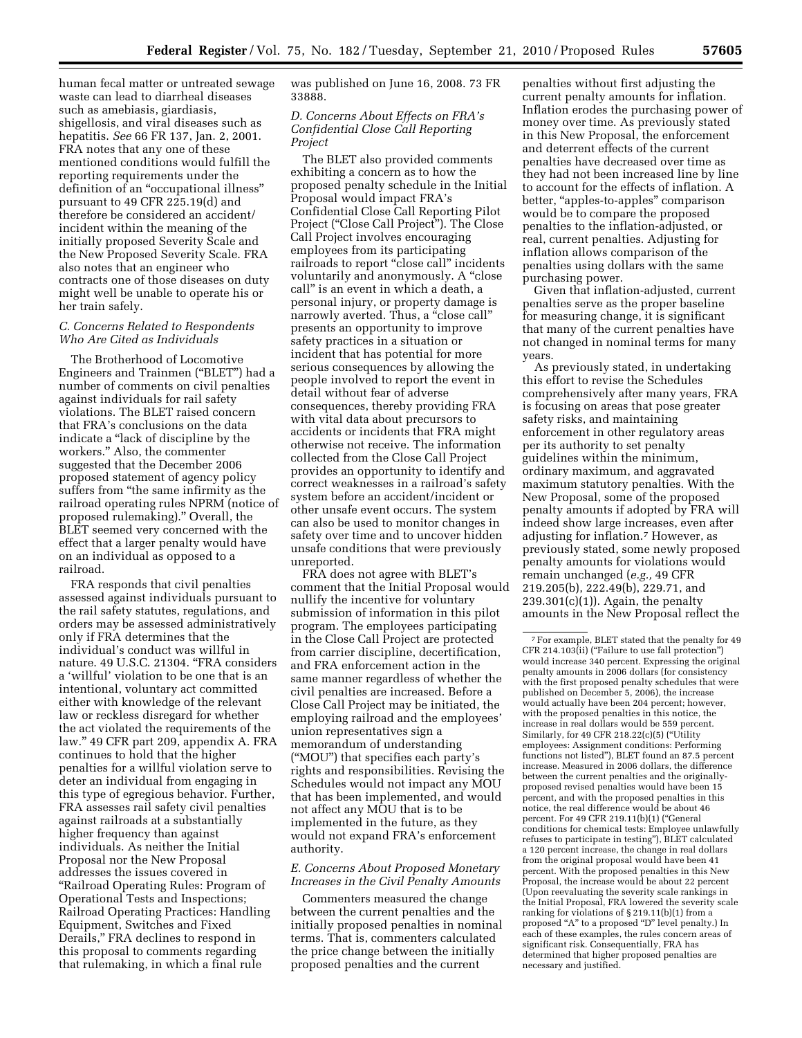human fecal matter or untreated sewage waste can lead to diarrheal diseases such as amebiasis, giardiasis, shigellosis, and viral diseases such as hepatitis. *See* 66 FR 137, Jan. 2, 2001. FRA notes that any one of these mentioned conditions would fulfill the reporting requirements under the definition of an "occupational illness" pursuant to 49 CFR 225.19(d) and therefore be considered an accident/incident within the meaning of the initially proposed Severity Scale and the New Proposed Severity Scale. FRA also notes that an engineer who contracts one of those diseases on duty might well be unable to operate his or her train safely.

### *C. Concerns Related to Respondents Who Are Cited as Individuals*

The Brotherhood of Locomotive Engineers and Trainmen ("BLET") had a number of comments on civil penalties against individuals for rail safety violations. The BLET raised concern that FRA's conclusions on the data indicate a "lack of discipline by the workers." Also, the commenter suggested that the December 2006 proposed statement of agency policy suffers from "the same infirmity as the railroad operating rules NPRM (notice of proposed rulemaking)." Overall, the BLET seemed very concerned with the effect that a larger penalty would have on an individual as opposed to a railroad.

FRA responds that civil penalties assessed against individuals pursuant to the rail safety statutes, regulations, and orders may be assessed administratively only if FRA determines that the individual's conduct was willful in nature. 49 U.S.C. 21304. "FRA considers a 'willful' violation to be one that is an intentional, voluntary act committed either with knowledge of the relevant law or reckless disregard for whether the act violated the requirements of the law." 49 CFR part 209, appendix A. FRA continues to hold that the higher penalties for a willful violation serve to deter an individual from engaging in this type of egregious behavior. Further, FRA assesses rail safety civil penalties against railroads at a substantially higher frequency than against individuals. As neither the Initial Proposal nor the New Proposal addresses the issues covered in "Railroad Operating Rules: Program of Operational Tests and Inspections; Railroad Operating Practices: Handling Equipment, Switches and Fixed Derails," FRA declines to respond in this proposal to comments regarding that rulemaking, in which a final rule was published on June 16, 2008. 73 FR 33888.

### *D. Concerns About Effects on FRA's Confidential Close Call Reporting Project*

The BLET also provided comments exhibiting a concern as to how the proposed penalty schedule in the Initial Proposal would impact FRA's Confidential Close Call Reporting Pilot Project ("Close Call Project"). The Close Call Project involves encouraging employees from its participating railroads to report "close call" incidents voluntarily and anonymously. A "close call" is an event in which a death, a personal injury, or property damage is narrowly averted. Thus, a "close call" presents an opportunity to improve safety practices in a situation or incident that has potential for more serious consequences by allowing the people involved to report the event in detail without fear of adverse consequences, thereby providing FRA with vital data about precursors to accidents or incidents that FRA might otherwise not receive. The information collected from the Close Call Project provides an opportunity to identify and correct weaknesses in a railroad's safety system before an accident/incident or other unsafe event occurs. The system can also be used to monitor changes in safety over time and to uncover hidden unsafe conditions that were previously unreported.

FRA does not agree with BLET's comment that the Initial Proposal would nullify the incentive for voluntary submission of information in this pilot program. The employees participating in the Close Call Project are protected from carrier discipline, decertification, and FRA enforcement action in the same manner regardless of whether the civil penalties are increased. Before a Close Call Project may be initiated, the employing railroad and the employees' union representatives sign a memorandum of understanding ("MOU") that specifies each party's rights and responsibilities. Revising the Schedules would not impact any MOU that has been implemented, and would not affect any MOU that is to be implemented in the future, as they would not expand FRA's enforcement authority.

### *E. Concerns About Proposed Monetary Increases in the Civil Penalty Amounts*

Commenters measured the change between the current penalties and the initially proposed penalties in nominal terms. That is, commenters calculated the price change between the initially proposed penalties and the current penalties without first adjusting the current penalty amounts for inflation. Inflation erodes the purchasing power of money over time. As previously stated in this New Proposal, the enforcement and deterrent effects of the current penalties have decreased over time as they had not been increased line by line to account for the effects of inflation. A better, "apples-to-apples" comparison would be to compare the proposed penalties to the inflation-adjusted, or real, current penalties. Adjusting for inflation allows comparison of the penalties using dollars with the same purchasing power.

Given that inflation-adjusted, current penalties serve as the proper baseline for measuring change, it is significant that many of the current penalties have not changed in nominal terms for many years.

As previously stated, in undertaking this effort to revise the Schedules comprehensively after many years, FRA is focusing on areas that pose greater safety risks, and maintaining enforcement in other regulatory areas per its authority to set penalty guidelines within the minimum, ordinary maximum, and aggravated maximum statutory penalties. With the New Proposal, some of the proposed penalty amounts if adopted by FRA will indeed show large increases, even after adjusting for inflation.[7] However, as previously stated, some newly proposed penalty amounts for violations would remain unchanged (*e.g.,* 49 CFR 219.205(b), 222.49(b), 229.71, and 239.301(c)(1)). Again, the penalty amounts in the New Proposal reflect the

[7] For example, BLET stated that the penalty for 49 CFR 214.103(ii) ("Failure to use fall protection") would increase 340 percent. Expressing the original penalty amounts in 2006 dollars (for consistency with the first proposed penalty schedules that were published on December 5, 2006), the increase would actually have been 204 percent; however, with the proposed penalties in this notice, the increase in real dollars would be 559 percent. Similarly, for 49 CFR 218.22(c)(5) ("Utility employees: Assignment conditions: Performing functions not listed"), BLET found an 87.5 percent increase. Measured in 2006 dollars, the difference between the current penalties and the originally-proposed revised penalties would have been 15 percent, and with the proposed penalties in this notice, the real difference would be about 46 percent. For 49 CFR 219.11(b)(1) ("General conditions for chemical tests: Employee unlawfully refuses to participate in testing"), BLET calculated a 120 percent increase, the change in real dollars from the original proposal would have been 41 percent. With the proposed penalties in this New Proposal, the increase would be about 22 percent (Upon reevaluating the severity scale rankings in the Initial Proposal, FRA lowered the severity scale ranking for violations of § 219.11(b)(1) from a proposed "A" to a proposed "D" level penalty.) In each of these examples, the rules concern areas of significant risk. Consequentially, FRA has determined that higher proposed penalties are necessary and justified.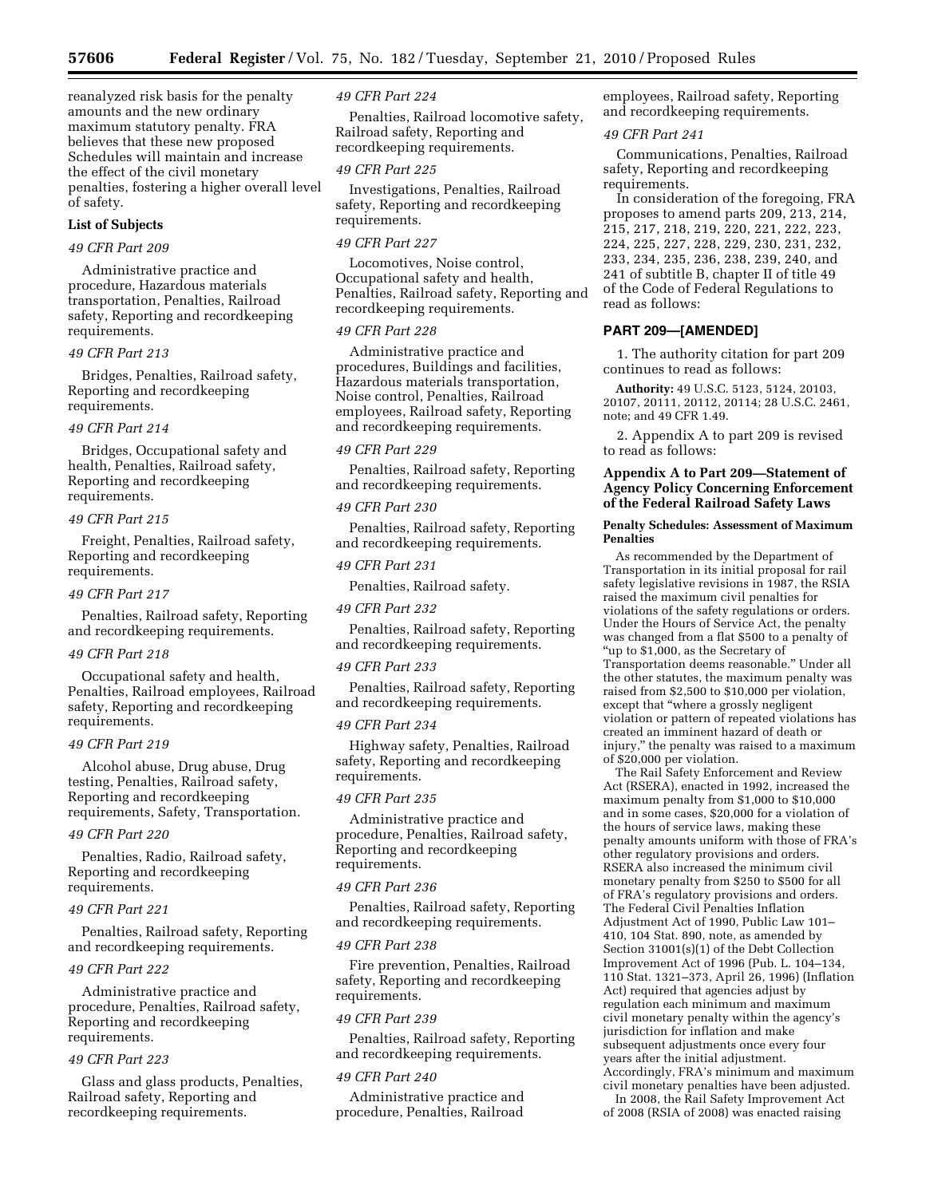reanalyzed risk basis for the penalty amounts and the new ordinary maximum statutory penalty. FRA believes that these new proposed Schedules will maintain and increase the effect of the civil monetary penalties, fostering a higher overall level of safety.

**List of Subjects**

*49 CFR Part 209*

Administrative practice and procedure, Hazardous materials transportation, Penalties, Railroad safety, Reporting and recordkeeping requirements.

*49 CFR Part 213*

Bridges, Penalties, Railroad safety, Reporting and recordkeeping requirements.

*49 CFR Part 214*

Bridges, Occupational safety and health, Penalties, Railroad safety, Reporting and recordkeeping requirements.

*49 CFR Part 215*

Freight, Penalties, Railroad safety, Reporting and recordkeeping requirements.

*49 CFR Part 217*

Penalties, Railroad safety, Reporting and recordkeeping requirements.

*49 CFR Part 218*

Occupational safety and health, Penalties, Railroad employees, Railroad safety, Reporting and recordkeeping requirements.

*49 CFR Part 219*

Alcohol abuse, Drug abuse, Drug testing, Penalties, Railroad safety, Reporting and recordkeeping requirements, Safety, Transportation.

*49 CFR Part 220*

Penalties, Radio, Railroad safety, Reporting and recordkeeping requirements.

*49 CFR Part 221*

Penalties, Railroad safety, Reporting and recordkeeping requirements.

*49 CFR Part 222*

Administrative practice and procedure, Penalties, Railroad safety, Reporting and recordkeeping requirements.

*49 CFR Part 223*

Glass and glass products, Penalties, Railroad safety, Reporting and recordkeeping requirements.

*49 CFR Part 224*

Penalties, Railroad locomotive safety, Railroad safety, Reporting and recordkeeping requirements.

*49 CFR Part 225*

Investigations, Penalties, Railroad safety, Reporting and recordkeeping requirements.

*49 CFR Part 227*

Locomotives, Noise control, Occupational safety and health, Penalties, Railroad safety, Reporting and recordkeeping requirements.

*49 CFR Part 228*

Administrative practice and procedures, Buildings and facilities, Hazardous materials transportation, Noise control, Penalties, Railroad employees, Railroad safety, Reporting and recordkeeping requirements.

*49 CFR Part 229*

Penalties, Railroad safety, Reporting and recordkeeping requirements.

*49 CFR Part 230*

Penalties, Railroad safety, Reporting and recordkeeping requirements.

*49 CFR Part 231*

Penalties, Railroad safety.

*49 CFR Part 232*

Penalties, Railroad safety, Reporting and recordkeeping requirements.

*49 CFR Part 233*

Penalties, Railroad safety, Reporting and recordkeeping requirements.

*49 CFR Part 234*

Highway safety, Penalties, Railroad safety, Reporting and recordkeeping requirements.

*49 CFR Part 235*

Administrative practice and procedure, Penalties, Railroad safety, Reporting and recordkeeping requirements.

*49 CFR Part 236*

Penalties, Railroad safety, Reporting and recordkeeping requirements.

*49 CFR Part 238*

Fire prevention, Penalties, Railroad safety, Reporting and recordkeeping requirements.

*49 CFR Part 239*

Penalties, Railroad safety, Reporting and recordkeeping requirements.

*49 CFR Part 240*

Administrative practice and procedure, Penalties, Railroad employees, Railroad safety, Reporting and recordkeeping requirements.

*49 CFR Part 241*

Communications, Penalties, Railroad safety, Reporting and recordkeeping requirements.

In consideration of the foregoing, FRA proposes to amend parts 209, 213, 214, 215, 217, 218, 219, 220, 221, 222, 223, 224, 225, 227, 228, 229, 230, 231, 232, 233, 234, 235, 236, 238, 239, 240, and 241 of subtitle B, chapter II of title 49 of the Code of Federal Regulations to read as follows:

## PART 209—[AMENDED]

1. The authority citation for part 209 continues to read as follows:

**Authority:** 49 U.S.C. 5123, 5124, 20103, 20107, 20111, 20112, 20114; 28 U.S.C. 2461, note; and 49 CFR 1.49.

2. Appendix A to part 209 is revised to read as follows:

### Appendix A to Part 209—Statement of Agency Policy Concerning Enforcement of the Federal Railroad Safety Laws

**Penalty Schedules: Assessment of Maximum Penalties**

As recommended by the Department of Transportation in its initial proposal for rail safety legislative revisions in 1987, the RSIA raised the maximum civil penalties for violations of the safety regulations or orders. Under the Hours of Service Act, the penalty was changed from a flat $500 to a penalty of "up to $1,000, as the Secretary of Transportation deems reasonable." Under all the other statutes, the maximum penalty was raised from $2,500 to $10,000 per violation, except that "where a grossly negligent violation or pattern of repeated violations has created an imminent hazard of death or injury," the penalty was raised to a maximum of $20,000 per violation.

The Rail Safety Enforcement and Review Act (RSERA), enacted in 1992, increased the maximum penalty from $1,000 to $10,000 and in some cases, $20,000 for a violation of the hours of service laws, making these penalty amounts uniform with those of FRA's other regulatory provisions and orders. RSERA also increased the minimum civil monetary penalty from $250 to $500 for all of FRA's regulatory provisions and orders. The Federal Civil Penalties Inflation Adjustment Act of 1990, Public Law 101–410, 104 Stat. 890, note, as amended by Section 31001(s)(1) of the Debt Collection Improvement Act of 1996 (Pub. L. 104–134, 110 Stat. 1321–373, April 26, 1996) (Inflation Act) required that agencies adjust by regulation each minimum and maximum civil monetary penalty within the agency's jurisdiction for inflation and make subsequent adjustments once every four years after the initial adjustment. Accordingly, FRA's minimum and maximum civil monetary penalties have been adjusted.

In 2008, the Rail Safety Improvement Act of 2008 (RSIA of 2008) was enacted raising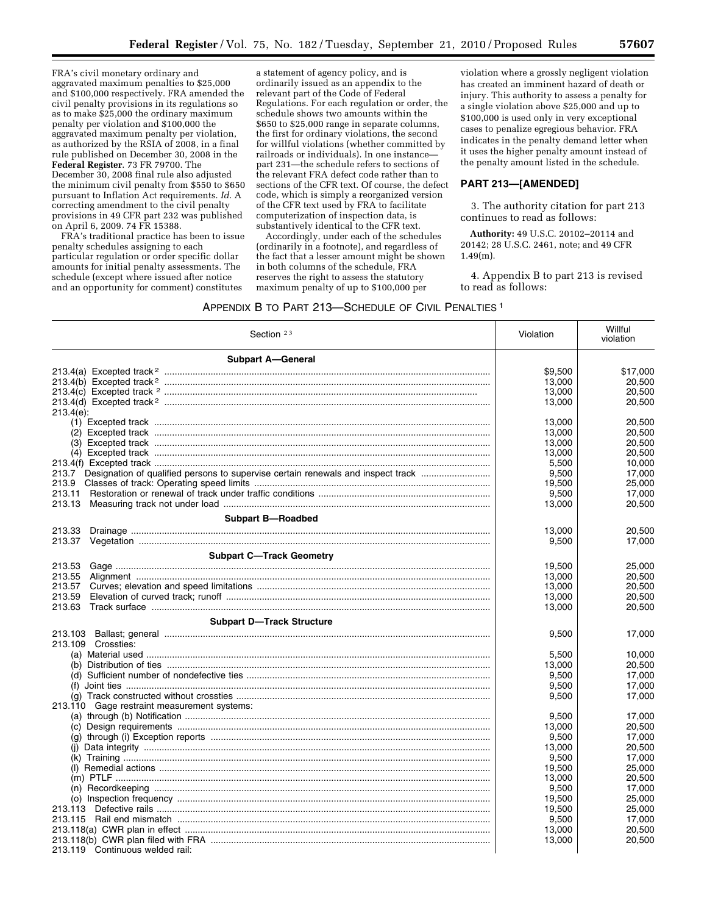FRA's civil monetary ordinary and aggravated maximum penalties to $25,000 and $100,000 respectively. FRA amended the civil penalty provisions in its regulations so as to make $25,000 the ordinary maximum penalty per violation and $100,000 the aggravated maximum penalty per violation, as authorized by the RSIA of 2008, in a final rule published on December 30, 2008 in the **Federal Register**. 73 FR 79700. The December 30, 2008 final rule also adjusted the minimum civil penalty from $550 to $650 pursuant to Inflation Act requirements. *Id.* A correcting amendment to the civil penalty provisions in 49 CFR part 232 was published on April 6, 2009. 74 FR 15388.

FRA's traditional practice has been to issue penalty schedules assigning to each particular regulation or order specific dollar amounts for initial penalty assessments. The schedule (except where issued after notice and an opportunity for comment) constitutes a statement of agency policy, and is ordinarily issued as an appendix to the relevant part of the Code of Federal Regulations. For each regulation or order, the schedule shows two amounts within the $650 to $25,000 range in separate columns, the first for ordinary violations, the second for willful violations (whether committed by railroads or individuals). In one instance—part 231—the schedule refers to sections of the relevant FRA defect code rather than to sections of the CFR text. Of course, the defect code, which is simply a reorganized version of the CFR text used by FRA to facilitate computerization of inspection data, is substantively identical to the CFR text.

Accordingly, under each of the schedules (ordinarily in a footnote), and regardless of the fact that a lesser amount might be shown in both columns of the schedule, FRA reserves the right to assess the statutory maximum penalty of up to $100,000 per violation where a grossly negligent violation has created an imminent hazard of death or injury. This authority to assess a penalty for a single violation above $25,000 and up to $100,000 is used only in very exceptional cases to penalize egregious behavior. FRA indicates in the penalty demand letter when it uses the higher penalty amount instead of the penalty amount listed in the schedule.

## PART 213—[AMENDED]

3. The authority citation for part 213 continues to read as follows:

**Authority:** 49 U.S.C. 20102–20114 and 20142; 28 U.S.C. 2461, note; and 49 CFR 1.49(m).

4. Appendix B to part 213 is revised to read as follows:

### APPENDIX B TO PART 213—SCHEDULE OF CIVIL PENALTIES [1]

| Section [2 3] | Violation | Willful violation |
|---|---|---|
| **Subpart A—General** | | |
| 213.4(a) Excepted track [2] | $9,500 | $17,000 |
| 213.4(b) Excepted track [2] | 13,000 | 20,500 |
| 213.4(c) Excepted track [2] | 13,000 | 20,500 |
| 213.4(d) Excepted track [2] | 13,000 | 20,500 |
| 213.4(e): | | |
| (1) Excepted track | 13,000 | 20,500 |
| (2) Excepted track | 13,000 | 20,500 |
| (3) Excepted track | 13,000 | 20,500 |
| (4) Excepted track | 13,000 | 20,500 |
| 213.4(f) Excepted track | 5,500 | 10,000 |
| 213.7 Designation of qualified persons to supervise certain renewals and inspect track | 9,500 | 17,000 |
| 213.9 Classes of track: Operating speed limits | 19,500 | 25,000 |
| 213.11 Restoration or renewal of track under traffic conditions | 9,500 | 17,000 |
| 213.13 Measuring track not under load | 13,000 | 20,500 |
| **Subpart B—Roadbed** | | |
| 213.33 Drainage | 13,000 | 20,500 |
| 213.37 Vegetation | 9,500 | 17,000 |
| **Subpart C—Track Geometry** | | |
| 213.53 Gage | 19,500 | 25,000 |
| 213.55 Alignment | 13,000 | 20,500 |
| 213.57 Curves; elevation and speed limitations | 13,000 | 20,500 |
| 213.59 Elevation of curved track; runoff | 13,000 | 20,500 |
| 213.63 Track surface | 13,000 | 20,500 |
| **Subpart D—Track Structure** | | |
| 213.103 Ballast; general | 9,500 | 17,000 |
| 213.109 Crossties: | | |
| (a) Material used | 5,500 | 10,000 |
| (b) Distribution of ties | 13,000 | 20,500 |
| (d) Sufficient number of nondefective ties | 9,500 | 17,000 |
| (f) Joint ties | 9,500 | 17,000 |
| (g) Track constructed without crossties | 9,500 | 17,000 |
| 213.110 Gage restraint measurement systems: | | |
| (a) through (b) Notification | 9,500 | 17,000 |
| (c) Design requirements | 13,000 | 20,500 |
| (g) through (i) Exception reports | 9,500 | 17,000 |
| (j) Data integrity | 13,000 | 20,500 |
| (k) Training | 9,500 | 17,000 |
| (l) Remedial actions | 19,500 | 25,000 |
| (m) PTLF | 13,000 | 20,500 |
| (n) Recordkeeping | 9,500 | 17,000 |
| (o) Inspection frequency | 19,500 | 25,000 |
| 213.113 Defective rails | 19,500 | 25,000 |
| 213.115 Rail end mismatch | 9,500 | 17,000 |
| 213.118(a) CWR plan in effect | 13,000 | 20,500 |
| 213.118(b) CWR plan filed with FRA | 13,000 | 20,500 |
| 213.119 Continuous welded rail: | | |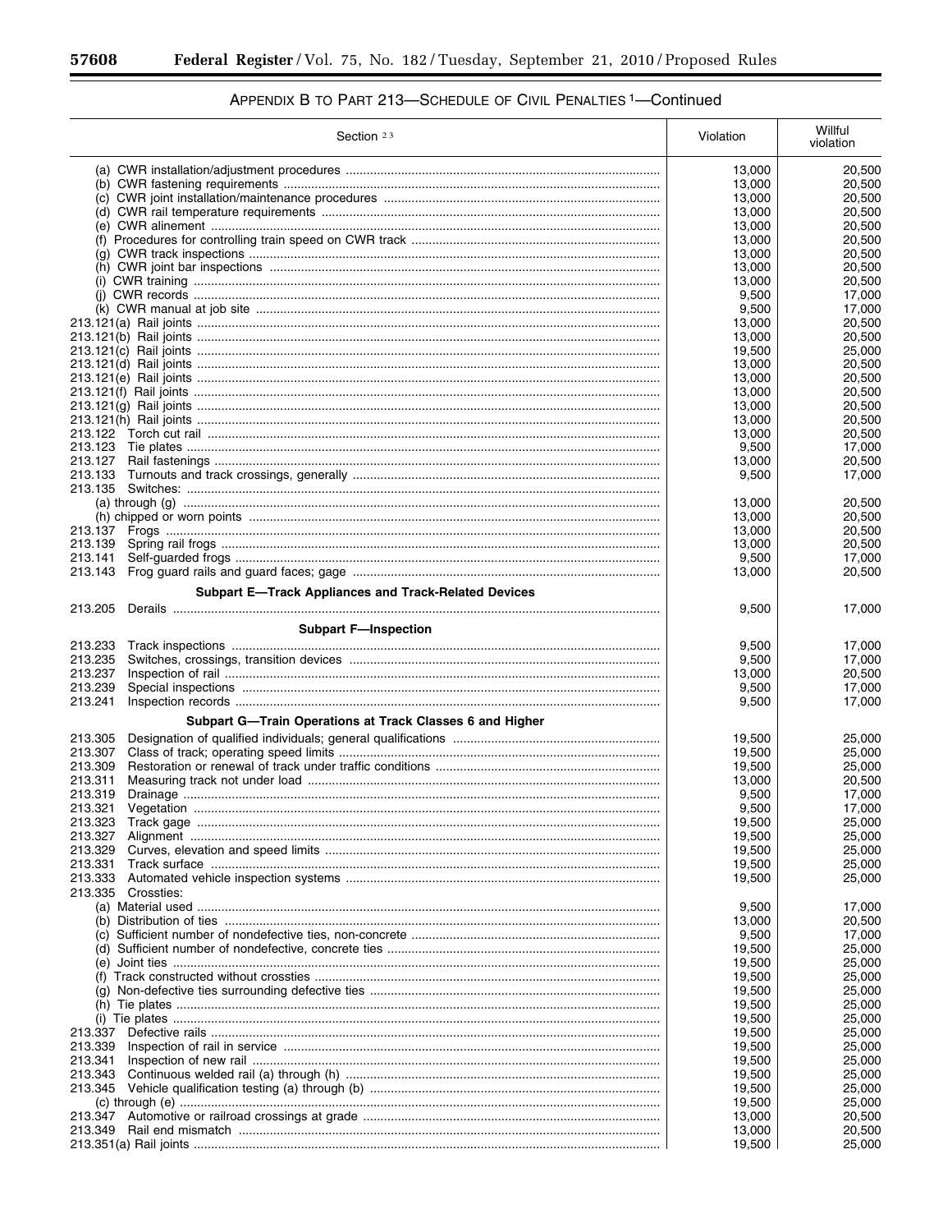# Appendix B to Part 213—Schedule of Civil Penalties [1]—Continued

| Section [2 3] | Violation | Willful violation |
|---|---|---|
| (a) CWR installation/adjustment procedures | 13,000 | 20,500 |
| (b) CWR fastening requirements | 13,000 | 20,500 |
| (c) CWR joint installation/maintenance procedures | 13,000 | 20,500 |
| (d) CWR rail temperature requirements | 13,000 | 20,500 |
| (e) CWR alinement | 13,000 | 20,500 |
| (f) Procedures for controlling train speed on CWR track | 13,000 | 20,500 |
| (g) CWR track inspections | 13,000 | 20,500 |
| (h) CWR joint bar inspections | 13,000 | 20,500 |
| (i) CWR training | 13,000 | 20,500 |
| (j) CWR records | 9,500 | 17,000 |
| (k) CWR manual at job site | 9,500 | 17,000 |
| 213.121(a) Rail joints | 13,000 | 20,500 |
| 213.121(b) Rail joints | 13,000 | 20,500 |
| 213.121(c) Rail joints | 19,500 | 25,000 |
| 213.121(d) Rail joints | 13,000 | 20,500 |
| 213.121(e) Rail joints | 13,000 | 20,500 |
| 213.121(f) Rail joints | 13,000 | 20,500 |
| 213.121(g) Rail joints | 13,000 | 20,500 |
| 213.121(h) Rail joints | 13,000 | 20,500 |
| 213.122 Torch cut rail | 13,000 | 20,500 |
| 213.123 Tie plates | 9,500 | 17,000 |
| 213.127 Rail fastenings | 13,000 | 20,500 |
| 213.133 Turnouts and track crossings, generally | 9,500 | 17,000 |
| 213.135 Switches: | | |
| (a) through (g) | 13,000 | 20,500 |
| (h) chipped or worn points | 13,000 | 20,500 |
| 213.137 Frogs | 13,000 | 20,500 |
| 213.139 Spring rail frogs | 13,000 | 20,500 |
| 213.141 Self-guarded frogs | 9,500 | 17,000 |
| 213.143 Frog guard rails and guard faces; gage | 13,000 | 20,500 |
| **Subpart E—Track Appliances and Track-Related Devices** | | |
| 213.205 Derails | 9,500 | 17,000 |
| **Subpart F—Inspection** | | |
| 213.233 Track inspections | 9,500 | 17,000 |
| 213.235 Switches, crossings, transition devices | 9,500 | 17,000 |
| 213.237 Inspection of rail | 13,000 | 20,500 |
| 213.239 Special inspections | 9,500 | 17,000 |
| 213.241 Inspection records | 9,500 | 17,000 |
| **Subpart G—Train Operations at Track Classes 6 and Higher** | | |
| 213.305 Designation of qualified individuals; general qualifications | 19,500 | 25,000 |
| 213.307 Class of track; operating speed limits | 19,500 | 25,000 |
| 213.309 Restoration or renewal of track under traffic conditions | 19,500 | 25,000 |
| 213.311 Measuring track not under load | 13,000 | 20,500 |
| 213.319 Drainage | 9,500 | 17,000 |
| 213.321 Vegetation | 9,500 | 17,000 |
| 213.323 Track gage | 19,500 | 25,000 |
| 213.327 Alignment | 19,500 | 25,000 |
| 213.329 Curves, elevation and speed limits | 19,500 | 25,000 |
| 213.331 Track surface | 19,500 | 25,000 |
| 213.333 Automated vehicle inspection systems | 19,500 | 25,000 |
| 213.335 Crossties: | | |
| (a) Material used | 9,500 | 17,000 |
| (b) Distribution of ties | 13,000 | 20,500 |
| (c) Sufficient number of nondefective ties, non-concrete | 9,500 | 17,000 |
| (d) Sufficient number of nondefective, concrete ties | 19,500 | 25,000 |
| (e) Joint ties | 19,500 | 25,000 |
| (f) Track constructed without crossties | 19,500 | 25,000 |
| (g) Non-defective ties surrounding defective ties | 19,500 | 25,000 |
| (h) Tie plates | 19,500 | 25,000 |
| (i) Tie plates | 19,500 | 25,000 |
| 213.337 Defective rails | 19,500 | 25,000 |
| 213.339 Inspection of rail in service | 19,500 | 25,000 |
| 213.341 Inspection of new rail | 19,500 | 25,000 |
| 213.343 Continuous welded rail (a) through (h) | 19,500 | 25,000 |
| 213.345 Vehicle qualification testing (a) through (b) | 19,500 | 25,000 |
| (c) through (e) | 19,500 | 25,000 |
| 213.347 Automotive or railroad crossings at grade | 13,000 | 20,500 |
| 213.349 Rail end mismatch | 13,000 | 20,500 |
| 213.351(a) Rail joints | 19,500 | 25,000 |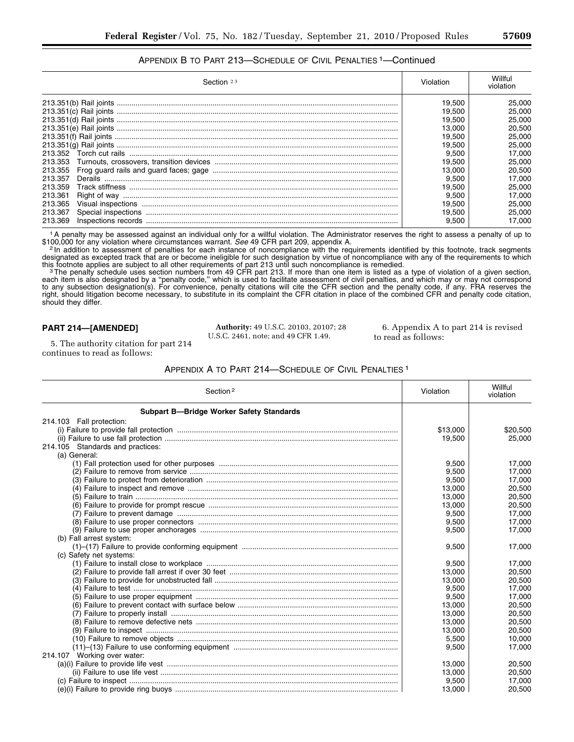### Appendix B to Part 213—Schedule of Civil Penalties [1]—Continued

| Section [2,3] | Violation | Willful violation |
| --- | --- | --- |
| 213.351(b) Rail joints | 19,500 | 25,000 |
| 213.351(c) Rail joints | 19,500 | 25,000 |
| 213.351(d) Rail joints | 19,500 | 25,000 |
| 213.351(e) Rail joints | 13,000 | 20,500 |
| 213.351(f) Rail joints | 19,500 | 25,000 |
| 213.351(g) Rail joints | 19,500 | 25,000 |
| 213.352 Torch cut rails | 9,500 | 17,000 |
| 213.353 Turnouts, crossovers, transition devices | 19,500 | 25,000 |
| 213.355 Frog guard rails and guard faces; gage | 13,000 | 20,500 |
| 213.357 Derails | 9,500 | 17,000 |
| 213.359 Track stiffness | 19,500 | 25,000 |
| 213.361 Right of way | 9,500 | 17,000 |
| 213.365 Visual inspections | 19,500 | 25,000 |
| 213.367 Special inspections | 19,500 | 25,000 |
| 213.369 Inspections records | 9,500 | 17,000 |

[1] A penalty may be assessed against an individual only for a willful violation. The Administrator reserves the right to assess a penalty of up to $100,000 for any violation where circumstances warrant. *See* 49 CFR part 209, appendix A.

[2] In addition to assessment of penalties for each instance of noncompliance with the requirements identified by this footnote, track segments designated as excepted track that are or become ineligible for such designation by virtue of noncompliance with any of the requirements to which this footnote applies are subject to all other requirements of part 213 until such noncompliance is remedied.

[3] The penalty schedule uses section numbers from 49 CFR part 213. If more than one item is listed as a type of violation of a given section, each item is also designated by a "penalty code," which is used to facilitate assessment of civil penalties, and which may or may not correspond to any subsection designation(s). For convenience, penalty citations will cite the CFR section and the penalty code, if any. FRA reserves the right, should litigation become necessary, to substitute in its complaint the CFR citation in place of the combined CFR and penalty code citation, should they differ.

## PART 214—[AMENDED]

5. The authority citation for part 214 continues to read as follows:

**Authority:** 49 U.S.C. 20103, 20107; 28 U.S.C. 2461, note; and 49 CFR 1.49.

6. Appendix A to part 214 is revised to read as follows:

### Appendix A to Part 214—Schedule of Civil Penalties [1]

| Section [2] | Violation | Willful violation |
| --- | --- | --- |
| **Subpart B—Bridge Worker Safety Standards** | | |
| 214.103 Fall protection: | | |
| (i) Failure to provide fall protection | $13,000 | $20,500 |
| (ii) Failure to use fall protection | 19,500 | 25,000 |
| 214.105 Standards and practices: | | |
| (a) General: | | |
| (1) Fall protection used for other purposes | 9,500 | 17,000 |
| (2) Failure to remove from service | 9,500 | 17,000 |
| (3) Failure to protect from deterioration | 9,500 | 17,000 |
| (4) Failure to inspect and remove | 13,000 | 20,500 |
| (5) Failure to train | 13,000 | 20,500 |
| (6) Failure to provide for prompt rescue | 13,000 | 20,500 |
| (7) Failure to prevent damage | 9,500 | 17,000 |
| (8) Failure to use proper connectors | 9,500 | 17,000 |
| (9) Failure to use proper anchorages | 9,500 | 17,000 |
| (b) Fall arrest system: | | |
| (1)–(17) Failure to provide conforming equipment | 9,500 | 17,000 |
| (c) Safety net systems: | | |
| (1) Failure to install close to workplace | 9,500 | 17,000 |
| (2) Failure to provide fall arrest if over 30 feet | 13,000 | 20,500 |
| (3) Failure to provide for unobstructed fall | 13,000 | 20,500 |
| (4) Failure to test | 9,500 | 17,000 |
| (5) Failure to use proper equipment | 9,500 | 17,000 |
| (6) Failure to prevent contact with surface below | 13,000 | 20,500 |
| (7) Failure to properly install | 13,000 | 20,500 |
| (8) Failure to remove defective nets | 13,000 | 20,500 |
| (9) Failure to inspect | 13,000 | 20,500 |
| (10) Failure to remove objects | 5,500 | 10,000 |
| (11)–(13) Failure to use conforming equipment | 9,500 | 17,000 |
| 214.107 Working over water: | | |
| (a)(i) Failure to provide life vest | 13,000 | 20,500 |
| (ii) Failure to use life vest | 13,000 | 20,500 |
| (c) Failure to inspect | 9,500 | 17,000 |
| (e)(i) Failure to provide ring buoys | 13,000 | 20,500 |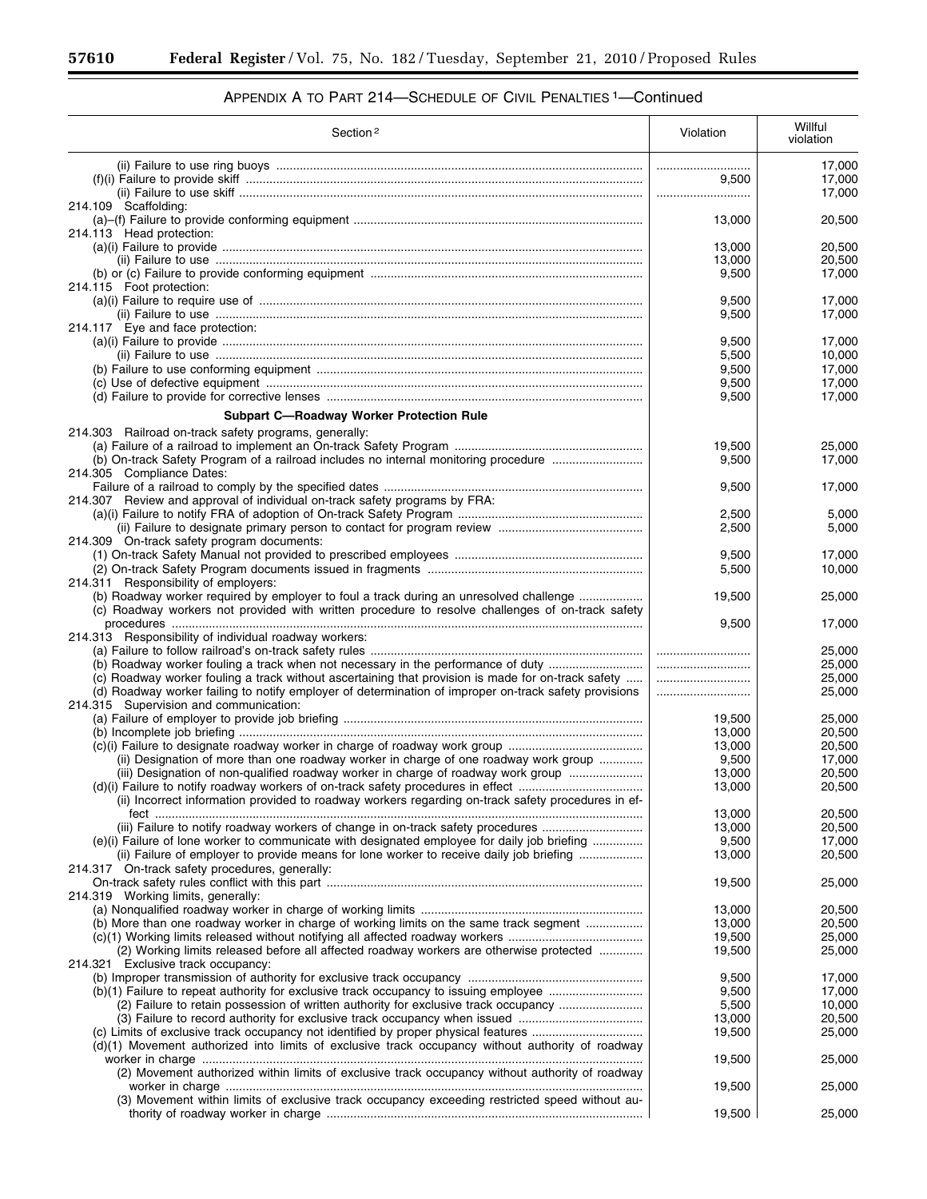## APPENDIX A TO PART 214—SCHEDULE OF CIVIL PENALTIES [1]—Continued

| Section [2] | Violation | Willful violation |
|---|---|---|
| (ii) Failure to use ring buoys | | 17,000 |
| (f)(i) Failure to provide skiff | 9,500 | 17,000 |
| (ii) Failure to use skiff | | 17,000 |
| 214.109 Scaffolding: | | |
| (a)–(f) Failure to provide conforming equipment | 13,000 | 20,500 |
| 214.113 Head protection: | | |
| (a)(i) Failure to provide | 13,000 | 20,500 |
| (ii) Failure to use | 13,000 | 20,500 |
| (b) or (c) Failure to provide conforming equipment | 9,500 | 17,000 |
| 214.115 Foot protection: | | |
| (a)(i) Failure to require use of | 9,500 | 17,000 |
| (ii) Failure to use | 9,500 | 17,000 |
| 214.117 Eye and face protection: | | |
| (a)(i) Failure to provide | 9,500 | 17,000 |
| (ii) Failure to use | 5,500 | 10,000 |
| (b) Failure to use conforming equipment | 9,500 | 17,000 |
| (c) Use of defective equipment | 9,500 | 17,000 |
| (d) Failure to provide for corrective lenses | 9,500 | 17,000 |
| **Subpart C—Roadway Worker Protection Rule** | | |
| 214.303 Railroad on-track safety programs, generally: | | |
| (a) Failure of a railroad to implement an On-track Safety Program | 19,500 | 25,000 |
| (b) On-track Safety Program of a railroad includes no internal monitoring procedure | 9,500 | 17,000 |
| 214.305 Compliance Dates: | | |
| Failure of a railroad to comply by the specified dates | 9,500 | 17,000 |
| 214.307 Review and approval of individual on-track safety programs by FRA: | | |
| (a)(i) Failure to notify FRA of adoption of On-track Safety Program | 2,500 | 5,000 |
| (ii) Failure to designate primary person to contact for program review | 2,500 | 5,000 |
| 214.309 On-track safety program documents: | | |
| (1) On-track Safety Manual not provided to prescribed employees | 9,500 | 17,000 |
| (2) On-track Safety Program documents issued in fragments | 5,500 | 10,000 |
| 214.311 Responsibility of employers: | | |
| (b) Roadway worker required by employer to foul a track during an unresolved challenge | 19,500 | 25,000 |
| (c) Roadway workers not provided with written procedure to resolve challenges of on-track safety procedures | 9,500 | 17,000 |
| 214.313 Responsibility of individual roadway workers: | | |
| (a) Failure to follow railroad's on-track safety rules | | 25,000 |
| (b) Roadway worker fouling a track when not necessary in the performance of duty | | 25,000 |
| (c) Roadway worker fouling a track without ascertaining that provision is made for on-track safety | | 25,000 |
| (d) Roadway worker failing to notify employer of determination of improper on-track safety provisions | | 25,000 |
| 214.315 Supervision and communication: | | |
| (a) Failure of employer to provide job briefing | 19,500 | 25,000 |
| (b) Incomplete job briefing | 13,000 | 20,500 |
| (c)(i) Failure to designate roadway worker in charge of roadway work group | 13,000 | 20,500 |
| (ii) Designation of more than one roadway worker in charge of one roadway work group | 9,500 | 17,000 |
| (iii) Designation of non-qualified roadway worker in charge of roadway work group | 13,000 | 20,500 |
| (d)(i) Failure to notify roadway workers of on-track safety procedures in effect | 13,000 | 20,500 |
| (ii) Incorrect information provided to roadway workers regarding on-track safety procedures in effect | 13,000 | 20,500 |
| (iii) Failure to notify roadway workers of change in on-track safety procedures | 13,000 | 20,500 |
| (e)(i) Failure of lone worker to communicate with designated employee for daily job briefing | 9,500 | 17,000 |
| (ii) Failure of employer to provide means for lone worker to receive daily job briefing | 13,000 | 20,500 |
| 214.317 On-track safety procedures, generally: | | |
| On-track safety rules conflict with this part | 19,500 | 25,000 |
| 214.319 Working limits, generally: | | |
| (a) Nonqualified roadway worker in charge of working limits | 13,000 | 20,500 |
| (b) More than one roadway worker in charge of working limits on the same track segment | 13,000 | 20,500 |
| (c)(1) Working limits released without notifying all affected roadway workers | 19,500 | 25,000 |
| (2) Working limits released before all affected roadway workers are otherwise protected | 19,500 | 25,000 |
| 214.321 Exclusive track occupancy: | | |
| (b) Improper transmission of authority for exclusive track occupancy | 9,500 | 17,000 |
| (b)(1) Failure to repeat authority for exclusive track occupancy to issuing employee | 9,500 | 17,000 |
| (2) Failure to retain possession of written authority for exclusive track occupancy | 5,500 | 10,000 |
| (3) Failure to record authority for exclusive track occupancy when issued | 13,000 | 20,500 |
| (c) Limits of exclusive track occupancy not identified by proper physical features | 19,500 | 25,000 |
| (d)(1) Movement authorized into limits of exclusive track occupancy without authority of roadway worker in charge | 19,500 | 25,000 |
| (2) Movement authorized within limits of exclusive track occupancy without authority of roadway worker in charge | 19,500 | 25,000 |
| (3) Movement within limits of exclusive track occupancy exceeding restricted speed without authority of roadway worker in charge | 19,500 | 25,000 |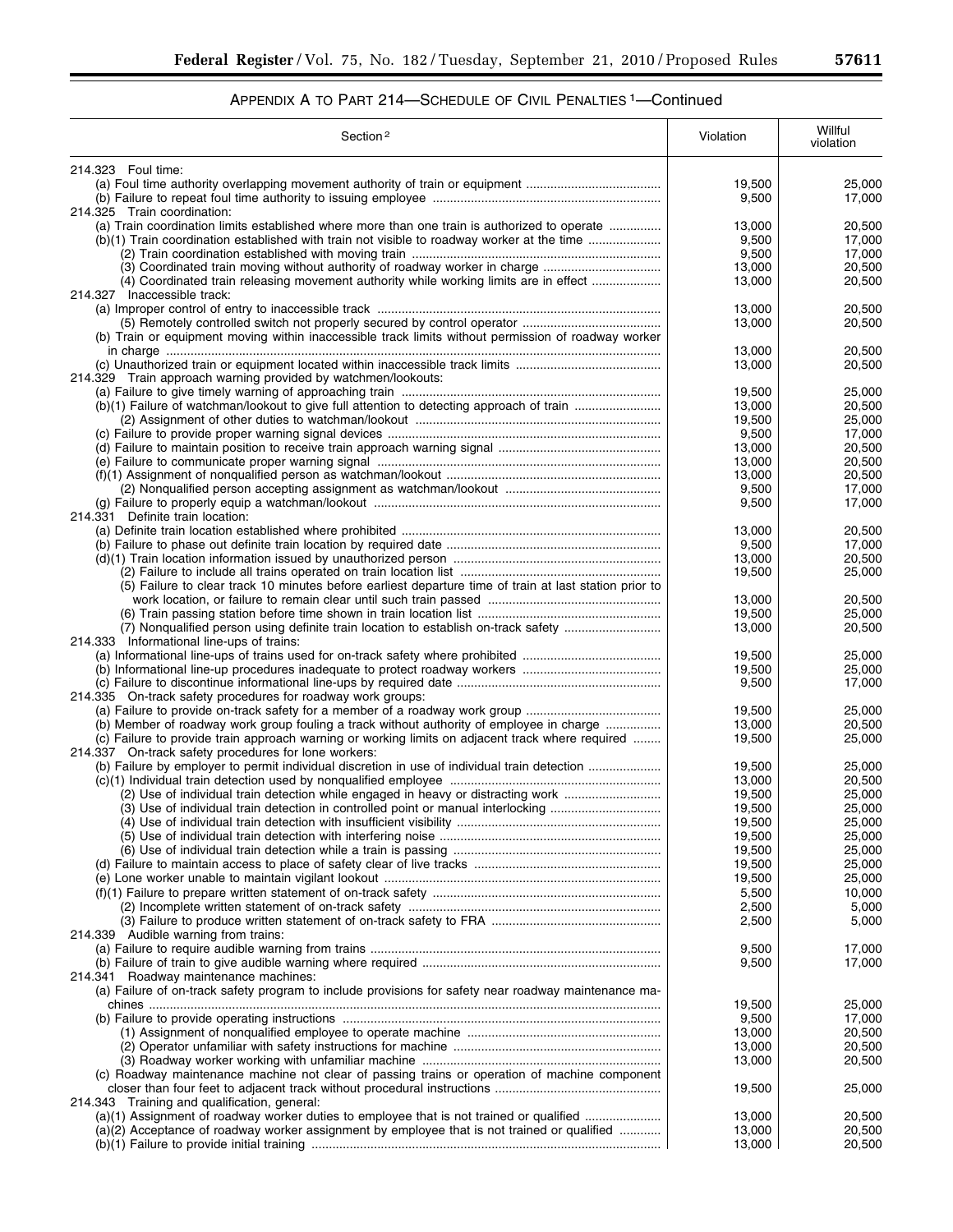## APPENDIX A TO PART 214—SCHEDULE OF CIVIL PENALTIES [1]—Continued

| Section [2] | Violation | Willful violation |
|---|---|---|
| 214.323 Foul time: | | |
| (a) Foul time authority overlapping movement authority of train or equipment | 19,500 | 25,000 |
| (b) Failure to repeat foul time authority to issuing employee | 9,500 | 17,000 |
| 214.325 Train coordination: | | |
| (a) Train coordination limits established where more than one train is authorized to operate | 13,000 | 20,500 |
| (b)(1) Train coordination established with train not visible to roadway worker at the time | 9,500 | 17,000 |
| (2) Train coordination established with moving train | 9,500 | 17,000 |
| (3) Coordinated train moving without authority of roadway worker in charge | 13,000 | 20,500 |
| (4) Coordinated train releasing movement authority while working limits are in effect | 13,000 | 20,500 |
| 214.327 Inaccessible track: | | |
| (a) Improper control of entry to inaccessible track | 13,000 | 20,500 |
| (5) Remotely controlled switch not properly secured by control operator | 13,000 | 20,500 |
| (b) Train or equipment moving within inaccessible track limits without permission of roadway worker in charge | 13,000 | 20,500 |
| (c) Unauthorized train or equipment located within inaccessible track limits | 13,000 | 20,500 |
| 214.329 Train approach warning provided by watchmen/lookouts: | | |
| (a) Failure to give timely warning of approaching train | 19,500 | 25,000 |
| (b)(1) Failure of watchman/lookout to give full attention to detecting approach of train | 13,000 | 20,500 |
| (2) Assignment of other duties to watchman/lookout | 19,500 | 25,000 |
| (c) Failure to provide proper warning signal devices | 9,500 | 17,000 |
| (d) Failure to maintain position to receive train approach warning signal | 13,000 | 20,500 |
| (e) Failure to communicate proper warning signal | 13,000 | 20,500 |
| (f)(1) Assignment of nonqualified person as watchman/lookout | 13,000 | 20,500 |
| (2) Nonqualified person accepting assignment as watchman/lookout | 9,500 | 17,000 |
| (g) Failure to properly equip a watchman/lookout | 9,500 | 17,000 |
| 214.331 Definite train location: | | |
| (a) Definite train location established where prohibited | 13,000 | 20,500 |
| (b) Failure to phase out definite train location by required date | 9,500 | 17,000 |
| (d)(1) Train location information issued by unauthorized person | 13,000 | 20,500 |
| (2) Failure to include all trains operated on train location list | 19,500 | 25,000 |
| (5) Failure to clear track 10 minutes before earliest departure time of train at last station prior to work location, or failure to remain clear until such train passed | 13,000 | 20,500 |
| (6) Train passing station before time shown in train location list | 19,500 | 25,000 |
| (7) Nonqualified person using definite train location to establish on-track safety | 13,000 | 20,500 |
| 214.333 Informational line-ups of trains: | | |
| (a) Informational line-ups of trains used for on-track safety where prohibited | 19,500 | 25,000 |
| (b) Informational line-up procedures inadequate to protect roadway workers | 19,500 | 25,000 |
| (c) Failure to discontinue informational line-ups by required date | 9,500 | 17,000 |
| 214.335 On-track safety procedures for roadway work groups: | | |
| (a) Failure to provide on-track safety for a member of a roadway work group | 19,500 | 25,000 |
| (b) Member of roadway work group fouling a track without authority of employee in charge | 13,000 | 20,500 |
| (c) Failure to provide train approach warning or working limits on adjacent track where required | 19,500 | 25,000 |
| 214.337 On-track safety procedures for lone workers: | | |
| (b) Failure by employer to permit individual discretion in use of individual train detection | 19,500 | 25,000 |
| (c)(1) Individual train detection used by nonqualified employee | 13,000 | 20,500 |
| (2) Use of individual train detection while engaged in heavy or distracting work | 19,500 | 25,000 |
| (3) Use of individual train detection in controlled point or manual interlocking | 19,500 | 25,000 |
| (4) Use of individual train detection with insufficient visibility | 19,500 | 25,000 |
| (5) Use of individual train detection with interfering noise | 19,500 | 25,000 |
| (6) Use of individual train detection while a train is passing | 19,500 | 25,000 |
| (d) Failure to maintain access to place of safety clear of live tracks | 19,500 | 25,000 |
| (e) Lone worker unable to maintain vigilant lookout | 19,500 | 25,000 |
| (f)(1) Failure to prepare written statement of on-track safety | 5,500 | 10,000 |
| (2) Incomplete written statement of on-track safety | 2,500 | 5,000 |
| (3) Failure to produce written statement of on-track safety to FRA | 2,500 | 5,000 |
| 214.339 Audible warning from trains: | | |
| (a) Failure to require audible warning from trains | 9,500 | 17,000 |
| (b) Failure of train to give audible warning where required | 9,500 | 17,000 |
| 214.341 Roadway maintenance machines: | | |
| (a) Failure of on-track safety program to include provisions for safety near roadway maintenance machines | 19,500 | 25,000 |
| (b) Failure to provide operating instructions | 9,500 | 17,000 |
| (1) Assignment of nonqualified employee to operate machine | 13,000 | 20,500 |
| (2) Operator unfamiliar with safety instructions for machine | 13,000 | 20,500 |
| (3) Roadway worker working with unfamiliar machine | 13,000 | 20,500 |
| (c) Roadway maintenance machine not clear of passing trains or operation of machine component closer than four feet to adjacent track without procedural instructions | 19,500 | 25,000 |
| 214.343 Training and qualification, general: | | |
| (a)(1) Assignment of roadway worker duties to employee that is not trained or qualified | 13,000 | 20,500 |
| (a)(2) Acceptance of roadway worker assignment by employee that is not trained or qualified | 13,000 | 20,500 |
| (b)(1) Failure to provide initial training | 13,000 | 20,500 |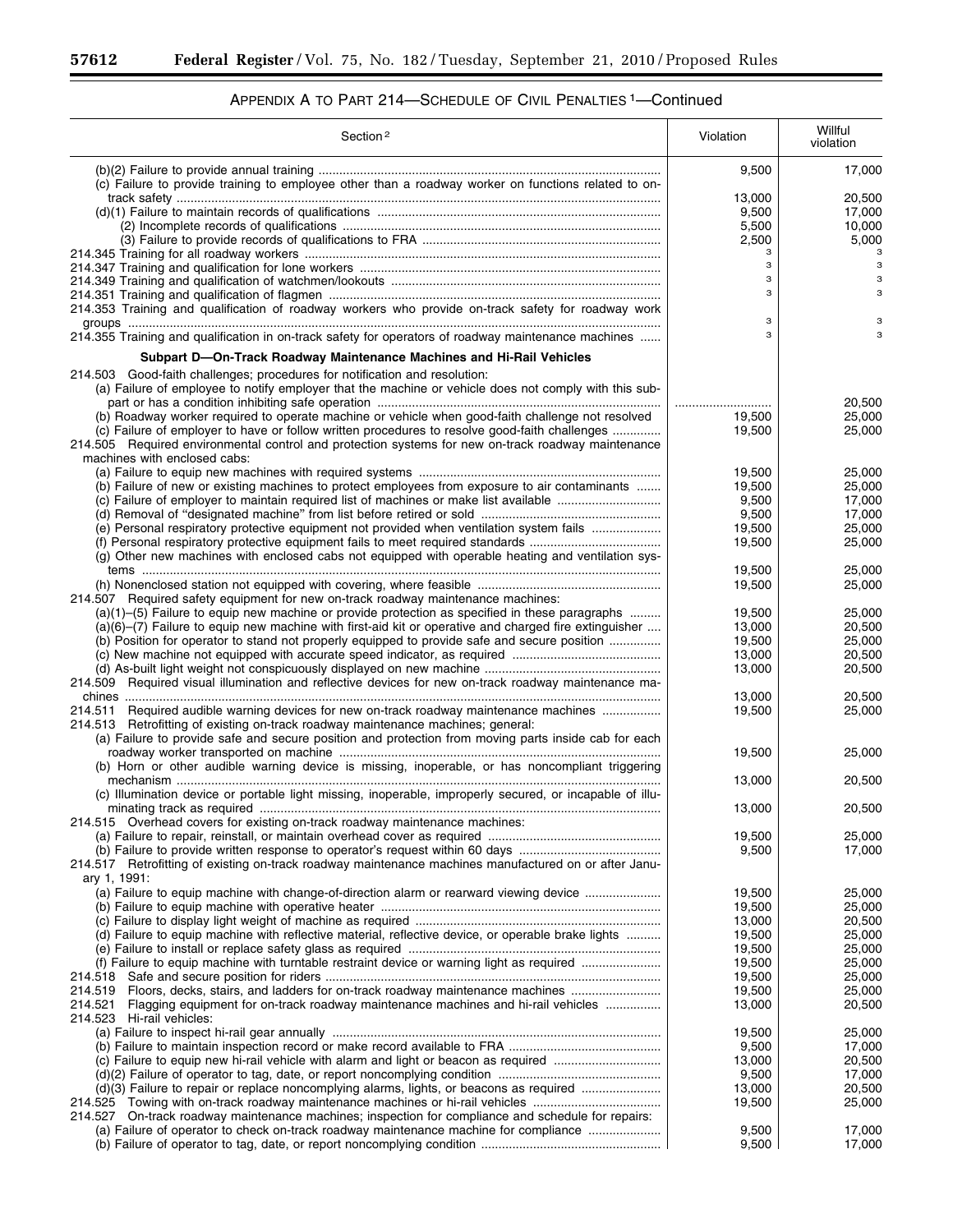## APPENDIX A TO PART 214—SCHEDULE OF CIVIL PENALTIES [1]—Continued

| Section [2] | Violation | Willful violation |
|---|---|---|
| (b)(2) Failure to provide annual training | 9,500 | 17,000 |
| (c) Failure to provide training to employee other than a roadway worker on functions related to on-track safety | 13,000 | 20,500 |
| (d)(1) Failure to maintain records of qualifications | 9,500 | 17,000 |
| (2) Incomplete records of qualifications | 5,500 | 10,000 |
| (3) Failure to provide records of qualifications to FRA | 2,500 | 5,000 |
| 214.345 Training for all roadway workers | [3] | [3] |
| 214.347 Training and qualification for lone workers | [3] | [3] |
| 214.349 Training and qualification of watchmen/lookouts | [3] | [3] |
| 214.351 Training and qualification of flagmen | [3] | [3] |
| 214.353 Training and qualification of roadway workers who provide on-track safety for roadway work groups | [3] | [3] |
| 214.355 Training and qualification in on-track safety for operators of roadway maintenance machines | [3] | [3] |
| **Subpart D—On-Track Roadway Maintenance Machines and Hi-Rail Vehicles** | | |
| 214.503 Good-faith challenges; procedures for notification and resolution: | | |
| (a) Failure of employee to notify employer that the machine or vehicle does not comply with this subpart or has a condition inhibiting safe operation | ........................... | 20,500 |
| (b) Roadway worker required to operate machine or vehicle when good-faith challenge not resolved | 19,500 | 25,000 |
| (c) Failure of employer to have or follow written procedures to resolve good-faith challenges | 19,500 | 25,000 |
| 214.505 Required environmental control and protection systems for new on-track roadway maintenance machines with enclosed cabs: | | |
| (a) Failure to equip new machines with required systems | 19,500 | 25,000 |
| (b) Failure of new or existing machines to protect employees from exposure to air contaminants | 19,500 | 25,000 |
| (c) Failure of employer to maintain required list of machines or make list available | 9,500 | 17,000 |
| (d) Removal of "designated machine" from list before retired or sold | 9,500 | 17,000 |
| (e) Personal respiratory protective equipment not provided when ventilation system fails | 19,500 | 25,000 |
| (f) Personal respiratory protective equipment fails to meet required standards | 19,500 | 25,000 |
| (g) Other new machines with enclosed cabs not equipped with operable heating and ventilation systems | 19,500 | 25,000 |
| (h) Nonenclosed station not equipped with covering, where feasible | 19,500 | 25,000 |
| 214.507 Required safety equipment for new on-track roadway maintenance machines: | | |
| (a)(1)–(5) Failure to equip new machine or provide protection as specified in these paragraphs | 19,500 | 25,000 |
| (a)(6)–(7) Failure to equip new machine with first-aid kit or operative and charged fire extinguisher | 13,000 | 20,500 |
| (b) Position for operator to stand not properly equipped to provide safe and secure position | 19,500 | 25,000 |
| (c) New machine not equipped with accurate speed indicator, as required | 13,000 | 20,500 |
| (d) As-built light weight not conspicuously displayed on new machine | 13,000 | 20,500 |
| 214.509 Required visual illumination and reflective devices for new on-track roadway maintenance machines | 13,000 | 20,500 |
| 214.511 Required audible warning devices for new on-track roadway maintenance machines | 19,500 | 25,000 |
| 214.513 Retrofitting of existing on-track roadway maintenance machines; general: | | |
| (a) Failure to provide safe and secure position and protection from moving parts inside cab for each roadway worker transported on machine | 19,500 | 25,000 |
| (b) Horn or other audible warning device is missing, inoperable, or has noncompliant triggering mechanism | 13,000 | 20,500 |
| (c) Illumination device or portable light missing, inoperable, improperly secured, or incapable of illuminating track as required | 13,000 | 20,500 |
| 214.515 Overhead covers for existing on-track roadway maintenance machines: | | |
| (a) Failure to repair, reinstall, or maintain overhead cover as required | 19,500 | 25,000 |
| (b) Failure to provide written response to operator's request within 60 days | 9,500 | 17,000 |
| 214.517 Retrofitting of existing on-track roadway maintenance machines manufactured on or after January 1, 1991: | | |
| (a) Failure to equip machine with change-of-direction alarm or rearward viewing device | 19,500 | 25,000 |
| (b) Failure to equip machine with operative heater | 19,500 | 25,000 |
| (c) Failure to display light weight of machine as required | 13,000 | 20,500 |
| (d) Failure to equip machine with reflective material, reflective device, or operable brake lights | 19,500 | 25,000 |
| (e) Failure to install or replace safety glass as required | 19,500 | 25,000 |
| (f) Failure to equip machine with turntable restraint device or warning light as required | 19,500 | 25,000 |
| 214.518 Safe and secure position for riders | 19,500 | 25,000 |
| 214.519 Floors, decks, stairs, and ladders for on-track roadway maintenance machines | 19,500 | 25,000 |
| 214.521 Flagging equipment for on-track roadway maintenance machines and hi-rail vehicles | 13,000 | 20,500 |
| 214.523 Hi-rail vehicles: | | |
| (a) Failure to inspect hi-rail gear annually | 19,500 | 25,000 |
| (b) Failure to maintain inspection record or make record available to FRA | 9,500 | 17,000 |
| (c) Failure to equip new hi-rail vehicle with alarm and light or beacon as required | 13,000 | 20,500 |
| (d)(2) Failure of operator to tag, date, or report noncomplying condition | 9,500 | 17,000 |
| (d)(3) Failure to repair or replace noncomplying alarms, lights, or beacons as required | 13,000 | 20,500 |
| 214.525 Towing with on-track roadway maintenance machines or hi-rail vehicles | 19,500 | 25,000 |
| 214.527 On-track roadway maintenance machines; inspection for compliance and schedule for repairs: | | |
| (a) Failure of operator to check on-track roadway maintenance machine for compliance | 9,500 | 17,000 |
| (b) Failure of operator to tag, date, or report noncomplying condition | 9,500 | 17,000 |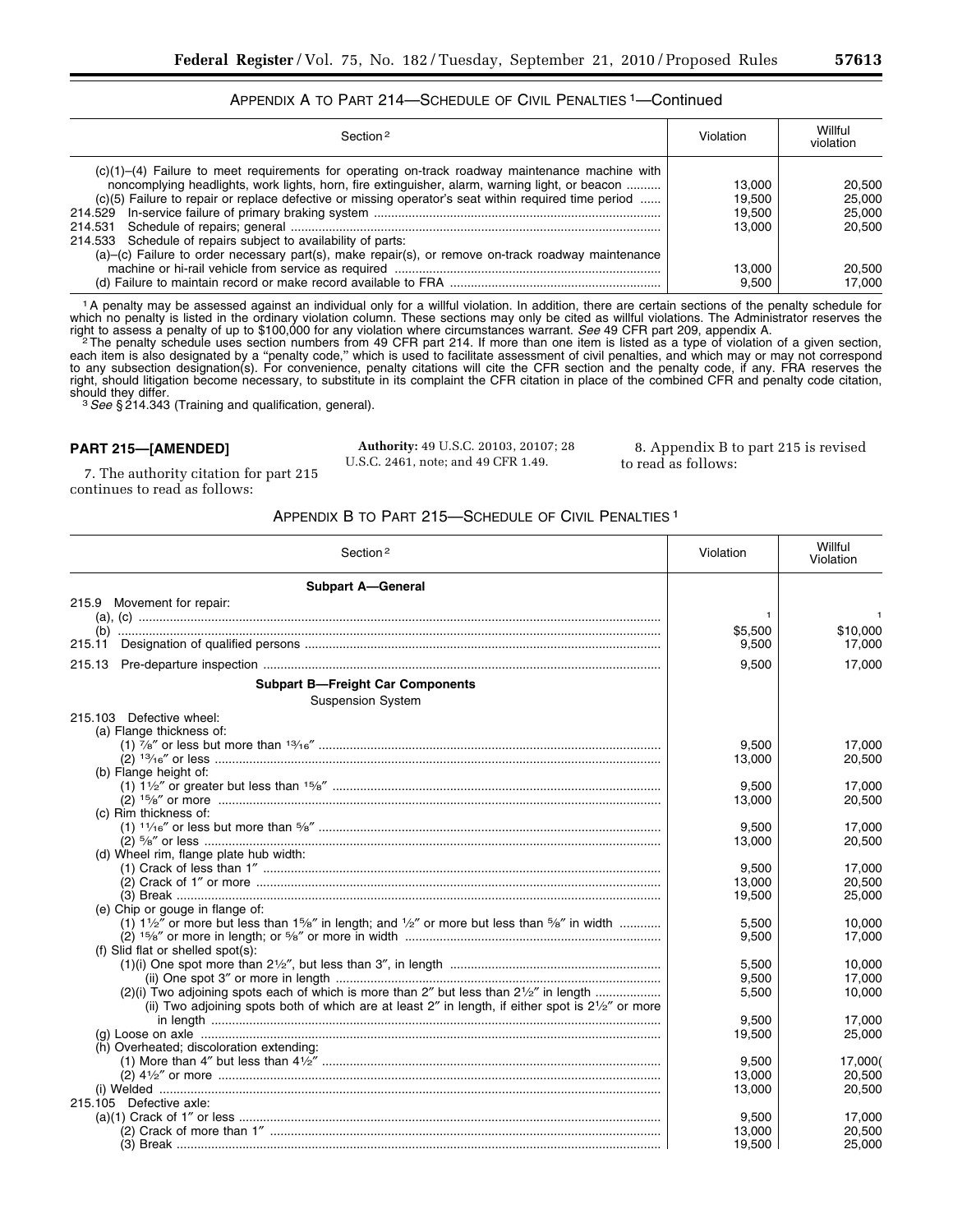## APPENDIX A TO PART 214—SCHEDULE OF CIVIL PENALTIES [1]—Continued

| Section [2] | Violation | Willful violation |
|---|---|---|
| (c)(1)–(4) Failure to meet requirements for operating on-track roadway maintenance machine with noncomplying headlights, work lights, horn, fire extinguisher, alarm, warning light, or beacon | 13,000 | 20,500 |
| (c)(5) Failure to repair or replace defective or missing operator's seat within required time period | 19,500 | 25,000 |
| 214.529 In-service failure of primary braking system | 19,500 | 25,000 |
| 214.531 Schedule of repairs; general | 13,000 | 20,500 |
| 214.533 Schedule of repairs subject to availability of parts: | | |
| (a)–(c) Failure to order necessary part(s), make repair(s), or remove on-track roadway maintenance machine or hi-rail vehicle from service as required | 13,000 | 20,500 |
| (d) Failure to maintain record or make record available to FRA | 9,500 | 17,000 |

[1] A penalty may be assessed against an individual only for a willful violation. In addition, there are certain sections of the penalty schedule for which no penalty is listed in the ordinary violation column. These sections may only be cited as willful violations. The Administrator reserves the right to assess a penalty of up to $100,000 for any violation where circumstances warrant. *See* 49 CFR part 209, appendix A.

[2] The penalty schedule uses section numbers from 49 CFR part 214. If more than one item is listed as a type of violation of a given section, each item is also designated by a "penalty code," which is used to facilitate assessment of civil penalties, and which may or may not correspond to any subsection designation(s). For convenience, penalty citations will cite the CFR section and the penalty code, if any. FRA reserves the right, should litigation become necessary, to substitute in its complaint the CFR citation in place of the combined CFR and penalty code citation, should they differ.

[3] *See* § 214.343 (Training and qualification, general).

**PART 215—[AMENDED]**

7. The authority citation for part 215 continues to read as follows:

**Authority:** 49 U.S.C. 20103, 20107; 28 U.S.C. 2461, note; and 49 CFR 1.49.

8. Appendix B to part 215 is revised to read as follows:

## APPENDIX B TO PART 215—SCHEDULE OF CIVIL PENALTIES [1]

| Section [2] | Violation | Willful Violation |
|---|---|---|
| **Subpart A—General** | | |
| 215.9 Movement for repair: | | |
| (a), (c) | [1] | [1] |
| (b) | $5,500 | $10,000 |
| 215.11 Designation of qualified persons | 9,500 | 17,000 |
| 215.13 Pre-departure inspection | 9,500 | 17,000 |
| **Subpart B—Freight Car Components** | | |
| Suspension System | | |
| 215.103 Defective wheel: | | |
| (a) Flange thickness of: | | |
| (1) 7⁄8″ or less but more than 13⁄16″ | 9,500 | 17,000 |
| (2) 13⁄16″ or less | 13,000 | 20,500 |
| (b) Flange height of: | | |
| (1) 1 1⁄2″ or greater but less than 15⁄8″ | 9,500 | 17,000 |
| (2) 15⁄8″ or more | 13,000 | 20,500 |
| (c) Rim thickness of: | | |
| (1) 11⁄16″ or less but more than 5⁄8″ | 9,500 | 17,000 |
| (2) 5⁄8″ or less | 13,000 | 20,500 |
| (d) Wheel rim, flange plate hub width: | | |
| (1) Crack of less than 1″ | 9,500 | 17,000 |
| (2) Crack of 1″ or more | 13,000 | 20,500 |
| (3) Break | 19,500 | 25,000 |
| (e) Chip or gouge in flange of: | | |
| (1) 1 1⁄2″ or more but less than 15⁄8″ in length; and 1⁄2″ or more but less than 5⁄8″ in width | 5,500 | 10,000 |
| (2) 15⁄8″ or more in length; or 5⁄8″ or more in width | 9,500 | 17,000 |
| (f) Slid flat or shelled spot(s): | | |
| (1)(i) One spot more than 2 1⁄2″, but less than 3″, in length | 5,500 | 10,000 |
| (ii) One spot 3″ or more in length | 9,500 | 17,000 |
| (2)(i) Two adjoining spots each of which is more than 2″ but less than 2 1⁄2″ in length | 5,500 | 10,000 |
| (ii) Two adjoining spots both of which are at least 2″ in length, if either spot is 2 1⁄2″ or more in length | 9,500 | 17,000 |
| (g) Loose on axle | 19,500 | 25,000 |
| (h) Overheated; discoloration extending: | | |
| (1) More than 4″ but less than 4 1⁄2″ | 9,500 | 17,000( |
| (2) 4 1⁄2″ or more | 13,000 | 20,500 |
| (i) Welded | 13,000 | 20,500 |
| 215.105 Defective axle: | | |
| (a)(1) Crack of 1″ or less | 9,500 | 17,000 |
| (2) Crack of more than 1″ | 13,000 | 20,500 |
| (3) Break | 19,500 | 25,000 |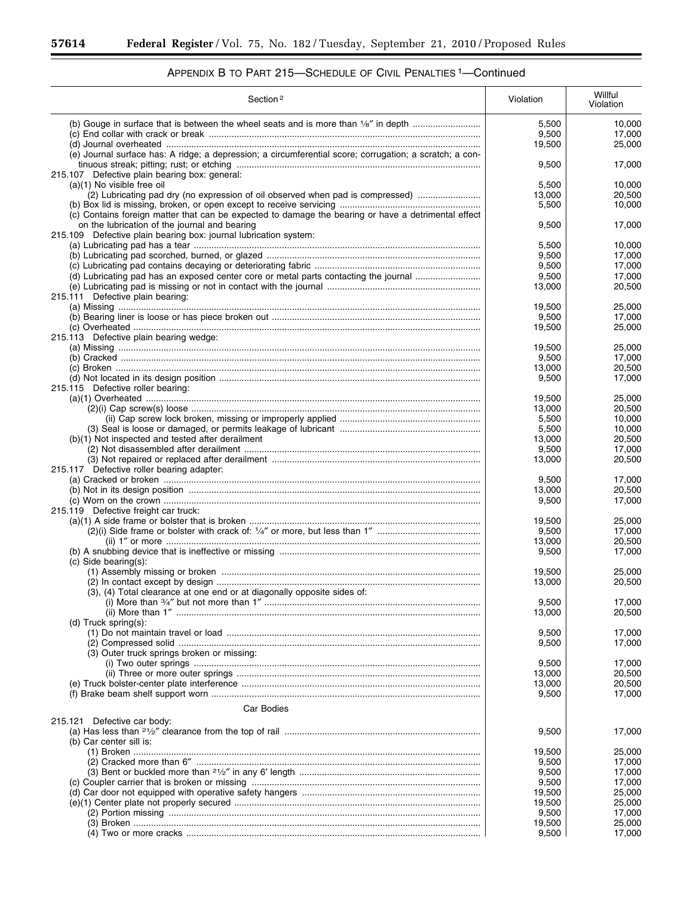## APPENDIX B TO PART 215—SCHEDULE OF CIVIL PENALTIES [1]—Continued

| Section [2] | Violation | Willful Violation |
|---|---|---|
| (b) Gouge in surface that is between the wheel seats and is more than ⅛″ in depth | 5,500 | 10,000 |
| (c) End collar with crack or break | 9,500 | 17,000 |
| (d) Journal overheated | 19,500 | 25,000 |
| (e) Journal surface has: A ridge; a depression; a circumferential score; corrugation; a scratch; a continuous streak; pitting; rust; or etching | 9,500 | 17,000 |
| 215.107 Defective plain bearing box: general: | | |
| (a)(1) No visible free oil | 5,500 | 10,000 |
| (2) Lubricating pad dry (no expression of oil observed when pad is compressed) | 13,000 | 20,500 |
| (b) Box lid is missing, broken, or open except to receive servicing | 5,500 | 10,000 |
| (c) Contains foreign matter that can be expected to damage the bearing or have a detrimental effect on the lubrication of the journal and bearing | 9,500 | 17,000 |
| 215.109 Defective plain bearing box: journal lubrication system: | | |
| (a) Lubricating pad has a tear | 5,500 | 10,000 |
| (b) Lubricating pad scorched, burned, or glazed | 9,500 | 17,000 |
| (c) Lubricating pad contains decaying or deteriorating fabric | 9,500 | 17,000 |
| (d) Lubricating pad has an exposed center core or metal parts contacting the journal | 9,500 | 17,000 |
| (e) Lubricating pad is missing or not in contact with the journal | 13,000 | 20,500 |
| 215.111 Defective plain bearing: | | |
| (a) Missing | 19,500 | 25,000 |
| (b) Bearing liner is loose or has piece broken out | 9,500 | 17,000 |
| (c) Overheated | 19,500 | 25,000 |
| 215.113 Defective plain bearing wedge: | | |
| (a) Missing | 19,500 | 25,000 |
| (b) Cracked | 9,500 | 17,000 |
| (c) Broken | 13,000 | 20,500 |
| (d) Not located in its design position | 9,500 | 17,000 |
| 215.115 Defective roller bearing: | | |
| (a)(1) Overheated | 19,500 | 25,000 |
| (2)(i) Cap screw(s) loose | 13,000 | 20,500 |
| (ii) Cap screw lock broken, missing or improperly applied | 5,500 | 10,000 |
| (3) Seal is loose or damaged, or permits leakage of lubricant | 5,500 | 10,000 |
| (b)(1) Not inspected and tested after derailment | 13,000 | 20,500 |
| (2) Not disassembled after derailment | 9,500 | 17,000 |
| (3) Not repaired or replaced after derailment | 13,000 | 20,500 |
| 215.117 Defective roller bearing adapter: | | |
| (a) Cracked or broken | 9,500 | 17,000 |
| (b) Not in its design position | 13,000 | 20,500 |
| (c) Worn on the crown | 9,500 | 17,000 |
| 215.119 Defective freight car truck: | | |
| (a)(1) A side frame or bolster that is broken | 19,500 | 25,000 |
| (2)(i) Side frame or bolster with crack of: ¼″ or more, but less than 1″ | 9,500 | 17,000 |
| (ii) 1″ or more | 13,000 | 20,500 |
| (b) A snubbing device that is ineffective or missing | 9,500 | 17,000 |
| (c) Side bearing(s): | | |
| (1) Assembly missing or broken | 19,500 | 25,000 |
| (2) In contact except by design | 13,000 | 20,500 |
| (3), (4) Total clearance at one end or at diagonally opposite sides of: | | |
| (i) More than ¾″ but not more than 1″ | 9,500 | 17,000 |
| (ii) More than 1″ | 13,000 | 20,500 |
| (d) Truck spring(s): | | |
| (1) Do not maintain travel or load | 9,500 | 17,000 |
| (2) Compressed solid | 9,500 | 17,000 |
| (3) Outer truck springs broken or missing: | | |
| (i) Two outer springs | 9,500 | 17,000 |
| (ii) Three or more outer springs | 13,000 | 20,500 |
| (e) Truck bolster-center plate interference | 13,000 | 20,500 |
| (f) Brake beam shelf support worn | 9,500 | 17,000 |
| Car Bodies | | |
| 215.121 Defective car body: | | |
| (a) Has less than 2½″ clearance from the top of rail | 9,500 | 17,000 |
| (b) Car center sill is: | | |
| (1) Broken | 19,500 | 25,000 |
| (2) Cracked more than 6″ | 9,500 | 17,000 |
| (3) Bent or buckled more than 2½″ in any 6′ length | 9,500 | 17,000 |
| (c) Coupler carrier that is broken or missing | 9,500 | 17,000 |
| (d) Car door not equipped with operative safety hangers | 19,500 | 25,000 |
| (e)(1) Center plate not properly secured | 19,500 | 25,000 |
| (2) Portion missing | 9,500 | 17,000 |
| (3) Broken | 19,500 | 25,000 |
| (4) Two or more cracks | 9,500 | 17,000 |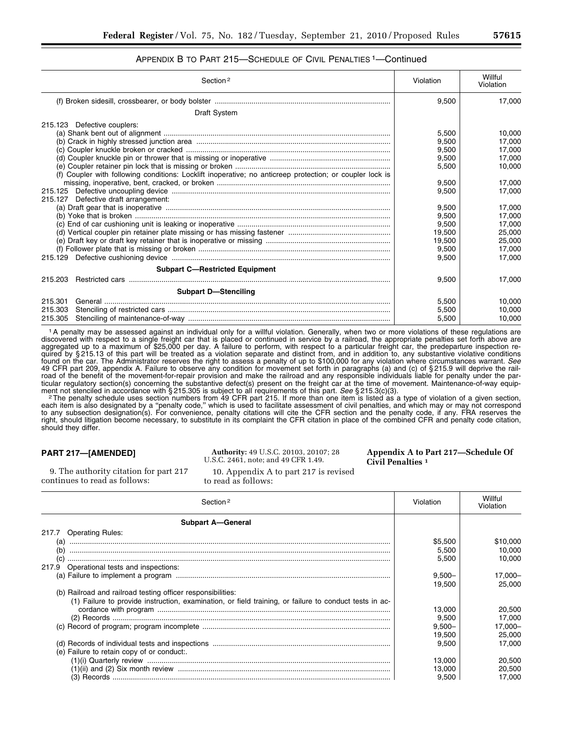APPENDIX B TO PART 215—SCHEDULE OF CIVIL PENALTIES [1]—Continued

| Section [2] | Violation | Willful Violation |
|---|---|---|
| (f) Broken sidesill, crossbearer, or body bolster | 9,500 | 17,000 |
| Draft System | | |
| 215.123 Defective couplers: | | |
| (a) Shank bent out of alignment | 5,500 | 10,000 |
| (b) Crack in highly stressed junction area | 9,500 | 17,000 |
| (c) Coupler knuckle broken or cracked | 9,500 | 17,000 |
| (d) Coupler knuckle pin or thrower that is missing or inoperative | 9,500 | 17,000 |
| (e) Coupler retainer pin lock that is missing or broken | 5,500 | 10,000 |
| (f) Coupler with following conditions: Locklift inoperative; no anticreep protection; or coupler lock is missing, inoperative, bent, cracked, or broken | 9,500 | 17,000 |
| 215.125 Defective uncoupling device | 9,500 | 17,000 |
| 215.127 Defective draft arrangement: | | |
| (a) Draft gear that is inoperative | 9,500 | 17,000 |
| (b) Yoke that is broken | 9,500 | 17,000 |
| (c) End of car cushioning unit is leaking or inoperative | 9,500 | 17,000 |
| (d) Vertical coupler pin retainer plate missing or has missing fastener | 19,500 | 25,000 |
| (e) Draft key or draft key retainer that is inoperative or missing | 19,500 | 25,000 |
| (f) Follower plate that is missing or broken | 9,500 | 17,000 |
| 215.129 Defective cushioning device | 9,500 | 17,000 |
| **Subpart C—Restricted Equipment** | | |
| 215.203 Restricted cars | 9,500 | 17,000 |
| **Subpart D—Stenciling** | | |
| 215.301 General | 5,500 | 10,000 |
| 215.303 Stenciling of restricted cars | 5,500 | 10,000 |
| 215.305 Stenciling of maintenance-of-way | 5,500 | 10,000 |

[1] A penalty may be assessed against an individual only for a willful violation. Generally, when two or more violations of these regulations are discovered with respect to a single freight car that is placed or continued in service by a railroad, the appropriate penalties set forth above are aggregated up to a maximum of $25,000 per day. A failure to perform, with respect to a particular freight car, the predeparture inspection required by § 215.13 of this part will be treated as a violation separate and distinct from, and in addition to, any substantive violative conditions found on the car. The Administrator reserves the right to assess a penalty of up to $100,000 for any violation where circumstances warrant. *See* 49 CFR part 209, appendix A. Failure to observe any condition for movement set forth in paragraphs (a) and (c) of § 215.9 will deprive the railroad of the benefit of the movement-for-repair provision and make the railroad and any responsible individuals liable for penalty under the particular regulatory section(s) concerning the substantive defect(s) present on the freight car at the time of movement. Maintenance-of-way equipment not stenciled in accordance with § 215.305 is subject to all requirements of this part. *See* § 215.3(c)(3).

[2] The penalty schedule uses section numbers from 49 CFR part 215. If more than one item is listed as a type of violation of a given section, each item is also designated by a "penalty code," which is used to facilitate assessment of civil penalties, and which may or may not correspond to any subsection designation(s). For convenience, penalty citations will cite the CFR section and the penalty code, if any. FRA reserves the right, should litigation become necessary, to substitute in its complaint the CFR citation in place of the combined CFR and penalty code citation, should they differ.

## PART 217—[AMENDED]

9. The authority citation for part 217 continues to read as follows:

**Authority:** 49 U.S.C. 20103, 20107; 28 U.S.C. 2461, note; and 49 CFR 1.49.

10. Appendix A to part 217 is revised to read as follows:

### Appendix A to Part 217—Schedule Of Civil Penalties [1]

| Section [2] | Violation | Willful Violation |
|---|---|---|
| **Subpart A—General** | | |
| 217.7 Operating Rules: | | |
| (a) | $5,500 | $10,000 |
| (b) | 5,500 | 10,000 |
| (c) | 5,500 | 10,000 |
| 217.9 Operational tests and inspections: | | |
| (a) Failure to implement a program | 9,500–19,500 | 17,000–25,000 |
| (b) Railroad and railroad testing officer responsibilities: | | |
| (1) Failure to provide instruction, examination, or field training, or failure to conduct tests in accordance with program | 13,000 | 20,500 |
| (2) Records | 9,500 | 17,000 |
| (c) Record of program; program incomplete | 9,500–19,500 | 17,000–25,000 |
| (d) Records of individual tests and inspections | 9,500 | 17,000 |
| (e) Failure to retain copy of or conduct:. | | |
| (1)(i) Quarterly review | 13,000 | 20,500 |
| (1)(ii) and (2) Six month review | 13,000 | 20,500 |
| (3) Records | 9,500 | 17,000 |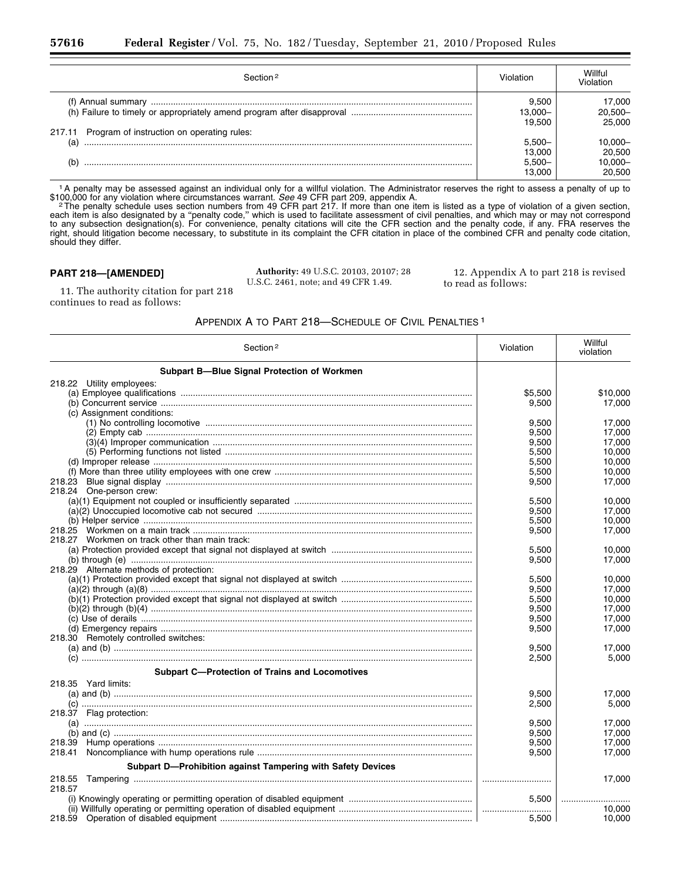| Section [2] | Violation | Willful Violation |
|---|---|---|
| (f) Annual summary | 9,500 | 17,000 |
| (h) Failure to timely or appropriately amend program after disapproval | 13,000–19,500 | 20,500–25,000 |
| 217.11 Program of instruction on operating rules: | | |
| (a) | 5,500–13,000 | 10,000–20,500 |
| (b) | 5,500–13,000 | 10,000–20,500 |

[1] A penalty may be assessed against an individual only for a willful violation. The Administrator reserves the right to assess a penalty of up to $100,000 for any violation where circumstances warrant. *See* 49 CFR part 209, appendix A.

[2] The penalty schedule uses section numbers from 49 CFR part 217. If more than one item is listed as a type of violation of a given section, each item is also designated by a "penalty code," which is used to facilitate assessment of civil penalties, and which may or may not correspond to any subsection designation(s). For convenience, penalty citations will cite the CFR section and the penalty code, if any. FRA reserves the right, should litigation become necessary, to substitute in its complaint the CFR citation in place of the combined CFR and penalty code citation, should they differ.

## PART 218—[AMENDED]

11. The authority citation for part 218 continues to read as follows:

**Authority:** 49 U.S.C. 20103, 20107; 28 U.S.C. 2461, note; and 49 CFR 1.49.

12. Appendix A to part 218 is revised to read as follows:

### Appendix A to Part 218—Schedule of Civil Penalties [1]

| Section [2] | Violation | Willful violation |
|---|---|---|
| **Subpart B—Blue Signal Protection of Workmen** | | |
| 218.22 Utility employees: | | |
| (a) Employee qualifications | $5,500 | $10,000 |
| (b) Concurrent service | 9,500 | 17,000 |
| (c) Assignment conditions: | | |
| (1) No controlling locomotive | 9,500 | 17,000 |
| (2) Empty cab | 9,500 | 17,000 |
| (3)(4) Improper communication | 9,500 | 17,000 |
| (5) Performing functions not listed | 5,500 | 10,000 |
| (d) Improper release | 5,500 | 10,000 |
| (f) More than three utility employees with one crew | 5,500 | 10,000 |
| 218.23 Blue signal display | 9,500 | 17,000 |
| 218.24 One-person crew: | | |
| (a)(1) Equipment not coupled or insufficiently separated | 5,500 | 10,000 |
| (a)(2) Unoccupied locomotive cab not secured | 9,500 | 17,000 |
| (b) Helper service | 5,500 | 10,000 |
| 218.25 Workmen on a main track | 9,500 | 17,000 |
| 218.27 Workmen on track other than main track: | | |
| (a) Protection provided except that signal not displayed at switch | 5,500 | 10,000 |
| (b) through (e) | 9,500 | 17,000 |
| 218.29 Alternate methods of protection: | | |
| (a)(1) Protection provided except that signal not displayed at switch | 5,500 | 10,000 |
| (a)(2) through (a)(8) | 9,500 | 17,000 |
| (b)(1) Protection provided except that signal not displayed at switch | 5,500 | 10,000 |
| (b)(2) through (b)(4) | 9,500 | 17,000 |
| (c) Use of derails | 9,500 | 17,000 |
| (d) Emergency repairs | 9,500 | 17,000 |
| 218.30 Remotely controlled switches: | | |
| (a) and (b) | 9,500 | 17,000 |
| (c) | 2,500 | 5,000 |
| **Subpart C—Protection of Trains and Locomotives** | | |
| 218.35 Yard limits: | | |
| (a) and (b) | 9,500 | 17,000 |
| (c) | 2,500 | 5,000 |
| 218.37 Flag protection: | | |
| (a) | 9,500 | 17,000 |
| (b) and (c) | 9,500 | 17,000 |
| 218.39 Hump operations | 9,500 | 17,000 |
| 218.41 Noncompliance with hump operations rule | 9,500 | 17,000 |
| **Subpart D—Prohibition against Tampering with Safety Devices** | | |
| 218.55 Tampering | ............ | 17,000 |
| 218.57 | | |
| (i) Knowingly operating or permitting operation of disabled equipment | 5,500 | ............ |
| (ii) Willfully operating or permitting operation of disabled equipment | ............ | 10,000 |
| 218.59 Operation of disabled equipment | 5,500 | 10,000 |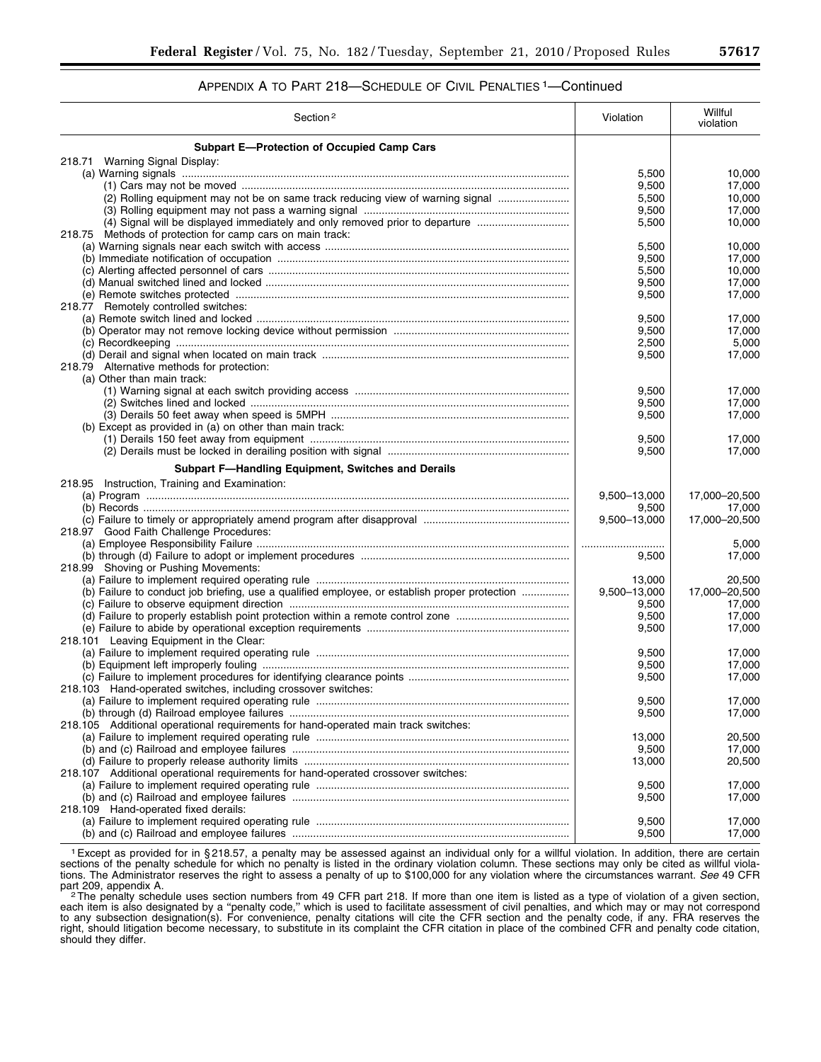APPENDIX A TO PART 218—SCHEDULE OF CIVIL PENALTIES [1]—Continued

| Section [2] | Violation | Willful violation |
|---|---|---|
| **Subpart E—Protection of Occupied Camp Cars** | | |
| 218.71 Warning Signal Display: | | |
| (a) Warning signals | 5,500 | 10,000 |
| (1) Cars may not be moved | 9,500 | 17,000 |
| (2) Rolling equipment may not be on same track reducing view of warning signal | 5,500 | 10,000 |
| (3) Rolling equipment may not pass a warning signal | 9,500 | 17,000 |
| (4) Signal will be displayed immediately and only removed prior to departure | 5,500 | 10,000 |
| 218.75 Methods of protection for camp cars on main track: | | |
| (a) Warning signals near each switch with access | 5,500 | 10,000 |
| (b) Immediate notification of occupation | 9,500 | 17,000 |
| (c) Alerting affected personnel of cars | 5,500 | 10,000 |
| (d) Manual switched lined and locked | 9,500 | 17,000 |
| (e) Remote switches protected | 9,500 | 17,000 |
| 218.77 Remotely controlled switches: | | |
| (a) Remote switch lined and locked | 9,500 | 17,000 |
| (b) Operator may not remove locking device without permission | 9,500 | 17,000 |
| (c) Recordkeeping | 2,500 | 5,000 |
| (d) Derail and signal when located on main track | 9,500 | 17,000 |
| 218.79 Alternative methods for protection: | | |
| (a) Other than main track: | | |
| (1) Warning signal at each switch providing access | 9,500 | 17,000 |
| (2) Switches lined and locked | 9,500 | 17,000 |
| (3) Derails 50 feet away when speed is 5MPH | 9,500 | 17,000 |
| (b) Except as provided in (a) on other than main track: | | |
| (1) Derails 150 feet away from equipment | 9,500 | 17,000 |
| (2) Derails must be locked in derailing position with signal | 9,500 | 17,000 |
| **Subpart F—Handling Equipment, Switches and Derails** | | |
| 218.95 Instruction, Training and Examination: | | |
| (a) Program | 9,500–13,000 | 17,000–20,500 |
| (b) Records | 9,500 | 17,000 |
| (c) Failure to timely or appropriately amend program after disapproval | 9,500–13,000 | 17,000–20,500 |
| 218.97 Good Faith Challenge Procedures: | | |
| (a) Employee Responsibility Failure | | 5,000 |
| (b) through (d) Failure to adopt or implement procedures | 9,500 | 17,000 |
| 218.99 Shoving or Pushing Movements: | | |
| (a) Failure to implement required operating rule | 13,000 | 20,500 |
| (b) Failure to conduct job briefing, use a qualified employee, or establish proper protection | 9,500–13,000 | 17,000–20,500 |
| (c) Failure to observe equipment direction | 9,500 | 17,000 |
| (d) Failure to properly establish point protection within a remote control zone | 9,500 | 17,000 |
| (e) Failure to abide by operational exception requirements | 9,500 | 17,000 |
| 218.101 Leaving Equipment in the Clear: | | |
| (a) Failure to implement required operating rule | 9,500 | 17,000 |
| (b) Equipment left improperly fouling | 9,500 | 17,000 |
| (c) Failure to implement procedures for identifying clearance points | 9,500 | 17,000 |
| 218.103 Hand-operated switches, including crossover switches: | | |
| (a) Failure to implement required operating rule | 9,500 | 17,000 |
| (b) through (d) Railroad employee failures | 9,500 | 17,000 |
| 218.105 Additional operational requirements for hand-operated main track switches: | | |
| (a) Failure to implement required operating rule | 13,000 | 20,500 |
| (b) and (c) Railroad and employee failures | 9,500 | 17,000 |
| (d) Failure to properly release authority limits | 13,000 | 20,500 |
| 218.107 Additional operational requirements for hand-operated crossover switches: | | |
| (a) Failure to implement required operating rule | 9,500 | 17,000 |
| (b) and (c) Railroad and employee failures | 9,500 | 17,000 |
| 218.109 Hand-operated fixed derails: | | |
| (a) Failure to implement required operating rule | 9,500 | 17,000 |
| (b) and (c) Railroad and employee failures | 9,500 | 17,000 |

[1] Except as provided for in § 218.57, a penalty may be assessed against an individual only for a willful violation. In addition, there are certain sections of the penalty schedule for which no penalty is listed in the ordinary violation column. These sections may only be cited as willful violations. The Administrator reserves the right to assess a penalty of up to $100,000 for any violation where the circumstances warrant. *See* 49 CFR part 209, appendix A.

[2] The penalty schedule uses section numbers from 49 CFR part 218. If more than one item is listed as a type of violation of a given section, each item is also designated by a "penalty code," which is used to facilitate assessment of civil penalties, and which may or may not correspond to any subsection designation(s). For convenience, penalty citations will cite the CFR section and the penalty code, if any. FRA reserves the right, should litigation become necessary, to substitute in its complaint the CFR citation in place of the combined CFR and penalty code citation, should they differ.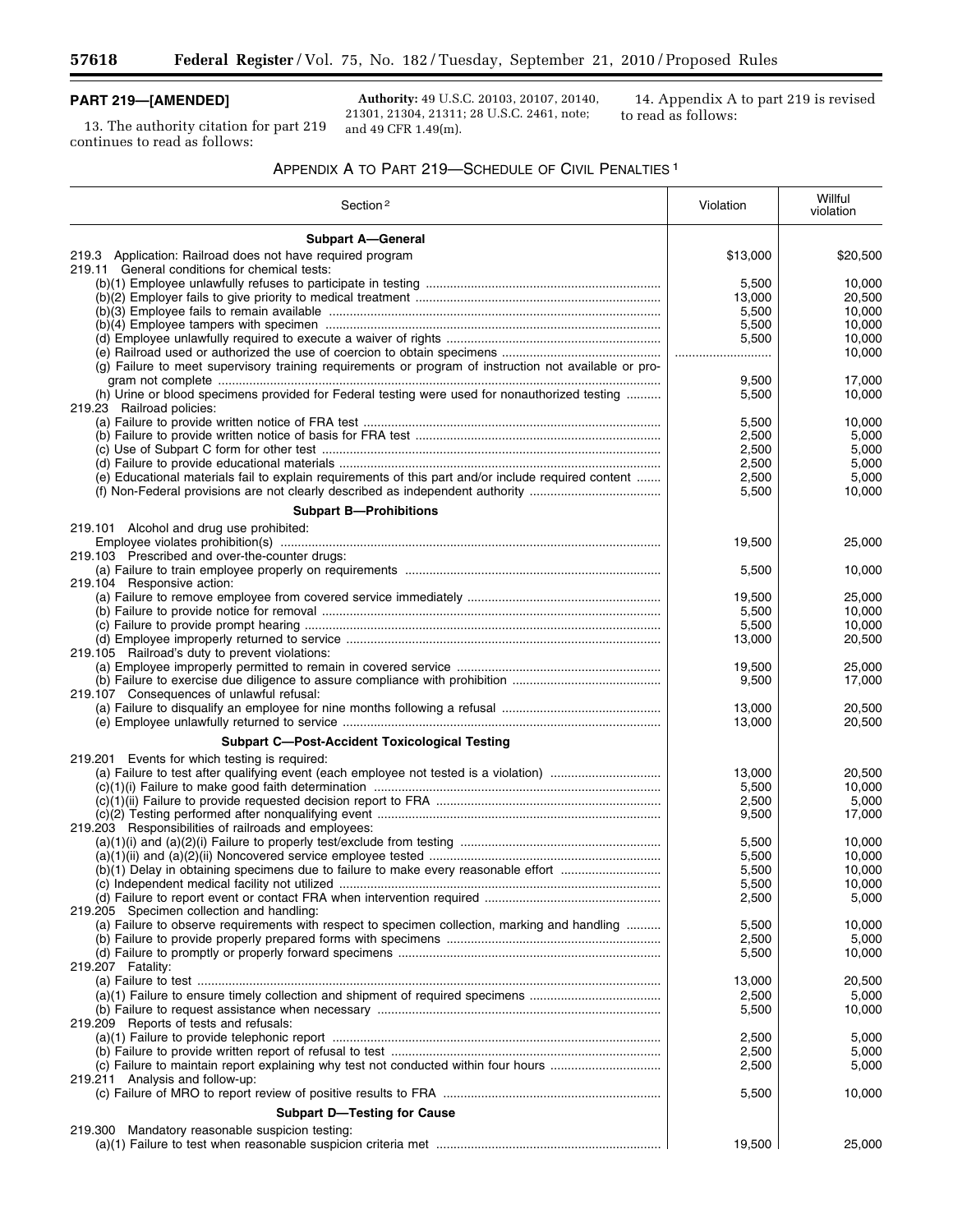## PART 219—[AMENDED]

13. The authority citation for part 219 continues to read as follows:

**Authority:** 49 U.S.C. 20103, 20107, 20140, 21301, 21304, 21311; 28 U.S.C. 2461, note; and 49 CFR 1.49(m).

14. Appendix A to part 219 is revised to read as follows:

### APPENDIX A TO PART 219—SCHEDULE OF CIVIL PENALTIES [1]

| Section [2] | Violation | Willful violation |
|---|---|---|
| **Subpart A—General** | | |
| 219.3 Application: Railroad does not have required program | $13,000 | $20,500 |
| 219.11 General conditions for chemical tests: | | |
| (b)(1) Employee unlawfully refuses to participate in testing | 5,500 | 10,000 |
| (b)(2) Employer fails to give priority to medical treatment | 13,000 | 20,500 |
| (b)(3) Employee fails to remain available | 5,500 | 10,000 |
| (b)(4) Employee tampers with specimen | 5,500 | 10,000 |
| (d) Employee unlawfully required to execute a waiver of rights | 5,500 | 10,000 |
| (e) Railroad used or authorized the use of coercion to obtain specimens | ........................... | 10,000 |
| (g) Failure to meet supervisory training requirements or program of instruction not available or program not complete | 9,500 | 17,000 |
| (h) Urine or blood specimens provided for Federal testing were used for nonauthorized testing | 5,500 | 10,000 |
| 219.23 Railroad policies: | | |
| (a) Failure to provide written notice of FRA test | 5,500 | 10,000 |
| (b) Failure to provide written notice of basis for FRA test | 2,500 | 5,000 |
| (c) Use of Subpart C form for other test | 2,500 | 5,000 |
| (d) Failure to provide educational materials | 2,500 | 5,000 |
| (e) Educational materials fail to explain requirements of this part and/or include required content | 2,500 | 5,000 |
| (f) Non-Federal provisions are not clearly described as independent authority | 5,500 | 10,000 |
| **Subpart B—Prohibitions** | | |
| 219.101 Alcohol and drug use prohibited: | | |
| Employee violates prohibition(s) | 19,500 | 25,000 |
| 219.103 Prescribed and over-the-counter drugs: | | |
| (a) Failure to train employee properly on requirements | 5,500 | 10,000 |
| 219.104 Responsive action: | | |
| (a) Failure to remove employee from covered service immediately | 19,500 | 25,000 |
| (b) Failure to provide notice for removal | 5,500 | 10,000 |
| (c) Failure to provide prompt hearing | 5,500 | 10,000 |
| (d) Employee improperly returned to service | 13,000 | 20,500 |
| 219.105 Railroad's duty to prevent violations: | | |
| (a) Employee improperly permitted to remain in covered service | 19,500 | 25,000 |
| (b) Failure to exercise due diligence to assure compliance with prohibition | 9,500 | 17,000 |
| 219.107 Consequences of unlawful refusal: | | |
| (a) Failure to disqualify an employee for nine months following a refusal | 13,000 | 20,500 |
| (e) Employee unlawfully returned to service | 13,000 | 20,500 |
| **Subpart C—Post-Accident Toxicological Testing** | | |
| 219.201 Events for which testing is required: | | |
| (a) Failure to test after qualifying event (each employee not tested is a violation) | 13,000 | 20,500 |
| (c)(1)(i) Failure to make good faith determination | 5,500 | 10,000 |
| (c)(1)(ii) Failure to provide requested decision report to FRA | 2,500 | 5,000 |
| (c)(2) Testing performed after nonqualifying event | 9,500 | 17,000 |
| 219.203 Responsibilities of railroads and employees: | | |
| (a)(1)(i) and (a)(2)(i) Failure to properly test/exclude from testing | 5,500 | 10,000 |
| (a)(1)(ii) and (a)(2)(ii) Noncovered service employee tested | 5,500 | 10,000 |
| (b)(1) Delay in obtaining specimens due to failure to make every reasonable effort | 5,500 | 10,000 |
| (c) Independent medical facility not utilized | 5,500 | 10,000 |
| (d) Failure to report event or contact FRA when intervention required | 2,500 | 5,000 |
| 219.205 Specimen collection and handling: | | |
| (a) Failure to observe requirements with respect to specimen collection, marking and handling | 5,500 | 10,000 |
| (b) Failure to provide properly prepared forms with specimens | 2,500 | 5,000 |
| (d) Failure to promptly or properly forward specimens | 5,500 | 10,000 |
| 219.207 Fatality: | | |
| (a) Failure to test | 13,000 | 20,500 |
| (a)(1) Failure to ensure timely collection and shipment of required specimens | 2,500 | 5,000 |
| (b) Failure to request assistance when necessary | 5,500 | 10,000 |
| 219.209 Reports of tests and refusals: | | |
| (a)(1) Failure to provide telephonic report | 2,500 | 5,000 |
| (b) Failure to provide written report of refusal to test | 2,500 | 5,000 |
| (c) Failure to maintain report explaining why test not conducted within four hours | 2,500 | 5,000 |
| 219.211 Analysis and follow-up: | | |
| (c) Failure of MRO to report review of positive results to FRA | 5,500 | 10,000 |
| **Subpart D—Testing for Cause** | | |
| 219.300 Mandatory reasonable suspicion testing: | | |
| (a)(1) Failure to test when reasonable suspicion criteria met | 19,500 | 25,000 |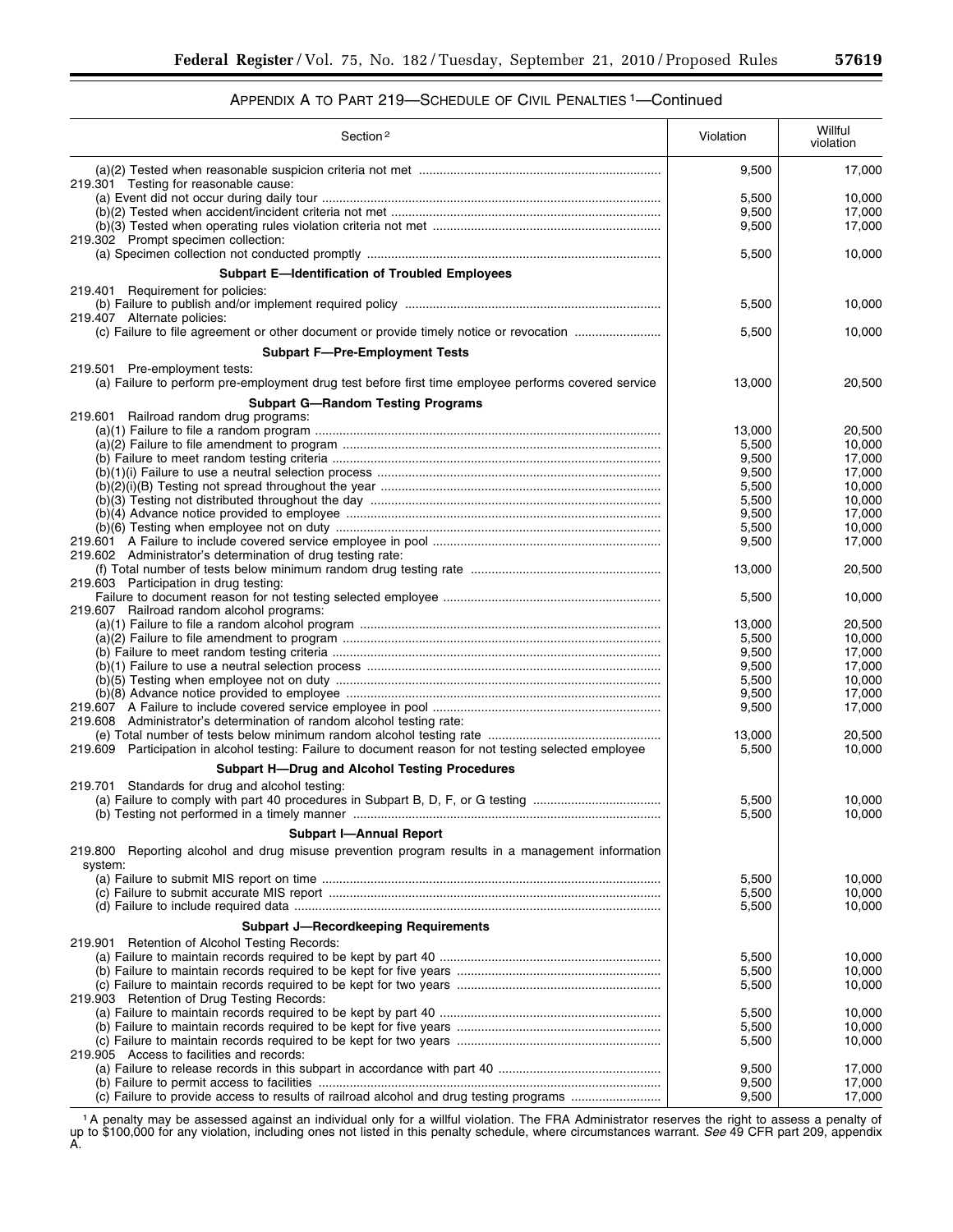## APPENDIX A TO PART 219—SCHEDULE OF CIVIL PENALTIES [1]—Continued

| Section [2] | Violation | Willful violation |
|---|---|---|
| (a)(2) Tested when reasonable suspicion criteria not met | 9,500 | 17,000 |
| 219.301 Testing for reasonable cause: | | |
| (a) Event did not occur during daily tour | 5,500 | 10,000 |
| (b)(2) Tested when accident/incident criteria not met | 9,500 | 17,000 |
| (b)(3) Tested when operating rules violation criteria not met | 9,500 | 17,000 |
| 219.302 Prompt specimen collection: | | |
| (a) Specimen collection not conducted promptly | 5,500 | 10,000 |
| **Subpart E—Identification of Troubled Employees** | | |
| 219.401 Requirement for policies: | | |
| (b) Failure to publish and/or implement required policy | 5,500 | 10,000 |
| 219.407 Alternate policies: | | |
| (c) Failure to file agreement or other document or provide timely notice or revocation | 5,500 | 10,000 |
| **Subpart F—Pre-Employment Tests** | | |
| 219.501 Pre-employment tests: | | |
| (a) Failure to perform pre-employment drug test before first time employee performs covered service | 13,000 | 20,500 |
| **Subpart G—Random Testing Programs** | | |
| 219.601 Railroad random drug programs: | | |
| (a)(1) Failure to file a random program | 13,000 | 20,500 |
| (a)(2) Failure to file amendment to program | 5,500 | 10,000 |
| (b) Failure to meet random testing criteria | 9,500 | 17,000 |
| (b)(1)(i) Failure to use a neutral selection process | 9,500 | 17,000 |
| (b)(2)(i)(B) Testing not spread throughout the year | 5,500 | 10,000 |
| (b)(3) Testing not distributed throughout the day | 5,500 | 10,000 |
| (b)(4) Advance notice provided to employee | 9,500 | 17,000 |
| (b)(6) Testing when employee not on duty | 5,500 | 10,000 |
| 219.601 A Failure to include covered service employee in pool | 9,500 | 17,000 |
| 219.602 Administrator's determination of drug testing rate: | | |
| (f) Total number of tests below minimum random drug testing rate | 13,000 | 20,500 |
| 219.603 Participation in drug testing: | | |
| Failure to document reason for not testing selected employee | 5,500 | 10,000 |
| 219.607 Railroad random alcohol programs: | | |
| (a)(1) Failure to file a random alcohol program | 13,000 | 20,500 |
| (a)(2) Failure to file amendment to program | 5,500 | 10,000 |
| (b) Failure to meet random testing criteria | 9,500 | 17,000 |
| (b)(1) Failure to use a neutral selection process | 9,500 | 17,000 |
| (b)(5) Testing when employee not on duty | 5,500 | 10,000 |
| (b)(8) Advance notice provided to employee | 9,500 | 17,000 |
| 219.607 A Failure to include covered service employee in pool | 9,500 | 17,000 |
| 219.608 Administrator's determination of random alcohol testing rate: | | |
| (e) Total number of tests below minimum random alcohol testing rate | 13,000 | 20,500 |
| 219.609 Participation in alcohol testing: Failure to document reason for not testing selected employee | 5,500 | 10,000 |
| **Subpart H—Drug and Alcohol Testing Procedures** | | |
| 219.701 Standards for drug and alcohol testing: | | |
| (a) Failure to comply with part 40 procedures in Subpart B, D, F, or G testing | 5,500 | 10,000 |
| (b) Testing not performed in a timely manner | 5,500 | 10,000 |
| **Subpart I—Annual Report** | | |
| 219.800 Reporting alcohol and drug misuse prevention program results in a management information system: | | |
| (a) Failure to submit MIS report on time | 5,500 | 10,000 |
| (c) Failure to submit accurate MIS report | 5,500 | 10,000 |
| (d) Failure to include required data | 5,500 | 10,000 |
| **Subpart J—Recordkeeping Requirements** | | |
| 219.901 Retention of Alcohol Testing Records: | | |
| (a) Failure to maintain records required to be kept by part 40 | 5,500 | 10,000 |
| (b) Failure to maintain records required to be kept for five years | 5,500 | 10,000 |
| (c) Failure to maintain records required to be kept for two years | 5,500 | 10,000 |
| 219.903 Retention of Drug Testing Records: | | |
| (a) Failure to maintain records required to be kept by part 40 | 5,500 | 10,000 |
| (b) Failure to maintain records required to be kept for five years | 5,500 | 10,000 |
| (c) Failure to maintain records required to be kept for two years | 5,500 | 10,000 |
| 219.905 Access to facilities and records: | | |
| (a) Failure to release records in this subpart in accordance with part 40 | 9,500 | 17,000 |
| (b) Failure to permit access to facilities | 9,500 | 17,000 |
| (c) Failure to provide access to results of railroad alcohol and drug testing programs | 9,500 | 17,000 |

[1] A penalty may be assessed against an individual only for a willful violation. The FRA Administrator reserves the right to assess a penalty of up to $100,000 for any violation, including ones not listed in this penalty schedule, where circumstances warrant. *See* 49 CFR part 209, appendix A.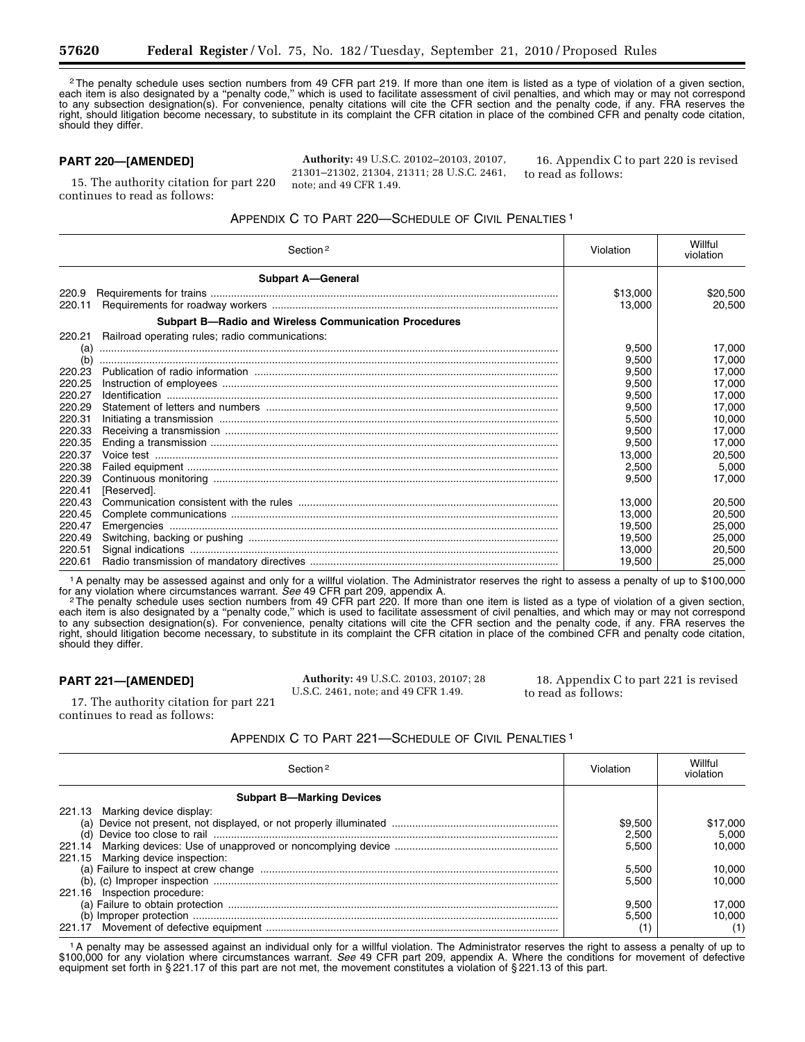[2] The penalty schedule uses section numbers from 49 CFR part 219. If more than one item is listed as a type of violation of a given section, each item is also designated by a "penalty code," which is used to facilitate assessment of civil penalties, and which may or may not correspond to any subsection designation(s). For convenience, penalty citations will cite the CFR section and the penalty code, if any. FRA reserves the right, should litigation become necessary, to substitute in its complaint the CFR citation in place of the combined CFR and penalty code citation, should they differ.

**PART 220—[AMENDED]**

15. The authority citation for part 220 continues to read as follows:

**Authority:** 49 U.S.C. 20102–20103, 20107, 21301–21302, 21304, 21311; 28 U.S.C. 2461, note; and 49 CFR 1.49.

16. Appendix C to part 220 is revised to read as follows:

APPENDIX C TO PART 220—SCHEDULE OF CIVIL PENALTIES [1]

| Section [2] | Violation | Willful violation |
|---|---|---|
| **Subpart A—General** | | |
| 220.9 Requirements for trains | $13,000 | $20,500 |
| 220.11 Requirements for roadway workers | 13,000 | 20,500 |
| **Subpart B—Radio and Wireless Communication Procedures** | | |
| 220.21 Railroad operating rules; radio communications: | | |
| (a) | 9,500 | 17,000 |
| (b) | 9,500 | 17,000 |
| 220.23 Publication of radio information | 9,500 | 17,000 |
| 220.25 Instruction of employees | 9,500 | 17,000 |
| 220.27 Identification | 9,500 | 17,000 |
| 220.29 Statement of letters and numbers | 9,500 | 17,000 |
| 220.31 Initiating a transmission | 5,500 | 10,000 |
| 220.33 Receiving a transmission | 9,500 | 17,000 |
| 220.35 Ending a transmission | 9,500 | 17,000 |
| 220.37 Voice test | 13,000 | 20,500 |
| 220.38 Failed equipment | 2,500 | 5,000 |
| 220.39 Continuous monitoring | 9,500 | 17,000 |
| 220.41 [Reserved]. | | |
| 220.43 Communication consistent with the rules | 13,000 | 20,500 |
| 220.45 Complete communications | 13,000 | 20,500 |
| 220.47 Emergencies | 19,500 | 25,000 |
| 220.49 Switching, backing or pushing | 19,500 | 25,000 |
| 220.51 Signal indications | 13,000 | 20,500 |
| 220.61 Radio transmission of mandatory directives | 19,500 | 25,000 |

[1] A penalty may be assessed against and only for a willful violation. The Administrator reserves the right to assess a penalty of up to $100,000 for any violation where circumstances warrant. *See* 49 CFR part 209, appendix A.

[2] The penalty schedule uses section numbers from 49 CFR part 220. If more than one item is listed as a type of violation of a given section, each item is also designated by a "penalty code," which is used to facilitate assessment of civil penalties, and which may or may not correspond to any subsection designation(s). For convenience, penalty citations will cite the CFR section and the penalty code, if any. FRA reserves the right, should litigation become necessary, to substitute in its complaint the CFR citation in place of the combined CFR and penalty code citation, should they differ.

**PART 221—[AMENDED]**

17. The authority citation for part 221 continues to read as follows:

**Authority:** 49 U.S.C. 20103, 20107; 28 U.S.C. 2461, note; and 49 CFR 1.49.

18. Appendix C to part 221 is revised to read as follows:

APPENDIX C TO PART 221—SCHEDULE OF CIVIL PENALTIES [1]

| Section [2] | Violation | Willful violation |
|---|---|---|
| **Subpart B—Marking Devices** | | |
| 221.13 Marking device display: | | |
| (a) Device not present, not displayed, or not properly illuminated | $9,500 | $17,000 |
| (d) Device too close to rail | 2,500 | 5,000 |
| 221.14 Marking devices: Use of unapproved or noncomplying device | 5,500 | 10,000 |
| 221.15 Marking device inspection: | | |
| (a) Failure to inspect at crew change | 5,500 | 10,000 |
| (b), (c) Improper inspection | 5,500 | 10,000 |
| 221.16 Inspection procedure: | | |
| (a) Failure to obtain protection | 9,500 | 17,000 |
| (b) Improper protection | 5,500 | 10,000 |
| 221.17 Movement of defective equipment | (1) | (1) |

[1] A penalty may be assessed against an individual only for a willful violation. The Administrator reserves the right to assess a penalty of up to $100,000 for any violation where circumstances warrant. *See* 49 CFR part 209, appendix A. Where the conditions for movement of defective equipment set forth in § 221.17 of this part are not met, the movement constitutes a violation of § 221.13 of this part.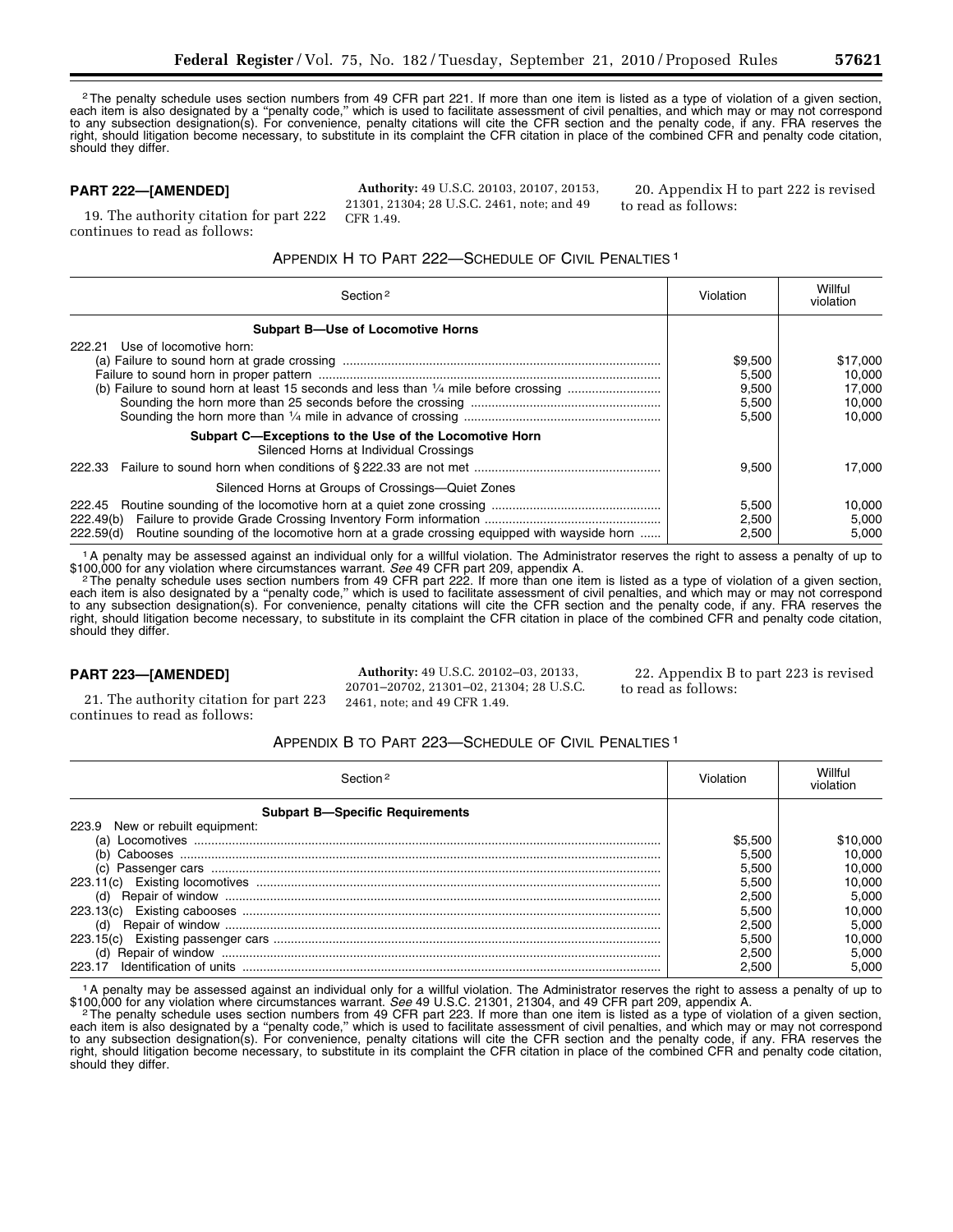[2] The penalty schedule uses section numbers from 49 CFR part 221. If more than one item is listed as a type of violation of a given section, each item is also designated by a "penalty code," which is used to facilitate assessment of civil penalties, and which may or may not correspond to any subsection designation(s). For convenience, penalty citations will cite the CFR section and the penalty code, if any. FRA reserves the right, should litigation become necessary, to substitute in its complaint the CFR citation in place of the combined CFR and penalty code citation, should they differ.

## PART 222—[AMENDED]

19. The authority citation for part 222 continues to read as follows:

**Authority:** 49 U.S.C. 20103, 20107, 20153, 21301, 21304; 28 U.S.C. 2461, note; and 49 CFR 1.49.

20. Appendix H to part 222 is revised to read as follows:

### APPENDIX H TO PART 222—SCHEDULE OF CIVIL PENALTIES [1]

| Section [2] | Violation | Willful violation |
|---|---|---|
| **Subpart B—Use of Locomotive Horns** | | |
| 222.21 Use of locomotive horn: | | |
| (a) Failure to sound horn at grade crossing | $9,500 | $17,000 |
| Failure to sound horn in proper pattern | 5,500 | 10,000 |
| (b) Failure to sound horn at least 15 seconds and less than ¼ mile before crossing | 9,500 | 17,000 |
| Sounding the horn more than 25 seconds before the crossing | 5,500 | 10,000 |
| Sounding the horn more than ¼ mile in advance of crossing | 5,500 | 10,000 |
| **Subpart C—Exceptions to the Use of the Locomotive Horn** Silenced Horns at Individual Crossings | | |
| 222.33 Failure to sound horn when conditions of § 222.33 are not met | 9,500 | 17,000 |
| Silenced Horns at Groups of Crossings—Quiet Zones | | |
| 222.45 Routine sounding of the locomotive horn at a quiet zone crossing | 5,500 | 10,000 |
| 222.49(b) Failure to provide Grade Crossing Inventory Form information | 2,500 | 5,000 |
| 222.59(d) Routine sounding of the locomotive horn at a grade crossing equipped with wayside horn | 2,500 | 5,000 |

[1] A penalty may be assessed against an individual only for a willful violation. The Administrator reserves the right to assess a penalty of up to $100,000 for any violation where circumstances warrant. *See* 49 CFR part 209, appendix A.

[2] The penalty schedule uses section numbers from 49 CFR part 222. If more than one item is listed as a type of violation of a given section, each item is also designated by a "penalty code," which is used to facilitate assessment of civil penalties, and which may or may not correspond to any subsection designation(s). For convenience, penalty citations will cite the CFR section and the penalty code, if any. FRA reserves the right, should litigation become necessary, to substitute in its complaint the CFR citation in place of the combined CFR and penalty code citation, should they differ.

## PART 223—[AMENDED]

21. The authority citation for part 223 continues to read as follows:

**Authority:** 49 U.S.C. 20102–03, 20133, 20701–20702, 21301–02, 21304; 28 U.S.C. 2461, note; and 49 CFR 1.49.

22. Appendix B to part 223 is revised to read as follows:

### APPENDIX B TO PART 223—SCHEDULE OF CIVIL PENALTIES [1]

| Section [2] | Violation | Willful violation |
|---|---|---|
| **Subpart B—Specific Requirements** | | |
| 223.9 New or rebuilt equipment: | | |
| (a) Locomotives | $5,500 | $10,000 |
| (b) Cabooses | 5,500 | 10,000 |
| (c) Passenger cars | 5,500 | 10,000 |
| 223.11(c) Existing locomotives | 5,500 | 10,000 |
| (d) Repair of window | 2,500 | 5,000 |
| 223.13(c) Existing cabooses | 5,500 | 10,000 |
| (d) Repair of window | 2,500 | 5,000 |
| 223.15(c) Existing passenger cars | 5,500 | 10,000 |
| (d) Repair of window | 2,500 | 5,000 |
| 223.17 Identification of units | 2,500 | 5,000 |

[1] A penalty may be assessed against an individual only for a willful violation. The Administrator reserves the right to assess a penalty of up to $100,000 for any violation where circumstances warrant. *See* 49 U.S.C. 21301, 21304, and 49 CFR part 209, appendix A.

[2] The penalty schedule uses section numbers from 49 CFR part 223. If more than one item is listed as a type of violation of a given section, each item is also designated by a "penalty code," which is used to facilitate assessment of civil penalties, and which may or may not correspond to any subsection designation(s). For convenience, penalty citations will cite the CFR section and the penalty code, if any. FRA reserves the right, should litigation become necessary, to substitute in its complaint the CFR citation in place of the combined CFR and penalty code citation, should they differ.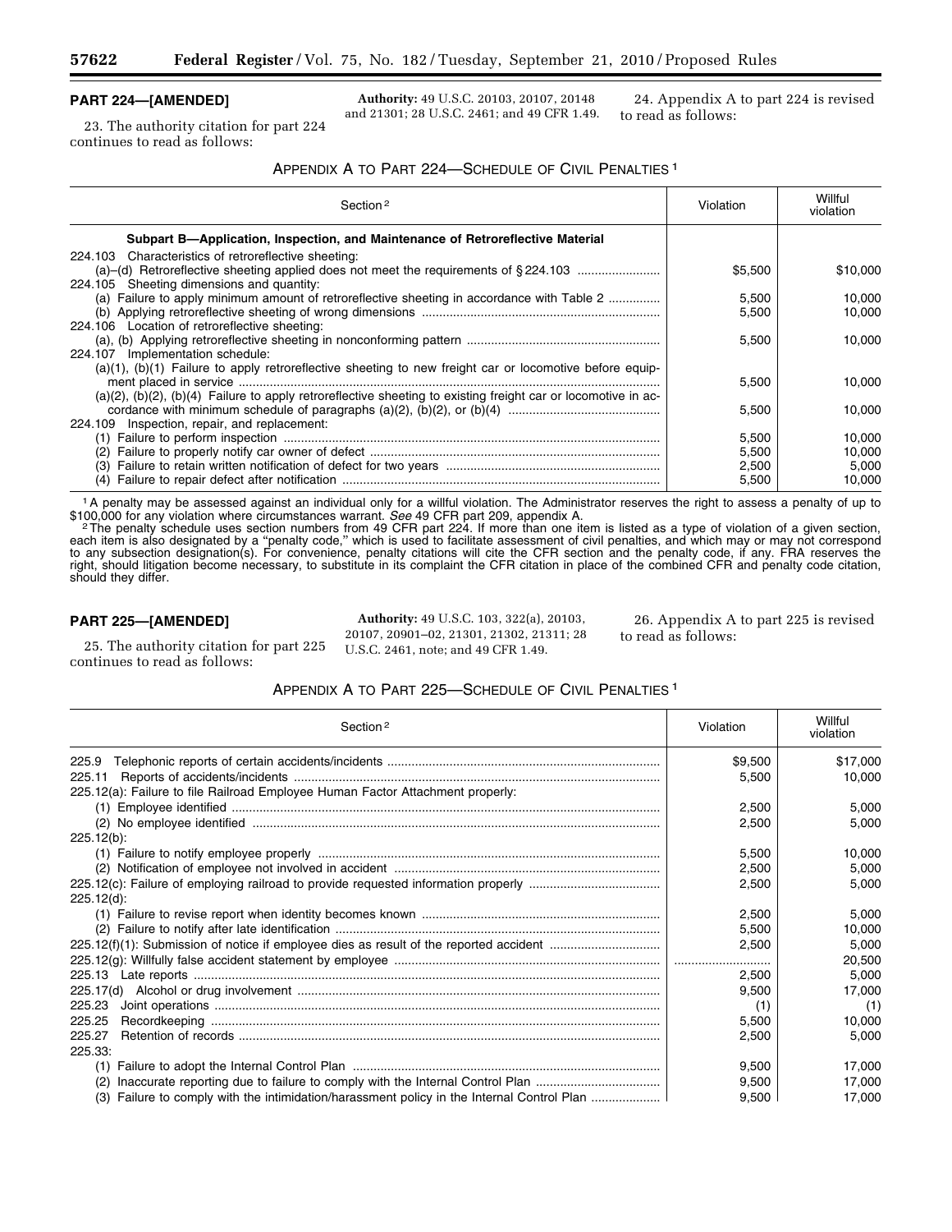## PART 224—[AMENDED]

23. The authority citation for part 224 continues to read as follows:

**Authority:** 49 U.S.C. 20103, 20107, 20148 and 21301; 28 U.S.C. 2461; and 49 CFR 1.49.

24. Appendix A to part 224 is revised to read as follows:

### APPENDIX A TO PART 224—SCHEDULE OF CIVIL PENALTIES [1]

| Section [2] | Violation | Willful violation |
|---|---|---|
| **Subpart B—Application, Inspection, and Maintenance of Retroreflective Material** | | |
| 224.103 Characteristics of retroreflective sheeting: | | |
| (a)–(d) Retroreflective sheeting applied does not meet the requirements of § 224.103 | $5,500 | $10,000 |
| 224.105 Sheeting dimensions and quantity: | | |
| (a) Failure to apply minimum amount of retroreflective sheeting in accordance with Table 2 | 5,500 | 10,000 |
| (b) Applying retroreflective sheeting of wrong dimensions | 5,500 | 10,000 |
| 224.106 Location of retroreflective sheeting: | | |
| (a), (b) Applying retroreflective sheeting in nonconforming pattern | 5,500 | 10,000 |
| 224.107 Implementation schedule: | | |
| (a)(1), (b)(1) Failure to apply retroreflective sheeting to new freight car or locomotive before equipment placed in service | 5,500 | 10,000 |
| (a)(2), (b)(2), (b)(4) Failure to apply retroreflective sheeting to existing freight car or locomotive in accordance with minimum schedule of paragraphs (a)(2), (b)(2), or (b)(4) | 5,500 | 10,000 |
| 224.109 Inspection, repair, and replacement: | | |
| (1) Failure to perform inspection | 5,500 | 10,000 |
| (2) Failure to properly notify car owner of defect | 5,500 | 10,000 |
| (3) Failure to retain written notification of defect for two years | 2,500 | 5,000 |
| (4) Failure to repair defect after notification | 5,500 | 10,000 |

[1] A penalty may be assessed against an individual only for a willful violation. The Administrator reserves the right to assess a penalty of up to $100,000 for any violation where circumstances warrant. *See* 49 CFR part 209, appendix A.

[2] The penalty schedule uses section numbers from 49 CFR part 224. If more than one item is listed as a type of violation of a given section, each item is also designated by a "penalty code," which is used to facilitate assessment of civil penalties, and which may or may not correspond to any subsection designation(s). For convenience, penalty citations will cite the CFR section and the penalty code, if any. FRA reserves the right, should litigation become necessary, to substitute in its complaint the CFR citation in place of the combined CFR and penalty code citation, should they differ.

## PART 225—[AMENDED]

25. The authority citation for part 225 continues to read as follows:

**Authority:** 49 U.S.C. 103, 322(a), 20103, 20107, 20901–02, 21301, 21302, 21311; 28 U.S.C. 2461, note; and 49 CFR 1.49.

26. Appendix A to part 225 is revised to read as follows:

### APPENDIX A TO PART 225—SCHEDULE OF CIVIL PENALTIES [1]

| Section [2] | Violation | Willful violation |
|---|---|---|
| 225.9 Telephonic reports of certain accidents/incidents | $9,500 | $17,000 |
| 225.11 Reports of accidents/incidents | 5,500 | 10,000 |
| 225.12(a): Failure to file Railroad Employee Human Factor Attachment properly: | | |
| (1) Employee identified | 2,500 | 5,000 |
| (2) No employee identified | 2,500 | 5,000 |
| 225.12(b): | | |
| (1) Failure to notify employee properly | 5,500 | 10,000 |
| (2) Notification of employee not involved in accident | 2,500 | 5,000 |
| 225.12(c): Failure of employing railroad to provide requested information properly | 2,500 | 5,000 |
| 225.12(d): | | |
| (1) Failure to revise report when identity becomes known | 2,500 | 5,000 |
| (2) Failure to notify after late identification | 5,500 | 10,000 |
| 225.12(f)(1): Submission of notice if employee dies as result of the reported accident | 2,500 | 5,000 |
| 225.12(g): Willfully false accident statement by employee | | 20,500 |
| 225.13 Late reports | 2,500 | 5,000 |
| 225.17(d) Alcohol or drug involvement | 9,500 | 17,000 |
| 225.23 Joint operations | (1) | (1) |
| 225.25 Recordkeeping | 5,500 | 10,000 |
| 225.27 Retention of records | 2,500 | 5,000 |
| 225.33: | | |
| (1) Failure to adopt the Internal Control Plan | 9,500 | 17,000 |
| (2) Inaccurate reporting due to failure to comply with the Internal Control Plan | 9,500 | 17,000 |
| (3) Failure to comply with the intimidation/harassment policy in the Internal Control Plan | 9,500 | 17,000 |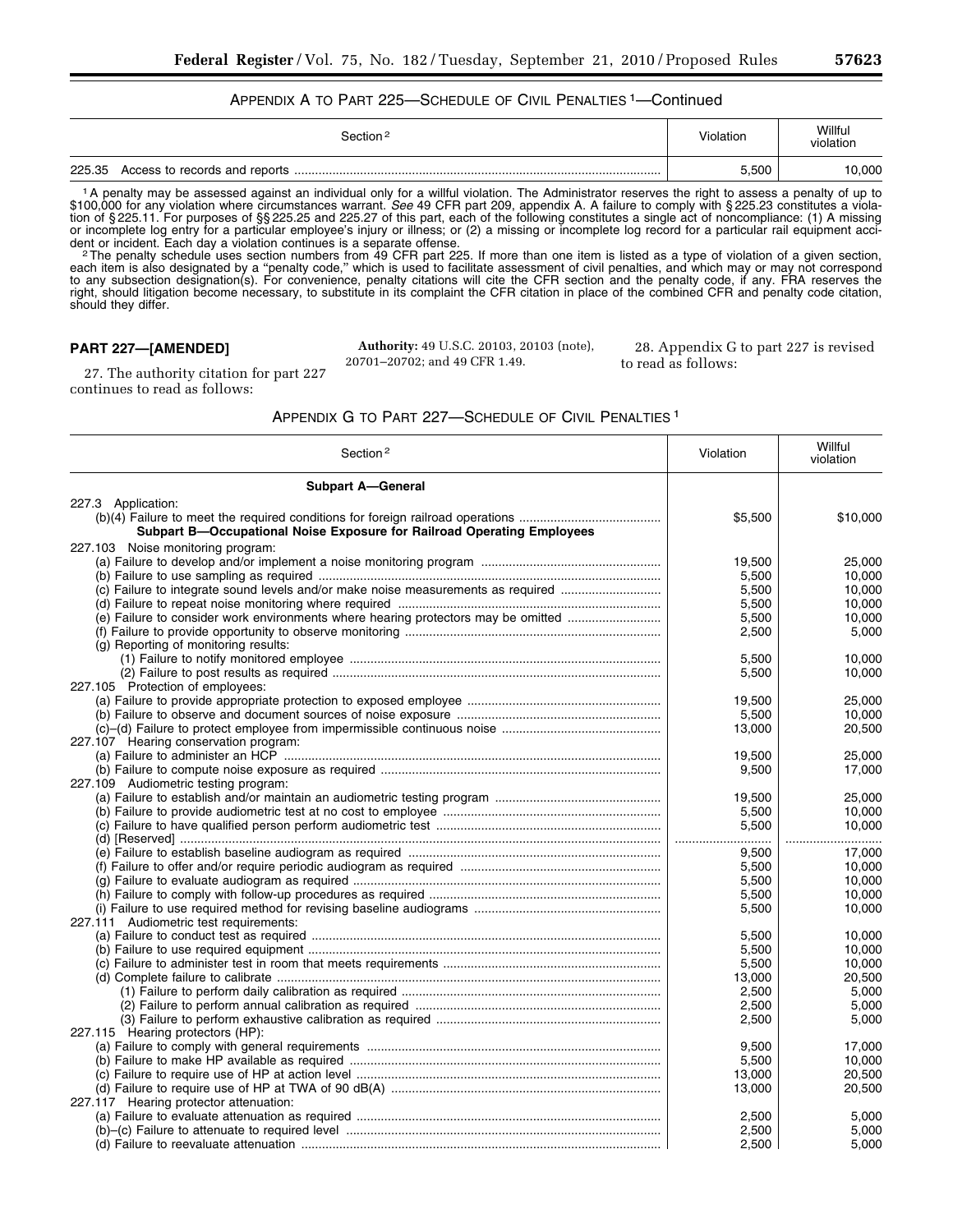APPENDIX A TO PART 225—SCHEDULE OF CIVIL PENALTIES [1]—Continued

| Section [2] | Violation | Willful violation |
|---|---|---|
| 225.35 Access to records and reports | 5,500 | 10,000 |

[1] A penalty may be assessed against an individual only for a willful violation. The Administrator reserves the right to assess a penalty of up to $100,000 for any violation where circumstances warrant. *See* 49 CFR part 209, appendix A. A failure to comply with § 225.23 constitutes a violation of § 225.11. For purposes of §§ 225.25 and 225.27 of this part, each of the following constitutes a single act of noncompliance: (1) A missing or incomplete log entry for a particular employee's injury or illness; or (2) a missing or incomplete log record for a particular rail equipment accident or incident. Each day a violation continues is a separate offense.

[2] The penalty schedule uses section numbers from 49 CFR part 225. If more than one item is listed as a type of violation of a given section, each item is also designated by a "penalty code," which is used to facilitate assessment of civil penalties, and which may or may not correspond to any subsection designation(s). For convenience, penalty citations will cite the CFR section and the penalty code, if any. FRA reserves the right, should litigation become necessary, to substitute in its complaint the CFR citation in place of the combined CFR and penalty code citation, should they differ.

**PART 227—[AMENDED]**

27. The authority citation for part 227 continues to read as follows:

**Authority:** 49 U.S.C. 20103, 20103 (note), 20701–20702; and 49 CFR 1.49.

28. Appendix G to part 227 is revised to read as follows:

APPENDIX G TO PART 227—SCHEDULE OF CIVIL PENALTIES [1]

| Section [2] | Violation | Willful violation |
|---|---|---|
| **Subpart A—General** | | |
| 227.3 Application: | | |
| (b)(4) Failure to meet the required conditions for foreign railroad operations | $5,500 | $10,000 |
| **Subpart B—Occupational Noise Exposure for Railroad Operating Employees** | | |
| 227.103 Noise monitoring program: | | |
| (a) Failure to develop and/or implement a noise monitoring program | 19,500 | 25,000 |
| (b) Failure to use sampling as required | 5,500 | 10,000 |
| (c) Failure to integrate sound levels and/or make noise measurements as required | 5,500 | 10,000 |
| (d) Failure to repeat noise monitoring where required | 5,500 | 10,000 |
| (e) Failure to consider work environments where hearing protectors may be omitted | 5,500 | 10,000 |
| (f) Failure to provide opportunity to observe monitoring | 2,500 | 5,000 |
| (g) Reporting of monitoring results: | | |
| (1) Failure to notify monitored employee | 5,500 | 10,000 |
| (2) Failure to post results as required | 5,500 | 10,000 |
| 227.105 Protection of employees: | | |
| (a) Failure to provide appropriate protection to exposed employee | 19,500 | 25,000 |
| (b) Failure to observe and document sources of noise exposure | 5,500 | 10,000 |
| (c)–(d) Failure to protect employee from impermissible continuous noise | 13,000 | 20,500 |
| 227.107 Hearing conservation program: | | |
| (a) Failure to administer an HCP | 19,500 | 25,000 |
| (b) Failure to compute noise exposure as required | 9,500 | 17,000 |
| 227.109 Audiometric testing program: | | |
| (a) Failure to establish and/or maintain an audiometric testing program | 19,500 | 25,000 |
| (b) Failure to provide audiometric test at no cost to employee | 5,500 | 10,000 |
| (c) Failure to have qualified person perform audiometric test | 5,500 | 10,000 |
| (d) [Reserved] | | |
| (e) Failure to establish baseline audiogram as required | 9,500 | 17,000 |
| (f) Failure to offer and/or require periodic audiogram as required | 5,500 | 10,000 |
| (g) Failure to evaluate audiogram as required | 5,500 | 10,000 |
| (h) Failure to comply with follow-up procedures as required | 5,500 | 10,000 |
| (i) Failure to use required method for revising baseline audiograms | 5,500 | 10,000 |
| 227.111 Audiometric test requirements: | | |
| (a) Failure to conduct test as required | 5,500 | 10,000 |
| (b) Failure to use required equipment | 5,500 | 10,000 |
| (c) Failure to administer test in room that meets requirements | 5,500 | 10,000 |
| (d) Complete failure to calibrate | 13,000 | 20,500 |
| (1) Failure to perform daily calibration as required | 2,500 | 5,000 |
| (2) Failure to perform annual calibration as required | 2,500 | 5,000 |
| (3) Failure to perform exhaustive calibration as required | 2,500 | 5,000 |
| 227.115 Hearing protectors (HP): | | |
| (a) Failure to comply with general requirements | 9,500 | 17,000 |
| (b) Failure to make HP available as required | 5,500 | 10,000 |
| (c) Failure to require use of HP at action level | 13,000 | 20,500 |
| (d) Failure to require use of HP at TWA of 90 dB(A) | 13,000 | 20,500 |
| 227.117 Hearing protector attenuation: | | |
| (a) Failure to evaluate attenuation as required | 2,500 | 5,000 |
| (b)–(c) Failure to attenuate to required level | 2,500 | 5,000 |
| (d) Failure to reevaluate attenuation | 2,500 | 5,000 |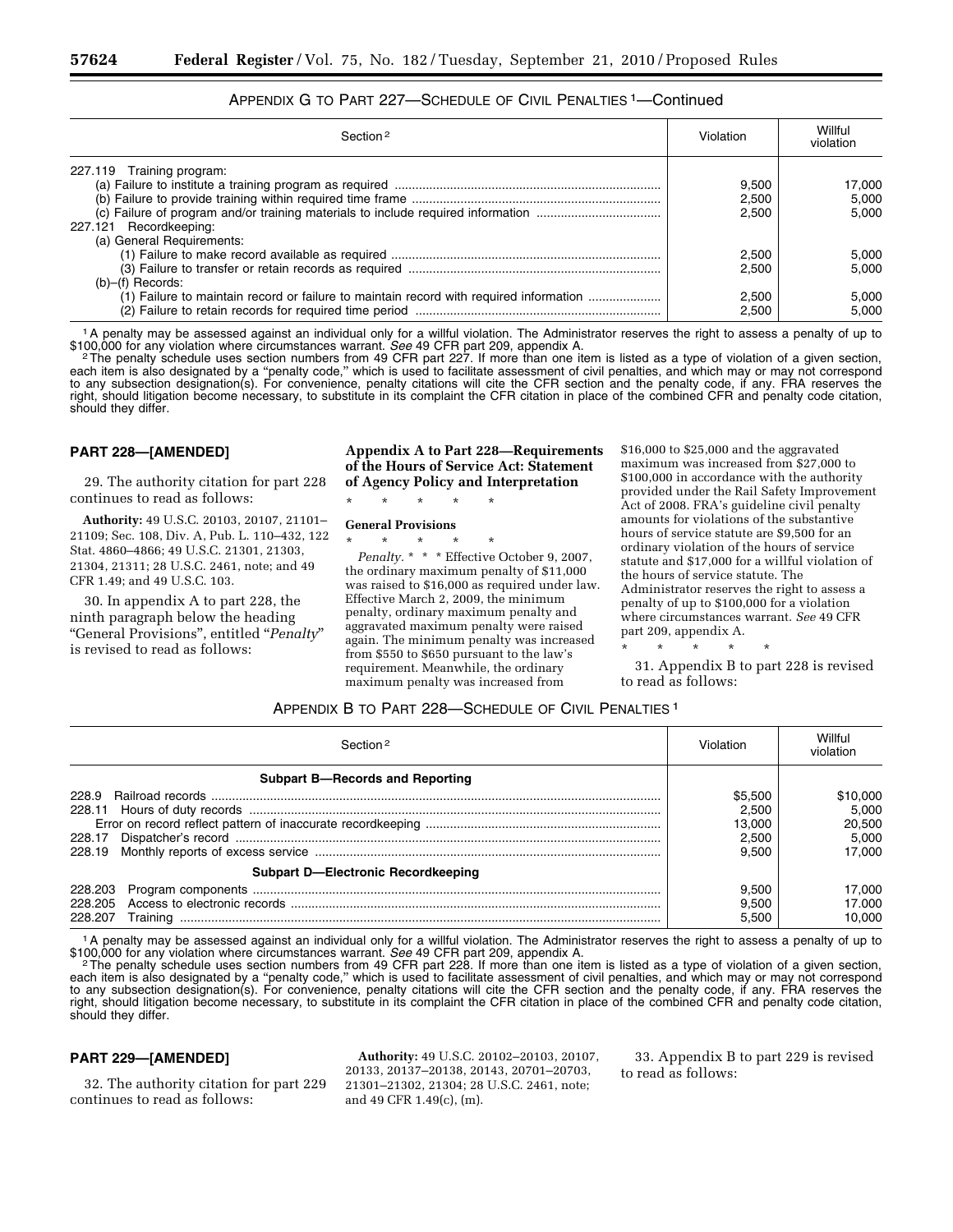APPENDIX G TO PART 227—SCHEDULE OF CIVIL PENALTIES [1]—Continued

| Section [2] | Violation | Willful violation |
|---|---|---|
| 227.119 Training program: | | |
| (a) Failure to institute a training program as required | 9,500 | 17,000 |
| (b) Failure to provide training within required time frame | 2,500 | 5,000 |
| (c) Failure of program and/or training materials to include required information | 2,500 | 5,000 |
| 227.121 Recordkeeping: | | |
| (a) General Requirements: | | |
| (1) Failure to make record available as required | 2,500 | 5,000 |
| (3) Failure to transfer or retain records as required | 2,500 | 5,000 |
| (b)–(f) Records: | | |
| (1) Failure to maintain record or failure to maintain record with required information | 2,500 | 5,000 |
| (2) Failure to retain records for required time period | 2,500 | 5,000 |

[1] A penalty may be assessed against an individual only for a willful violation. The Administrator reserves the right to assess a penalty of up to $100,000 for any violation where circumstances warrant. *See* 49 CFR part 209, appendix A.

[2] The penalty schedule uses section numbers from 49 CFR part 227. If more than one item is listed as a type of violation of a given section, each item is also designated by a "penalty code," which is used to facilitate assessment of civil penalties, and which may or may not correspond to any subsection designation(s). For convenience, penalty citations will cite the CFR section and the penalty code, if any. FRA reserves the right, should litigation become necessary, to substitute in its complaint the CFR citation in place of the combined CFR and penalty code citation, should they differ.

## PART 228—[AMENDED]

29. The authority citation for part 228 continues to read as follows:

**Authority:** 49 U.S.C. 20103, 20107, 21101–21109; Sec. 108, Div. A, Pub. L. 110–432, 122 Stat. 4860–4866; 49 U.S.C. 21301, 21303, 21304, 21311; 28 U.S.C. 2461, note; and 49 CFR 1.49; and 49 U.S.C. 103.

30. In appendix A to part 228, the ninth paragraph below the heading "General Provisions", entitled "*Penalty*" is revised to read as follows:

### Appendix A to Part 228—Requirements of the Hours of Service Act: Statement of Agency Policy and Interpretation

\* \* \* \* \*

#### General Provisions

\* \* \* \* \*

*Penalty.* \* \* \* Effective October 9, 2007, the ordinary maximum penalty of $11,000 was raised to $16,000 as required under law. Effective March 2, 2009, the minimum penalty, ordinary maximum penalty and aggravated maximum penalty were raised again. The minimum penalty was increased from $550 to $650 pursuant to the law's requirement. Meanwhile, the ordinary maximum penalty was increased from $16,000 to $25,000 and the aggravated maximum was increased from $27,000 to $100,000 in accordance with the authority provided under the Rail Safety Improvement Act of 2008. FRA's guideline civil penalty amounts for violations of the substantive hours of service statute are $9,500 for an ordinary violation of the hours of service statute and $17,000 for a willful violation of the hours of service statute. The Administrator reserves the right to assess a penalty of up to $100,000 for a violation where circumstances warrant. *See* 49 CFR part 209, appendix A.

\* \* \* \* \*

31. Appendix B to part 228 is revised to read as follows:

APPENDIX B TO PART 228—SCHEDULE OF CIVIL PENALTIES [1]

| Section [2] | Violation | Willful violation |
|---|---|---|
| **Subpart B—Records and Reporting** | | |
| 228.9 Railroad records | $5,500 | $10,000 |
| 228.11 Hours of duty records | 2,500 | 5,000 |
| Error on record reflect pattern of inaccurate recordkeeping | 13,000 | 20,500 |
| 228.17 Dispatcher's record | 2,500 | 5,000 |
| 228.19 Monthly reports of excess service | 9,500 | 17,000 |
| **Subpart D—Electronic Recordkeeping** | | |
| 228.203 Program components | 9,500 | 17,000 |
| 228.205 Access to electronic records | 9,500 | 17.000 |
| 228.207 Training | 5,500 | 10,000 |

[1] A penalty may be assessed against an individual only for a willful violation. The Administrator reserves the right to assess a penalty of up to $100,000 for any violation where circumstances warrant. *See* 49 CFR part 209, appendix A.

[2] The penalty schedule uses section numbers from 49 CFR part 228. If more than one item is listed as a type of violation of a given section, each item is also designated by a "penalty code," which is used to facilitate assessment of civil penalties, and which may or may not correspond to any subsection designation(s). For convenience, penalty citations will cite the CFR section and the penalty code, if any. FRA reserves the right, should litigation become necessary, to substitute in its complaint the CFR citation in place of the combined CFR and penalty code citation, should they differ.

## PART 229—[AMENDED]

32. The authority citation for part 229 continues to read as follows:

**Authority:** 49 U.S.C. 20102–20103, 20107, 20133, 20137–20138, 20143, 20701–20703, 21301–21302, 21304; 28 U.S.C. 2461, note; and 49 CFR 1.49(c), (m).

33. Appendix B to part 229 is revised to read as follows: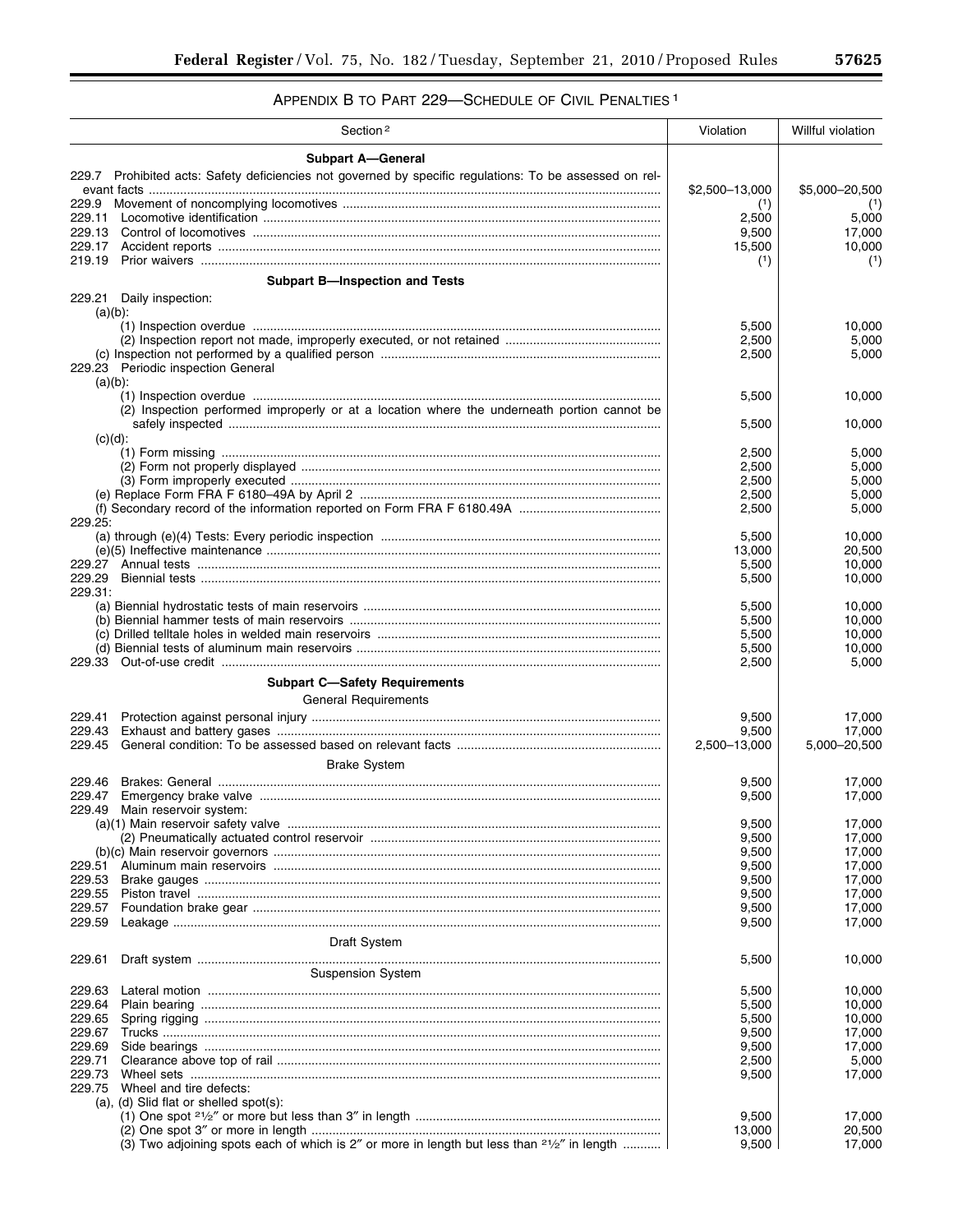## APPENDIX B TO PART 229—SCHEDULE OF CIVIL PENALTIES [1]

| Section [2] | Violation | Willful violation |
|---|---|---|
| **Subpart A—General** | | |
| 229.7 Prohibited acts: Safety deficiencies not governed by specific regulations: To be assessed on relevant facts | $2,500–13,000 | $5,000–20,500 |
| 229.9 Movement of noncomplying locomotives | (1) | (1) |
| 229.11 Locomotive identification | 2,500 | 5,000 |
| 229.13 Control of locomotives | 9,500 | 17,000 |
| 229.17 Accident reports | 15,500 | 10,000 |
| 219.19 Prior waivers | (1) | (1) |
| **Subpart B—Inspection and Tests** | | |
| 229.21 Daily inspection: | | |
| (a)(b): | | |
| (1) Inspection overdue | 5,500 | 10,000 |
| (2) Inspection report not made, improperly executed, or not retained | 2,500 | 5,000 |
| (c) Inspection not performed by a qualified person | 2,500 | 5,000 |
| 229.23 Periodic inspection General | | |
| (a)(b): | | |
| (1) Inspection overdue | 5,500 | 10,000 |
| (2) Inspection performed improperly or at a location where the underneath portion cannot be safely inspected | 5,500 | 10,000 |
| (c)(d): | | |
| (1) Form missing | 2,500 | 5,000 |
| (2) Form not properly displayed | 2,500 | 5,000 |
| (3) Form improperly executed | 2,500 | 5,000 |
| (e) Replace Form FRA F 6180–49A by April 2 | 2,500 | 5,000 |
| (f) Secondary record of the information reported on Form FRA F 6180.49A | 2,500 | 5,000 |
| 229.25: | | |
| (a) through (e)(4) Tests: Every periodic inspection | 5,500 | 10,000 |
| (e)(5) Ineffective maintenance | 13,000 | 20,500 |
| 229.27 Annual tests | 5,500 | 10,000 |
| 229.29 Biennial tests | 5,500 | 10,000 |
| 229.31: | | |
| (a) Biennial hydrostatic tests of main reservoirs | 5,500 | 10,000 |
| (b) Biennial hammer tests of main reservoirs | 5,500 | 10,000 |
| (c) Drilled telltale holes in welded main reservoirs | 5,500 | 10,000 |
| (d) Biennial tests of aluminum main reservoirs | 5,500 | 10,000 |
| 229.33 Out-of-use credit | 2,500 | 5,000 |
| **Subpart C—Safety Requirements** | | |
| General Requirements | | |
| 229.41 Protection against personal injury | 9,500 | 17,000 |
| 229.43 Exhaust and battery gases | 9,500 | 17,000 |
| 229.45 General condition: To be assessed based on relevant facts | 2,500–13,000 | 5,000–20,500 |
| Brake System | | |
| 229.46 Brakes: General | 9,500 | 17,000 |
| 229.47 Emergency brake valve | 9,500 | 17,000 |
| 229.49 Main reservoir system: | | |
| (a)(1) Main reservoir safety valve | 9,500 | 17,000 |
| (2) Pneumatically actuated control reservoir | 9,500 | 17,000 |
| (b)(c) Main reservoir governors | 9,500 | 17,000 |
| 229.51 Aluminum main reservoirs | 9,500 | 17,000 |
| 229.53 Brake gauges | 9,500 | 17,000 |
| 229.55 Piston travel | 9,500 | 17,000 |
| 229.57 Foundation brake gear | 9,500 | 17,000 |
| 229.59 Leakage | 9,500 | 17,000 |
| Draft System | | |
| 229.61 Draft system | 5,500 | 10,000 |
| Suspension System | | |
| 229.63 Lateral motion | 5,500 | 10,000 |
| 229.64 Plain bearing | 5,500 | 10,000 |
| 229.65 Spring rigging | 5,500 | 10,000 |
| 229.67 Trucks | 9,500 | 17,000 |
| 229.69 Side bearings | 9,500 | 17,000 |
| 229.71 Clearance above top of rail | 2,500 | 5,000 |
| 229.73 Wheel sets | 9,500 | 17,000 |
| 229.75 Wheel and tire defects: | | |
| (a), (d) Slid flat or shelled spot(s): | | |
| (1) One spot 2½″ or more but less than 3″ in length | 9,500 | 17,000 |
| (2) One spot 3″ or more in length | 13,000 | 20,500 |
| (3) Two adjoining spots each of which is 2″ or more in length but less than 2½″ in length | 9,500 | 17,000 |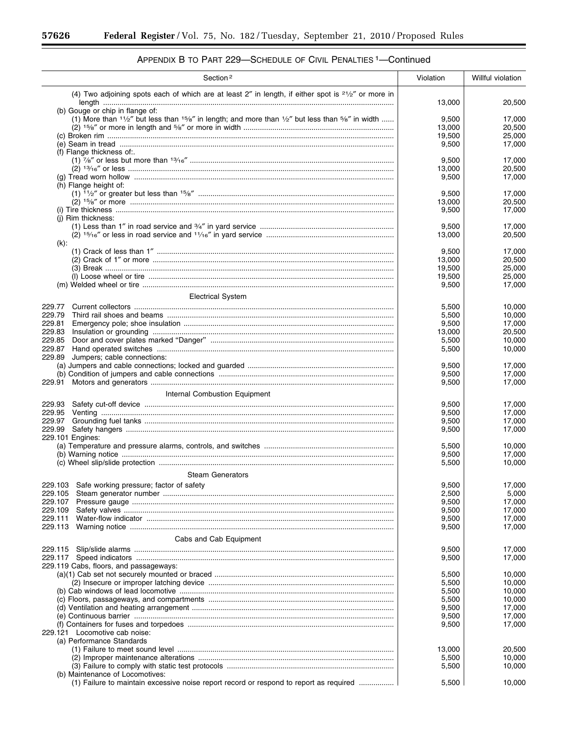## APPENDIX B TO PART 229—SCHEDULE OF CIVIL PENALTIES [1]—Continued

| Section [2] | Violation | Willful violation |
|---|---|---|
| (4) Two adjoining spots each of which are at least 2″ in length, if either spot is 2½″ or more in length | 13,000 | 20,500 |
| (b) Gouge or chip in flange of: | | |
| (1) More than 1½″ but less than 1⅝″ in length; and more than ½″ but less than ⅝″ in width | 9,500 | 17,000 |
| (2) 1⅝″ or more in length and ⅝″ or more in width | 13,000 | 20,500 |
| (c) Broken rim | 19,500 | 25,000 |
| (e) Seam in tread | 9,500 | 17,000 |
| (f) Flange thickness of:. | | |
| (1) ⅞″ or less but more than 13⁄16″ | 9,500 | 17,000 |
| (2) 13⁄16″ or less | 13,000 | 20,500 |
| (g) Tread worn hollow | 9,500 | 17,000 |
| (h) Flange height of: | | |
| (1) 1½″ or greater but less than 1⅝″ | 9,500 | 17,000 |
| (2) 1⅝″ or more | 13,000 | 20,500 |
| (i) Tire thickness | 9,500 | 17,000 |
| (j) Rim thickness: | | |
| (1) Less than 1″ in road service and ¾″ in yard service | 9,500 | 17,000 |
| (2) 15⁄16″ or less in road service and 11⁄16″ in yard service | 13,000 | 20,500 |
| (k): | | |
| (1) Crack of less than 1″ | 9,500 | 17,000 |
| (2) Crack of 1″ or more | 13,000 | 20,500 |
| (3) Break | 19,500 | 25,000 |
| (l) Loose wheel or tire | 19,500 | 25,000 |
| (m) Welded wheel or tire | 9,500 | 17,000 |
| **Electrical System** | | |
| 229.77 Current collectors | 5,500 | 10,000 |
| 229.79 Third rail shoes and beams | 5,500 | 10,000 |
| 229.81 Emergency pole; shoe insulation | 9,500 | 17,000 |
| 229.83 Insulation or grounding | 13,000 | 20,500 |
| 229.85 Door and cover plates marked "Danger" | 5,500 | 10,000 |
| 229.87 Hand operated switches | 5,500 | 10,000 |
| 229.89 Jumpers; cable connections: | | |
| (a) Jumpers and cable connections; locked and guarded | 9,500 | 17,000 |
| (b) Condition of jumpers and cable connections | 9,500 | 17,000 |
| 229.91 Motors and generators | 9,500 | 17,000 |
| **Internal Combustion Equipment** | | |
| 229.93 Safety cut-off device | 9,500 | 17,000 |
| 229.95 Venting | 9,500 | 17,000 |
| 229.97 Grounding fuel tanks | 9,500 | 17,000 |
| 229.99 Safety hangers | 9,500 | 17,000 |
| 229.101 Engines: | | |
| (a) Temperature and pressure alarms, controls, and switches | 5,500 | 10,000 |
| (b) Warning notice | 9,500 | 17,000 |
| (c) Wheel slip/slide protection | 5,500 | 10,000 |
| **Steam Generators** | | |
| 229.103 Safe working pressure; factor of safety | 9,500 | 17,000 |
| 229.105 Steam generator number | 2,500 | 5,000 |
| 229.107 Pressure gauge | 9,500 | 17,000 |
| 229.109 Safety valves | 9,500 | 17,000 |
| 229.111 Water-flow indicator | 9,500 | 17,000 |
| 229.113 Warning notice | 9,500 | 17,000 |
| **Cabs and Cab Equipment** | | |
| 229.115 Slip/slide alarms | 9,500 | 17,000 |
| 229.117 Speed indicators | 9,500 | 17,000 |
| 229.119 Cabs, floors, and passageways: | | |
| (a)(1) Cab set not securely mounted or braced | 5,500 | 10,000 |
| (2) Insecure or improper latching device | 5,500 | 10,000 |
| (b) Cab windows of lead locomotive | 5,500 | 10,000 |
| (c) Floors, passageways, and compartments | 5,500 | 10,000 |
| (d) Ventilation and heating arrangement | 9,500 | 17,000 |
| (e) Continuous barrier | 9,500 | 17,000 |
| (f) Containers for fuses and torpedoes | 9,500 | 17,000 |
| 229.121 Locomotive cab noise: | | |
| (a) Performance Standards | | |
| (1) Failure to meet sound level | 13,000 | 20,500 |
| (2) Improper maintenance alterations | 5,500 | 10,000 |
| (3) Failure to comply with static test protocols | 5,500 | 10,000 |
| (b) Maintenance of Locomotives: | | |
| (1) Failure to maintain excessive noise report record or respond to report as required | 5,500 | 10,000 |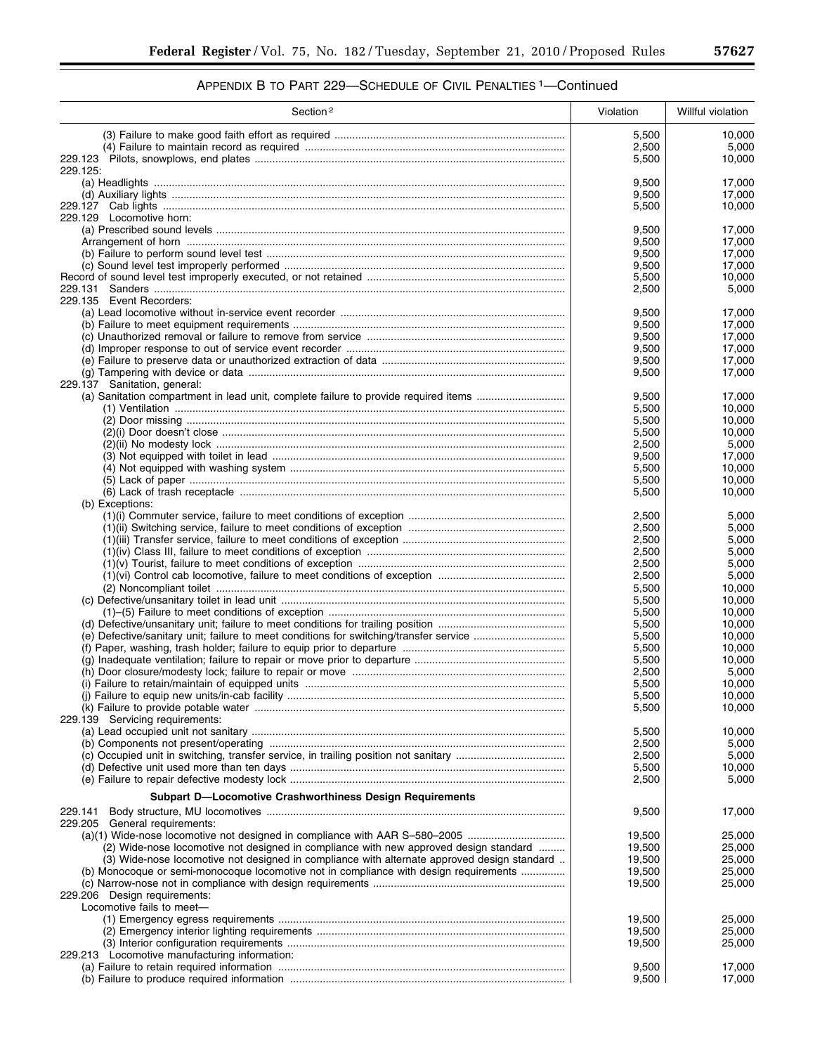## APPENDIX B TO PART 229—SCHEDULE OF CIVIL PENALTIES [1]—Continued

| Section [2] | Violation | Willful violation |
|---|---|---|
| (3) Failure to make good faith effort as required | 5,500 | 10,000 |
| (4) Failure to maintain record as required | 2,500 | 5,000 |
| 229.123 Pilots, snowplows, end plates | 5,500 | 10,000 |
| 229.125: | | |
| (a) Headlights | 9,500 | 17,000 |
| (d) Auxiliary lights | 9,500 | 17,000 |
| 229.127 Cab lights | 5,500 | 10,000 |
| 229.129 Locomotive horn: | | |
| (a) Prescribed sound levels | 9,500 | 17,000 |
| Arrangement of horn | 9,500 | 17,000 |
| (b) Failure to perform sound level test | 9,500 | 17,000 |
| (c) Sound level test improperly performed | 9,500 | 17,000 |
| Record of sound level test improperly executed, or not retained | 5,500 | 10,000 |
| 229.131 Sanders | 2,500 | 5,000 |
| 229.135 Event Recorders: | | |
| (a) Lead locomotive without in-service event recorder | 9,500 | 17,000 |
| (b) Failure to meet equipment requirements | 9,500 | 17,000 |
| (c) Unauthorized removal or failure to remove from service | 9,500 | 17,000 |
| (d) Improper response to out of service event recorder | 9,500 | 17,000 |
| (e) Failure to preserve data or unauthorized extraction of data | 9,500 | 17,000 |
| (g) Tampering with device or data | 9,500 | 17,000 |
| 229.137 Sanitation, general: | | |
| (a) Sanitation compartment in lead unit, complete failure to provide required items | 9,500 | 17,000 |
| (1) Ventilation | 5,500 | 10,000 |
| (2) Door missing | 5,500 | 10,000 |
| (2)(i) Door doesn't close | 5,500 | 10,000 |
| (2)(ii) No modesty lock | 2,500 | 5,000 |
| (3) Not equipped with toilet in lead | 9,500 | 17,000 |
| (4) Not equipped with washing system | 5,500 | 10,000 |
| (5) Lack of paper | 5,500 | 10,000 |
| (6) Lack of trash receptacle | 5,500 | 10,000 |
| (b) Exceptions: | | |
| (1)(i) Commuter service, failure to meet conditions of exception | 2,500 | 5,000 |
| (1)(ii) Switching service, failure to meet conditions of exception | 2,500 | 5,000 |
| (1)(iii) Transfer service, failure to meet conditions of exception | 2,500 | 5,000 |
| (1)(iv) Class III, failure to meet conditions of exception | 2,500 | 5,000 |
| (1)(v) Tourist, failure to meet conditions of exception | 2,500 | 5,000 |
| (1)(vi) Control cab locomotive, failure to meet conditions of exception | 2,500 | 5,000 |
| (2) Noncompliant toilet | 5,500 | 10,000 |
| (c) Defective/unsanitary toilet in lead unit | 5,500 | 10,000 |
| (1)–(5) Failure to meet conditions of exception | 5,500 | 10,000 |
| (d) Defective/unsanitary unit; failure to meet conditions for trailing position | 5,500 | 10,000 |
| (e) Defective/sanitary unit; failure to meet conditions for switching/transfer service | 5,500 | 10,000 |
| (f) Paper, washing, trash holder; failure to equip prior to departure | 5,500 | 10,000 |
| (g) Inadequate ventilation; failure to repair or move prior to departure | 5,500 | 10,000 |
| (h) Door closure/modesty lock; failure to repair or move | 2,500 | 5,000 |
| (i) Failure to retain/maintain of equipped units | 5,500 | 10,000 |
| (j) Failure to equip new units/in-cab facility | 5,500 | 10,000 |
| (k) Failure to provide potable water | 5,500 | 10,000 |
| 229.139 Servicing requirements: | | |
| (a) Lead occupied unit not sanitary | 5,500 | 10,000 |
| (b) Components not present/operating | 2,500 | 5,000 |
| (c) Occupied unit in switching, transfer service, in trailing position not sanitary | 2,500 | 5,000 |
| (d) Defective unit used more than ten days | 5,500 | 10,000 |
| (e) Failure to repair defective modesty lock | 2,500 | 5,000 |
| **Subpart D—Locomotive Crashworthiness Design Requirements** | | |
| 229.141 Body structure, MU locomotives | 9,500 | 17,000 |
| 229.205 General requirements: | | |
| (a)(1) Wide-nose locomotive not designed in compliance with AAR S–580–2005 | 19,500 | 25,000 |
| (2) Wide-nose locomotive not designed in compliance with new approved design standard | 19,500 | 25,000 |
| (3) Wide-nose locomotive not designed in compliance with alternate approved design standard | 19,500 | 25,000 |
| (b) Monocoque or semi-monocoque locomotive not in compliance with design requirements | 19,500 | 25,000 |
| (c) Narrow-nose not in compliance with design requirements | 19,500 | 25,000 |
| 229.206 Design requirements: | | |
| Locomotive fails to meet— | | |
| (1) Emergency egress requirements | 19,500 | 25,000 |
| (2) Emergency interior lighting requirements | 19,500 | 25,000 |
| (3) Interior configuration requirements | 19,500 | 25,000 |
| 229.213 Locomotive manufacturing information: | | |
| (a) Failure to retain required information | 9,500 | 17,000 |
| (b) Failure to produce required information | 9,500 | 17,000 |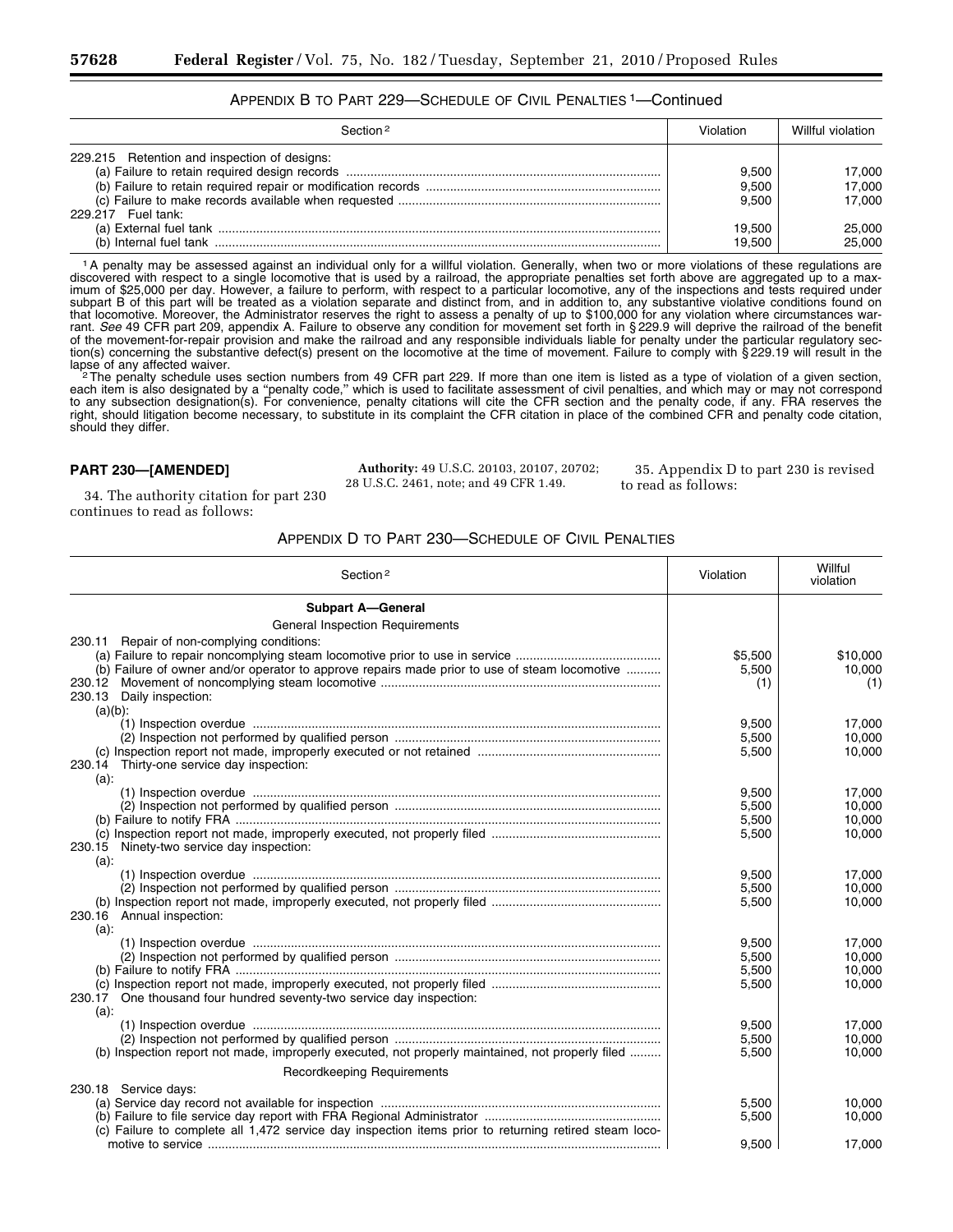APPENDIX B TO PART 229—SCHEDULE OF CIVIL PENALTIES [1]—Continued

| Section [2] | Violation | Willful violation |
|---|---|---|
| 229.215 Retention and inspection of designs: | | |
| (a) Failure to retain required design records | 9,500 | 17,000 |
| (b) Failure to retain required repair or modification records | 9,500 | 17,000 |
| (c) Failure to make records available when requested | 9,500 | 17,000 |
| 229.217 Fuel tank: | | |
| (a) External fuel tank | 19,500 | 25,000 |
| (b) Internal fuel tank | 19,500 | 25,000 |

[1] A penalty may be assessed against an individual only for a willful violation. Generally, when two or more violations of these regulations are discovered with respect to a single locomotive that is used by a railroad, the appropriate penalties set forth above are aggregated up to a maximum of $25,000 per day. However, a failure to perform, with respect to a particular locomotive, any of the inspections and tests required under subpart B of this part will be treated as a violation separate and distinct from, and in addition to, any substantive violative conditions found on that locomotive. Moreover, the Administrator reserves the right to assess a penalty of up to $100,000 for any violation where circumstances warrant. *See* 49 CFR part 209, appendix A. Failure to observe any condition for movement set forth in § 229.9 will deprive the railroad of the benefit of the movement-for-repair provision and make the railroad and any responsible individuals liable for penalty under the particular regulatory section(s) concerning the substantive defect(s) present on the locomotive at the time of movement. Failure to comply with § 229.19 will result in the lapse of any affected waiver.

[2] The penalty schedule uses section numbers from 49 CFR part 229. If more than one item is listed as a type of violation of a given section, each item is also designated by a "penalty code," which is used to facilitate assessment of civil penalties, and which may or may not correspond to any subsection designation(s). For convenience, penalty citations will cite the CFR section and the penalty code, if any. FRA reserves the right, should litigation become necessary, to substitute in its complaint the CFR citation in place of the combined CFR and penalty code citation, should they differ.

## PART 230—[AMENDED]

34. The authority citation for part 230 continues to read as follows:

**Authority:** 49 U.S.C. 20103, 20107, 20702; 28 U.S.C. 2461, note; and 49 CFR 1.49.

35. Appendix D to part 230 is revised to read as follows:

APPENDIX D TO PART 230—SCHEDULE OF CIVIL PENALTIES

| Section [2] | Violation | Willful violation |
|---|---|---|
| **Subpart A—General** | | |
| General Inspection Requirements | | |
| 230.11 Repair of non-complying conditions: | | |
| (a) Failure to repair noncomplying steam locomotive prior to use in service | $5,500 | $10,000 |
| (b) Failure of owner and/or operator to approve repairs made prior to use of steam locomotive | 5,500 | 10,000 |
| 230.12 Movement of noncomplying steam locomotive | (1) | (1) |
| 230.13 Daily inspection: | | |
| (a)(b): | | |
| (1) Inspection overdue | 9,500 | 17,000 |
| (2) Inspection not performed by qualified person | 5,500 | 10,000 |
| (c) Inspection report not made, improperly executed or not retained | 5,500 | 10,000 |
| 230.14 Thirty-one service day inspection: | | |
| (a): | | |
| (1) Inspection overdue | 9,500 | 17,000 |
| (2) Inspection not performed by qualified person | 5,500 | 10,000 |
| (b) Failure to notify FRA | 5,500 | 10,000 |
| (c) Inspection report not made, improperly executed, not properly filed | 5,500 | 10,000 |
| 230.15 Ninety-two service day inspection: | | |
| (a): | | |
| (1) Inspection overdue | 9,500 | 17,000 |
| (2) Inspection not performed by qualified person | 5,500 | 10,000 |
| (b) Inspection report not made, improperly executed, not properly filed | 5,500 | 10,000 |
| 230.16 Annual inspection: | | |
| (a): | | |
| (1) Inspection overdue | 9,500 | 17,000 |
| (2) Inspection not performed by qualified person | 5,500 | 10,000 |
| (b) Failure to notify FRA | 5,500 | 10,000 |
| (c) Inspection report not made, improperly executed, not properly filed | 5,500 | 10,000 |
| 230.17 One thousand four hundred seventy-two service day inspection: | | |
| (a): | | |
| (1) Inspection overdue | 9,500 | 17,000 |
| (2) Inspection not performed by qualified person | 5,500 | 10,000 |
| (b) Inspection report not made, improperly executed, not properly maintained, not properly filed | 5,500 | 10,000 |
| Recordkeeping Requirements | | |
| 230.18 Service days: | | |
| (a) Service day record not available for inspection | 5,500 | 10,000 |
| (b) Failure to file service day report with FRA Regional Administrator | 5,500 | 10,000 |
| (c) Failure to complete all 1,472 service day inspection items prior to returning retired steam locomotive to service | 9,500 | 17,000 |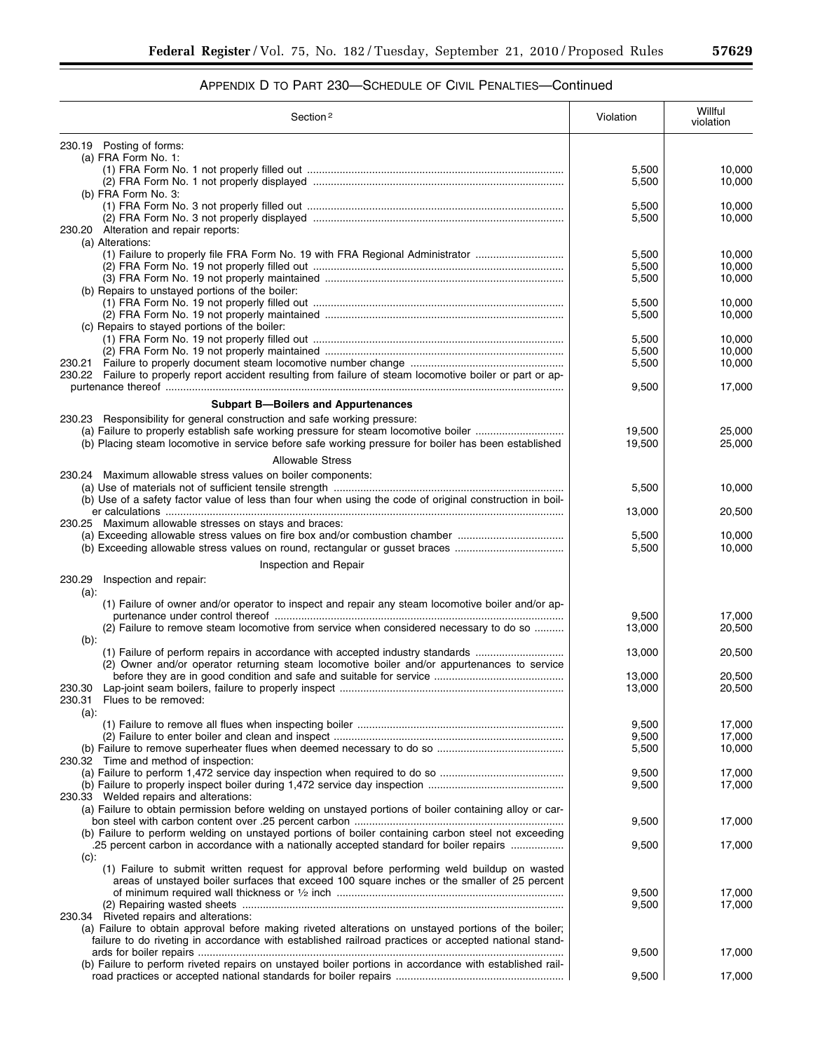### APPENDIX D TO PART 230—SCHEDULE OF CIVIL PENALTIES—Continued

| Section [2] | Violation | Willful violation |
|---|---|---|
| 230.19 Posting of forms: | | |
| (a) FRA Form No. 1: | | |
| (1) FRA Form No. 1 not properly filled out | 5,500 | 10,000 |
| (2) FRA Form No. 1 not properly displayed | 5,500 | 10,000 |
| (b) FRA Form No. 3: | | |
| (1) FRA Form No. 3 not properly filled out | 5,500 | 10,000 |
| (2) FRA Form No. 3 not properly displayed | 5,500 | 10,000 |
| 230.20 Alteration and repair reports: | | |
| (a) Alterations: | | |
| (1) Failure to properly file FRA Form No. 19 with FRA Regional Administrator | 5,500 | 10,000 |
| (2) FRA Form No. 19 not properly filled out | 5,500 | 10,000 |
| (3) FRA Form No. 19 not properly maintained | 5,500 | 10,000 |
| (b) Repairs to unstayed portions of the boiler: | | |
| (1) FRA Form No. 19 not properly filled out | 5,500 | 10,000 |
| (2) FRA Form No. 19 not properly maintained | 5,500 | 10,000 |
| (c) Repairs to stayed portions of the boiler: | | |
| (1) FRA Form No. 19 not properly filled out | 5,500 | 10,000 |
| (2) FRA Form No. 19 not properly maintained | 5,500 | 10,000 |
| 230.21 Failure to properly document steam locomotive number change | 5,500 | 10,000 |
| 230.22 Failure to properly report accident resulting from failure of steam locomotive boiler or part or appurtenance thereof | 9,500 | 17,000 |
| **Subpart B—Boilers and Appurtenances** | | |
| 230.23 Responsibility for general construction and safe working pressure: | | |
| (a) Failure to properly establish safe working pressure for steam locomotive boiler | 19,500 | 25,000 |
| (b) Placing steam locomotive in service before safe working pressure for boiler has been established | 19,500 | 25,000 |
| Allowable Stress | | |
| 230.24 Maximum allowable stress values on boiler components: | | |
| (a) Use of materials not of sufficient tensile strength | 5,500 | 10,000 |
| (b) Use of a safety factor value of less than four when using the code of original construction in boiler calculations | 13,000 | 20,500 |
| 230.25 Maximum allowable stresses on stays and braces: | | |
| (a) Exceeding allowable stress values on fire box and/or combustion chamber | 5,500 | 10,000 |
| (b) Exceeding allowable stress values on round, rectangular or gusset braces | 5,500 | 10,000 |
| Inspection and Repair | | |
| 230.29 Inspection and repair: | | |
| (a): | | |
| (1) Failure of owner and/or operator to inspect and repair any steam locomotive boiler and/or appurtenance under control thereof | 9,500 | 17,000 |
| (2) Failure to remove steam locomotive from service when considered necessary to do so | 13,000 | 20,500 |
| (b): | | |
| (1) Failure of perform repairs in accordance with accepted industry standards | 13,000 | 20,500 |
| (2) Owner and/or operator returning steam locomotive boiler and/or appurtenances to service before they are in good condition and safe and suitable for service | 13,000 | 20,500 |
| 230.30 Lap-joint seam boilers, failure to properly inspect | 13,000 | 20,500 |
| 230.31 Flues to be removed: | | |
| (a): | | |
| (1) Failure to remove all flues when inspecting boiler | 9,500 | 17,000 |
| (2) Failure to enter boiler and clean and inspect | 9,500 | 17,000 |
| (b) Failure to remove superheater flues when deemed necessary to do so | 5,500 | 10,000 |
| 230.32 Time and method of inspection: | | |
| (a) Failure to perform 1,472 service day inspection when required to do so | 9,500 | 17,000 |
| (b) Failure to properly inspect boiler during 1,472 service day inspection | 9,500 | 17,000 |
| 230.33 Welded repairs and alterations: | | |
| (a) Failure to obtain permission before welding on unstayed portions of boiler containing alloy or carbon steel with carbon content over .25 percent carbon | 9,500 | 17,000 |
| (b) Failure to perform welding on unstayed portions of boiler containing carbon steel not exceeding .25 percent carbon in accordance with a nationally accepted standard for boiler repairs | 9,500 | 17,000 |
| (c): | | |
| (1) Failure to submit written request for approval before performing weld buildup on wasted areas of unstayed boiler surfaces that exceed 100 square inches or the smaller of 25 percent of minimum required wall thickness or ½ inch | 9,500 | 17,000 |
| (2) Repairing wasted sheets | 9,500 | 17,000 |
| 230.34 Riveted repairs and alterations: | | |
| (a) Failure to obtain approval before making riveted alterations on unstayed portions of the boiler; failure to do riveting in accordance with established railroad practices or accepted national standards for boiler repairs | 9,500 | 17,000 |
| (b) Failure to perform riveted repairs on unstayed boiler portions in accordance with established railroad practices or accepted national standards for boiler repairs | 9,500 | 17,000 |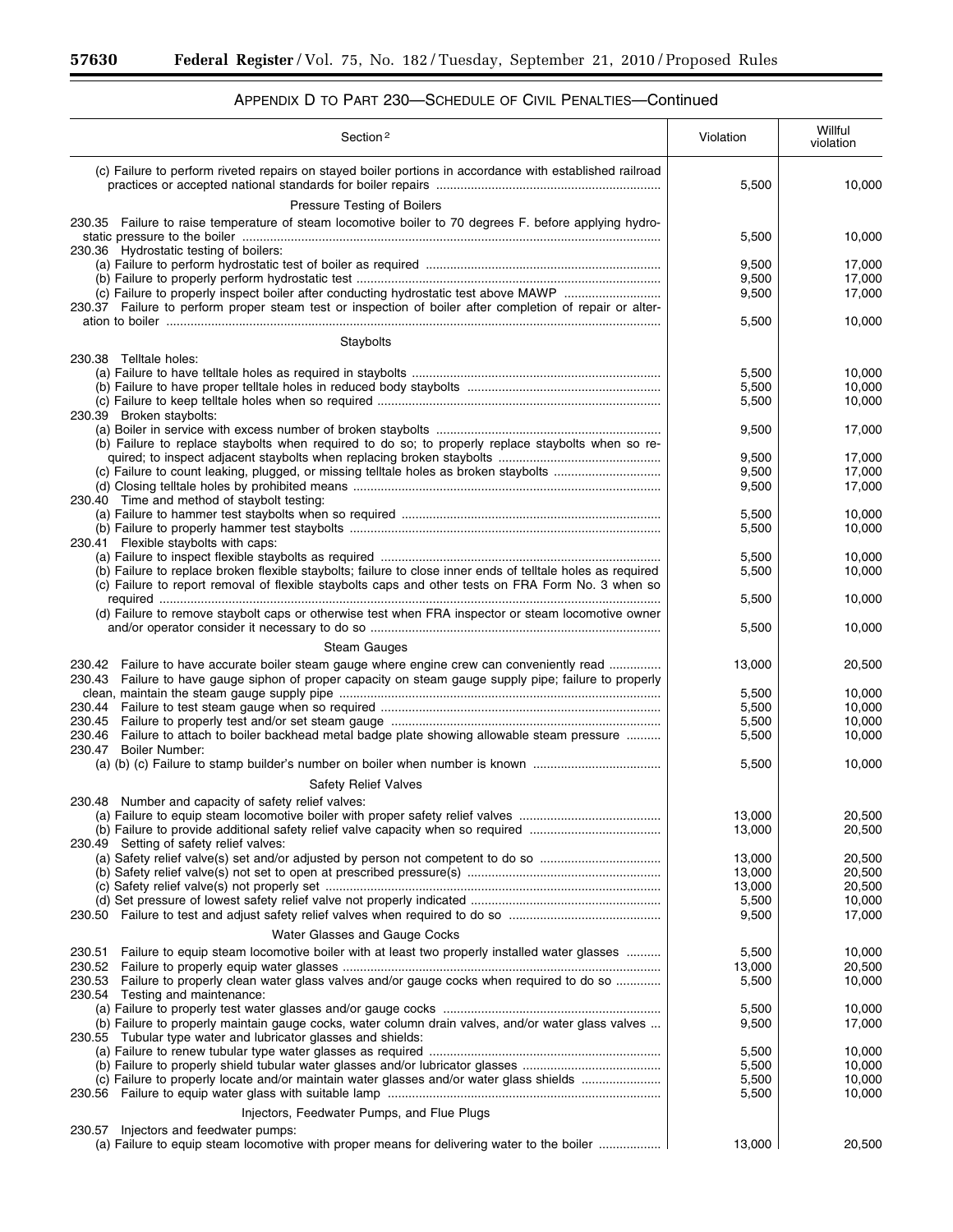## APPENDIX D TO PART 230—SCHEDULE OF CIVIL PENALTIES—Continued

| Section [2] | Violation | Willful violation |
|---|---|---|
| (c) Failure to perform riveted repairs on stayed boiler portions in accordance with established railroad practices or accepted national standards for boiler repairs | 5,500 | 10,000 |
| Pressure Testing of Boilers | | |
| 230.35 Failure to raise temperature of steam locomotive boiler to 70 degrees F. before applying hydrostatic pressure to the boiler | 5,500 | 10,000 |
| 230.36 Hydrostatic testing of boilers: | | |
| (a) Failure to perform hydrostatic test of boiler as required | 9,500 | 17,000 |
| (b) Failure to properly perform hydrostatic test | 9,500 | 17,000 |
| (c) Failure to properly inspect boiler after conducting hydrostatic test above MAWP | 9,500 | 17,000 |
| 230.37 Failure to perform proper steam test or inspection of boiler after completion of repair or alteration to boiler | 5,500 | 10,000 |
| Staybolts | | |
| 230.38 Telltale holes: | | |
| (a) Failure to have telltale holes as required in staybolts | 5,500 | 10,000 |
| (b) Failure to have proper telltale holes in reduced body staybolts | 5,500 | 10,000 |
| (c) Failure to keep telltale holes when so required | 5,500 | 10,000 |
| 230.39 Broken staybolts: | | |
| (a) Boiler in service with excess number of broken staybolts | 9,500 | 17,000 |
| (b) Failure to replace staybolts when required to do so; to properly replace staybolts when so required; to inspect adjacent staybolts when replacing broken staybolts | 9,500 | 17,000 |
| (c) Failure to count leaking, plugged, or missing telltale holes as broken staybolts | 9,500 | 17,000 |
| (d) Closing telltale holes by prohibited means | 9,500 | 17,000 |
| 230.40 Time and method of staybolt testing: | | |
| (a) Failure to hammer test staybolts when so required | 5,500 | 10,000 |
| (b) Failure to properly hammer test staybolts | 5,500 | 10,000 |
| 230.41 Flexible staybolts with caps: | | |
| (a) Failure to inspect flexible staybolts as required | 5,500 | 10,000 |
| (b) Failure to replace broken flexible staybolts; failure to close inner ends of telltale holes as required | 5,500 | 10,000 |
| (c) Failure to report removal of flexible staybolts caps and other tests on FRA Form No. 3 when so required | 5,500 | 10,000 |
| (d) Failure to remove staybolt caps or otherwise test when FRA inspector or steam locomotive owner and/or operator consider it necessary to do so | 5,500 | 10,000 |
| Steam Gauges | | |
| 230.42 Failure to have accurate boiler steam gauge where engine crew can conveniently read | 13,000 | 20,500 |
| 230.43 Failure to have gauge siphon of proper capacity on steam gauge supply pipe; failure to properly clean, maintain the steam gauge supply pipe | 5,500 | 10,000 |
| 230.44 Failure to test steam gauge when so required | 5,500 | 10,000 |
| 230.45 Failure to properly test and/or set steam gauge | 5,500 | 10,000 |
| 230.46 Failure to attach to boiler backhead metal badge plate showing allowable steam pressure | 5,500 | 10,000 |
| 230.47 Boiler Number: | | |
| (a) (b) (c) Failure to stamp builder's number on boiler when number is known | 5,500 | 10,000 |
| Safety Relief Valves | | |
| 230.48 Number and capacity of safety relief valves: | | |
| (a) Failure to equip steam locomotive boiler with proper safety relief valves | 13,000 | 20,500 |
| (b) Failure to provide additional safety relief valve capacity when so required | 13,000 | 20,500 |
| 230.49 Setting of safety relief valves: | | |
| (a) Safety relief valve(s) set and/or adjusted by person not competent to do so | 13,000 | 20,500 |
| (b) Safety relief valve(s) not set to open at prescribed pressure(s) | 13,000 | 20,500 |
| (c) Safety relief valve(s) not properly set | 13,000 | 20,500 |
| (d) Set pressure of lowest safety relief valve not properly indicated | 5,500 | 10,000 |
| 230.50 Failure to test and adjust safety relief valves when required to do so | 9,500 | 17,000 |
| Water Glasses and Gauge Cocks | | |
| 230.51 Failure to equip steam locomotive boiler with at least two properly installed water glasses | 5,500 | 10,000 |
| 230.52 Failure to properly equip water glasses | 13,000 | 20,500 |
| 230.53 Failure to properly clean water glass valves and/or gauge cocks when required to do so | 5,500 | 10,000 |
| 230.54 Testing and maintenance: | | |
| (a) Failure to properly test water glasses and/or gauge cocks | 5,500 | 10,000 |
| (b) Failure to properly maintain gauge cocks, water column drain valves, and/or water glass valves | 9,500 | 17,000 |
| 230.55 Tubular type water and lubricator glasses and shields: | | |
| (a) Failure to renew tubular type water glasses as required | 5,500 | 10,000 |
| (b) Failure to properly shield tubular water glasses and/or lubricator glasses | 5,500 | 10,000 |
| (c) Failure to properly locate and/or maintain water glasses and/or water glass shields | 5,500 | 10,000 |
| 230.56 Failure to equip water glass with suitable lamp | 5,500 | 10,000 |
| Injectors, Feedwater Pumps, and Flue Plugs | | |
| 230.57 Injectors and feedwater pumps: | | |
| (a) Failure to equip steam locomotive with proper means for delivering water to the boiler | 13,000 | 20,500 |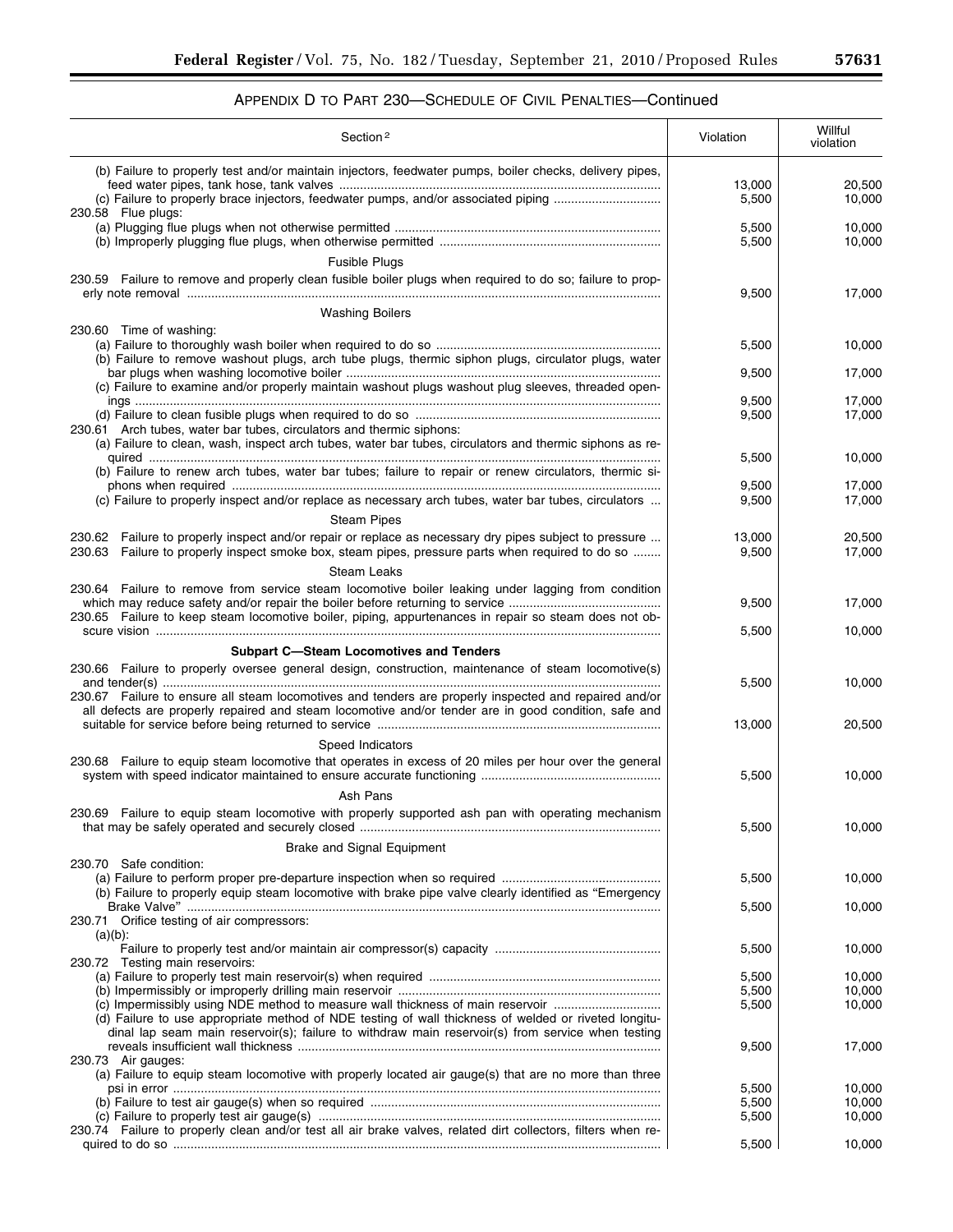## APPENDIX D TO PART 230—SCHEDULE OF CIVIL PENALTIES—Continued

| Section [2] | Violation | Willful violation |
|---|---|---|
| (b) Failure to properly test and/or maintain injectors, feedwater pumps, boiler checks, delivery pipes, feed water pipes, tank hose, tank valves | 13,000 | 20,500 |
| (c) Failure to properly brace injectors, feedwater pumps, and/or associated piping | 5,500 | 10,000 |
| 230.58 Flue plugs: | | |
| (a) Plugging flue plugs when not otherwise permitted | 5,500 | 10,000 |
| (b) Improperly plugging flue plugs, when otherwise permitted | 5,500 | 10,000 |
| Fusible Plugs | | |
| 230.59 Failure to remove and properly clean fusible boiler plugs when required to do so; failure to properly note removal | 9,500 | 17,000 |
| Washing Boilers | | |
| 230.60 Time of washing: | | |
| (a) Failure to thoroughly wash boiler when required to do so | 5,500 | 10,000 |
| (b) Failure to remove washout plugs, arch tube plugs, thermic siphon plugs, circulator plugs, water bar plugs when washing locomotive boiler | 9,500 | 17,000 |
| (c) Failure to examine and/or properly maintain washout plugs washout plug sleeves, threaded openings | 9,500 | 17,000 |
| (d) Failure to clean fusible plugs when required to do so | 9,500 | 17,000 |
| 230.61 Arch tubes, water bar tubes, circulators and thermic siphons: | | |
| (a) Failure to clean, wash, inspect arch tubes, water bar tubes, circulators and thermic siphons as required | 5,500 | 10,000 |
| (b) Failure to renew arch tubes, water bar tubes; failure to repair or renew circulators, thermic siphons when required | 9,500 | 17,000 |
| (c) Failure to properly inspect and/or replace as necessary arch tubes, water bar tubes, circulators | 9,500 | 17,000 |
| Steam Pipes | | |
| 230.62 Failure to properly inspect and/or repair or replace as necessary dry pipes subject to pressure | 13,000 | 20,500 |
| 230.63 Failure to properly inspect smoke box, steam pipes, pressure parts when required to do so | 9,500 | 17,000 |
| Steam Leaks | | |
| 230.64 Failure to remove from service steam locomotive boiler leaking under lagging from condition which may reduce safety and/or repair the boiler before returning to service | 9,500 | 17,000 |
| 230.65 Failure to keep steam locomotive boiler, piping, appurtenances in repair so steam does not obscure vision | 5,500 | 10,000 |
| **Subpart C—Steam Locomotives and Tenders** | | |
| 230.66 Failure to properly oversee general design, construction, maintenance of steam locomotive(s) and tender(s) | 5,500 | 10,000 |
| 230.67 Failure to ensure all steam locomotives and tenders are properly inspected and repaired and/or all defects are properly repaired and steam locomotive and/or tender are in good condition, safe and suitable for service before being returned to service | 13,000 | 20,500 |
| Speed Indicators | | |
| 230.68 Failure to equip steam locomotive that operates in excess of 20 miles per hour over the general system with speed indicator maintained to ensure accurate functioning | 5,500 | 10,000 |
| Ash Pans | | |
| 230.69 Failure to equip steam locomotive with properly supported ash pan with operating mechanism that may be safely operated and securely closed | 5,500 | 10,000 |
| Brake and Signal Equipment | | |
| 230.70 Safe condition: | | |
| (a) Failure to perform proper pre-departure inspection when so required | 5,500 | 10,000 |
| (b) Failure to properly equip steam locomotive with brake pipe valve clearly identified as "Emergency Brake Valve" | 5,500 | 10,000 |
| 230.71 Orifice testing of air compressors: | | |
| (a)(b): Failure to properly test and/or maintain air compressor(s) capacity | 5,500 | 10,000 |
| 230.72 Testing main reservoirs: | | |
| (a) Failure to properly test main reservoir(s) when required | 5,500 | 10,000 |
| (b) Impermissibly or improperly drilling main reservoir | 5,500 | 10,000 |
| (c) Impermissibly using NDE method to measure wall thickness of main reservoir | 5,500 | 10,000 |
| (d) Failure to use appropriate method of NDE testing of wall thickness of welded or riveted longitudinal lap seam main reservoir(s); failure to withdraw main reservoir(s) from service when testing reveals insufficient wall thickness | 9,500 | 17,000 |
| 230.73 Air gauges: | | |
| (a) Failure to equip steam locomotive with properly located air gauge(s) that are no more than three psi in error | 5,500 | 10,000 |
| (b) Failure to test air gauge(s) when so required | 5,500 | 10,000 |
| (c) Failure to properly test air gauge(s) | 5,500 | 10,000 |
| 230.74 Failure to properly clean and/or test all air brake valves, related dirt collectors, filters when required to do so | 5,500 | 10,000 |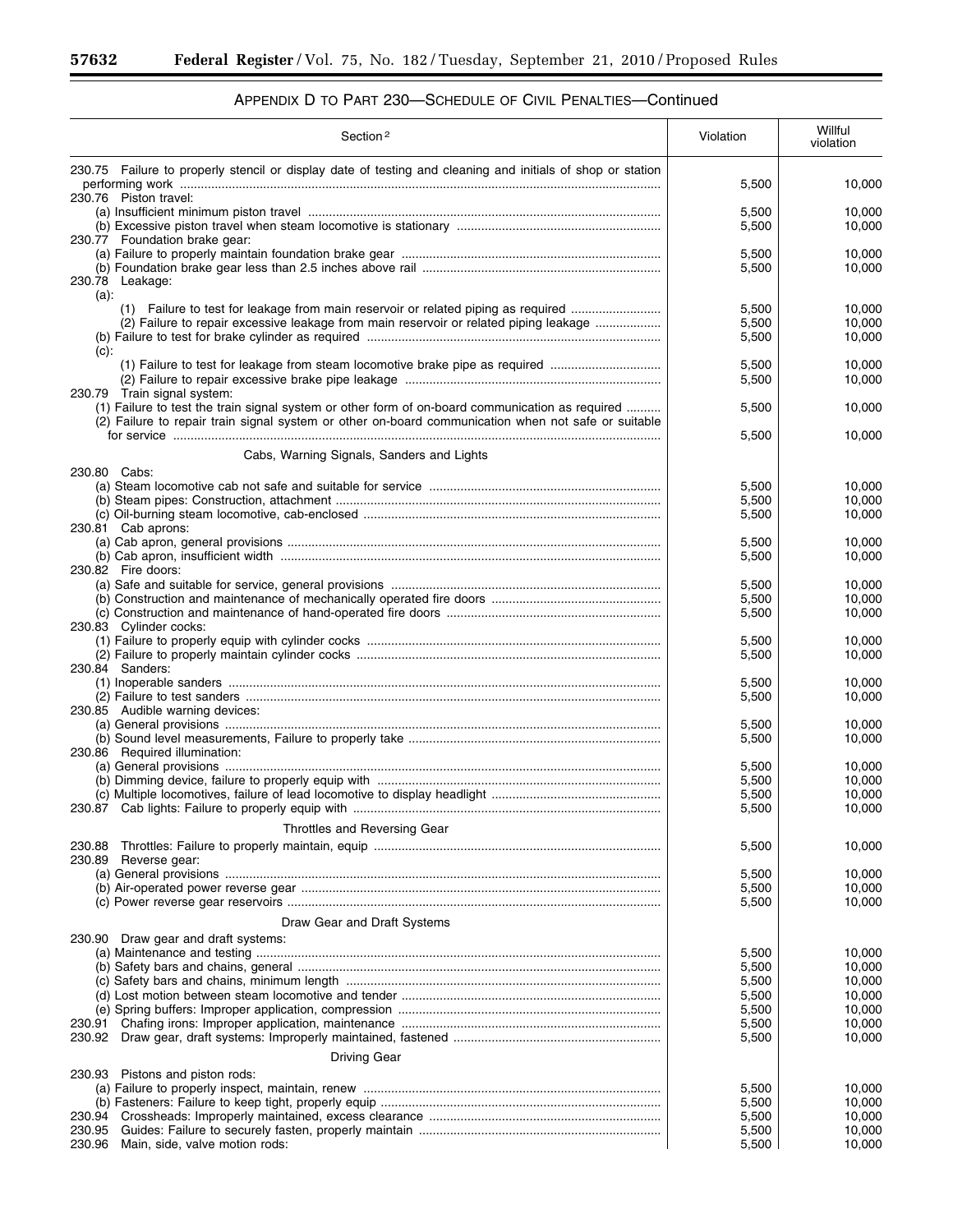## APPENDIX D TO PART 230—SCHEDULE OF CIVIL PENALTIES—Continued

| Section [2] | Violation | Willful violation |
|---|---|---|
| 230.75 Failure to properly stencil or display date of testing and cleaning and initials of shop or station performing work | 5,500 | 10,000 |
| 230.76 Piston travel: | | |
| (a) Insufficient minimum piston travel | 5,500 | 10,000 |
| (b) Excessive piston travel when steam locomotive is stationary | 5,500 | 10,000 |
| 230.77 Foundation brake gear: | | |
| (a) Failure to properly maintain foundation brake gear | 5,500 | 10,000 |
| (b) Foundation brake gear less than 2.5 inches above rail | 5,500 | 10,000 |
| 230.78 Leakage: | | |
| (a): | | |
| (1) Failure to test for leakage from main reservoir or related piping as required | 5,500 | 10,000 |
| (2) Failure to repair excessive leakage from main reservoir or related piping leakage | 5,500 | 10,000 |
| (b) Failure to test for brake cylinder as required | 5,500 | 10,000 |
| (c): | | |
| (1) Failure to test for leakage from steam locomotive brake pipe as required | 5,500 | 10,000 |
| (2) Failure to repair excessive brake pipe leakage | 5,500 | 10,000 |
| 230.79 Train signal system: | | |
| (1) Failure to test the train signal system or other form of on-board communication as required | 5,500 | 10,000 |
| (2) Failure to repair train signal system or other on-board communication when not safe or suitable for service | 5,500 | 10,000 |
| Cabs, Warning Signals, Sanders and Lights | | |
| 230.80 Cabs: | | |
| (a) Steam locomotive cab not safe and suitable for service | 5,500 | 10,000 |
| (b) Steam pipes: Construction, attachment | 5,500 | 10,000 |
| (c) Oil-burning steam locomotive, cab-enclosed | 5,500 | 10,000 |
| 230.81 Cab aprons: | | |
| (a) Cab apron, general provisions | 5,500 | 10,000 |
| (b) Cab apron, insufficient width | 5,500 | 10,000 |
| 230.82 Fire doors: | | |
| (a) Safe and suitable for service, general provisions | 5,500 | 10,000 |
| (b) Construction and maintenance of mechanically operated fire doors | 5,500 | 10,000 |
| (c) Construction and maintenance of hand-operated fire doors | 5,500 | 10,000 |
| 230.83 Cylinder cocks: | | |
| (1) Failure to properly equip with cylinder cocks | 5,500 | 10,000 |
| (2) Failure to properly maintain cylinder cocks | 5,500 | 10,000 |
| 230.84 Sanders: | | |
| (1) Inoperable sanders | 5,500 | 10,000 |
| (2) Failure to test sanders | 5,500 | 10,000 |
| 230.85 Audible warning devices: | | |
| (a) General provisions | 5,500 | 10,000 |
| (b) Sound level measurements, Failure to properly take | 5,500 | 10,000 |
| 230.86 Required illumination: | | |
| (a) General provisions | 5,500 | 10,000 |
| (b) Dimming device, failure to properly equip with | 5,500 | 10,000 |
| (c) Multiple locomotives, failure of lead locomotive to display headlight | 5,500 | 10,000 |
| 230.87 Cab lights: Failure to properly equip with | 5,500 | 10,000 |
| Throttles and Reversing Gear | | |
| 230.88 Throttles: Failure to properly maintain, equip | 5,500 | 10,000 |
| 230.89 Reverse gear: | | |
| (a) General provisions | 5,500 | 10,000 |
| (b) Air-operated power reverse gear | 5,500 | 10,000 |
| (c) Power reverse gear reservoirs | 5,500 | 10,000 |
| Draw Gear and Draft Systems | | |
| 230.90 Draw gear and draft systems: | | |
| (a) Maintenance and testing | 5,500 | 10,000 |
| (b) Safety bars and chains, general | 5,500 | 10,000 |
| (c) Safety bars and chains, minimum length | 5,500 | 10,000 |
| (d) Lost motion between steam locomotive and tender | 5,500 | 10,000 |
| (e) Spring buffers: Improper application, compression | 5,500 | 10,000 |
| 230.91 Chafing irons: Improper application, maintenance | 5,500 | 10,000 |
| 230.92 Draw gear, draft systems: Improperly maintained, fastened | 5,500 | 10,000 |
| Driving Gear | | |
| 230.93 Pistons and piston rods: | | |
| (a) Failure to properly inspect, maintain, renew | 5,500 | 10,000 |
| (b) Fasteners: Failure to keep tight, properly equip | 5,500 | 10,000 |
| 230.94 Crossheads: Improperly maintained, excess clearance | 5,500 | 10,000 |
| 230.95 Guides: Failure to securely fasten, properly maintain | 5,500 | 10,000 |
| 230.96 Main, side, valve motion rods: | 5,500 | 10,000 |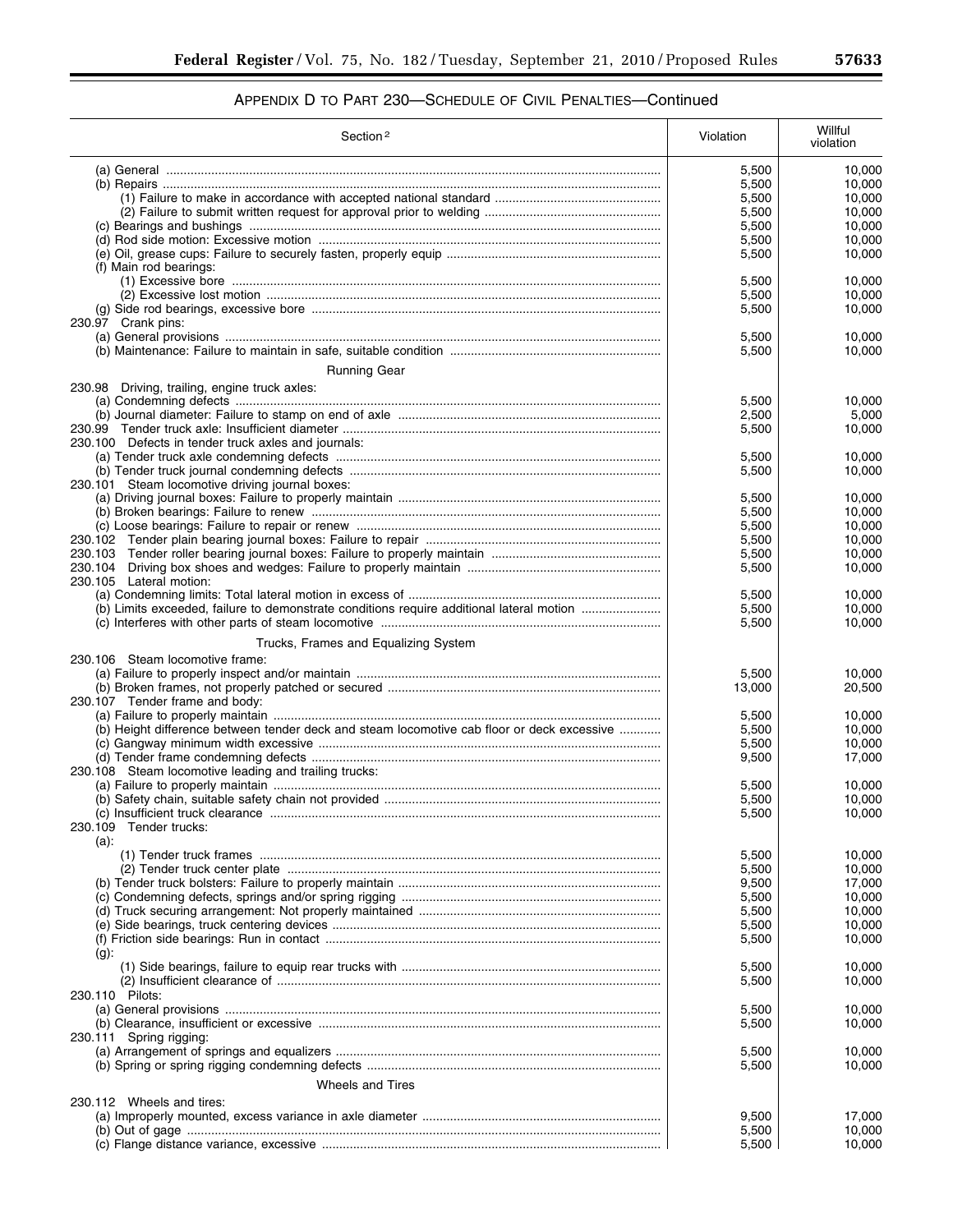## APPENDIX D TO PART 230—SCHEDULE OF CIVIL PENALTIES—Continued

| Section [2] | Violation | Willful violation |
|---|---|---|
| (a) General | 5,500 | 10,000 |
| (b) Repairs | 5,500 | 10,000 |
| (1) Failure to make in accordance with accepted national standard | 5,500 | 10,000 |
| (2) Failure to submit written request for approval prior to welding | 5,500 | 10,000 |
| (c) Bearings and bushings | 5,500 | 10,000 |
| (d) Rod side motion: Excessive motion | 5,500 | 10,000 |
| (e) Oil, grease cups: Failure to securely fasten, properly equip | 5,500 | 10,000 |
| (f) Main rod bearings: | | |
| (1) Excessive bore | 5,500 | 10,000 |
| (2) Excessive lost motion | 5,500 | 10,000 |
| (g) Side rod bearings, excessive bore | 5,500 | 10,000 |
| 230.97 Crank pins: | | |
| (a) General provisions | 5,500 | 10,000 |
| (b) Maintenance: Failure to maintain in safe, suitable condition | 5,500 | 10,000 |
| Running Gear | | |
| 230.98 Driving, trailing, engine truck axles: | | |
| (a) Condemning defects | 5,500 | 10,000 |
| (b) Journal diameter: Failure to stamp on end of axle | 2,500 | 5,000 |
| 230.99 Tender truck axle: Insufficient diameter | 5,500 | 10,000 |
| 230.100 Defects in tender truck axles and journals: | | |
| (a) Tender truck axle condemning defects | 5,500 | 10,000 |
| (b) Tender truck journal condemning defects | 5,500 | 10,000 |
| 230.101 Steam locomotive driving journal boxes: | | |
| (a) Driving journal boxes: Failure to properly maintain | 5,500 | 10,000 |
| (b) Broken bearings: Failure to renew | 5,500 | 10,000 |
| (c) Loose bearings: Failure to repair or renew | 5,500 | 10,000 |
| 230.102 Tender plain bearing journal boxes: Failure to repair | 5,500 | 10,000 |
| 230.103 Tender roller bearing journal boxes: Failure to properly maintain | 5,500 | 10,000 |
| 230.104 Driving box shoes and wedges: Failure to properly maintain | 5,500 | 10,000 |
| 230.105 Lateral motion: | | |
| (a) Condemning limits: Total lateral motion in excess of | 5,500 | 10,000 |
| (b) Limits exceeded, failure to demonstrate conditions require additional lateral motion | 5,500 | 10,000 |
| (c) Interferes with other parts of steam locomotive | 5,500 | 10,000 |
| Trucks, Frames and Equalizing System | | |
| 230.106 Steam locomotive frame: | | |
| (a) Failure to properly inspect and/or maintain | 5,500 | 10,000 |
| (b) Broken frames, not properly patched or secured | 13,000 | 20,500 |
| 230.107 Tender frame and body: | | |
| (a) Failure to properly maintain | 5,500 | 10,000 |
| (b) Height difference between tender deck and steam locomotive cab floor or deck excessive | 5,500 | 10,000 |
| (c) Gangway minimum width excessive | 5,500 | 10,000 |
| (d) Tender frame condemning defects | 9,500 | 17,000 |
| 230.108 Steam locomotive leading and trailing trucks: | | |
| (a) Failure to properly maintain | 5,500 | 10,000 |
| (b) Safety chain, suitable safety chain not provided | 5,500 | 10,000 |
| (c) Insufficient truck clearance | 5,500 | 10,000 |
| 230.109 Tender trucks: | | |
| (a): | | |
| (1) Tender truck frames | 5,500 | 10,000 |
| (2) Tender truck center plate | 5,500 | 10,000 |
| (b) Tender truck bolsters: Failure to properly maintain | 9,500 | 17,000 |
| (c) Condemning defects, springs and/or spring rigging | 5,500 | 10,000 |
| (d) Truck securing arrangement: Not properly maintained | 5,500 | 10,000 |
| (e) Side bearings, truck centering devices | 5,500 | 10,000 |
| (f) Friction side bearings: Run in contact | 5,500 | 10,000 |
| (g): | | |
| (1) Side bearings, failure to equip rear trucks with | 5,500 | 10,000 |
| (2) Insufficient clearance of | 5,500 | 10,000 |
| 230.110 Pilots: | | |
| (a) General provisions | 5,500 | 10,000 |
| (b) Clearance, insufficient or excessive | 5,500 | 10,000 |
| 230.111 Spring rigging: | | |
| (a) Arrangement of springs and equalizers | 5,500 | 10,000 |
| (b) Spring or spring rigging condemning defects | 5,500 | 10,000 |
| Wheels and Tires | | |
| 230.112 Wheels and tires: | | |
| (a) Improperly mounted, excess variance in axle diameter | 9,500 | 17,000 |
| (b) Out of gage | 5,500 | 10,000 |
| (c) Flange distance variance, excessive | 5,500 | 10,000 |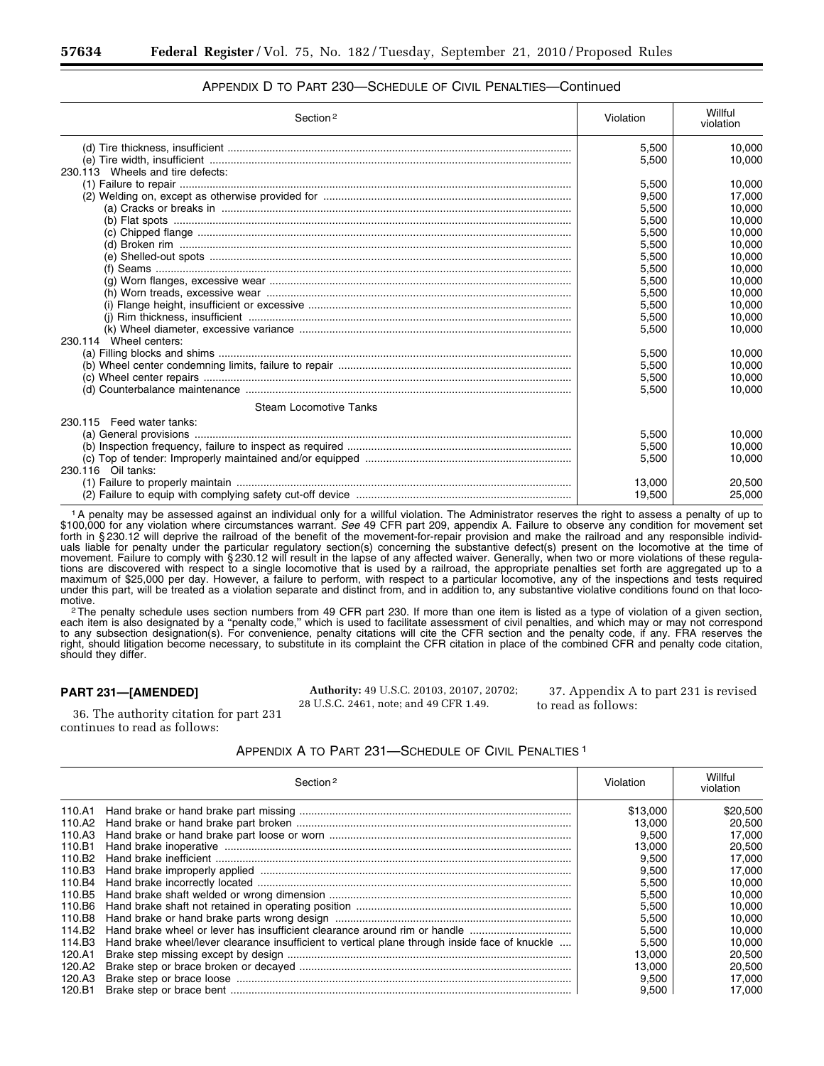## APPENDIX D TO PART 230—SCHEDULE OF CIVIL PENALTIES—Continued

| Section [2] | Violation | Willful violation |
|---|---|---|
| (d) Tire thickness, insufficient | 5,500 | 10,000 |
| (e) Tire width, insufficient | 5,500 | 10,000 |
| 230.113 Wheels and tire defects: | | |
| (1) Failure to repair | 5,500 | 10,000 |
| (2) Welding on, except as otherwise provided for | 9,500 | 17,000 |
| (a) Cracks or breaks in | 5,500 | 10,000 |
| (b) Flat spots | 5,500 | 10,000 |
| (c) Chipped flange | 5,500 | 10,000 |
| (d) Broken rim | 5,500 | 10,000 |
| (e) Shelled-out spots | 5,500 | 10,000 |
| (f) Seams | 5,500 | 10,000 |
| (g) Worn flanges, excessive wear | 5,500 | 10,000 |
| (h) Worn treads, excessive wear | 5,500 | 10,000 |
| (i) Flange height, insufficient or excessive | 5,500 | 10,000 |
| (j) Rim thickness, insufficient | 5,500 | 10,000 |
| (k) Wheel diameter, excessive variance | 5,500 | 10,000 |
| 230.114 Wheel centers: | | |
| (a) Filling blocks and shims | 5,500 | 10,000 |
| (b) Wheel center condemning limits, failure to repair | 5,500 | 10,000 |
| (c) Wheel center repairs | 5,500 | 10,000 |
| (d) Counterbalance maintenance | 5,500 | 10,000 |
| Steam Locomotive Tanks | | |
| 230.115 Feed water tanks: | | |
| (a) General provisions | 5,500 | 10,000 |
| (b) Inspection frequency, failure to inspect as required | 5,500 | 10,000 |
| (c) Top of tender: Improperly maintained and/or equipped | 5,500 | 10,000 |
| 230.116 Oil tanks: | | |
| (1) Failure to properly maintain | 13,000 | 20,500 |
| (2) Failure to equip with complying safety cut-off device | 19,500 | 25,000 |

[1] A penalty may be assessed against an individual only for a willful violation. The Administrator reserves the right to assess a penalty of up to $100,000 for any violation where circumstances warrant. *See* 49 CFR part 209, appendix A. Failure to observe any condition for movement set forth in § 230.12 will deprive the railroad of the benefit of the movement-for-repair provision and make the railroad and any responsible individuals liable for penalty under the particular regulatory section(s) concerning the substantive defect(s) present on the locomotive at the time of movement. Failure to comply with § 230.12 will result in the lapse of any affected waiver. Generally, when two or more violations of these regulations are discovered with respect to a single locomotive that is used by a railroad, the appropriate penalties set forth are aggregated up to a maximum of $25,000 per day. However, a failure to perform, with respect to a particular locomotive, any of the inspections and tests required under this part, will be treated as a violation separate and distinct from, and in addition to, any substantive violative conditions found on that locomotive.

[2] The penalty schedule uses section numbers from 49 CFR part 230. If more than one item is listed as a type of violation of a given section, each item is also designated by a "penalty code," which is used to facilitate assessment of civil penalties, and which may or may not correspond to any subsection designation(s). For convenience, penalty citations will cite the CFR section and the penalty code, if any. FRA reserves the right, should litigation become necessary, to substitute in its complaint the CFR citation in place of the combined CFR and penalty code citation, should they differ.

**PART 231—[AMENDED]**

36. The authority citation for part 231 continues to read as follows:

**Authority:** 49 U.S.C. 20103, 20107, 20702; 28 U.S.C. 2461, note; and 49 CFR 1.49.

37. Appendix A to part 231 is revised to read as follows:

## APPENDIX A TO PART 231—SCHEDULE OF CIVIL PENALTIES [1]

| Section [2] | | Violation | Willful violation |
|---|---|---|---|
| 110.A1 | Hand brake or hand brake part missing | $13,000 | $20,500 |
| 110.A2 | Hand brake or hand brake part broken | 13,000 | 20,500 |
| 110.A3 | Hand brake or hand brake part loose or worn | 9,500 | 17,000 |
| 110.B1 | Hand brake inoperative | 13,000 | 20,500 |
| 110.B2 | Hand brake inefficient | 9,500 | 17,000 |
| 110.B3 | Hand brake improperly applied | 9,500 | 17,000 |
| 110.B4 | Hand brake incorrectly located | 5,500 | 10,000 |
| 110.B5 | Hand brake shaft welded or wrong dimension | 5,500 | 10,000 |
| 110.B6 | Hand brake shaft not retained in operating position | 5,500 | 10,000 |
| 110.B8 | Hand brake or hand brake parts wrong design | 5,500 | 10,000 |
| 114.B2 | Hand brake wheel or lever has insufficient clearance around rim or handle | 5,500 | 10,000 |
| 114.B3 | Hand brake wheel/lever clearance insufficient to vertical plane through inside face of knuckle | 5,500 | 10,000 |
| 120.A1 | Brake step missing except by design | 13,000 | 20,500 |
| 120.A2 | Brake step or brace broken or decayed | 13,000 | 20,500 |
| 120.A3 | Brake step or brace loose | 9,500 | 17,000 |
| 120.B1 | Brake step or brace bent | 9,500 | 17,000 |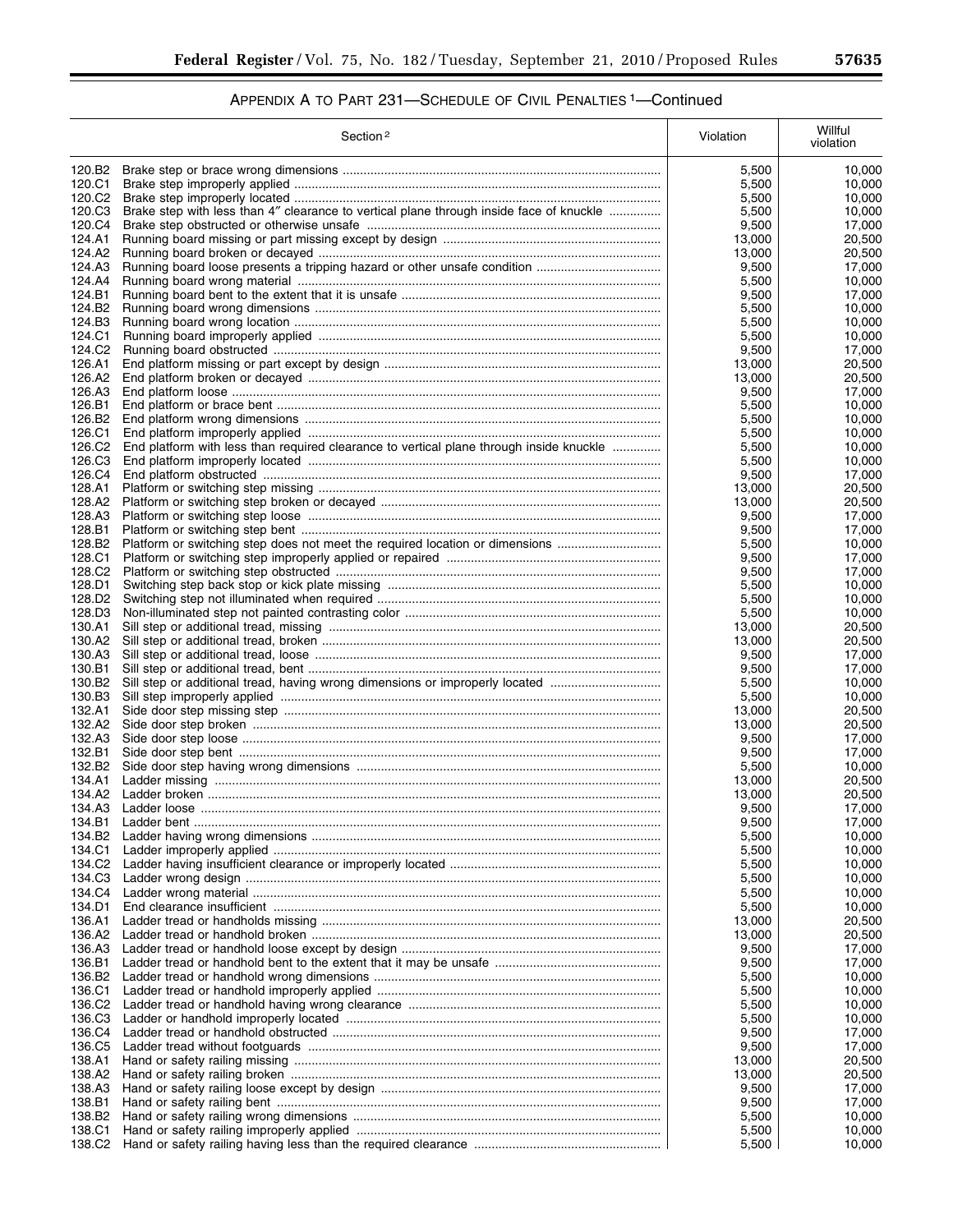## APPENDIX A TO PART 231—SCHEDULE OF CIVIL PENALTIES [1]—Continued

| Section [2] | | Violation | Willful violation |
|---|---|---|---|
| 120.B2 | Brake step or brace wrong dimensions | 5,500 | 10,000 |
| 120.C1 | Brake step improperly applied | 5,500 | 10,000 |
| 120.C2 | Brake step improperly located | 5,500 | 10,000 |
| 120.C3 | Brake step with less than 4″ clearance to vertical plane through inside face of knuckle | 5,500 | 10,000 |
| 120.C4 | Brake step obstructed or otherwise unsafe | 9,500 | 17,000 |
| 124.A1 | Running board missing or part missing except by design | 13,000 | 20,500 |
| 124.A2 | Running board broken or decayed | 13,000 | 20,500 |
| 124.A3 | Running board loose presents a tripping hazard or other unsafe condition | 9,500 | 17,000 |
| 124.A4 | Running board wrong material | 5,500 | 10,000 |
| 124.B1 | Running board bent to the extent that it is unsafe | 9,500 | 17,000 |
| 124.B2 | Running board wrong dimensions | 5,500 | 10,000 |
| 124.B3 | Running board wrong location | 5,500 | 10,000 |
| 124.C1 | Running board improperly applied | 5,500 | 10,000 |
| 124.C2 | Running board obstructed | 9,500 | 17,000 |
| 126.A1 | End platform missing or part except by design | 13,000 | 20,500 |
| 126.A2 | End platform broken or decayed | 13,000 | 20,500 |
| 126.A3 | End platform loose | 9,500 | 17,000 |
| 126.B1 | End platform or brace bent | 5,500 | 10,000 |
| 126.B2 | End platform wrong dimensions | 5,500 | 10,000 |
| 126.C1 | End platform improperly applied | 5,500 | 10,000 |
| 126.C2 | End platform with less than required clearance to vertical plane through inside knuckle | 5,500 | 10,000 |
| 126.C3 | End platform improperly located | 5,500 | 10,000 |
| 126.C4 | End platform obstructed | 9,500 | 17,000 |
| 128.A1 | Platform or switching step missing | 13,000 | 20,500 |
| 128.A2 | Platform or switching step broken or decayed | 13,000 | 20,500 |
| 128.A3 | Platform or switching step loose | 9,500 | 17,000 |
| 128.B1 | Platform or switching step bent | 9,500 | 17,000 |
| 128.B2 | Platform or switching step does not meet the required location or dimensions | 5,500 | 10,000 |
| 128.C1 | Platform or switching step improperly applied or repaired | 9,500 | 17,000 |
| 128.C2 | Platform or switching step obstructed | 9,500 | 17,000 |
| 128.D1 | Switching step back stop or kick plate missing | 5,500 | 10,000 |
| 128.D2 | Switching step not illuminated when required | 5,500 | 10,000 |
| 128.D3 | Non-illuminated step not painted contrasting color | 5,500 | 10,000 |
| 130.A1 | Sill step or additional tread, missing | 13,000 | 20,500 |
| 130.A2 | Sill step or additional tread, broken | 13,000 | 20,500 |
| 130.A3 | Sill step or additional tread, loose | 9,500 | 17,000 |
| 130.B1 | Sill step or additional tread, bent | 9,500 | 17,000 |
| 130.B2 | Sill step or additional tread, having wrong dimensions or improperly located | 5,500 | 10,000 |
| 130.B3 | Sill step improperly applied | 5,500 | 10,000 |
| 132.A1 | Side door step missing step | 13,000 | 20,500 |
| 132.A2 | Side door step broken | 13,000 | 20,500 |
| 132.A3 | Side door step loose | 9,500 | 17,000 |
| 132.B1 | Side door step bent | 9,500 | 17,000 |
| 132.B2 | Side door step having wrong dimensions | 5,500 | 10,000 |
| 134.A1 | Ladder missing | 13,000 | 20,500 |
| 134.A2 | Ladder broken | 13,000 | 20,500 |
| 134.A3 | Ladder loose | 9,500 | 17,000 |
| 134.B1 | Ladder bent | 9,500 | 17,000 |
| 134.B2 | Ladder having wrong dimensions | 5,500 | 10,000 |
| 134.C1 | Ladder improperly applied | 5,500 | 10,000 |
| 134.C2 | Ladder having insufficient clearance or improperly located | 5,500 | 10,000 |
| 134.C3 | Ladder wrong design | 5,500 | 10,000 |
| 134.C4 | Ladder wrong material | 5,500 | 10,000 |
| 134.D1 | End clearance insufficient | 5,500 | 10,000 |
| 136.A1 | Ladder tread or handholds missing | 13,000 | 20,500 |
| 136.A2 | Ladder tread or handhold broken | 13,000 | 20,500 |
| 136.A3 | Ladder tread or handhold loose except by design | 9,500 | 17,000 |
| 136.B1 | Ladder tread or handhold bent to the extent that it may be unsafe | 9,500 | 17,000 |
| 136.B2 | Ladder tread or handhold wrong dimensions | 5,500 | 10,000 |
| 136.C1 | Ladder tread or handhold improperly applied | 5,500 | 10,000 |
| 136.C2 | Ladder tread or handhold having wrong clearance | 5,500 | 10,000 |
| 136.C3 | Ladder or handhold improperly located | 5,500 | 10,000 |
| 136.C4 | Ladder tread or handhold obstructed | 9,500 | 17,000 |
| 136.C5 | Ladder tread without footguards | 9,500 | 17,000 |
| 138.A1 | Hand or safety railing missing | 13,000 | 20,500 |
| 138.A2 | Hand or safety railing broken | 13,000 | 20,500 |
| 138.A3 | Hand or safety railing loose except by design | 9,500 | 17,000 |
| 138.B1 | Hand or safety railing bent | 9,500 | 17,000 |
| 138.B2 | Hand or safety railing wrong dimensions | 5,500 | 10,000 |
| 138.C1 | Hand or safety railing improperly applied | 5,500 | 10,000 |
| 138.C2 | Hand or safety railing having less than the required clearance | 5,500 | 10,000 |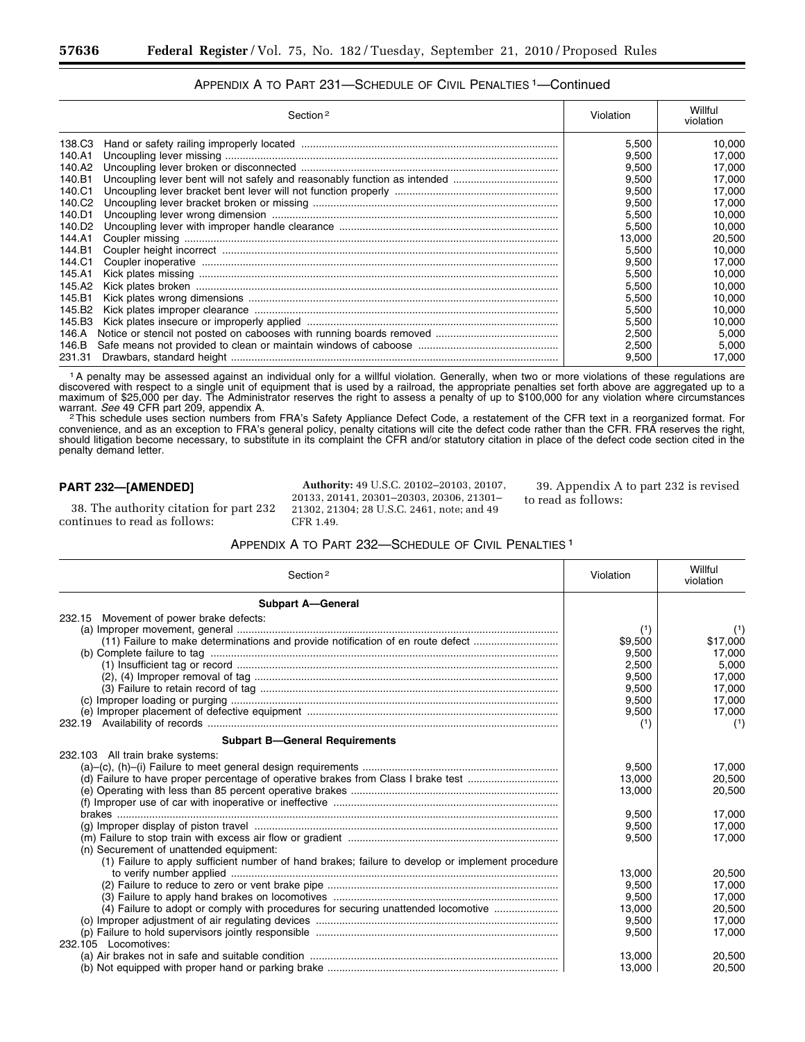## APPENDIX A TO PART 231—SCHEDULE OF CIVIL PENALTIES [1]—Continued

| Section [2] | Violation | Willful violation |
|---|---|---|
| 138.C3 Hand or safety railing improperly located | 5,500 | 10,000 |
| 140.A1 Uncoupling lever missing | 9,500 | 17,000 |
| 140.A2 Uncoupling lever broken or disconnected | 9,500 | 17,000 |
| 140.B1 Uncoupling lever bent will not safely and reasonably function as intended | 9,500 | 17,000 |
| 140.C1 Uncoupling lever bracket bent lever will not function properly | 9,500 | 17,000 |
| 140.C2 Uncoupling lever bracket broken or missing | 9,500 | 17,000 |
| 140.D1 Uncoupling lever wrong dimension | 5,500 | 10,000 |
| 140.D2 Uncoupling lever with improper handle clearance | 5,500 | 10,000 |
| 144.A1 Coupler missing | 13,000 | 20,500 |
| 144.B1 Coupler height incorrect | 5,500 | 10,000 |
| 144.C1 Coupler inoperative | 9,500 | 17,000 |
| 145.A1 Kick plates missing | 5,500 | 10,000 |
| 145.A2 Kick plates broken | 5,500 | 10,000 |
| 145.B1 Kick plates wrong dimensions | 5,500 | 10,000 |
| 145.B2 Kick plates improper clearance | 5,500 | 10,000 |
| 145.B3 Kick plates insecure or improperly applied | 5,500 | 10,000 |
| 146.A Notice or stencil not posted on cabooses with running boards removed | 2,500 | 5,000 |
| 146.B Safe means not provided to clean or maintain windows of caboose | 2,500 | 5,000 |
| 231.31 Drawbars, standard height | 9,500 | 17,000 |

[1] A penalty may be assessed against an individual only for a willful violation. Generally, when two or more violations of these regulations are discovered with respect to a single unit of equipment that is used by a railroad, the appropriate penalties set forth above are aggregated up to a maximum of $25,000 per day. The Administrator reserves the right to assess a penalty of up to $100,000 for any violation where circumstances warrant. *See* 49 CFR part 209, appendix A.

[2] This schedule uses section numbers from FRA's Safety Appliance Defect Code, a restatement of the CFR text in a reorganized format. For convenience, and as an exception to FRA's general policy, penalty citations will cite the defect code rather than the CFR. FRA reserves the right, should litigation become necessary, to substitute in its complaint the CFR and/or statutory citation in place of the defect code section cited in the penalty demand letter.

**PART 232—[AMENDED]**

38. The authority citation for part 232 continues to read as follows:

**Authority:** 49 U.S.C. 20102–20103, 20107, 20133, 20141, 20301–20303, 20306, 21301–21302, 21304; 28 U.S.C. 2461, note; and 49 CFR 1.49.

39. Appendix A to part 232 is revised to read as follows:

## APPENDIX A TO PART 232—SCHEDULE OF CIVIL PENALTIES [1]

| Section [2] | Violation | Willful violation |
|---|---|---|
| **Subpart A—General** | | |
| 232.15 Movement of power brake defects: | | |
| (a) Improper movement, general | (1) | (1) |
| (11) Failure to make determinations and provide notification of en route defect | $9,500 | $17,000 |
| (b) Complete failure to tag | 9,500 | 17,000 |
| (1) Insufficient tag or record | 2,500 | 5,000 |
| (2), (4) Improper removal of tag | 9,500 | 17,000 |
| (3) Failure to retain record of tag | 9,500 | 17,000 |
| (c) Improper loading or purging | 9,500 | 17,000 |
| (e) Improper placement of defective equipment | 9,500 | 17,000 |
| 232.19 Availability of records | (1) | (1) |
| **Subpart B—General Requirements** | | |
| 232.103 All train brake systems: | | |
| (a)–(c), (h)–(i) Failure to meet general design requirements | 9,500 | 17,000 |
| (d) Failure to have proper percentage of operative brakes from Class I brake test | 13,000 | 20,500 |
| (e) Operating with less than 85 percent operative brakes | 13,000 | 20,500 |
| (f) Improper use of car with inoperative or ineffective brakes | 9,500 | 17,000 |
| (g) Improper display of piston travel | 9,500 | 17,000 |
| (m) Failure to stop train with excess air flow or gradient | 9,500 | 17,000 |
| (n) Securement of unattended equipment: | | |
| (1) Failure to apply sufficient number of hand brakes; failure to develop or implement procedure to verify number applied | 13,000 | 20,500 |
| (2) Failure to reduce to zero or vent brake pipe | 9,500 | 17,000 |
| (3) Failure to apply hand brakes on locomotives | 9,500 | 17,000 |
| (4) Failure to adopt or comply with procedures for securing unattended locomotive | 13,000 | 20,500 |
| (o) Improper adjustment of air regulating devices | 9,500 | 17,000 |
| (p) Failure to hold supervisors jointly responsible | 9,500 | 17,000 |
| 232.105 Locomotives: | | |
| (a) Air brakes not in safe and suitable condition | 13,000 | 20,500 |
| (b) Not equipped with proper hand or parking brake | 13,000 | 20,500 |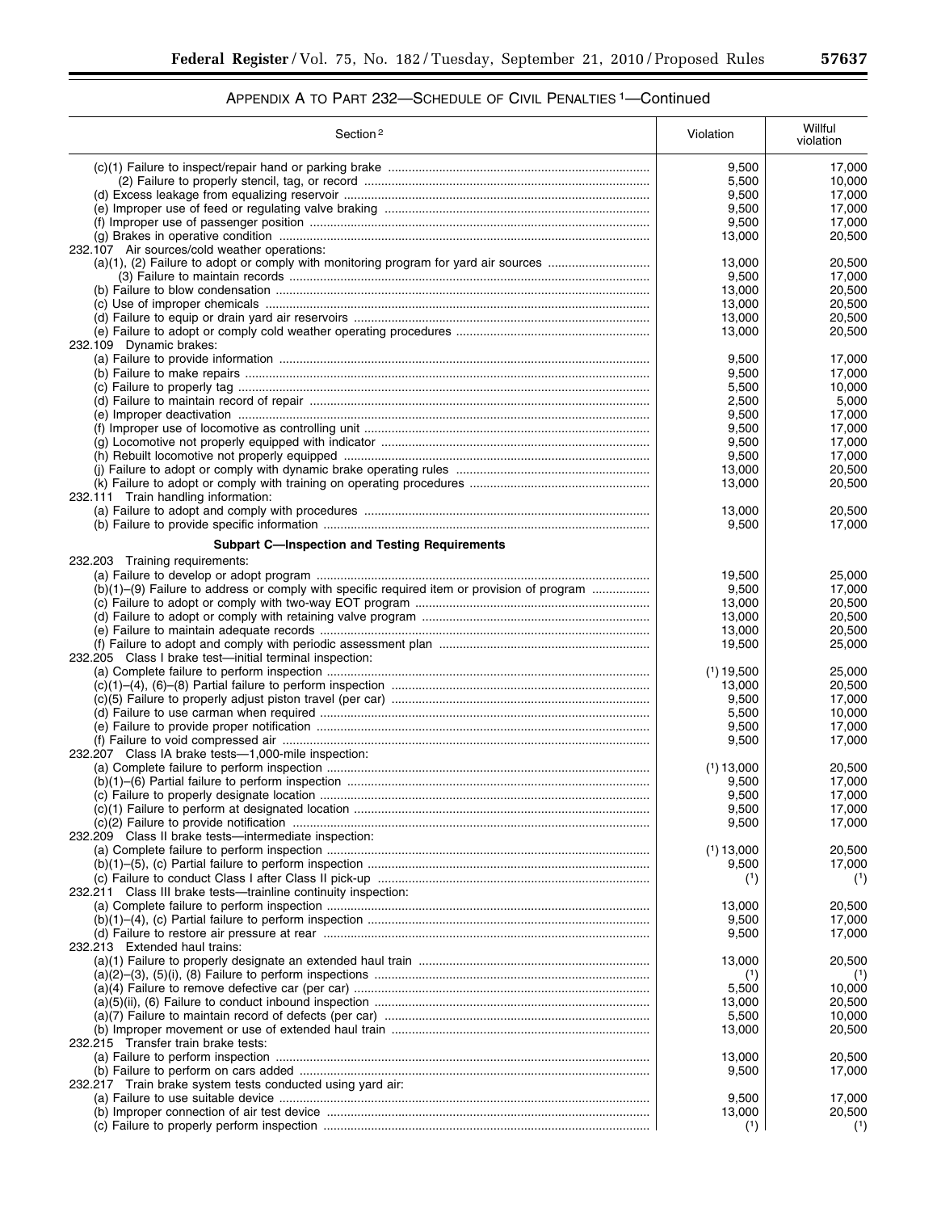## APPENDIX A TO PART 232—SCHEDULE OF CIVIL PENALTIES [1]—Continued

| Section [2] | Violation | Willful violation |
|---|---|---|
| (c)(1) Failure to inspect/repair hand or parking brake | 9,500 | 17,000 |
| (2) Failure to properly stencil, tag, or record | 5,500 | 10,000 |
| (d) Excess leakage from equalizing reservoir | 9,500 | 17,000 |
| (e) Improper use of feed or regulating valve braking | 9,500 | 17,000 |
| (f) Improper use of passenger position | 9,500 | 17,000 |
| (g) Brakes in operative condition | 13,000 | 20,500 |
| 232.107 Air sources/cold weather operations: | | |
| (a)(1), (2) Failure to adopt or comply with monitoring program for yard air sources | 13,000 | 20,500 |
| (3) Failure to maintain records | 9,500 | 17,000 |
| (b) Failure to blow condensation | 13,000 | 20,500 |
| (c) Use of improper chemicals | 13,000 | 20,500 |
| (d) Failure to equip or drain yard air reservoirs | 13,000 | 20,500 |
| (e) Failure to adopt or comply cold weather operating procedures | 13,000 | 20,500 |
| 232.109 Dynamic brakes: | | |
| (a) Failure to provide information | 9,500 | 17,000 |
| (b) Failure to make repairs | 9,500 | 17,000 |
| (c) Failure to properly tag | 5,500 | 10,000 |
| (d) Failure to maintain record of repair | 2,500 | 5,000 |
| (e) Improper deactivation | 9,500 | 17,000 |
| (f) Improper use of locomotive as controlling unit | 9,500 | 17,000 |
| (g) Locomotive not properly equipped with indicator | 9,500 | 17,000 |
| (h) Rebuilt locomotive not properly equipped | 9,500 | 17,000 |
| (j) Failure to adopt or comply with dynamic brake operating rules | 13,000 | 20,500 |
| (k) Failure to adopt or comply with training on operating procedures | 13,000 | 20,500 |
| 232.111 Train handling information: | | |
| (a) Failure to adopt and comply with procedures | 13,000 | 20,500 |
| (b) Failure to provide specific information | 9,500 | 17,000 |
| **Subpart C—Inspection and Testing Requirements** | | |
| 232.203 Training requirements: | | |
| (a) Failure to develop or adopt program | 19,500 | 25,000 |
| (b)(1)–(9) Failure to address or comply with specific required item or provision of program | 9,500 | 17,000 |
| (c) Failure to adopt or comply with two-way EOT program | 13,000 | 20,500 |
| (d) Failure to adopt or comply with retaining valve program | 13,000 | 20,500 |
| (e) Failure to maintain adequate records | 13,000 | 20,500 |
| (f) Failure to adopt and comply with periodic assessment plan | 19,500 | 25,000 |
| 232.205 Class I brake test—initial terminal inspection: | | |
| (a) Complete failure to perform inspection | ([1]) 19,500 | 25,000 |
| (c)(1)–(4), (6)–(8) Partial failure to perform inspection | 13,000 | 20,500 |
| (c)(5) Failure to properly adjust piston travel (per car) | 9,500 | 17,000 |
| (d) Failure to use carman when required | 5,500 | 10,000 |
| (e) Failure to provide proper notification | 9,500 | 17,000 |
| (f) Failure to void compressed air | 9,500 | 17,000 |
| 232.207 Class IA brake tests—1,000-mile inspection: | | |
| (a) Complete failure to perform inspection | ([1]) 13,000 | 20,500 |
| (b)(1)–(6) Partial failure to perform inspection | 9,500 | 17,000 |
| (c) Failure to properly designate location | 9,500 | 17,000 |
| (c)(1) Failure to perform at designated location | 9,500 | 17,000 |
| (c)(2) Failure to provide notification | 9,500 | 17,000 |
| 232.209 Class II brake tests—intermediate inspection: | | |
| (a) Complete failure to perform inspection | ([1]) 13,000 | 20,500 |
| (b)(1)–(5), (c) Partial failure to perform inspection | 9,500 | 17,000 |
| (c) Failure to conduct Class I after Class II pick-up | ([1]) | ([1]) |
| 232.211 Class III brake tests—trainline continuity inspection: | | |
| (a) Complete failure to perform inspection | 13,000 | 20,500 |
| (b)(1)–(4), (c) Partial failure to perform inspection | 9,500 | 17,000 |
| (d) Failure to restore air pressure at rear | 9,500 | 17,000 |
| 232.213 Extended haul trains: | | |
| (a)(1) Failure to properly designate an extended haul train | 13,000 | 20,500 |
| (a)(2)–(3), (5)(i), (8) Failure to perform inspections | ([1]) | ([1]) |
| (a)(4) Failure to remove defective car (per car) | 5,500 | 10,000 |
| (a)(5)(ii), (6) Failure to conduct inbound inspection | 13,000 | 20,500 |
| (a)(7) Failure to maintain record of defects (per car) | 5,500 | 10,000 |
| (b) Improper movement or use of extended haul train | 13,000 | 20,500 |
| 232.215 Transfer train brake tests: | | |
| (a) Failure to perform inspection | 13,000 | 20,500 |
| (b) Failure to perform on cars added | 9,500 | 17,000 |
| 232.217 Train brake system tests conducted using yard air: | | |
| (a) Failure to use suitable device | 9,500 | 17,000 |
| (b) Improper connection of air test device | 13,000 | 20,500 |
| (c) Failure to properly perform inspection | ([1]) | ([1]) |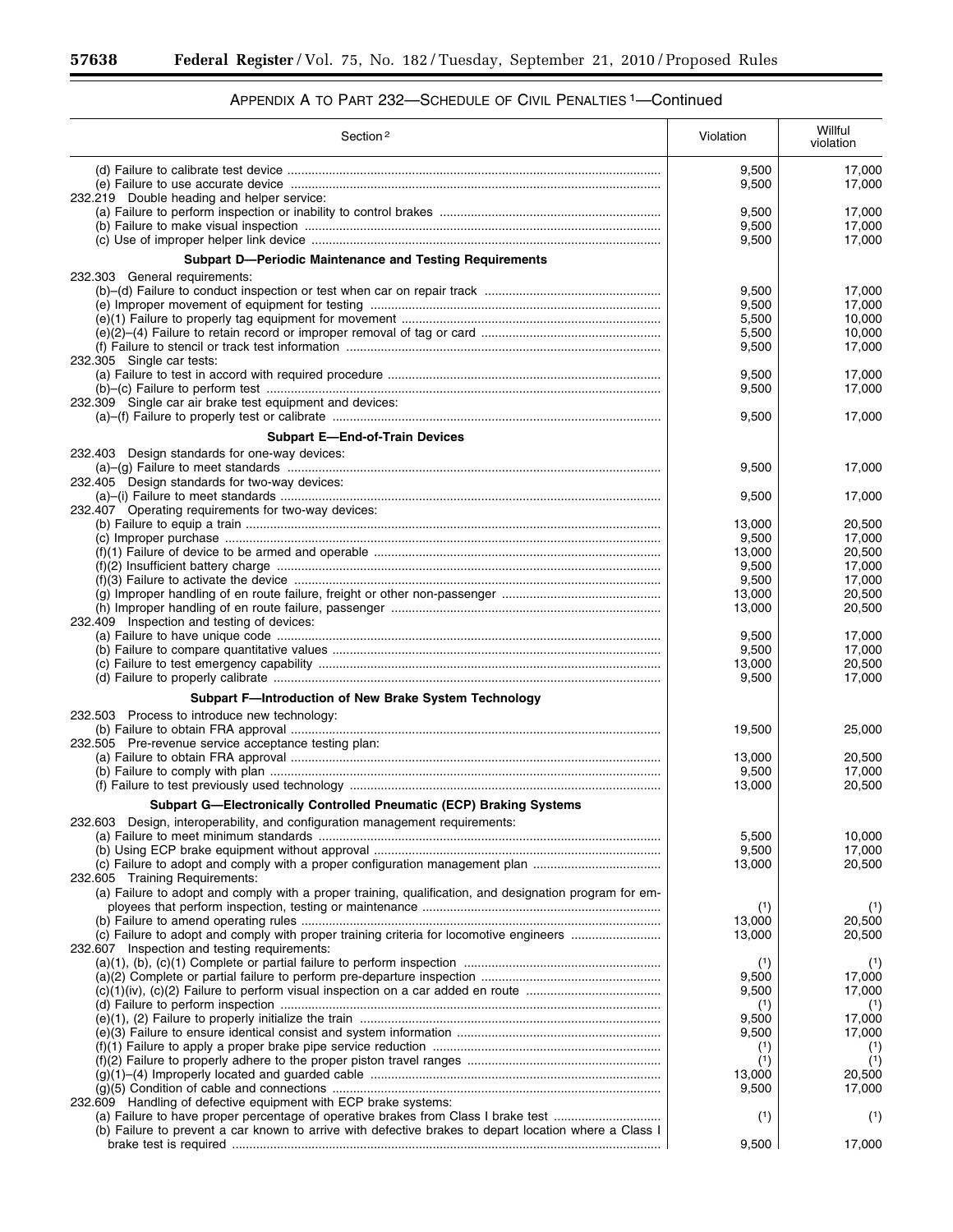## APPENDIX A TO PART 232—SCHEDULE OF CIVIL PENALTIES [1]—Continued

| Section [2] | Violation | Willful violation |
|---|---|---|
| (d) Failure to calibrate test device | 9,500 | 17,000 |
| (e) Failure to use accurate device | 9,500 | 17,000 |
| 232.219 Double heading and helper service: | | |
| (a) Failure to perform inspection or inability to control brakes | 9,500 | 17,000 |
| (b) Failure to make visual inspection | 9,500 | 17,000 |
| (c) Use of improper helper link device | 9,500 | 17,000 |
| **Subpart D—Periodic Maintenance and Testing Requirements** | | |
| 232.303 General requirements: | | |
| (b)–(d) Failure to conduct inspection or test when car on repair track | 9,500 | 17,000 |
| (e) Improper movement of equipment for testing | 9,500 | 17,000 |
| (e)(1) Failure to properly tag equipment for movement | 5,500 | 10,000 |
| (e)(2)–(4) Failure to retain record or improper removal of tag or card | 5,500 | 10,000 |
| (f) Failure to stencil or track test information | 9,500 | 17,000 |
| 232.305 Single car tests: | | |
| (a) Failure to test in accord with required procedure | 9,500 | 17,000 |
| (b)–(c) Failure to perform test | 9,500 | 17,000 |
| 232.309 Single car air brake test equipment and devices: | | |
| (a)–(f) Failure to properly test or calibrate | 9,500 | 17,000 |
| **Subpart E—End-of-Train Devices** | | |
| 232.403 Design standards for one-way devices: | | |
| (a)–(g) Failure to meet standards | 9,500 | 17,000 |
| 232.405 Design standards for two-way devices: | | |
| (a)–(i) Failure to meet standards | 9,500 | 17,000 |
| 232.407 Operating requirements for two-way devices: | | |
| (b) Failure to equip a train | 13,000 | 20,500 |
| (c) Improper purchase | 9,500 | 17,000 |
| (f)(1) Failure of device to be armed and operable | 13,000 | 20,500 |
| (f)(2) Insufficient battery charge | 9,500 | 17,000 |
| (f)(3) Failure to activate the device | 9,500 | 17,000 |
| (g) Improper handling of en route failure, freight or other non-passenger | 13,000 | 20,500 |
| (h) Improper handling of en route failure, passenger | 13,000 | 20,500 |
| 232.409 Inspection and testing of devices: | | |
| (a) Failure to have unique code | 9,500 | 17,000 |
| (b) Failure to compare quantitative values | 9,500 | 17,000 |
| (c) Failure to test emergency capability | 13,000 | 20,500 |
| (d) Failure to properly calibrate | 9,500 | 17,000 |
| **Subpart F—Introduction of New Brake System Technology** | | |
| 232.503 Process to introduce new technology: | | |
| (b) Failure to obtain FRA approval | 19,500 | 25,000 |
| 232.505 Pre-revenue service acceptance testing plan: | | |
| (a) Failure to obtain FRA approval | 13,000 | 20,500 |
| (b) Failure to comply with plan | 9,500 | 17,000 |
| (f) Failure to test previously used technology | 13,000 | 20,500 |
| **Subpart G—Electronically Controlled Pneumatic (ECP) Braking Systems** | | |
| 232.603 Design, interoperability, and configuration management requirements: | | |
| (a) Failure to meet minimum standards | 5,500 | 10,000 |
| (b) Using ECP brake equipment without approval | 9,500 | 17,000 |
| (c) Failure to adopt and comply with a proper configuration management plan | 13,000 | 20,500 |
| 232.605 Training Requirements: | | |
| (a) Failure to adopt and comply with a proper training, qualification, and designation program for employees that perform inspection, testing or maintenance | ([1]) | ([1]) |
| (b) Failure to amend operating rules | 13,000 | 20,500 |
| (c) Failure to adopt and comply with proper training criteria for locomotive engineers | 13,000 | 20,500 |
| 232.607 Inspection and testing requirements: | | |
| (a)(1), (b), (c)(1) Complete or partial failure to perform inspection | ([1]) | ([1]) |
| (a)(2) Complete or partial failure to perform pre-departure inspection | 9,500 | 17,000 |
| (c)(1)(iv), (c)(2) Failure to perform visual inspection on a car added en route | 9,500 | 17,000 |
| (d) Failure to perform inspection | ([1]) | ([1]) |
| (e)(1), (2) Failure to properly initialize the train | 9,500 | 17,000 |
| (e)(3) Failure to ensure identical consist and system information | 9,500 | 17,000 |
| (f)(1) Failure to apply a proper brake pipe service reduction | ([1]) | ([1]) |
| (f)(2) Failure to properly adhere to the proper piston travel ranges | ([1]) | ([1]) |
| (g)(1)–(4) Improperly located and guarded cable | 13,000 | 20,500 |
| (g)(5) Condition of cable and connections | 9,500 | 17,000 |
| 232.609 Handling of defective equipment with ECP brake systems: | | |
| (a) Failure to have proper percentage of operative brakes from Class I brake test | ([1]) | ([1]) |
| (b) Failure to prevent a car known to arrive with defective brakes to depart location where a Class I brake test is required | 9,500 | 17,000 |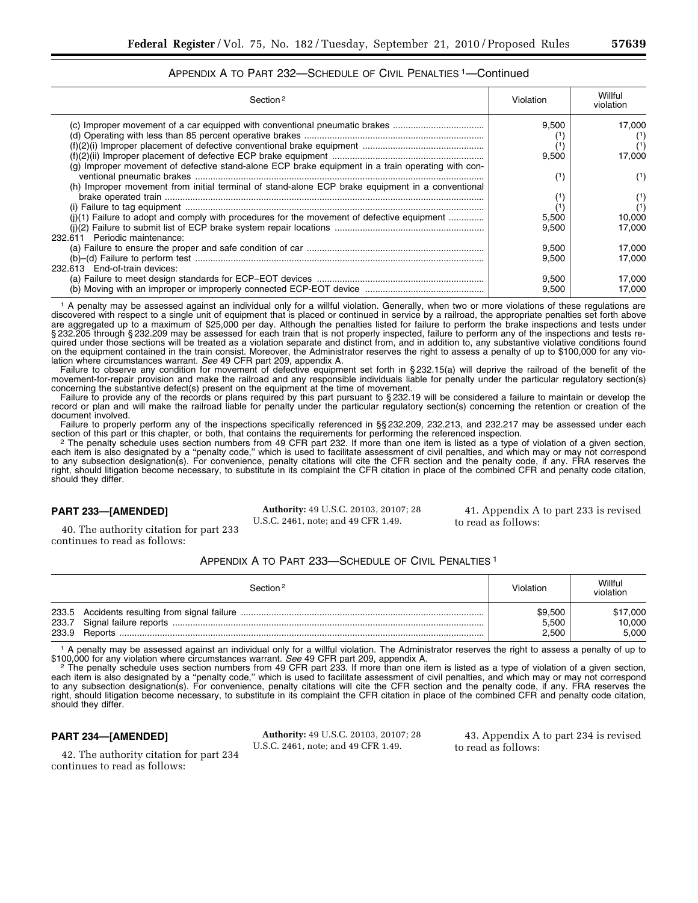### APPENDIX A TO PART 232—SCHEDULE OF CIVIL PENALTIES [1]—Continued

| Section [2] | Violation | Willful violation |
|---|---|---|
| (c) Improper movement of a car equipped with conventional pneumatic brakes | 9,500 | 17,000 |
| (d) Operating with less than 85 percent operative brakes | (1) | (1) |
| (f)(2)(i) Improper placement of defective conventional brake equipment | (1) | (1) |
| (f)(2)(ii) Improper placement of defective ECP brake equipment | 9,500 | 17,000 |
| (g) Improper movement of defective stand-alone ECP brake equipment in a train operating with conventional pneumatic brakes | (1) | (1) |
| (h) Improper movement from initial terminal of stand-alone ECP brake equipment in a conventional brake operated train | (1) | (1) |
| (i) Failure to tag equipment | (1) | (1) |
| (j)(1) Failure to adopt and comply with procedures for the movement of defective equipment | 5,500 | 10,000 |
| (j)(2) Failure to submit list of ECP brake system repair locations | 9,500 | 17,000 |
| 232.611 Periodic maintenance: | | |
| (a) Failure to ensure the proper and safe condition of car | 9,500 | 17,000 |
| (b)–(d) Failure to perform test | 9,500 | 17,000 |
| 232.613 End-of-train devices: | | |
| (a) Failure to meet design standards for ECP–EOT devices | 9,500 | 17,000 |
| (b) Moving with an improper or improperly connected ECP-EOT device | 9,500 | 17,000 |

[1] A penalty may be assessed against an individual only for a willful violation. Generally, when two or more violations of these regulations are discovered with respect to a single unit of equipment that is placed or continued in service by a railroad, the appropriate penalties set forth above are aggregated up to a maximum of $25,000 per day. Although the penalties listed for failure to perform the brake inspections and tests under § 232.205 through § 232.209 may be assessed for each train that is not properly inspected, failure to perform any of the inspections and tests required under those sections will be treated as a violation separate and distinct from, and in addition to, any substantive violative conditions found on the equipment contained in the train consist. Moreover, the Administrator reserves the right to assess a penalty of up to $100,000 for any violation where circumstances warrant. *See* 49 CFR part 209, appendix A.

Failure to observe any condition for movement of defective equipment set forth in § 232.15(a) will deprive the railroad of the benefit of the movement-for-repair provision and make the railroad and any responsible individuals liable for penalty under the particular regulatory section(s) concerning the substantive defect(s) present on the equipment at the time of movement.

Failure to provide any of the records or plans required by this part pursuant to § 232.19 will be considered a failure to maintain or develop the record or plan and will make the railroad liable for penalty under the particular regulatory section(s) concerning the retention or creation of the document involved.

Failure to properly perform any of the inspections specifically referenced in §§ 232.209, 232.213, and 232.217 may be assessed under each section of this part or this chapter, or both, that contains the requirements for performing the referenced inspection.

[2] The penalty schedule uses section numbers from 49 CFR part 232. If more than one item is listed as a type of violation of a given section, each item is also designated by a "penalty code," which is used to facilitate assessment of civil penalties, and which may or may not correspond to any subsection designation(s). For convenience, penalty citations will cite the CFR section and the penalty code, if any. FRA reserves the right, should litigation become necessary, to substitute in its complaint the CFR citation in place of the combined CFR and penalty code citation, should they differ.

## PART 233—[AMENDED]

40. The authority citation for part 233 continues to read as follows:

**Authority:** 49 U.S.C. 20103, 20107; 28 U.S.C. 2461, note; and 49 CFR 1.49.

41. Appendix A to part 233 is revised to read as follows:

### APPENDIX A TO PART 233—SCHEDULE OF CIVIL PENALTIES [1]

| Section [2] | Violation | Willful violation |
|---|---|---|
| 233.5 Accidents resulting from signal failure | $9,500 | $17,000 |
| 233.7 Signal failure reports | 5,500 | 10,000 |
| 233.9 Reports | 2,500 | 5,000 |

[1] A penalty may be assessed against an individual only for a willful violation. The Administrator reserves the right to assess a penalty of up to $100,000 for any violation where circumstances warrant. *See* 49 CFR part 209, appendix A.

[2] The penalty schedule uses section numbers from 49 CFR part 233. If more than one item is listed as a type of violation of a given section, each item is also designated by a "penalty code," which is used to facilitate assessment of civil penalties, and which may or may not correspond to any subsection designation(s). For convenience, penalty citations will cite the CFR section and the penalty code, if any. FRA reserves the right, should litigation become necessary, to substitute in its complaint the CFR citation in place of the combined CFR and penalty code citation, should they differ.

## PART 234—[AMENDED]

42. The authority citation for part 234 continues to read as follows:

**Authority:** 49 U.S.C. 20103, 20107; 28 U.S.C. 2461, note; and 49 CFR 1.49.

43. Appendix A to part 234 is revised to read as follows: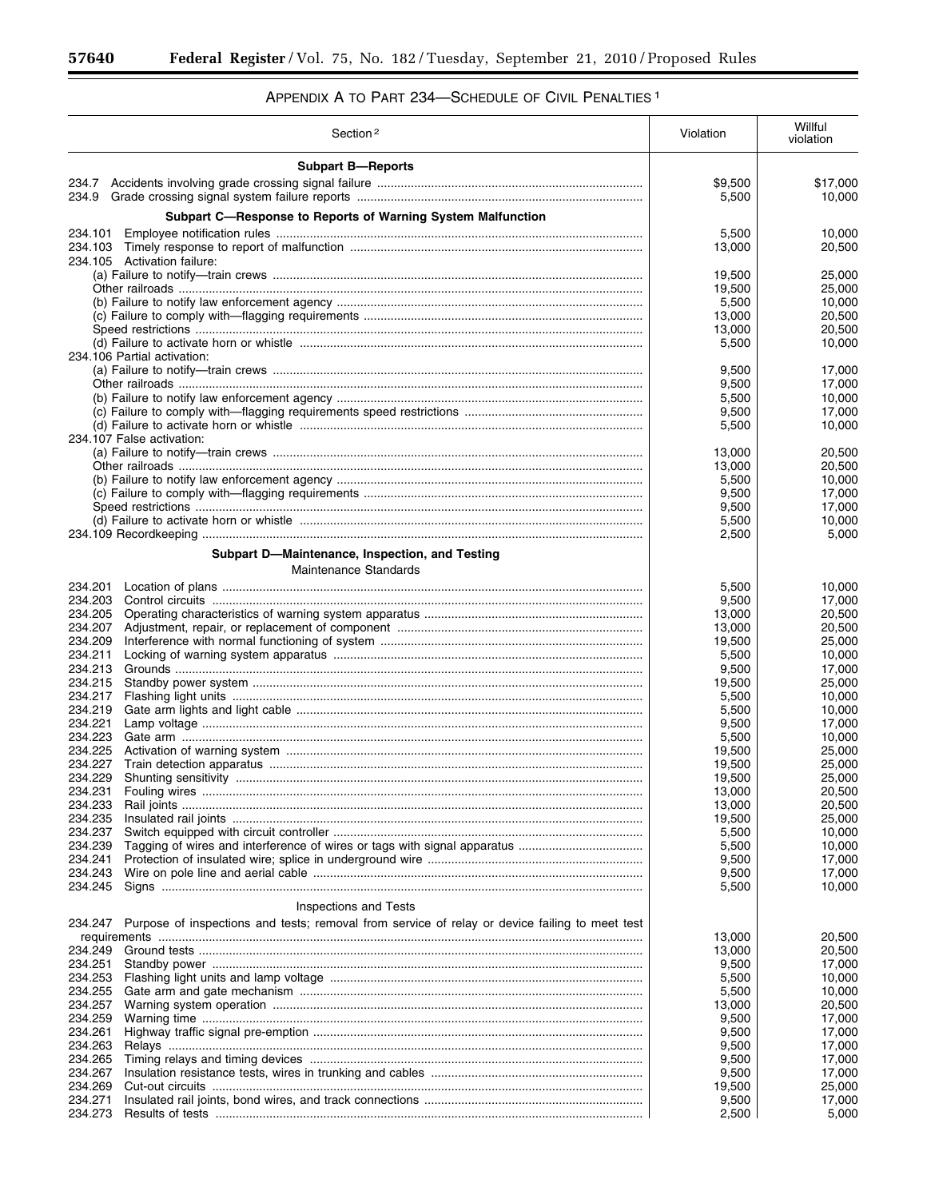## APPENDIX A TO PART 234—SCHEDULE OF CIVIL PENALTIES [1]

| Section [2] | Violation | Willful violation |
|---|---|---|
| **Subpart B—Reports** | | |
| 234.7 Accidents involving grade crossing signal failure | $9,500 | $17,000 |
| 234.9 Grade crossing signal system failure reports | 5,500 | 10,000 |
| **Subpart C—Response to Reports of Warning System Malfunction** | | |
| 234.101 Employee notification rules | 5,500 | 10,000 |
| 234.103 Timely response to report of malfunction | 13,000 | 20,500 |
| 234.105 Activation failure: | | |
| (a) Failure to notify—train crews | 19,500 | 25,000 |
| Other railroads | 19,500 | 25,000 |
| (b) Failure to notify law enforcement agency | 5,500 | 10,000 |
| (c) Failure to comply with—flagging requirements | 13,000 | 20,500 |
| Speed restrictions | 13,000 | 20,500 |
| (d) Failure to activate horn or whistle | 5,500 | 10,000 |
| 234.106 Partial activation: | | |
| (a) Failure to notify—train crews | 9,500 | 17,000 |
| Other railroads | 9,500 | 17,000 |
| (b) Failure to notify law enforcement agency | 5,500 | 10,000 |
| (c) Failure to comply with—flagging requirements speed restrictions | 9,500 | 17,000 |
| (d) Failure to activate horn or whistle | 5,500 | 10,000 |
| 234.107 False activation: | | |
| (a) Failure to notify—train crews | 13,000 | 20,500 |
| Other railroads | 13,000 | 20,500 |
| (b) Failure to notify law enforcement agency | 5,500 | 10,000 |
| (c) Failure to comply with—flagging requirements | 9,500 | 17,000 |
| Speed restrictions | 9,500 | 17,000 |
| (d) Failure to activate horn or whistle | 5,500 | 10,000 |
| 234.109 Recordkeeping | 2,500 | 5,000 |
| **Subpart D—Maintenance, Inspection, and Testing** | | |
| Maintenance Standards | | |
| 234.201 Location of plans | 5,500 | 10,000 |
| 234.203 Control circuits | 9,500 | 17,000 |
| 234.205 Operating characteristics of warning system apparatus | 13,000 | 20,500 |
| 234.207 Adjustment, repair, or replacement of component | 13,000 | 20,500 |
| 234.209 Interference with normal functioning of system | 19,500 | 25,000 |
| 234.211 Locking of warning system apparatus | 5,500 | 10,000 |
| 234.213 Grounds | 9,500 | 17,000 |
| 234.215 Standby power system | 19,500 | 25,000 |
| 234.217 Flashing light units | 5,500 | 10,000 |
| 234.219 Gate arm lights and light cable | 5,500 | 10,000 |
| 234.221 Lamp voltage | 9,500 | 17,000 |
| 234.223 Gate arm | 5,500 | 10,000 |
| 234.225 Activation of warning system | 19,500 | 25,000 |
| 234.227 Train detection apparatus | 19,500 | 25,000 |
| 234.229 Shunting sensitivity | 19,500 | 25,000 |
| 234.231 Fouling wires | 13,000 | 20,500 |
| 234.233 Rail joints | 13,000 | 20,500 |
| 234.235 Insulated rail joints | 19,500 | 25,000 |
| 234.237 Switch equipped with circuit controller | 5,500 | 10,000 |
| 234.239 Tagging of wires and interference of wires or tags with signal apparatus | 5,500 | 10,000 |
| 234.241 Protection of insulated wire; splice in underground wire | 9,500 | 17,000 |
| 234.243 Wire on pole line and aerial cable | 9,500 | 17,000 |
| 234.245 Signs | 5,500 | 10,000 |
| Inspections and Tests | | |
| 234.247 Purpose of inspections and tests; removal from service of relay or device failing to meet test requirements | 13,000 | 20,500 |
| 234.249 Ground tests | 13,000 | 20,500 |
| 234.251 Standby power | 9,500 | 17,000 |
| 234.253 Flashing light units and lamp voltage | 5,500 | 10,000 |
| 234.255 Gate arm and gate mechanism | 5,500 | 10,000 |
| 234.257 Warning system operation | 13,000 | 20,500 |
| 234.259 Warning time | 9,500 | 17,000 |
| 234.261 Highway traffic signal pre-emption | 9,500 | 17,000 |
| 234.263 Relays | 9,500 | 17,000 |
| 234.265 Timing relays and timing devices | 9,500 | 17,000 |
| 234.267 Insulation resistance tests, wires in trunking and cables | 9,500 | 17,000 |
| 234.269 Cut-out circuits | 19,500 | 25,000 |
| 234.271 Insulated rail joints, bond wires, and track connections | 9,500 | 17,000 |
| 234.273 Results of tests | 2,500 | 5,000 |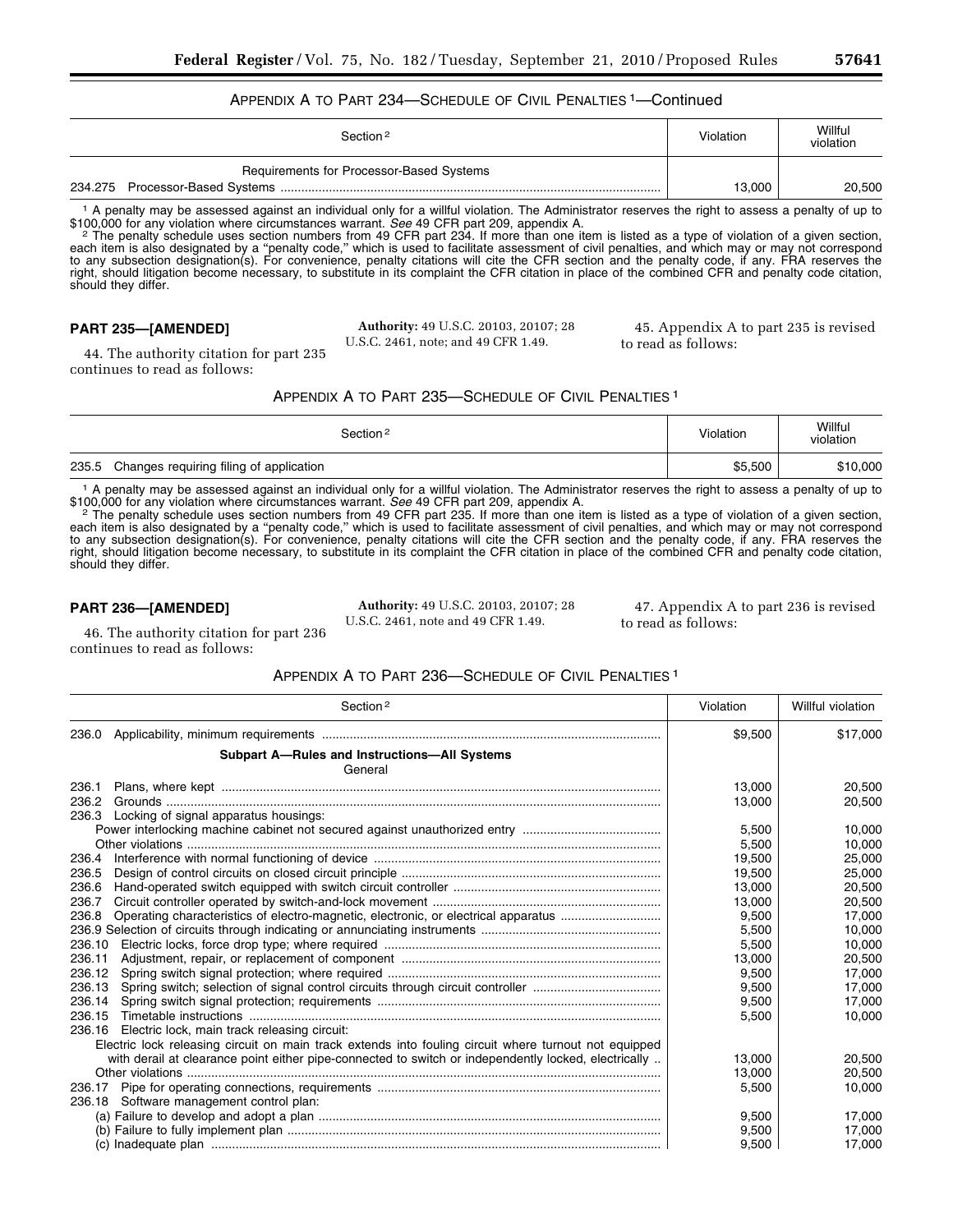APPENDIX A TO PART 234—SCHEDULE OF CIVIL PENALTIES [1]—Continued

| Section [2] | Violation | Willful violation |
|---|---|---|
| Requirements for Processor-Based Systems | | |
| 234.275 Processor-Based Systems | 13,000 | 20,500 |

[1] A penalty may be assessed against an individual only for a willful violation. The Administrator reserves the right to assess a penalty of up to $100,000 for any violation where circumstances warrant. *See* 49 CFR part 209, appendix A.

[2] The penalty schedule uses section numbers from 49 CFR part 234. If more than one item is listed as a type of violation of a given section, each item is also designated by a "penalty code," which is used to facilitate assessment of civil penalties, and which may or may not correspond to any subsection designation(s). For convenience, penalty citations will cite the CFR section and the penalty code, if any. FRA reserves the right, should litigation become necessary, to substitute in its complaint the CFR citation in place of the combined CFR and penalty code citation, should they differ.

**PART 235—[AMENDED]**

44. The authority citation for part 235 continues to read as follows:

**Authority:** 49 U.S.C. 20103, 20107; 28 U.S.C. 2461, note; and 49 CFR 1.49.

45. Appendix A to part 235 is revised to read as follows:

APPENDIX A TO PART 235—SCHEDULE OF CIVIL PENALTIES [1]

| Section [2] | Violation | Willful violation |
|---|---|---|
| 235.5 Changes requiring filing of application | $5,500 | $10,000 |

[1] A penalty may be assessed against an individual only for a willful violation. The Administrator reserves the right to assess a penalty of up to $100,000 for any violation where circumstances warrant. *See* 49 CFR part 209, appendix A.

[2] The penalty schedule uses section numbers from 49 CFR part 235. If more than one item is listed as a type of violation of a given section, each item is also designated by a "penalty code," which is used to facilitate assessment of civil penalties, and which may or may not correspond to any subsection designation(s). For convenience, penalty citations will cite the CFR section and the penalty code, if any. FRA reserves the right, should litigation become necessary, to substitute in its complaint the CFR citation in place of the combined CFR and penalty code citation, should they differ.

**PART 236—[AMENDED]**

46. The authority citation for part 236 continues to read as follows:

**Authority:** 49 U.S.C. 20103, 20107; 28 U.S.C. 2461, note and 49 CFR 1.49.

47. Appendix A to part 236 is revised to read as follows:

APPENDIX A TO PART 236—SCHEDULE OF CIVIL PENALTIES [1]

| Section [2] | Violation | Willful violation |
|---|---|---|
| 236.0 Applicability, minimum requirements | $9,500 | $17,000 |
| **Subpart A—Rules and Instructions—All Systems** | | |
| General | | |
| 236.1 Plans, where kept | 13,000 | 20,500 |
| 236.2 Grounds | 13,000 | 20,500 |
| 236.3 Locking of signal apparatus housings: | | |
| Power interlocking machine cabinet not secured against unauthorized entry | 5,500 | 10,000 |
| Other violations | 5,500 | 10,000 |
| 236.4 Interference with normal functioning of device | 19,500 | 25,000 |
| 236.5 Design of control circuits on closed circuit principle | 19,500 | 25,000 |
| 236.6 Hand-operated switch equipped with switch circuit controller | 13,000 | 20,500 |
| 236.7 Circuit controller operated by switch-and-lock movement | 13,000 | 20,500 |
| 236.8 Operating characteristics of electro-magnetic, electronic, or electrical apparatus | 9,500 | 17,000 |
| 236.9 Selection of circuits through indicating or annunciating instruments | 5,500 | 10,000 |
| 236.10 Electric locks, force drop type; where required | 5,500 | 10,000 |
| 236.11 Adjustment, repair, or replacement of component | 13,000 | 20,500 |
| 236.12 Spring switch signal protection; where required | 9,500 | 17,000 |
| 236.13 Spring switch; selection of signal control circuits through circuit controller | 9,500 | 17,000 |
| 236.14 Spring switch signal protection; requirements | 9,500 | 17,000 |
| 236.15 Timetable instructions | 5,500 | 10,000 |
| 236.16 Electric lock, main track releasing circuit: | | |
| Electric lock releasing circuit on main track extends into fouling circuit where turnout not equipped with derail at clearance point either pipe-connected to switch or independently locked, electrically | 13,000 | 20,500 |
| Other violations | 13,000 | 20,500 |
| 236.17 Pipe for operating connections, requirements | 5,500 | 10,000 |
| 236.18 Software management control plan: | | |
| (a) Failure to develop and adopt a plan | 9,500 | 17,000 |
| (b) Failure to fully implement plan | 9,500 | 17,000 |
| (c) Inadequate plan | 9,500 | 17,000 |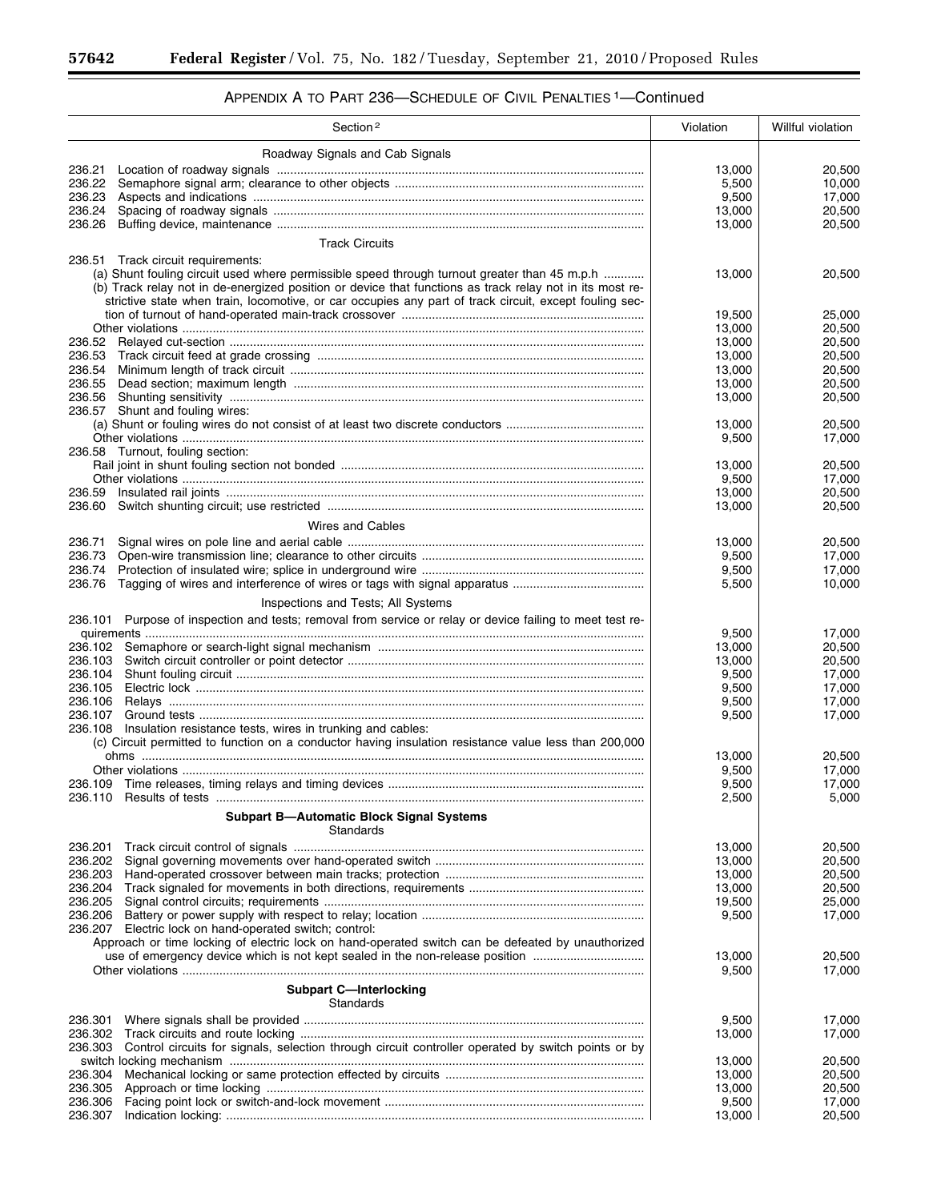## APPENDIX A TO PART 236—SCHEDULE OF CIVIL PENALTIES [1]—Continued

| Section [2] | Violation | Willful violation |
|---|---|---|
| Roadway Signals and Cab Signals | | |
| 236.21 Location of roadway signals | 13,000 | 20,500 |
| 236.22 Semaphore signal arm; clearance to other objects | 5,500 | 10,000 |
| 236.23 Aspects and indications | 9,500 | 17,000 |
| 236.24 Spacing of roadway signals | 13,000 | 20,500 |
| 236.26 Buffing device, maintenance | 13,000 | 20,500 |
| Track Circuits | | |
| 236.51 Track circuit requirements: | | |
| (a) Shunt fouling circuit used where permissible speed through turnout greater than 45 m.p.h | 13,000 | 20,500 |
| (b) Track relay not in de-energized position or device that functions as track relay not in its most restrictive state when train, locomotive, or car occupies any part of track circuit, except fouling section of turnout of hand-operated main-track crossover | 19,500 | 25,000 |
| Other violations | 13,000 | 20,500 |
| 236.52 Relayed cut-section | 13,000 | 20,500 |
| 236.53 Track circuit feed at grade crossing | 13,000 | 20,500 |
| 236.54 Minimum length of track circuit | 13,000 | 20,500 |
| 236.55 Dead section; maximum length | 13,000 | 20,500 |
| 236.56 Shunting sensitivity | 13,000 | 20,500 |
| 236.57 Shunt and fouling wires: | | |
| (a) Shunt or fouling wires do not consist of at least two discrete conductors | 13,000 | 20,500 |
| Other violations | 9,500 | 17,000 |
| 236.58 Turnout, fouling section: | | |
| Rail joint in shunt fouling section not bonded | 13,000 | 20,500 |
| Other violations | 9,500 | 17,000 |
| 236.59 Insulated rail joints | 13,000 | 20,500 |
| 236.60 Switch shunting circuit; use restricted | 13,000 | 20,500 |
| Wires and Cables | | |
| 236.71 Signal wires on pole line and aerial cable | 13,000 | 20,500 |
| 236.73 Open-wire transmission line; clearance to other circuits | 9,500 | 17,000 |
| 236.74 Protection of insulated wire; splice in underground wire | 9,500 | 17,000 |
| 236.76 Tagging of wires and interference of wires or tags with signal apparatus | 5,500 | 10,000 |
| Inspections and Tests; All Systems | | |
| 236.101 Purpose of inspection and tests; removal from service or relay or device failing to meet test requirements | 9,500 | 17,000 |
| 236.102 Semaphore or search-light signal mechanism | 13,000 | 20,500 |
| 236.103 Switch circuit controller or point detector | 13,000 | 20,500 |
| 236.104 Shunt fouling circuit | 9,500 | 17,000 |
| 236.105 Electric lock | 9,500 | 17,000 |
| 236.106 Relays | 9,500 | 17,000 |
| 236.107 Ground tests | 9,500 | 17,000 |
| 236.108 Insulation resistance tests, wires in trunking and cables: | | |
| (c) Circuit permitted to function on a conductor having insulation resistance value less than 200,000 ohms | 13,000 | 20,500 |
| Other violations | 9,500 | 17,000 |
| 236.109 Time releases, timing relays and timing devices | 9,500 | 17,000 |
| 236.110 Results of tests | 2,500 | 5,000 |
| **Subpart B—Automatic Block Signal Systems** Standards | | |
| 236.201 Track circuit control of signals | 13,000 | 20,500 |
| 236.202 Signal governing movements over hand-operated switch | 13,000 | 20,500 |
| 236.203 Hand-operated crossover between main tracks; protection | 13,000 | 20,500 |
| 236.204 Track signaled for movements in both directions, requirements | 13,000 | 20,500 |
| 236.205 Signal control circuits; requirements | 19,500 | 25,000 |
| 236.206 Battery or power supply with respect to relay; location | 9,500 | 17,000 |
| 236.207 Electric lock on hand-operated switch; control: | | |
| Approach or time locking of electric lock on hand-operated switch can be defeated by unauthorized use of emergency device which is not kept sealed in the non-release position | 13,000 | 20,500 |
| Other violations | 9,500 | 17,000 |
| **Subpart C—Interlocking** Standards | | |
| 236.301 Where signals shall be provided | 9,500 | 17,000 |
| 236.302 Track circuits and route locking | 13,000 | 17,000 |
| 236.303 Control circuits for signals, selection through circuit controller operated by switch points or by switch locking mechanism | 13,000 | 20,500 |
| 236.304 Mechanical locking or same protection effected by circuits | 13,000 | 20,500 |
| 236.305 Approach or time locking | 13,000 | 20,500 |
| 236.306 Facing point lock or switch-and-lock movement | 9,500 | 17,000 |
| 236.307 Indication locking: | 13,000 | 20,500 |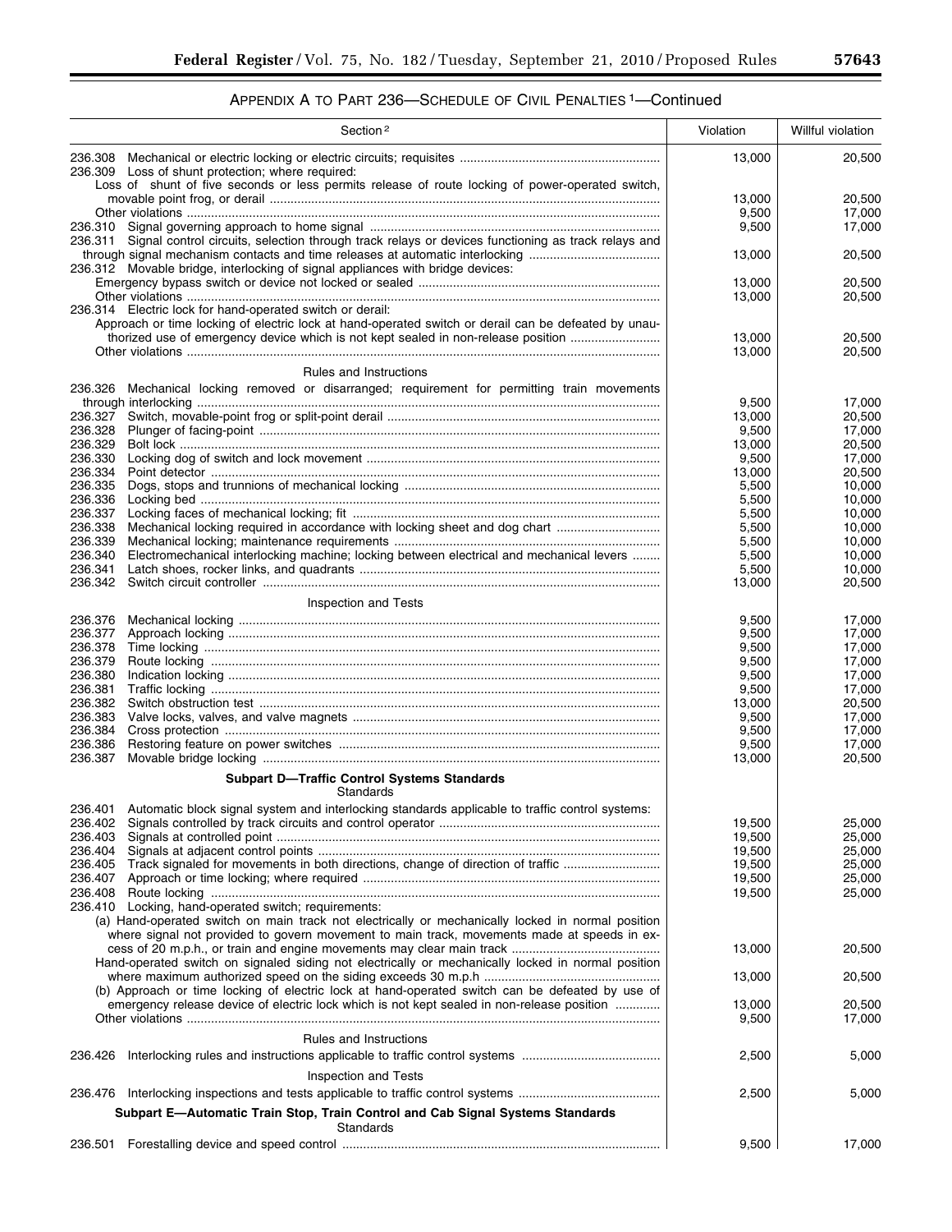## APPENDIX A TO PART 236—SCHEDULE OF CIVIL PENALTIES [1]—Continued

| Section [2] | Violation | Willful violation |
|---|---|---|
| 236.308 Mechanical or electric locking or electric circuits; requisites | 13,000 | 20,500 |
| 236.309 Loss of shunt protection; where required: | | |
| Loss of shunt of five seconds or less permits release of route locking of power-operated switch, movable point frog, or derail | 13,000 | 20,500 |
| Other violations | 9,500 | 17,000 |
| 236.310 Signal governing approach to home signal | 9,500 | 17,000 |
| 236.311 Signal control circuits, selection through track relays or devices functioning as track relays and through signal mechanism contacts and time releases at automatic interlocking | 13,000 | 20,500 |
| 236.312 Movable bridge, interlocking of signal appliances with bridge devices: | | |
| Emergency bypass switch or device not locked or sealed | 13,000 | 20,500 |
| Other violations | 13,000 | 20,500 |
| 236.314 Electric lock for hand-operated switch or derail: | | |
| Approach or time locking of electric lock at hand-operated switch or derail can be defeated by unauthorized use of emergency device which is not kept sealed in non-release position | 13,000 | 20,500 |
| Other violations | 13,000 | 20,500 |
| Rules and Instructions | | |
| 236.326 Mechanical locking removed or disarranged; requirement for permitting train movements through interlocking | 9,500 | 17,000 |
| 236.327 Switch, movable-point frog or split-point derail | 13,000 | 20,500 |
| 236.328 Plunger of facing-point | 9,500 | 17,000 |
| 236.329 Bolt lock | 13,000 | 20,500 |
| 236.330 Locking dog of switch and lock movement | 9,500 | 17,000 |
| 236.334 Point detector | 13,000 | 20,500 |
| 236.335 Dogs, stops and trunnions of mechanical locking | 5,500 | 10,000 |
| 236.336 Locking bed | 5,500 | 10,000 |
| 236.337 Locking faces of mechanical locking; fit | 5,500 | 10,000 |
| 236.338 Mechanical locking required in accordance with locking sheet and dog chart | 5,500 | 10,000 |
| 236.339 Mechanical locking; maintenance requirements | 5,500 | 10,000 |
| 236.340 Electromechanical interlocking machine; locking between electrical and mechanical levers | 5,500 | 10,000 |
| 236.341 Latch shoes, rocker links, and quadrants | 5,500 | 10,000 |
| 236.342 Switch circuit controller | 13,000 | 20,500 |
| Inspection and Tests | | |
| 236.376 Mechanical locking | 9,500 | 17,000 |
| 236.377 Approach locking | 9,500 | 17,000 |
| 236.378 Time locking | 9,500 | 17,000 |
| 236.379 Route locking | 9,500 | 17,000 |
| 236.380 Indication locking | 9,500 | 17,000 |
| 236.381 Traffic locking | 9,500 | 17,000 |
| 236.382 Switch obstruction test | 13,000 | 20,500 |
| 236.383 Valve locks, valves, and valve magnets | 9,500 | 17,000 |
| 236.384 Cross protection | 9,500 | 17,000 |
| 236.386 Restoring feature on power switches | 9,500 | 17,000 |
| 236.387 Movable bridge locking | 13,000 | 20,500 |
| **Subpart D—Traffic Control Systems Standards** Standards | | |
| 236.401 Automatic block signal system and interlocking standards applicable to traffic control systems: | | |
| 236.402 Signals controlled by track circuits and control operator | 19,500 | 25,000 |
| 236.403 Signals at controlled point | 19,500 | 25,000 |
| 236.404 Signals at adjacent control points | 19,500 | 25,000 |
| 236.405 Track signaled for movements in both directions, change of direction of traffic | 19,500 | 25,000 |
| 236.407 Approach or time locking; where required | 19,500 | 25,000 |
| 236.408 Route locking | 19,500 | 25,000 |
| 236.410 Locking, hand-operated switch; requirements: | | |
| (a) Hand-operated switch on main track not electrically or mechanically locked in normal position where signal not provided to govern movement to main track, movements made at speeds in excess of 20 m.p.h., or train and engine movements may clear main track | 13,000 | 20,500 |
| Hand-operated switch on signaled siding not electrically or mechanically locked in normal position where maximum authorized speed on the siding exceeds 30 m.p.h | 13,000 | 20,500 |
| (b) Approach or time locking of electric lock at hand-operated switch can be defeated by use of emergency release device of electric lock which is not kept sealed in non-release position | 13,000 | 20,500 |
| Other violations | 9,500 | 17,000 |
| Rules and Instructions | | |
| 236.426 Interlocking rules and instructions applicable to traffic control systems | 2,500 | 5,000 |
| Inspection and Tests | | |
| 236.476 Interlocking inspections and tests applicable to traffic control systems | 2,500 | 5,000 |
| **Subpart E—Automatic Train Stop, Train Control and Cab Signal Systems Standards** Standards | | |
| 236.501 Forestalling device and speed control | 9,500 | 17,000 |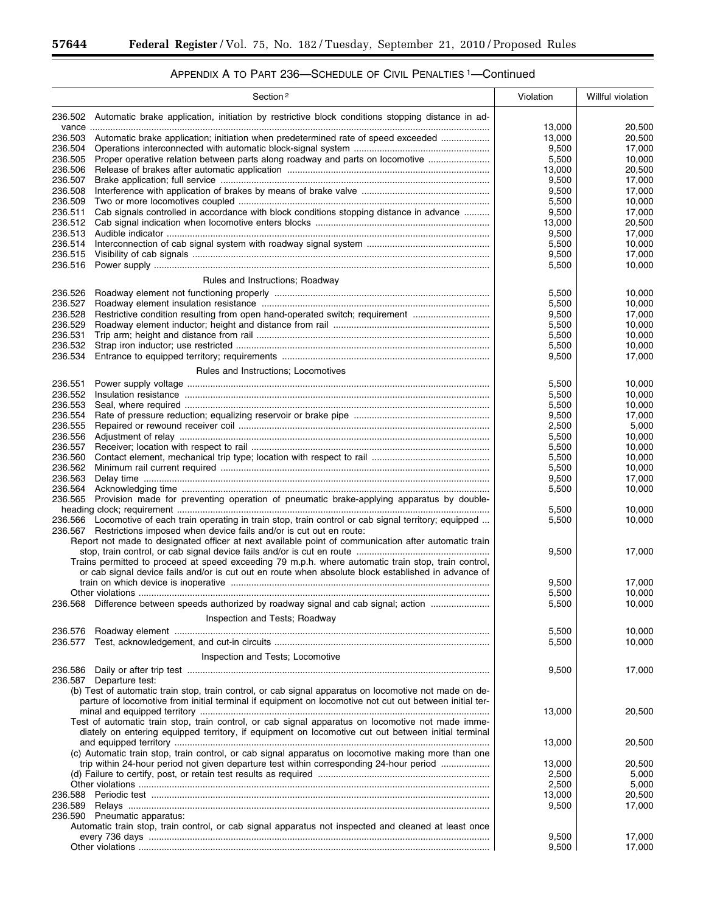## Appendix A to Part 236—Schedule of Civil Penalties [1]—Continued

| Section [2] | Violation | Willful violation |
|---|---|---|
| 236.502 Automatic brake application, initiation by restrictive block conditions stopping distance in advance | 13,000 | 20,500 |
| 236.503 Automatic brake application; initiation when predetermined rate of speed exceeded | 13,000 | 20,500 |
| 236.504 Operations interconnected with automatic block-signal system | 9,500 | 17,000 |
| 236.505 Proper operative relation between parts along roadway and parts on locomotive | 5,500 | 10,000 |
| 236.506 Release of brakes after automatic application | 13,000 | 20,500 |
| 236.507 Brake application; full service | 9,500 | 17,000 |
| 236.508 Interference with application of brakes by means of brake valve | 9,500 | 17,000 |
| 236.509 Two or more locomotives coupled | 5,500 | 10,000 |
| 236.511 Cab signals controlled in accordance with block conditions stopping distance in advance | 9,500 | 17,000 |
| 236.512 Cab signal indication when locomotive enters blocks | 13,000 | 20,500 |
| 236.513 Audible indicator | 9,500 | 17,000 |
| 236.514 Interconnection of cab signal system with roadway signal system | 5,500 | 10,000 |
| 236.515 Visibility of cab signals | 9,500 | 17,000 |
| 236.516 Power supply | 5,500 | 10,000 |
| **Rules and Instructions; Roadway** | | |
| 236.526 Roadway element not functioning properly | 5,500 | 10,000 |
| 236.527 Roadway element insulation resistance | 5,500 | 10,000 |
| 236.528 Restrictive condition resulting from open hand-operated switch; requirement | 9,500 | 17,000 |
| 236.529 Roadway element inductor; height and distance from rail | 5,500 | 10,000 |
| 236.531 Trip arm; height and distance from rail | 5,500 | 10,000 |
| 236.532 Strap iron inductor; use restricted | 5,500 | 10,000 |
| 236.534 Entrance to equipped territory; requirements | 9,500 | 17,000 |
| **Rules and Instructions; Locomotives** | | |
| 236.551 Power supply voltage | 5,500 | 10,000 |
| 236.552 Insulation resistance | 5,500 | 10,000 |
| 236.553 Seal, where required | 5,500 | 10,000 |
| 236.554 Rate of pressure reduction; equalizing reservoir or brake pipe | 9,500 | 17,000 |
| 236.555 Repaired or rewound receiver coil | 2,500 | 5,000 |
| 236.556 Adjustment of relay | 5,500 | 10,000 |
| 236.557 Receiver; location with respect to rail | 5,500 | 10,000 |
| 236.560 Contact element, mechanical trip type; location with respect to rail | 5,500 | 10,000 |
| 236.562 Minimum rail current required | 5,500 | 10,000 |
| 236.563 Delay time | 9,500 | 17,000 |
| 236.564 Acknowledging time | 5,500 | 10,000 |
| 236.565 Provision made for preventing operation of pneumatic brake-applying apparatus by double-heading clock; requirement | 5,500 | 10,000 |
| 236.566 Locomotive of each train operating in train stop, train control or cab signal territory; equipped | 5,500 | 10,000 |
| 236.567 Restrictions imposed when device fails and/or is cut out en route: | | |
| Report not made to designated officer at next available point of communication after automatic train stop, train control, or cab signal device fails and/or is cut out en route | 9,500 | 17,000 |
| Trains permitted to proceed at speed exceeding 79 m.p.h. where automatic train stop, train control, or cab signal device fails and/or is cut out en route when absolute block established in advance of train on which device is inoperative | 9,500 | 17,000 |
| Other violations | 5,500 | 10,000 |
| 236.568 Difference between speeds authorized by roadway signal and cab signal; action | 5,500 | 10,000 |
| **Inspection and Tests; Roadway** | | |
| 236.576 Roadway element | 5,500 | 10,000 |
| 236.577 Test, acknowledgement, and cut-in circuits | 5,500 | 10,000 |
| **Inspection and Tests; Locomotive** | | |
| 236.586 Daily or after trip test | 9,500 | 17,000 |
| 236.587 Departure test: | | |
| (b) Test of automatic train stop, train control, or cab signal apparatus on locomotive not made on departure of locomotive from initial terminal if equipment on locomotive not cut out between initial terminal and equipped territory | 13,000 | 20,500 |
| Test of automatic train stop, train control, or cab signal apparatus on locomotive not made immediately on entering equipped territory, if equipment on locomotive cut out between initial terminal and equipped territory | 13,000 | 20,500 |
| (c) Automatic train stop, train control, or cab signal apparatus on locomotive making more than one trip within 24-hour period not given departure test within corresponding 24-hour period | 13,000 | 20,500 |
| (d) Failure to certify, post, or retain test results as required | 2,500 | 5,000 |
| Other violations | 2,500 | 5,000 |
| 236.588 Periodic test | 13,000 | 20,500 |
| 236.589 Relays | 9,500 | 17,000 |
| 236.590 Pneumatic apparatus: | | |
| Automatic train stop, train control, or cab signal apparatus not inspected and cleaned at least once every 736 days | 9,500 | 17,000 |
| Other violations | 9,500 | 17,000 |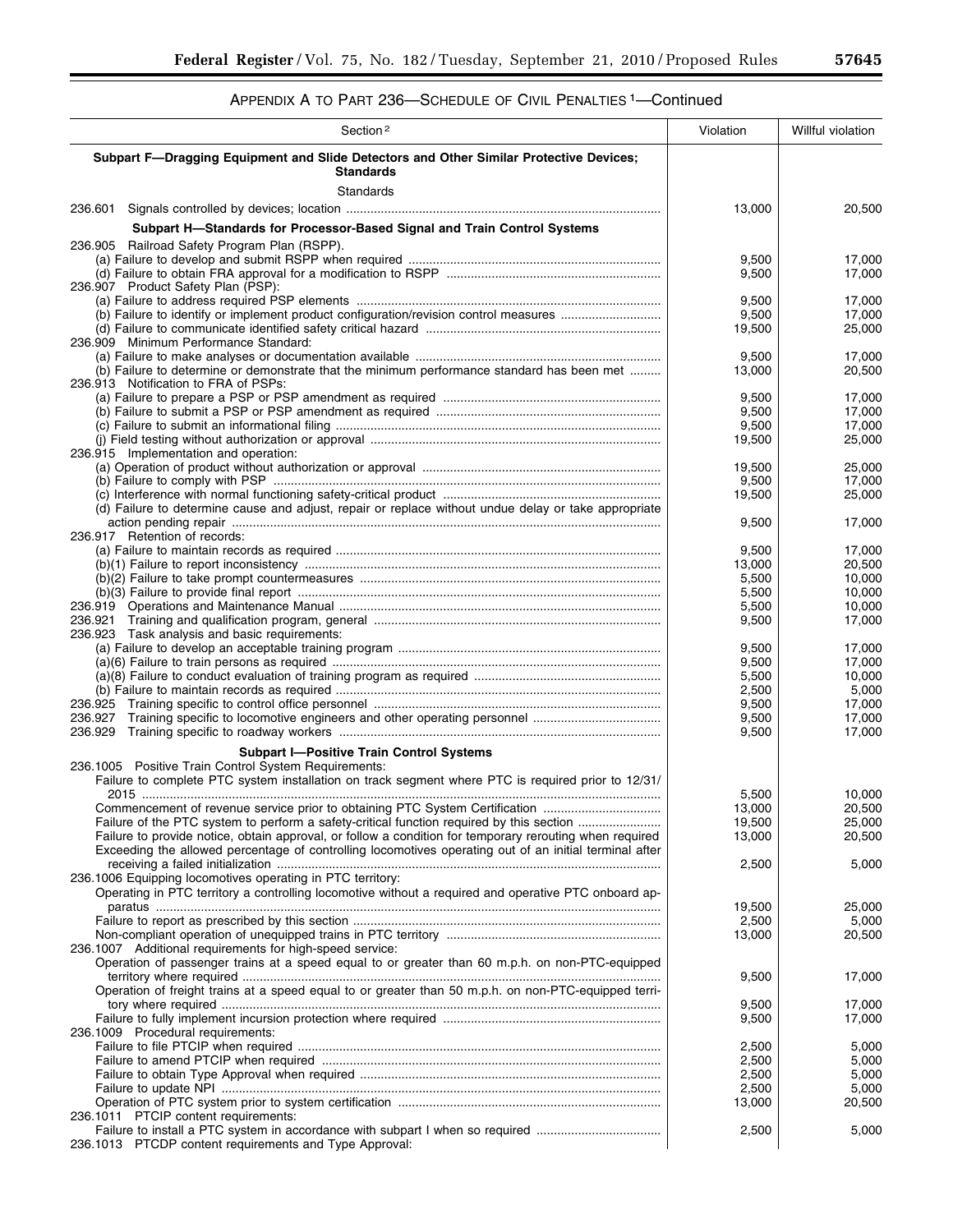# APPENDIX A TO PART 236—SCHEDULE OF CIVIL PENALTIES [1]—Continued

| Section [2] | Violation | Willful violation |
|---|---|---|
| **Subpart F—Dragging Equipment and Slide Detectors and Other Similar Protective Devices; Standards** | | |
| Standards | | |
| 236.601 Signals controlled by devices; location | 13,000 | 20,500 |
| **Subpart H—Standards for Processor-Based Signal and Train Control Systems** | | |
| 236.905 Railroad Safety Program Plan (RSPP). | | |
| (a) Failure to develop and submit RSPP when required | 9,500 | 17,000 |
| (d) Failure to obtain FRA approval for a modification to RSPP | 9,500 | 17,000 |
| 236.907 Product Safety Plan (PSP): | | |
| (a) Failure to address required PSP elements | 9,500 | 17,000 |
| (b) Failure to identify or implement product configuration/revision control measures | 9,500 | 17,000 |
| (d) Failure to communicate identified safety critical hazard | 19,500 | 25,000 |
| 236.909 Minimum Performance Standard: | | |
| (a) Failure to make analyses or documentation available | 9,500 | 17,000 |
| (b) Failure to determine or demonstrate that the minimum performance standard has been met | 13,000 | 20,500 |
| 236.913 Notification to FRA of PSPs: | | |
| (a) Failure to prepare a PSP or PSP amendment as required | 9,500 | 17,000 |
| (b) Failure to submit a PSP or PSP amendment as required | 9,500 | 17,000 |
| (c) Failure to submit an informational filing | 9,500 | 17,000 |
| (j) Field testing without authorization or approval | 19,500 | 25,000 |
| 236.915 Implementation and operation: | | |
| (a) Operation of product without authorization or approval | 19,500 | 25,000 |
| (b) Failure to comply with PSP | 9,500 | 17,000 |
| (c) Interference with normal functioning safety-critical product | 19,500 | 25,000 |
| (d) Failure to determine cause and adjust, repair or replace without undue delay or take appropriate action pending repair | 9,500 | 17,000 |
| 236.917 Retention of records: | | |
| (a) Failure to maintain records as required | 9,500 | 17,000 |
| (b)(1) Failure to report inconsistency | 13,000 | 20,500 |
| (b)(2) Failure to take prompt countermeasures | 5,500 | 10,000 |
| (b)(3) Failure to provide final report | 5,500 | 10,000 |
| 236.919 Operations and Maintenance Manual | 5,500 | 10,000 |
| 236.921 Training and qualification program, general | 9,500 | 17,000 |
| 236.923 Task analysis and basic requirements: | | |
| (a) Failure to develop an acceptable training program | 9,500 | 17,000 |
| (a)(6) Failure to train persons as required | 9,500 | 17,000 |
| (a)(8) Failure to conduct evaluation of training program as required | 5,500 | 10,000 |
| (b) Failure to maintain records as required | 2,500 | 5,000 |
| 236.925 Training specific to control office personnel | 9,500 | 17,000 |
| 236.927 Training specific to locomotive engineers and other operating personnel | 9,500 | 17,000 |
| 236.929 Training specific to roadway workers | 9,500 | 17,000 |
| **Subpart I—Positive Train Control Systems** | | |
| 236.1005 Positive Train Control System Requirements: | | |
| Failure to complete PTC system installation on track segment where PTC is required prior to 12/31/2015 | 5,500 | 10,000 |
| Commencement of revenue service prior to obtaining PTC System Certification | 13,000 | 20,500 |
| Failure of the PTC system to perform a safety-critical function required by this section | 19,500 | 25,000 |
| Failure to provide notice, obtain approval, or follow a condition for temporary rerouting when required | 13,000 | 20,500 |
| Exceeding the allowed percentage of controlling locomotives operating out of an initial terminal after receiving a failed initialization | 2,500 | 5,000 |
| 236.1006 Equipping locomotives operating in PTC territory: | | |
| Operating in PTC territory a controlling locomotive without a required and operative PTC onboard apparatus | 19,500 | 25,000 |
| Failure to report as prescribed by this section | 2,500 | 5,000 |
| Non-compliant operation of unequipped trains in PTC territory | 13,000 | 20,500 |
| 236.1007 Additional requirements for high-speed service: | | |
| Operation of passenger trains at a speed equal to or greater than 60 m.p.h. on non-PTC-equipped territory where required | 9,500 | 17,000 |
| Operation of freight trains at a speed equal to or greater than 50 m.p.h. on non-PTC-equipped territory where required | 9,500 | 17,000 |
| Failure to fully implement incursion protection where required | 9,500 | 17,000 |
| 236.1009 Procedural requirements: | | |
| Failure to file PTCIP when required | 2,500 | 5,000 |
| Failure to amend PTCIP when required | 2,500 | 5,000 |
| Failure to obtain Type Approval when required | 2,500 | 5,000 |
| Failure to update NPI | 2,500 | 5,000 |
| Operation of PTC system prior to system certification | 13,000 | 20,500 |
| 236.1011 PTCIP content requirements: | | |
| Failure to install a PTC system in accordance with subpart I when so required | 2,500 | 5,000 |
| 236.1013 PTCDP content requirements and Type Approval: | | |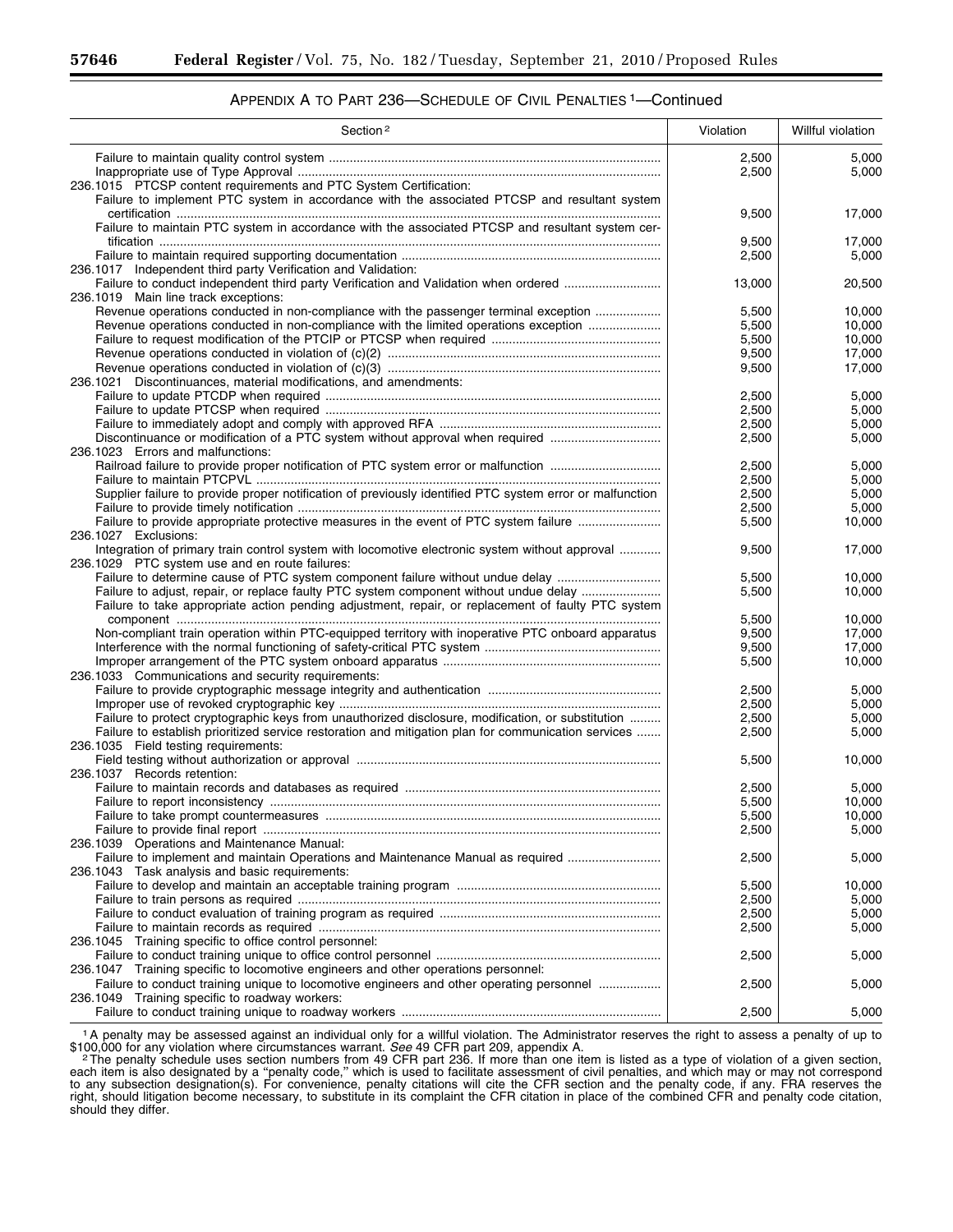## APPENDIX A TO PART 236—SCHEDULE OF CIVIL PENALTIES [1]—Continued

| Section [2] | Violation | Willful violation |
|---|---|---|
| Failure to maintain quality control system | 2,500 | 5,000 |
| Inappropriate use of Type Approval | 2,500 | 5,000 |
| 236.1015 PTCSP content requirements and PTC System Certification: | | |
| Failure to implement PTC system in accordance with the associated PTCSP and resultant system certification | 9,500 | 17,000 |
| Failure to maintain PTC system in accordance with the associated PTCSP and resultant system certification | 9,500 | 17,000 |
| Failure to maintain required supporting documentation | 2,500 | 5,000 |
| 236.1017 Independent third party Verification and Validation: | | |
| Failure to conduct independent third party Verification and Validation when ordered | 13,000 | 20,500 |
| 236.1019 Main line track exceptions: | | |
| Revenue operations conducted in non-compliance with the passenger terminal exception | 5,500 | 10,000 |
| Revenue operations conducted in non-compliance with the limited operations exception | 5,500 | 10,000 |
| Failure to request modification of the PTCIP or PTCSP when required | 5,500 | 10,000 |
| Revenue operations conducted in violation of (c)(2) | 9,500 | 17,000 |
| Revenue operations conducted in violation of (c)(3) | 9,500 | 17,000 |
| 236.1021 Discontinuances, material modifications, and amendments: | | |
| Failure to update PTCDP when required | 2,500 | 5,000 |
| Failure to update PTCSP when required | 2,500 | 5,000 |
| Failure to immediately adopt and comply with approved RFA | 2,500 | 5,000 |
| Discontinuance or modification of a PTC system without approval when required | 2,500 | 5,000 |
| 236.1023 Errors and malfunctions: | | |
| Railroad failure to provide proper notification of PTC system error or malfunction | 2,500 | 5,000 |
| Failure to maintain PTCPVL | 2,500 | 5,000 |
| Supplier failure to provide proper notification of previously identified PTC system error or malfunction | 2,500 | 5,000 |
| Failure to provide timely notification | 2,500 | 5,000 |
| Failure to provide appropriate protective measures in the event of PTC system failure | 5,500 | 10,000 |
| 236.1027 Exclusions: | | |
| Integration of primary train control system with locomotive electronic system without approval | 9,500 | 17,000 |
| 236.1029 PTC system use and en route failures: | | |
| Failure to determine cause of PTC system component failure without undue delay | 5,500 | 10,000 |
| Failure to adjust, repair, or replace faulty PTC system component without undue delay | 5,500 | 10,000 |
| Failure to take appropriate action pending adjustment, repair, or replacement of faulty PTC system component | 5,500 | 10,000 |
| Non-compliant train operation within PTC-equipped territory with inoperative PTC onboard apparatus | 9,500 | 17,000 |
| Interference with the normal functioning of safety-critical PTC system | 9,500 | 17,000 |
| Improper arrangement of the PTC system onboard apparatus | 5,500 | 10,000 |
| 236.1033 Communications and security requirements: | | |
| Failure to provide cryptographic message integrity and authentication | 2,500 | 5,000 |
| Improper use of revoked cryptographic key | 2,500 | 5,000 |
| Failure to protect cryptographic keys from unauthorized disclosure, modification, or substitution | 2,500 | 5,000 |
| Failure to establish prioritized service restoration and mitigation plan for communication services | 2,500 | 5,000 |
| 236.1035 Field testing requirements: | | |
| Field testing without authorization or approval | 5,500 | 10,000 |
| 236.1037 Records retention: | | |
| Failure to maintain records and databases as required | 2,500 | 5,000 |
| Failure to report inconsistency | 5,500 | 10,000 |
| Failure to take prompt countermeasures | 5,500 | 10,000 |
| Failure to provide final report | 2,500 | 5,000 |
| 236.1039 Operations and Maintenance Manual: | | |
| Failure to implement and maintain Operations and Maintenance Manual as required | 2,500 | 5,000 |
| 236.1043 Task analysis and basic requirements: | | |
| Failure to develop and maintain an acceptable training program | 5,500 | 10,000 |
| Failure to train persons as required | 2,500 | 5,000 |
| Failure to conduct evaluation of training program as required | 2,500 | 5,000 |
| Failure to maintain records as required | 2,500 | 5,000 |
| 236.1045 Training specific to office control personnel: | | |
| Failure to conduct training unique to office control personnel | 2,500 | 5,000 |
| 236.1047 Training specific to locomotive engineers and other operations personnel: | | |
| Failure to conduct training unique to locomotive engineers and other operating personnel | 2,500 | 5,000 |
| 236.1049 Training specific to roadway workers: | | |
| Failure to conduct training unique to roadway workers | 2,500 | 5,000 |

[1] A penalty may be assessed against an individual only for a willful violation. The Administrator reserves the right to assess a penalty of up to $100,000 for any violation where circumstances warrant. *See* 49 CFR part 209, appendix A.

[2] The penalty schedule uses section numbers from 49 CFR part 236. If more than one item is listed as a type of violation of a given section, each item is also designated by a "penalty code," which is used to facilitate assessment of civil penalties, and which may or may not correspond to any subsection designation(s). For convenience, penalty citations will cite the CFR section and the penalty code, if any. FRA reserves the right, should litigation become necessary, to substitute in its complaint the CFR citation in place of the combined CFR and penalty code citation, should they differ.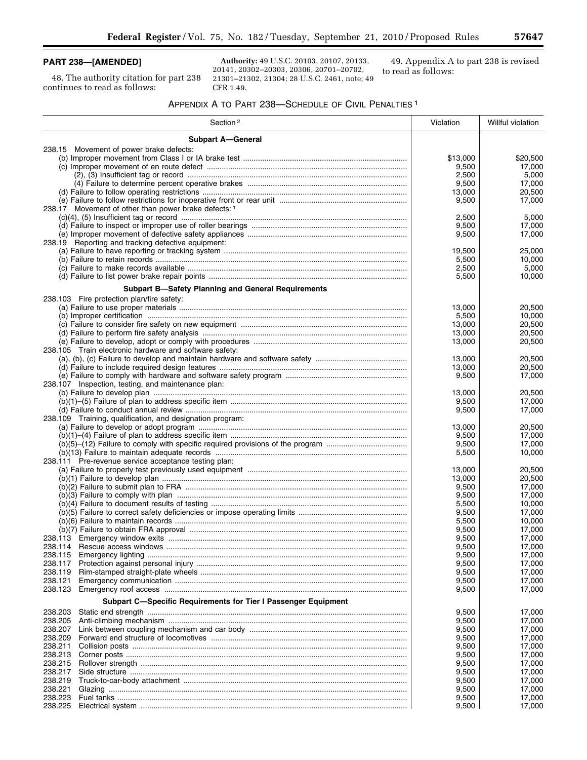## PART 238—[AMENDED]

48. The authority citation for part 238 continues to read as follows:

**Authority:** 49 U.S.C. 20103, 20107, 20133, 20141, 20302–20303, 20306, 20701–20702, 21301–21302, 21304; 28 U.S.C. 2461, note; 49 CFR 1.49.

49. Appendix A to part 238 is revised to read as follows:

### APPENDIX A TO PART 238—SCHEDULE OF CIVIL PENALTIES [1]

| Section [2] | Violation | Willful violation |
|---|---|---|
| **Subpart A—General** | | |
| 238.15 Movement of power brake defects: | | |
| (b) Improper movement from Class I or IA brake test | $13,000 | $20,500 |
| (c) Improper movement of en route defect | 9,500 | 17,000 |
| (2), (3) Insufficient tag or record | 2,500 | 5,000 |
| (4) Failure to determine percent operative brakes | 9,500 | 17,000 |
| (d) Failure to follow operating restrictions | 13,000 | 20,500 |
| (e) Failure to follow restrictions for inoperative front or rear unit | 9,500 | 17,000 |
| 238.17 Movement of other than power brake defects: [1] | | |
| (c)(4), (5) Insufficient tag or record | 2,500 | 5,000 |
| (d) Failure to inspect or improper use of roller bearings | 9,500 | 17,000 |
| (e) Improper movement of defective safety appliances | 9,500 | 17,000 |
| 238.19 Reporting and tracking defective equipment: | | |
| (a) Failure to have reporting or tracking system | 19,500 | 25,000 |
| (b) Failure to retain records | 5,500 | 10,000 |
| (c) Failure to make records available | 2,500 | 5,000 |
| (d) Failure to list power brake repair points | 5,500 | 10,000 |
| **Subpart B—Safety Planning and General Requirements** | | |
| 238.103 Fire protection plan/fire safety: | | |
| (a) Failure to use proper materials | 13,000 | 20,500 |
| (b) Improper certification | 5,500 | 10,000 |
| (c) Failure to consider fire safety on new equipment | 13,000 | 20,500 |
| (d) Failure to perform fire safety analysis | 13,000 | 20,500 |
| (e) Failure to develop, adopt or comply with procedures | 13,000 | 20,500 |
| 238.105 Train electronic hardware and software safety: | | |
| (a), (b), (c) Failure to develop and maintain hardware and software safety | 13,000 | 20,500 |
| (d) Failure to include required design features | 13,000 | 20,500 |
| (e) Failure to comply with hardware and software safety program | 9,500 | 17,000 |
| 238.107 Inspection, testing, and maintenance plan: | | |
| (b) Failure to develop plan | 13,000 | 20,500 |
| (b)(1)–(5) Failure of plan to address specific item | 9,500 | 17,000 |
| (d) Failure to conduct annual review | 9,500 | 17,000 |
| 238.109 Training, qualification, and designation program: | | |
| (a) Failure to develop or adopt program | 13,000 | 20,500 |
| (b)(1)–(4) Failure of plan to address specific item | 9,500 | 17,000 |
| (b)(5)–(12) Failure to comply with specific required provisions of the program | 9,500 | 17,000 |
| (b)(13) Failure to maintain adequate records | 5,500 | 10,000 |
| 238.111 Pre-revenue service acceptance testing plan: | | |
| (a) Failure to properly test previously used equipment | 13,000 | 20,500 |
| (b)(1) Failure to develop plan | 13,000 | 20,500 |
| (b)(2) Failure to submit plan to FRA | 9,500 | 17,000 |
| (b)(3) Failure to comply with plan | 9,500 | 17,000 |
| (b)(4) Failure to document results of testing | 5,500 | 10,000 |
| (b)(5) Failure to correct safety deficiencies or impose operating limits | 9,500 | 17,000 |
| (b)(6) Failure to maintain records | 5,500 | 10,000 |
| (b)(7) Failure to obtain FRA approval | 9,500 | 17,000 |
| 238.113 Emergency window exits | 9,500 | 17,000 |
| 238.114 Rescue access windows | 9,500 | 17,000 |
| 238.115 Emergency lighting | 9,500 | 17,000 |
| 238.117 Protection against personal injury | 9,500 | 17,000 |
| 238.119 Rim-stamped straight-plate wheels | 9,500 | 17,000 |
| 238.121 Emergency communication | 9,500 | 17,000 |
| 238.123 Emergency roof access | 9,500 | 17,000 |
| **Subpart C—Specific Requirements for Tier I Passenger Equipment** | | |
| 238.203 Static end strength | 9,500 | 17,000 |
| 238.205 Anti-climbing mechanism | 9,500 | 17,000 |
| 238.207 Link between coupling mechanism and car body | 9,500 | 17,000 |
| 238.209 Forward end structure of locomotives | 9,500 | 17,000 |
| 238.211 Collision posts | 9,500 | 17,000 |
| 238.213 Corner posts | 9,500 | 17,000 |
| 238.215 Rollover strength | 9,500 | 17,000 |
| 238.217 Side structure | 9,500 | 17,000 |
| 238.219 Truck-to-car-body attachment | 9,500 | 17,000 |
| 238.221 Glazing | 9,500 | 17,000 |
| 238.223 Fuel tanks | 9,500 | 17,000 |
| 238.225 Electrical system | 9,500 | 17,000 |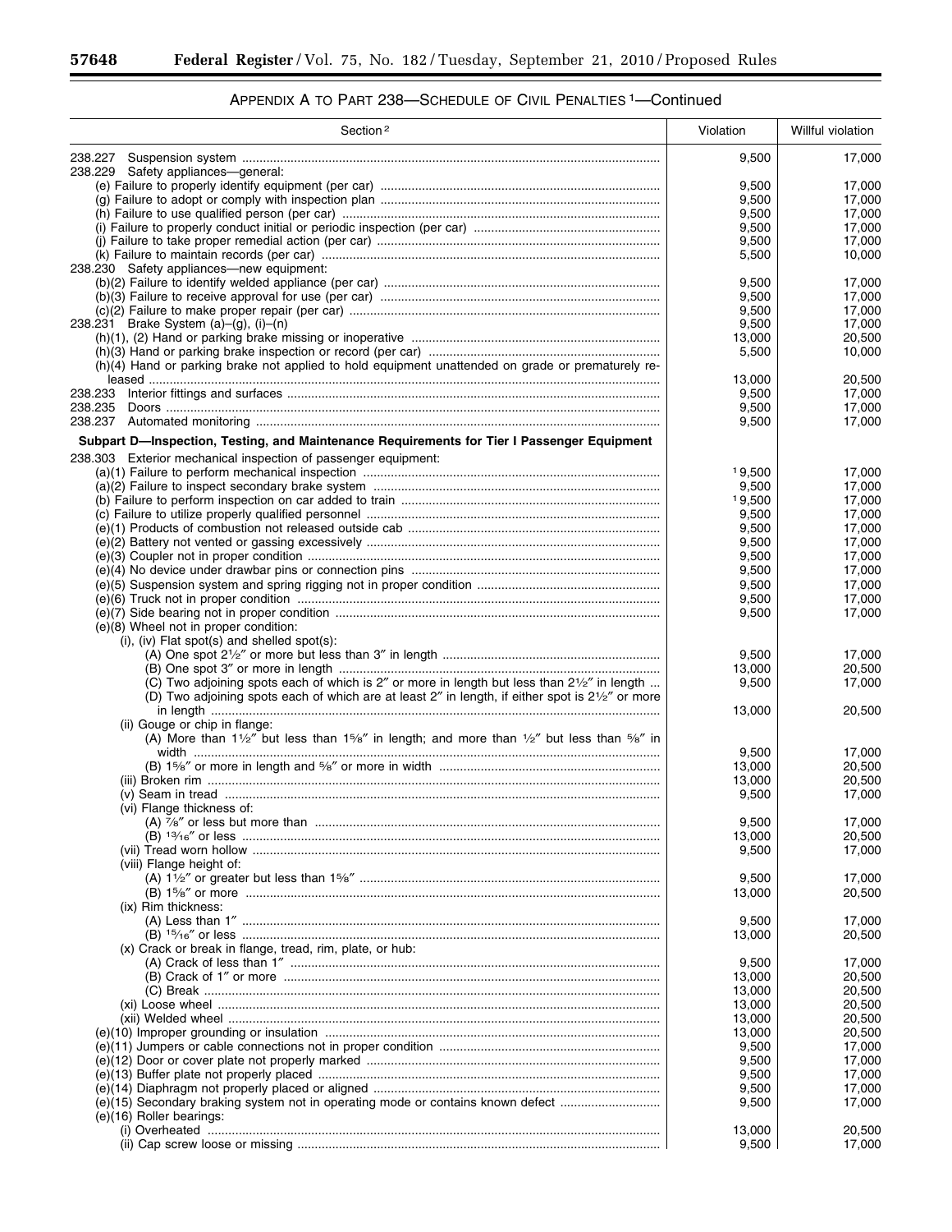## APPENDIX A TO PART 238—SCHEDULE OF CIVIL PENALTIES [1]—Continued

| Section [2] | Violation | Willful violation |
|---|---|---|
| 238.227 Suspension system | 9,500 | 17,000 |
| 238.229 Safety appliances—general: | | |
| (e) Failure to properly identify equipment (per car) | 9,500 | 17,000 |
| (g) Failure to adopt or comply with inspection plan | 9,500 | 17,000 |
| (h) Failure to use qualified person (per car) | 9,500 | 17,000 |
| (i) Failure to properly conduct initial or periodic inspection (per car) | 9,500 | 17,000 |
| (j) Failure to take proper remedial action (per car) | 9,500 | 17,000 |
| (k) Failure to maintain records (per car) | 5,500 | 10,000 |
| 238.230 Safety appliances—new equipment: | | |
| (b)(2) Failure to identify welded appliance (per car) | 9,500 | 17,000 |
| (b)(3) Failure to receive approval for use (per car) | 9,500 | 17,000 |
| (c)(2) Failure to make proper repair (per car) | 9,500 | 17,000 |
| 238.231 Brake System (a)–(g), (i)–(n) | 9,500 | 17,000 |
| (h)(1), (2) Hand or parking brake missing or inoperative | 13,000 | 20,500 |
| (h)(3) Hand or parking brake inspection or record (per car) | 5,500 | 10,000 |
| (h)(4) Hand or parking brake not applied to hold equipment unattended on grade or prematurely released | 13,000 | 20,500 |
| 238.233 Interior fittings and surfaces | 9,500 | 17,000 |
| 238.235 Doors | 9,500 | 17,000 |
| 238.237 Automated monitoring | 9,500 | 17,000 |
| **Subpart D—Inspection, Testing, and Maintenance Requirements for Tier I Passenger Equipment** | | |
| 238.303 Exterior mechanical inspection of passenger equipment: | | |
| (a)(1) Failure to perform mechanical inspection | [1] 9,500 | 17,000 |
| (a)(2) Failure to inspect secondary brake system | 9,500 | 17,000 |
| (b) Failure to perform inspection on car added to train | [1] 9,500 | 17,000 |
| (c) Failure to utilize properly qualified personnel | 9,500 | 17,000 |
| (e)(1) Products of combustion not released outside cab | 9,500 | 17,000 |
| (e)(2) Battery not vented or gassing excessively | 9,500 | 17,000 |
| (e)(3) Coupler not in proper condition | 9,500 | 17,000 |
| (e)(4) No device under drawbar pins or connection pins | 9,500 | 17,000 |
| (e)(5) Suspension system and spring rigging not in proper condition | 9,500 | 17,000 |
| (e)(6) Truck not in proper condition | 9,500 | 17,000 |
| (e)(7) Side bearing not in proper condition | 9,500 | 17,000 |
| (e)(8) Wheel not in proper condition: | | |
| (i), (iv) Flat spot(s) and shelled spot(s): | | |
| (A) One spot 2½″ or more but less than 3″ in length | 9,500 | 17,000 |
| (B) One spot 3″ or more in length | 13,000 | 20,500 |
| (C) Two adjoining spots each of which is 2″ or more in length but less than 2½″ in length | 9,500 | 17,000 |
| (D) Two adjoining spots each of which are at least 2″ in length, if either spot is 2½″ or more in length | 13,000 | 20,500 |
| (ii) Gouge or chip in flange: | | |
| (A) More than 1½″ but less than 1⅝″ in length; and more than ½″ but less than ⅝″ in width | 9,500 | 17,000 |
| (B) 1⅝″ or more in length and ⅝″ or more in width | 13,000 | 20,500 |
| (iii) Broken rim | 13,000 | 20,500 |
| (v) Seam in tread | 9,500 | 17,000 |
| (vi) Flange thickness of: | | |
| (A) ⅞″ or less but more than | 9,500 | 17,000 |
| (B) 13⁄16″ or less | 13,000 | 20,500 |
| (vii) Tread worn hollow | 9,500 | 17,000 |
| (viii) Flange height of: | | |
| (A) 1½″ or greater but less than 1⅝″ | 9,500 | 17,000 |
| (B) 1⅝″ or more | 13,000 | 20,500 |
| (ix) Rim thickness: | | |
| (A) Less than 1″ | 9,500 | 17,000 |
| (B) 15⁄16″ or less | 13,000 | 20,500 |
| (x) Crack or break in flange, tread, rim, plate, or hub: | | |
| (A) Crack of less than 1″ | 9,500 | 17,000 |
| (B) Crack of 1″ or more | 13,000 | 20,500 |
| (C) Break | 13,000 | 20,500 |
| (xi) Loose wheel | 13,000 | 20,500 |
| (xii) Welded wheel | 13,000 | 20,500 |
| (e)(10) Improper grounding or insulation | 13,000 | 20,500 |
| (e)(11) Jumpers or cable connections not in proper condition | 9,500 | 17,000 |
| (e)(12) Door or cover plate not properly marked | 9,500 | 17,000 |
| (e)(13) Buffer plate not properly placed | 9,500 | 17,000 |
| (e)(14) Diaphragm not properly placed or aligned | 9,500 | 17,000 |
| (e)(15) Secondary braking system not in operating mode or contains known defect | 9,500 | 17,000 |
| (e)(16) Roller bearings: | | |
| (i) Overheated | 13,000 | 20,500 |
| (ii) Cap screw loose or missing | 9,500 | 17,000 |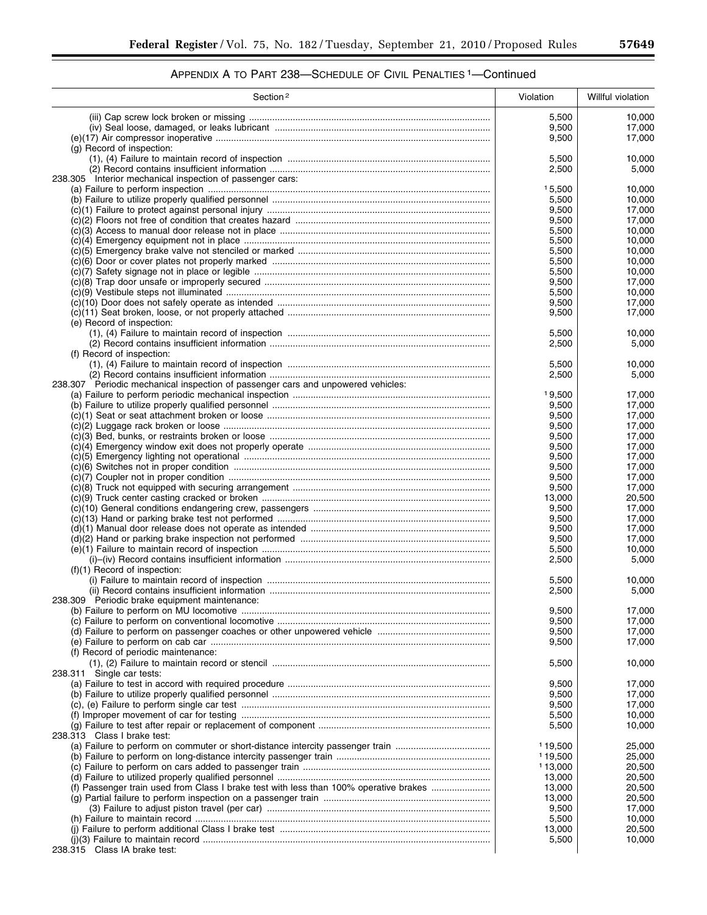## APPENDIX A TO PART 238—SCHEDULE OF CIVIL PENALTIES [1]—Continued

| Section [2] | Violation | Willful violation |
|---|---|---|
| (iii) Cap screw lock broken or missing | 5,500 | 10,000 |
| (iv) Seal loose, damaged, or leaks lubricant | 9,500 | 17,000 |
| (e)(17) Air compressor inoperative | 9,500 | 17,000 |
| (g) Record of inspection: | | |
| (1), (4) Failure to maintain record of inspection | 5,500 | 10,000 |
| (2) Record contains insufficient information | 2,500 | 5,000 |
| 238.305 Interior mechanical inspection of passenger cars: | | |
| (a) Failure to perform inspection | [1] 5,500 | 10,000 |
| (b) Failure to utilize properly qualified personnel | 5,500 | 10,000 |
| (c)(1) Failure to protect against personal injury | 9,500 | 17,000 |
| (c)(2) Floors not free of condition that creates hazard | 9,500 | 17,000 |
| (c)(3) Access to manual door release not in place | 5,500 | 10,000 |
| (c)(4) Emergency equipment not in place | 5,500 | 10,000 |
| (c)(5) Emergency brake valve not stenciled or marked | 5,500 | 10,000 |
| (c)(6) Door or cover plates not properly marked | 5,500 | 10,000 |
| (c)(7) Safety signage not in place or legible | 5,500 | 10,000 |
| (c)(8) Trap door unsafe or improperly secured | 9,500 | 17,000 |
| (c)(9) Vestibule steps not illuminated | 5,500 | 10,000 |
| (c)(10) Door does not safely operate as intended | 9,500 | 17,000 |
| (c)(11) Seat broken, loose, or not properly attached | 9,500 | 17,000 |
| (e) Record of inspection: | | |
| (1), (4) Failure to maintain record of inspection | 5,500 | 10,000 |
| (2) Record contains insufficient information | 2,500 | 5,000 |
| (f) Record of inspection: | | |
| (1), (4) Failure to maintain record of inspection | 5,500 | 10,000 |
| (2) Record contains insufficient information | 2,500 | 5,000 |
| 238.307 Periodic mechanical inspection of passenger cars and unpowered vehicles: | | |
| (a) Failure to perform periodic mechanical inspection | [1] 9,500 | 17,000 |
| (b) Failure to utilize properly qualified personnel | 9,500 | 17,000 |
| (c)(1) Seat or seat attachment broken or loose | 9,500 | 17,000 |
| (c)(2) Luggage rack broken or loose | 9,500 | 17,000 |
| (c)(3) Bed, bunks, or restraints broken or loose | 9,500 | 17,000 |
| (c)(4) Emergency window exit does not properly operate | 9,500 | 17,000 |
| (c)(5) Emergency lighting not operational | 9,500 | 17,000 |
| (c)(6) Switches not in proper condition | 9,500 | 17,000 |
| (c)(7) Coupler not in proper condition | 9,500 | 17,000 |
| (c)(8) Truck not equipped with securing arrangement | 9,500 | 17,000 |
| (c)(9) Truck center casting cracked or broken | 13,000 | 20,500 |
| (c)(10) General conditions endangering crew, passengers | 9,500 | 17,000 |
| (c)(13) Hand or parking brake test not performed | 9,500 | 17,000 |
| (d)(1) Manual door release does not operate as intended | 9,500 | 17,000 |
| (d)(2) Hand or parking brake inspection not performed | 9,500 | 17,000 |
| (e)(1) Failure to maintain record of inspection | 5,500 | 10,000 |
| (i)–(iv) Record contains insufficient information | 2,500 | 5,000 |
| (f)(1) Record of inspection: | | |
| (i) Failure to maintain record of inspection | 5,500 | 10,000 |
| (ii) Record contains insufficient information | 2,500 | 5,000 |
| 238.309 Periodic brake equipment maintenance: | | |
| (b) Failure to perform on MU locomotive | 9,500 | 17,000 |
| (c) Failure to perform on conventional locomotive | 9,500 | 17,000 |
| (d) Failure to perform on passenger coaches or other unpowered vehicle | 9,500 | 17,000 |
| (e) Failure to perform on cab car | 9,500 | 17,000 |
| (f) Record of periodic maintenance: | | |
| (1), (2) Failure to maintain record or stencil | 5,500 | 10,000 |
| 238.311 Single car tests: | | |
| (a) Failure to test in accord with required procedure | 9,500 | 17,000 |
| (b) Failure to utilize properly qualified personnel | 9,500 | 17,000 |
| (c), (e) Failure to perform single car test | 9,500 | 17,000 |
| (f) Improper movement of car for testing | 5,500 | 10,000 |
| (g) Failure to test after repair or replacement of component | 5,500 | 10,000 |
| 238.313 Class I brake test: | | |
| (a) Failure to perform on commuter or short-distance intercity passenger train | [1] 19,500 | 25,000 |
| (b) Failure to perform on long-distance intercity passenger train | [1] 19,500 | 25,000 |
| (c) Failure to perform on cars added to passenger train | [1] 13,000 | 20,500 |
| (d) Failure to utilized properly qualified personnel | 13,000 | 20,500 |
| (f) Passenger train used from Class I brake test with less than 100% operative brakes | 13,000 | 20,500 |
| (g) Partial failure to perform inspection on a passenger train | 13,000 | 20,500 |
| (3) Failure to adjust piston travel (per car) | 9,500 | 17,000 |
| (h) Failure to maintain record | 5,500 | 10,000 |
| (j) Failure to perform additional Class I brake test | 13,000 | 20,500 |
| (j)(3) Failure to maintain record | 5,500 | 10,000 |
| 238.315 Class IA brake test: | | |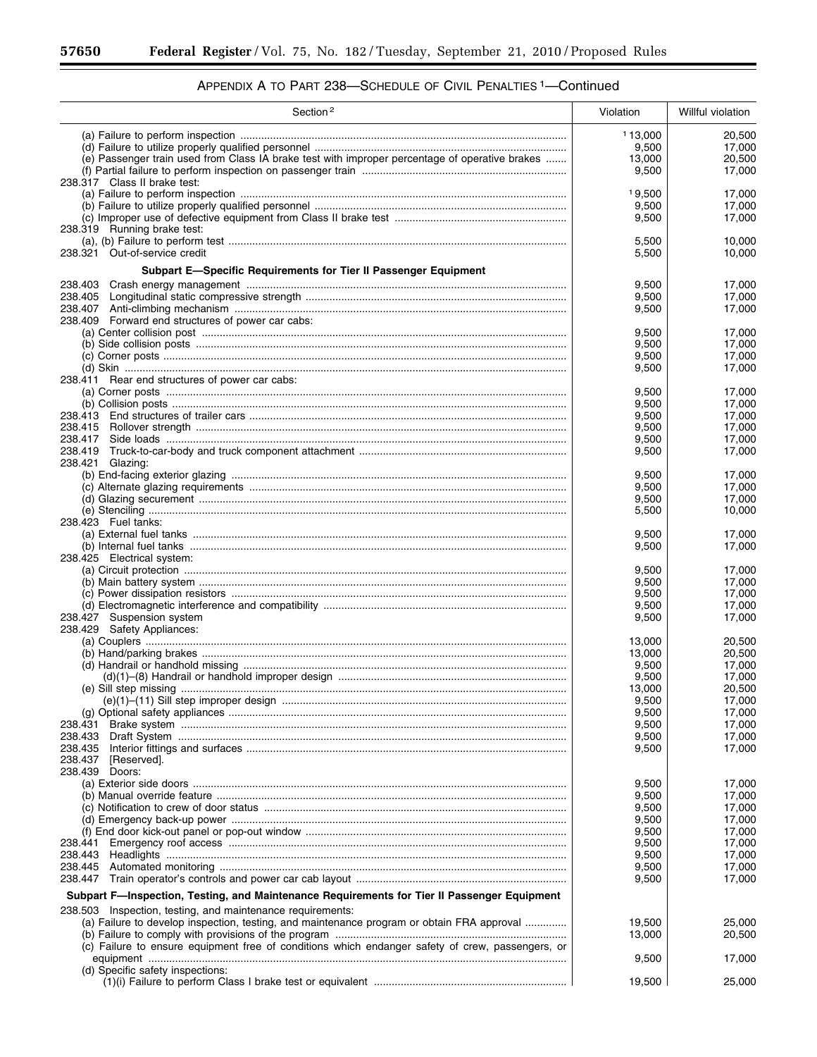## APPENDIX A TO PART 238—SCHEDULE OF CIVIL PENALTIES [1]—Continued

| Section [2] | Violation | Willful violation |
|---|---|---|
| (a) Failure to perform inspection | [1] 13,000 | 20,500 |
| (d) Failure to utilize properly qualified personnel | 9,500 | 17,000 |
| (e) Passenger train used from Class IA brake test with improper percentage of operative brakes | 13,000 | 20,500 |
| (f) Partial failure to perform inspection on passenger train | 9,500 | 17,000 |
| 238.317 Class II brake test: | | |
| (a) Failure to perform inspection | [1] 9,500 | 17,000 |
| (b) Failure to utilize properly qualified personnel | 9,500 | 17,000 |
| (c) Improper use of defective equipment from Class II brake test | 9,500 | 17,000 |
| 238.319 Running brake test: | | |
| (a), (b) Failure to perform test | 5,500 | 10,000 |
| 238.321 Out-of-service credit | 5,500 | 10,000 |
| **Subpart E—Specific Requirements for Tier II Passenger Equipment** | | |
| 238.403 Crash energy management | 9,500 | 17,000 |
| 238.405 Longitudinal static compressive strength | 9,500 | 17,000 |
| 238.407 Anti-climbing mechanism | 9,500 | 17,000 |
| 238.409 Forward end structures of power car cabs: | | |
| (a) Center collision post | 9,500 | 17,000 |
| (b) Side collision posts | 9,500 | 17,000 |
| (c) Corner posts | 9,500 | 17,000 |
| (d) Skin | 9,500 | 17,000 |
| 238.411 Rear end structures of power car cabs: | | |
| (a) Corner posts | 9,500 | 17,000 |
| (b) Collision posts | 9,500 | 17,000 |
| 238.413 End structures of trailer cars | 9,500 | 17,000 |
| 238.415 Rollover strength | 9,500 | 17,000 |
| 238.417 Side loads | 9,500 | 17,000 |
| 238.419 Truck-to-car-body and truck component attachment | 9,500 | 17,000 |
| 238.421 Glazing: | | |
| (b) End-facing exterior glazing | 9,500 | 17,000 |
| (c) Alternate glazing requirements | 9,500 | 17,000 |
| (d) Glazing securement | 9,500 | 17,000 |
| (e) Stenciling | 5,500 | 10,000 |
| 238.423 Fuel tanks: | | |
| (a) External fuel tanks | 9,500 | 17,000 |
| (b) Internal fuel tanks | 9,500 | 17,000 |
| 238.425 Electrical system: | | |
| (a) Circuit protection | 9,500 | 17,000 |
| (b) Main battery system | 9,500 | 17,000 |
| (c) Power dissipation resistors | 9,500 | 17,000 |
| (d) Electromagnetic interference and compatibility | 9,500 | 17,000 |
| 238.427 Suspension system | 9,500 | 17,000 |
| 238.429 Safety Appliances: | | |
| (a) Couplers | 13,000 | 20,500 |
| (b) Hand/parking brakes | 13,000 | 20,500 |
| (d) Handrail or handhold missing | 9,500 | 17,000 |
| (d)(1)–(8) Handrail or handhold improper design | 9,500 | 17,000 |
| (e) Sill step missing | 13,000 | 20,500 |
| (e)(1)–(11) Sill step improper design | 9,500 | 17,000 |
| (g) Optional safety appliances | 9,500 | 17,000 |
| 238.431 Brake system | 9,500 | 17,000 |
| 238.433 Draft System | 9,500 | 17,000 |
| 238.435 Interior fittings and surfaces | 9,500 | 17,000 |
| 238.437 [Reserved]. | | |
| 238.439 Doors: | | |
| (a) Exterior side doors | 9,500 | 17,000 |
| (b) Manual override feature | 9,500 | 17,000 |
| (c) Notification to crew of door status | 9,500 | 17,000 |
| (d) Emergency back-up power | 9,500 | 17,000 |
| (f) End door kick-out panel or pop-out window | 9,500 | 17,000 |
| 238.441 Emergency roof access | 9,500 | 17,000 |
| 238.443 Headlights | 9,500 | 17,000 |
| 238.445 Automated monitoring | 9,500 | 17,000 |
| 238.447 Train operator's controls and power car cab layout | 9,500 | 17,000 |
| **Subpart F—Inspection, Testing, and Maintenance Requirements for Tier II Passenger Equipment** | | |
| 238.503 Inspection, testing, and maintenance requirements: | | |
| (a) Failure to develop inspection, testing, and maintenance program or obtain FRA approval | 19,500 | 25,000 |
| (b) Failure to comply with provisions of the program | 13,000 | 20,500 |
| (c) Failure to ensure equipment free of conditions which endanger safety of crew, passengers, or equipment | 9,500 | 17,000 |
| (d) Specific safety inspections: | | |
| (1)(i) Failure to perform Class I brake test or equivalent | 19,500 | 25,000 |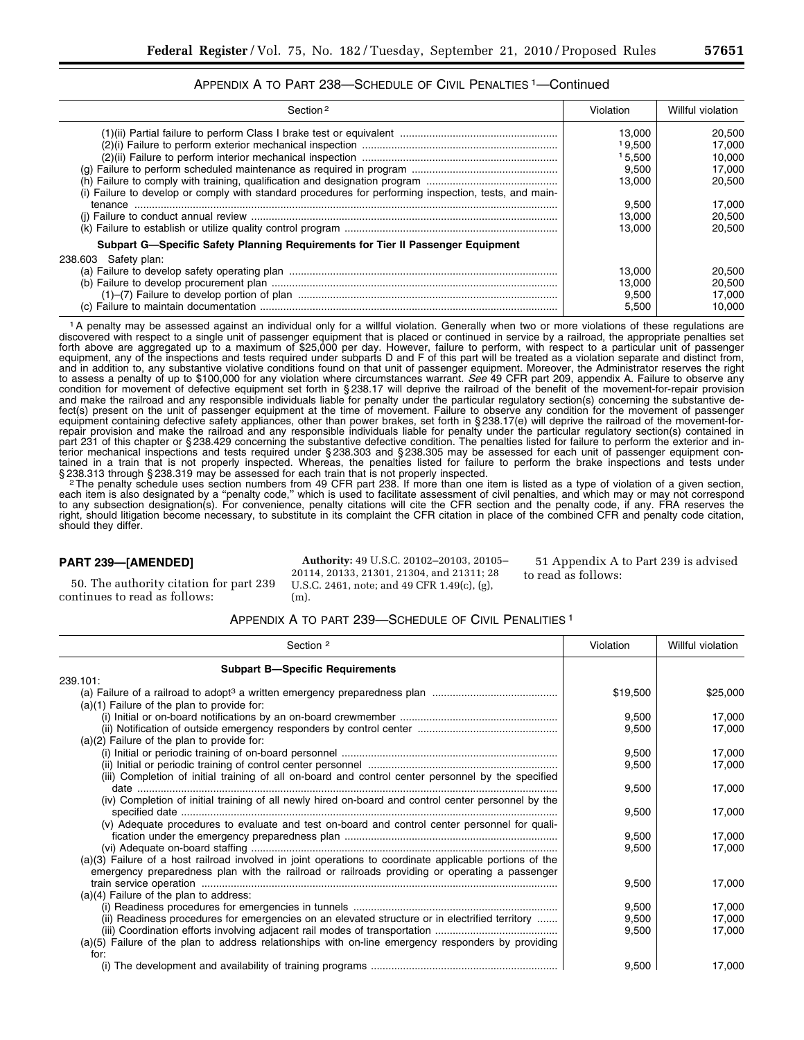APPENDIX A TO PART 238—SCHEDULE OF CIVIL PENALTIES [1]—Continued

| Section [2] | Violation | Willful violation |
|---|---|---|
| (1)(ii) Partial failure to perform Class I brake test or equivalent | 13,000 | 20,500 |
| (2)(i) Failure to perform exterior mechanical inspection | [1] 9,500 | 17,000 |
| (2)(ii) Failure to perform interior mechanical inspection | [1] 5,500 | 10,000 |
| (g) Failure to perform scheduled maintenance as required in program | 9,500 | 17,000 |
| (h) Failure to comply with training, qualification and designation program | 13,000 | 20,500 |
| (i) Failure to develop or comply with standard procedures for performing inspection, tests, and maintenance | 9,500 | 17,000 |
| (j) Failure to conduct annual review | 13,000 | 20,500 |
| (k) Failure to establish or utilize quality control program | 13,000 | 20,500 |
| **Subpart G—Specific Safety Planning Requirements for Tier II Passenger Equipment** | | |
| 238.603 Safety plan: | | |
| (a) Failure to develop safety operating plan | 13,000 | 20,500 |
| (b) Failure to develop procurement plan | 13,000 | 20,500 |
| (1)–(7) Failure to develop portion of plan | 9,500 | 17,000 |
| (c) Failure to maintain documentation | 5,500 | 10,000 |

[1] A penalty may be assessed against an individual only for a willful violation. Generally when two or more violations of these regulations are discovered with respect to a single unit of passenger equipment that is placed or continued in service by a railroad, the appropriate penalties set forth above are aggregated up to a maximum of $25,000 per day. However, failure to perform, with respect to a particular unit of passenger equipment, any of the inspections and tests required under subparts D and F of this part will be treated as a violation separate and distinct from, and in addition to, any substantive violative conditions found on that unit of passenger equipment. Moreover, the Administrator reserves the right to assess a penalty of up to $100,000 for any violation where circumstances warrant. *See* 49 CFR part 209, appendix A. Failure to observe any condition for movement of defective equipment set forth in § 238.17 will deprive the railroad of the benefit of the movement-for-repair provision and make the railroad and any responsible individuals liable for penalty under the particular regulatory section(s) concerning the substantive defect(s) present on the unit of passenger equipment at the time of movement. Failure to observe any condition for the movement of passenger equipment containing defective safety appliances, other than power brakes, set forth in § 238.17(e) will deprive the railroad of the movement-for-repair provision and make the railroad and any responsible individuals liable for penalty under the particular regulatory section(s) contained in part 231 of this chapter or § 238.429 concerning the substantive defective condition. The penalties listed for failure to perform the exterior and interior mechanical inspections and tests required under § 238.303 and § 238.305 may be assessed for each unit of passenger equipment contained in a train that is not properly inspected. Whereas, the penalties listed for failure to perform the brake inspections and tests under § 238.313 through § 238.319 may be assessed for each train that is not properly inspected.

[2] The penalty schedule uses section numbers from 49 CFR part 238. If more than one item is listed as a type of violation of a given section, each item is also designated by a "penalty code," which is used to facilitate assessment of civil penalties, and which may or may not correspond to any subsection designation(s). For convenience, penalty citations will cite the CFR section and the penalty code, if any. FRA reserves the right, should litigation become necessary, to substitute in its complaint the CFR citation in place of the combined CFR and penalty code citation, should they differ.

## PART 239—[AMENDED]

50. The authority citation for part 239 continues to read as follows:

**Authority:** 49 U.S.C. 20102–20103, 20105–20114, 20133, 21301, 21304, and 21311; 28 U.S.C. 2461, note; and 49 CFR 1.49(c), (g), (m).

51 Appendix A to Part 239 is advised to read as follows:

APPENDIX A TO PART 239—SCHEDULE OF CIVIL PENALITIES [1]

| Section [2] | Violation | Willful violation |
|---|---|---|
| **Subpart B—Specific Requirements** | | |
| 239.101: | | |
| (a) Failure of a railroad to adopt[3] a written emergency preparedness plan | $19,500 | $25,000 |
| (a)(1) Failure of the plan to provide for: | | |
| (i) Initial or on-board notifications by an on-board crewmember | 9,500 | 17,000 |
| (ii) Notification of outside emergency responders by control center | 9,500 | 17,000 |
| (a)(2) Failure of the plan to provide for: | | |
| (i) Initial or periodic training of on-board personnel | 9,500 | 17,000 |
| (ii) Initial or periodic training of control center personnel | 9,500 | 17,000 |
| (iii) Completion of initial training of all on-board and control center personnel by the specified date | 9,500 | 17,000 |
| (iv) Completion of initial training of all newly hired on-board and control center personnel by the specified date | 9,500 | 17,000 |
| (v) Adequate procedures to evaluate and test on-board and control center personnel for qualification under the emergency preparedness plan | 9,500 | 17,000 |
| (vi) Adequate on-board staffing | 9,500 | 17,000 |
| (a)(3) Failure of a host railroad involved in joint operations to coordinate applicable portions of the emergency preparedness plan with the railroad or railroads providing or operating a passenger train service operation | 9,500 | 17,000 |
| (a)(4) Failure of the plan to address: | | |
| (i) Readiness procedures for emergencies in tunnels | 9,500 | 17,000 |
| (ii) Readiness procedures for emergencies on an elevated structure or in electrified territory | 9,500 | 17,000 |
| (iii) Coordination efforts involving adjacent rail modes of transportation | 9,500 | 17,000 |
| (a)(5) Failure of the plan to address relationships with on-line emergency responders by providing for: | | |
| (i) The development and availability of training programs | 9,500 | 17,000 |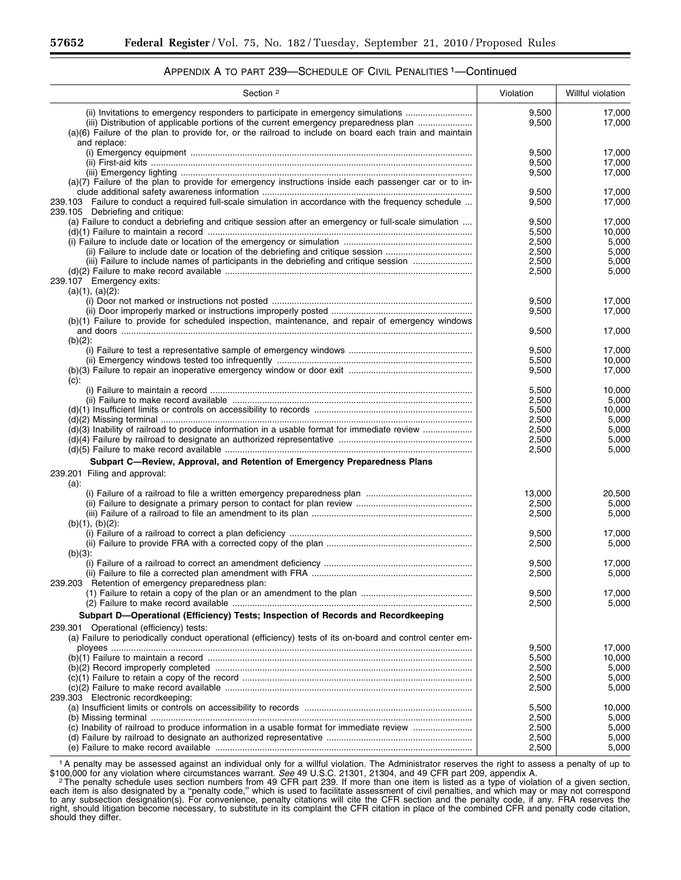## APPENDIX A TO PART 239—SCHEDULE OF CIVIL PENALITIES [1]—Continued

| Section [2] | Violation | Willful violation |
|---|---|---|
| (ii) Invitations to emergency responders to participate in emergency simulations | 9,500 | 17,000 |
| (iii) Distribution of applicable portions of the current emergency preparedness plan | 9,500 | 17,000 |
| (a)(6) Failure of the plan to provide for, or the railroad to include on board each train and maintain and replace: | | |
| (i) Emergency equipment | 9,500 | 17,000 |
| (ii) First-aid kits | 9,500 | 17,000 |
| (iii) Emergency lighting | 9,500 | 17,000 |
| (a)(7) Failure of the plan to provide for emergency instructions inside each passenger car or to include additional safety awareness information | 9,500 | 17,000 |
| 239.103 Failure to conduct a required full-scale simulation in accordance with the frequency schedule | 9,500 | 17,000 |
| 239.105 Debriefing and critique: | | |
| (a) Failure to conduct a debriefing and critique session after an emergency or full-scale simulation | 9,500 | 17,000 |
| (d)(1) Failure to maintain a record | 5,500 | 10,000 |
| (i) Failure to include date or location of the emergency or simulation | 2,500 | 5,000 |
| (ii) Failure to include date or location of the debriefing and critique session | 2,500 | 5,000 |
| (iii) Failure to include names of participants in the debriefing and critique session | 2,500 | 5,000 |
| (d)(2) Failure to make record available | 2,500 | 5,000 |
| 239.107 Emergency exits: | | |
| (a)(1), (a)(2): | | |
| (i) Door not marked or instructions not posted | 9,500 | 17,000 |
| (ii) Door improperly marked or instructions improperly posted | 9,500 | 17,000 |
| (b)(1) Failure to provide for scheduled inspection, maintenance, and repair of emergency windows and doors | 9,500 | 17,000 |
| (b)(2): | | |
| (i) Failure to test a representative sample of emergency windows | 9,500 | 17,000 |
| (ii) Emergency windows tested too infrequently | 5,500 | 10,000 |
| (b)(3) Failure to repair an inoperative emergency window or door exit | 9,500 | 17,000 |
| (c): | | |
| (i) Failure to maintain a record | 5,500 | 10,000 |
| (ii) Failure to make record available | 2,500 | 5,000 |
| (d)(1) Insufficient limits or controls on accessibility to records | 5,500 | 10,000 |
| (d)(2) Missing terminal | 2,500 | 5,000 |
| (d)(3) Inability of railroad to produce information in a usable format for immediate review | 2,500 | 5,000 |
| (d)(4) Failure by railroad to designate an authorized representative | 2,500 | 5,000 |
| (d)(5) Failure to make record available | 2,500 | 5,000 |
| **Subpart C—Review, Approval, and Retention of Emergency Preparedness Plans** | | |
| 239.201 Filing and approval: | | |
| (a): | | |
| (i) Failure of a railroad to file a written emergency preparedness plan | 13,000 | 20,500 |
| (ii) Failure to designate a primary person to contact for plan review | 2,500 | 5,000 |
| (iii) Failure of a railroad to file an amendment to its plan | 2,500 | 5,000 |
| (b)(1), (b)(2): | | |
| (i) Failure of a railroad to correct a plan deficiency | 9,500 | 17,000 |
| (ii) Failure to provide FRA with a corrected copy of the plan | 2,500 | 5,000 |
| (b)(3): | | |
| (i) Failure of a railroad to correct an amendment deficiency | 9,500 | 17,000 |
| (ii) Failure to file a corrected plan amendment with FRA | 2,500 | 5,000 |
| 239.203 Retention of emergency preparedness plan: | | |
| (1) Failure to retain a copy of the plan or an amendment to the plan | 9,500 | 17,000 |
| (2) Failure to make record available | 2,500 | 5,000 |
| **Subpart D—Operational (Efficiency) Tests; Inspection of Records and Recordkeeping** | | |
| 239.301 Operational (efficiency) tests: | | |
| (a) Failure to periodically conduct operational (efficiency) tests of its on-board and control center employees | 9,500 | 17,000 |
| (b)(1) Failure to maintain a record | 5,500 | 10,000 |
| (b)(2) Record improperly completed | 2,500 | 5,000 |
| (c)(1) Failure to retain a copy of the record | 2,500 | 5,000 |
| (c)(2) Failure to make record available | 2,500 | 5,000 |
| 239.303 Electronic recordkeeping: | | |
| (a) Insufficient limits or controls on accessibility to records | 5,500 | 10,000 |
| (b) Missing terminal | 2,500 | 5,000 |
| (c) Inability of railroad to produce information in a usable format for immediate review | 2,500 | 5,000 |
| (d) Failure by railroad to designate an authorized representative | 2,500 | 5,000 |
| (e) Failure to make record available | 2,500 | 5,000 |

[1] A penalty may be assessed against an individual only for a willful violation. The Administrator reserves the right to assess a penalty of up to $100,000 for any violation where circumstances warrant. *See* 49 U.S.C. 21301, 21304, and 49 CFR part 209, appendix A.

[2] The penalty schedule uses section numbers from 49 CFR part 239. If more than one item is listed as a type of violation of a given section, each item is also designated by a "penalty code," which is used to facilitate assessment of civil penalties, and which may or may not correspond to any subsection designation(s). For convenience, penalty citations will cite the CFR section and the penalty code, if any. FRA reserves the right, should litigation become necessary, to substitute in its complaint the CFR citation in place of the combined CFR and penalty code citation, should they differ.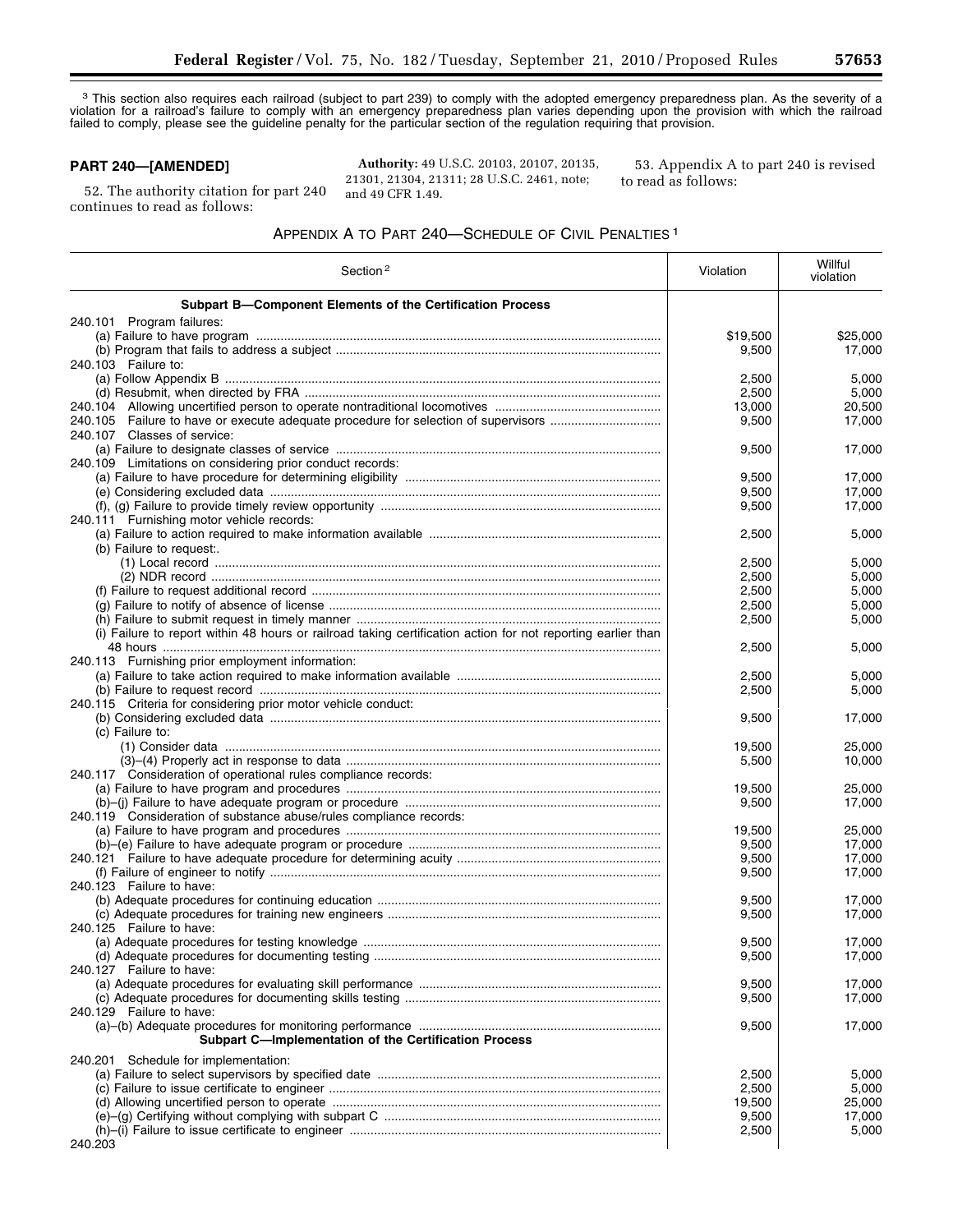[3] This section also requires each railroad (subject to part 239) to comply with the adopted emergency preparedness plan. As the severity of a violation for a railroad's failure to comply with an emergency preparedness plan varies depending upon the provision with which the railroad failed to comply, please see the guideline penalty for the particular section of the regulation requiring that provision.

## PART 240—[AMENDED]

52. The authority citation for part 240 continues to read as follows:

**Authority:** 49 U.S.C. 20103, 20107, 20135, 21301, 21304, 21311; 28 U.S.C. 2461, note; and 49 CFR 1.49.

53. Appendix A to part 240 is revised to read as follows:

### APPENDIX A TO PART 240—SCHEDULE OF CIVIL PENALTIES [1]

| Section [2] | Violation | Willful violation |
|---|---|---|
| **Subpart B—Component Elements of the Certification Process** | | |
| 240.101 Program failures: | | |
| (a) Failure to have program | $19,500 | $25,000 |
| (b) Program that fails to address a subject | 9,500 | 17,000 |
| 240.103 Failure to: | | |
| (a) Follow Appendix B | 2,500 | 5,000 |
| (d) Resubmit, when directed by FRA | 2,500 | 5,000 |
| 240.104 Allowing uncertified person to operate nontraditional locomotives | 13,000 | 20,500 |
| 240.105 Failure to have or execute adequate procedure for selection of supervisors | 9,500 | 17,000 |
| 240.107 Classes of service: | | |
| (a) Failure to designate classes of service | 9,500 | 17,000 |
| 240.109 Limitations on considering prior conduct records: | | |
| (a) Failure to have procedure for determining eligibility | 9,500 | 17,000 |
| (e) Considering excluded data | 9,500 | 17,000 |
| (f), (g) Failure to provide timely review opportunity | 9,500 | 17,000 |
| 240.111 Furnishing motor vehicle records: | | |
| (a) Failure to action required to make information available | 2,500 | 5,000 |
| (b) Failure to request:. | | |
| (1) Local record | 2,500 | 5,000 |
| (2) NDR record | 2,500 | 5,000 |
| (f) Failure to request additional record | 2,500 | 5,000 |
| (g) Failure to notify of absence of license | 2,500 | 5,000 |
| (h) Failure to submit request in timely manner | 2,500 | 5,000 |
| (i) Failure to report within 48 hours or railroad taking certification action for not reporting earlier than 48 hours | 2,500 | 5,000 |
| 240.113 Furnishing prior employment information: | | |
| (a) Failure to take action required to make information available | 2,500 | 5,000 |
| (b) Failure to request record | 2,500 | 5,000 |
| 240.115 Criteria for considering prior motor vehicle conduct: | | |
| (b) Considering excluded data | 9,500 | 17,000 |
| (c) Failure to: | | |
| (1) Consider data | 19,500 | 25,000 |
| (3)–(4) Properly act in response to data | 5,500 | 10,000 |
| 240.117 Consideration of operational rules compliance records: | | |
| (a) Failure to have program and procedures | 19,500 | 25,000 |
| (b)–(j) Failure to have adequate program or procedure | 9,500 | 17,000 |
| 240.119 Consideration of substance abuse/rules compliance records: | | |
| (a) Failure to have program and procedures | 19,500 | 25,000 |
| (b)–(e) Failure to have adequate program or procedure | 9,500 | 17,000 |
| 240.121 Failure to have adequate procedure for determining acuity | 9,500 | 17,000 |
| (f) Failure of engineer to notify | 9,500 | 17,000 |
| 240.123 Failure to have: | | |
| (b) Adequate procedures for continuing education | 9,500 | 17,000 |
| (c) Adequate procedures for training new engineers | 9,500 | 17,000 |
| 240.125 Failure to have: | | |
| (a) Adequate procedures for testing knowledge | 9,500 | 17,000 |
| (d) Adequate procedures for documenting testing | 9,500 | 17,000 |
| 240.127 Failure to have: | | |
| (a) Adequate procedures for evaluating skill performance | 9,500 | 17,000 |
| (c) Adequate procedures for documenting skills testing | 9,500 | 17,000 |
| 240.129 Failure to have: | | |
| (a)–(b) Adequate procedures for monitoring performance | 9,500 | 17,000 |
| **Subpart C—Implementation of the Certification Process** | | |
| 240.201 Schedule for implementation: | | |
| (a) Failure to select supervisors by specified date | 2,500 | 5,000 |
| (c) Failure to issue certificate to engineer | 2,500 | 5,000 |
| (d) Allowing uncertified person to operate | 19,500 | 25,000 |
| (e)–(g) Certifying without complying with subpart C | 9,500 | 17,000 |
| (h)–(i) Failure to issue certificate to engineer | 2,500 | 5,000 |
| 240.203 | | |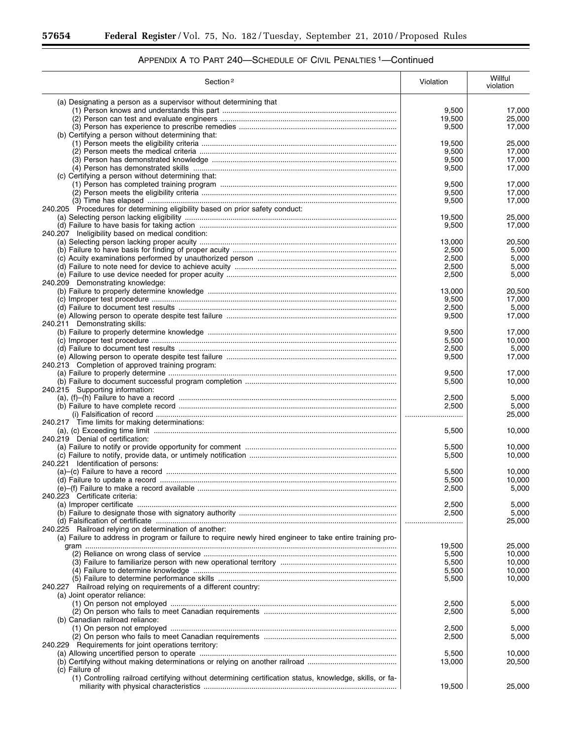## APPENDIX A TO PART 240—SCHEDULE OF CIVIL PENALTIES [1]—Continued

| Section [2] | Violation | Willful violation |
|---|---|---|
| (a) Designating a person as a supervisor without determining that | | |
| (1) Person knows and understands this part | 9,500 | 17,000 |
| (2) Person can test and evaluate engineers | 19,500 | 25,000 |
| (3) Person has experience to prescribe remedies | 9,500 | 17,000 |
| (b) Certifying a person without determining that: | | |
| (1) Person meets the eligibility criteria | 19,500 | 25,000 |
| (2) Person meets the medical criteria | 9,500 | 17,000 |
| (3) Person has demonstrated knowledge | 9,500 | 17,000 |
| (4) Person has demonstrated skills | 9,500 | 17,000 |
| (c) Certifying a person without determining that: | | |
| (1) Person has completed training program | 9,500 | 17,000 |
| (2) Person meets the eligibility criteria | 9,500 | 17,000 |
| (3) Time has elapsed | 9,500 | 17,000 |
| 240.205 Procedures for determining eligibility based on prior safety conduct: | | |
| (a) Selecting person lacking eligibility | 19,500 | 25,000 |
| (d) Failure to have basis for taking action | 9,500 | 17,000 |
| 240.207 Ineligibility based on medical condition: | | |
| (a) Selecting person lacking proper acuity | 13,000 | 20,500 |
| (b) Failure to have basis for finding of proper acuity | 2,500 | 5,000 |
| (c) Acuity examinations performed by unauthorized person | 2,500 | 5,000 |
| (d) Failure to note need for device to achieve acuity | 2,500 | 5,000 |
| (e) Failure to use device needed for proper acuity | 2,500 | 5,000 |
| 240.209 Demonstrating knowledge: | | |
| (b) Failure to properly determine knowledge | 13,000 | 20,500 |
| (c) Improper test procedure | 9,500 | 17,000 |
| (d) Failure to document test results | 2,500 | 5,000 |
| (e) Allowing person to operate despite test failure | 9,500 | 17,000 |
| 240.211 Demonstrating skills: | | |
| (b) Failure to properly determine knowledge | 9,500 | 17,000 |
| (c) Improper test procedure | 5,500 | 10,000 |
| (d) Failure to document test results | 2,500 | 5,000 |
| (e) Allowing person to operate despite test failure | 9,500 | 17,000 |
| 240.213 Completion of approved training program: | | |
| (a) Failure to properly determine | 9,500 | 17,000 |
| (b) Failure to document successful program completion | 5,500 | 10,000 |
| 240.215 Supporting information: | | |
| (a), (f)–(h) Failure to have a record | 2,500 | 5,000 |
| (b) Failure to have complete record | 2,500 | 5,000 |
| (i) Falsification of record | ............................ | 25,000 |
| 240.217 Time limits for making determinations: | | |
| (a), (c) Exceeding time limit | 5,500 | 10,000 |
| 240.219 Denial of certification: | | |
| (a) Failure to notify or provide opportunity for comment | 5,500 | 10,000 |
| (c) Failure to notify, provide data, or untimely notification | 5,500 | 10,000 |
| 240.221 Identification of persons: | | |
| (a)–(c) Failure to have a record | 5,500 | 10,000 |
| (d) Failure to update a record | 5,500 | 10,000 |
| (e)–(f) Failure to make a record available | 2,500 | 5,000 |
| 240.223 Certificate criteria: | | |
| (a) Improper certificate | 2,500 | 5,000 |
| (b) Failure to designate those with signatory authority | 2,500 | 5,000 |
| (d) Falsification of certificate | ............................ | 25,000 |
| 240.225 Railroad relying on determination of another: | | |
| (a) Failure to address in program or failure to require newly hired engineer to take entire training program | 19,500 | 25,000 |
| (2) Reliance on wrong class of service | 5,500 | 10,000 |
| (3) Failure to familiarize person with new operational territory | 5,500 | 10,000 |
| (4) Failure to determine knowledge | 5,500 | 10,000 |
| (5) Failure to determine performance skills | 5,500 | 10,000 |
| 240.227 Railroad relying on requirements of a different country: | | |
| (a) Joint operator reliance: | | |
| (1) On person not employed | 2,500 | 5,000 |
| (2) On person who fails to meet Canadian requirements | 2,500 | 5,000 |
| (b) Canadian railroad reliance: | | |
| (1) On person not employed | 2,500 | 5,000 |
| (2) On person who fails to meet Canadian requirements | 2,500 | 5,000 |
| 240.229 Requirements for joint operations territory: | | |
| (a) Allowing uncertified person to operate | 5,500 | 10,000 |
| (b) Certifying without making determinations or relying on another railroad | 13,000 | 20,500 |
| (c) Failure of | | |
| (1) Controlling railroad certifying without determining certification status, knowledge, skills, or familiarity with physical characteristics | 19,500 | 25,000 |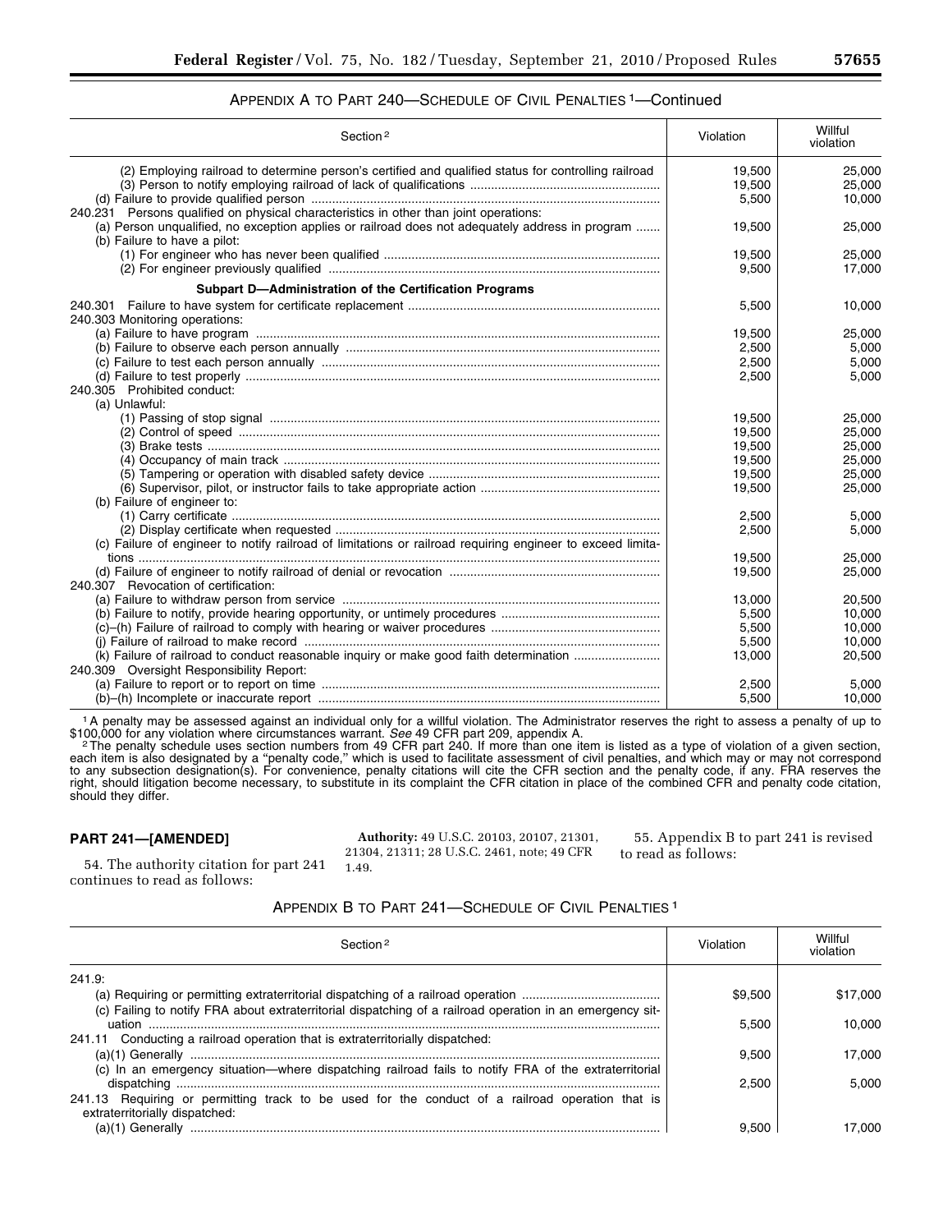## Appendix A to Part 240—Schedule of Civil Penalties [1]—Continued

| Section [2] | Violation | Willful violation |
|---|---|---|
| (2) Employing railroad to determine person's certified and qualified status for controlling railroad | 19,500 | 25,000 |
| (3) Person to notify employing railroad of lack of qualifications | 19,500 | 25,000 |
| (d) Failure to provide qualified person | 5,500 | 10,000 |
| 240.231 Persons qualified on physical characteristics in other than joint operations: | | |
| (a) Person unqualified, no exception applies or railroad does not adequately address in program | 19,500 | 25,000 |
| (b) Failure to have a pilot: | | |
| (1) For engineer who has never been qualified | 19,500 | 25,000 |
| (2) For engineer previously qualified | 9,500 | 17,000 |
| **Subpart D—Administration of the Certification Programs** | | |
| 240.301 Failure to have system for certificate replacement | 5,500 | 10,000 |
| 240.303 Monitoring operations: | | |
| (a) Failure to have program | 19,500 | 25,000 |
| (b) Failure to observe each person annually | 2,500 | 5,000 |
| (c) Failure to test each person annually | 2,500 | 5,000 |
| (d) Failure to test properly | 2,500 | 5,000 |
| 240.305 Prohibited conduct: | | |
| (a) Unlawful: | | |
| (1) Passing of stop signal | 19,500 | 25,000 |
| (2) Control of speed | 19,500 | 25,000 |
| (3) Brake tests | 19,500 | 25,000 |
| (4) Occupancy of main track | 19,500 | 25,000 |
| (5) Tampering or operation with disabled safety device | 19,500 | 25,000 |
| (6) Supervisor, pilot, or instructor fails to take appropriate action | 19,500 | 25,000 |
| (b) Failure of engineer to: | | |
| (1) Carry certificate | 2,500 | 5,000 |
| (2) Display certificate when requested | 2,500 | 5,000 |
| (c) Failure of engineer to notify railroad of limitations or railroad requiring engineer to exceed limitations | 19,500 | 25,000 |
| (d) Failure of engineer to notify railroad of denial or revocation | 19,500 | 25,000 |
| 240.307 Revocation of certification: | | |
| (a) Failure to withdraw person from service | 13,000 | 20,500 |
| (b) Failure to notify, provide hearing opportunity, or untimely procedures | 5,500 | 10,000 |
| (c)–(h) Failure of railroad to comply with hearing or waiver procedures | 5,500 | 10,000 |
| (j) Failure of railroad to make record | 5,500 | 10,000 |
| (k) Failure of railroad to conduct reasonable inquiry or make good faith determination | 13,000 | 20,500 |
| 240.309 Oversight Responsibility Report: | | |
| (a) Failure to report or to report on time | 2,500 | 5,000 |
| (b)–(h) Incomplete or inaccurate report | 5,500 | 10,000 |

[1] A penalty may be assessed against an individual only for a willful violation. The Administrator reserves the right to assess a penalty of up to $100,000 for any violation where circumstances warrant. *See* 49 CFR part 209, appendix A.

[2] The penalty schedule uses section numbers from 49 CFR part 240. If more than one item is listed as a type of violation of a given section, each item is also designated by a "penalty code," which is used to facilitate assessment of civil penalties, and which may or may not correspond to any subsection designation(s). For convenience, penalty citations will cite the CFR section and the penalty code, if any. FRA reserves the right, should litigation become necessary, to substitute in its complaint the CFR citation in place of the combined CFR and penalty code citation, should they differ.

## PART 241—[AMENDED]

54. The authority citation for part 241 continues to read as follows:

**Authority:** 49 U.S.C. 20103, 20107, 21301, 21304, 21311; 28 U.S.C. 2461, note; 49 CFR 1.49.

55. Appendix B to part 241 is revised to read as follows:

## Appendix B to Part 241—Schedule of Civil Penalties [1]

| Section [2] | Violation | Willful violation |
|---|---|---|
| 241.9: | | |
| (a) Requiring or permitting extraterritorial dispatching of a railroad operation | $9,500 | $17,000 |
| (c) Failing to notify FRA about extraterritorial dispatching of a railroad operation in an emergency situation | 5,500 | 10,000 |
| 241.11 Conducting a railroad operation that is extraterritorially dispatched: | | |
| (a)(1) Generally | 9,500 | 17,000 |
| (c) In an emergency situation—where dispatching railroad fails to notify FRA of the extraterritorial dispatching | 2,500 | 5,000 |
| 241.13 Requiring or permitting track to be used for the conduct of a railroad operation that is extraterritorially dispatched: | | |
| (a)(1) Generally | 9,500 | 17,000 |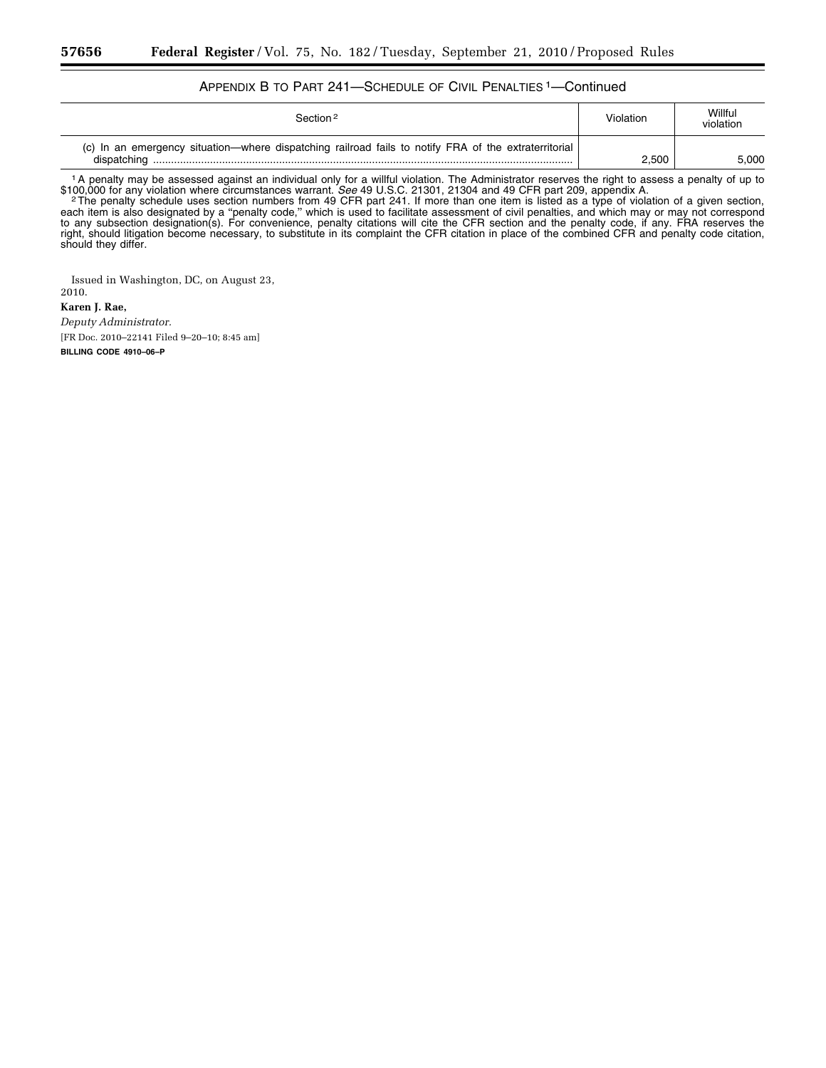## APPENDIX B TO PART 241—SCHEDULE OF CIVIL PENALTIES [1]—Continued

| Section [2] | Violation | Willful violation |
| --- | --- | --- |
| (c) In an emergency situation—where dispatching railroad fails to notify FRA of the extraterritorial dispatching | 2,500 | 5,000 |

[1] A penalty may be assessed against an individual only for a willful violation. The Administrator reserves the right to assess a penalty of up to $100,000 for any violation where circumstances warrant. *See* 49 U.S.C. 21301, 21304 and 49 CFR part 209, appendix A.

[2] The penalty schedule uses section numbers from 49 CFR part 241. If more than one item is listed as a type of violation of a given section, each item is also designated by a "penalty code," which is used to facilitate assessment of civil penalties, and which may or may not correspond to any subsection designation(s). For convenience, penalty citations will cite the CFR section and the penalty code, if any. FRA reserves the right, should litigation become necessary, to substitute in its complaint the CFR citation in place of the combined CFR and penalty code citation, should they differ.

Issued in Washington, DC, on August 23, 2010.

**Karen J. Rae,**

*Deputy Administrator.*

[FR Doc. 2010–22141 Filed 9–20–10; 8:45 am]

**BILLING CODE 4910–06–P**